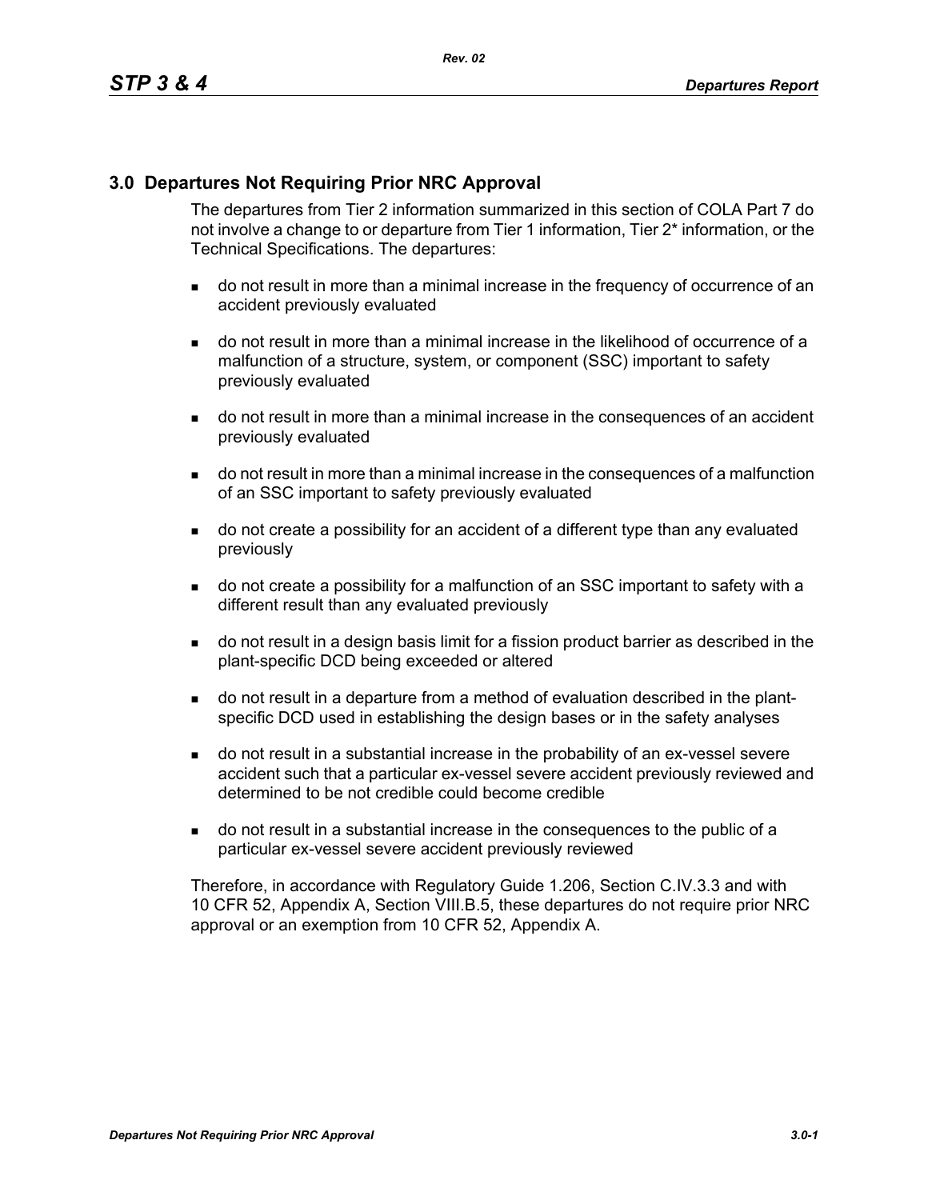## 3.0 Departures Not Requiring Prior NRC Approval

The departures from Tier 2 information summarized in this section of COLA Part 7 do not involve a change to or departure from Tier 1 information, Tier 2* information, or the Technical Specifications. The departures:

- do not result in more than a minimal increase in the frequency of occurrence of an accident previously evaluated
- do not result in more than a minimal increase in the likelihood of occurrence of a malfunction of a structure, system, or component (SSC) important to safety previously evaluated
- do not result in more than a minimal increase in the consequences of an accident previously evaluated
- do not result in more than a minimal increase in the consequences of a malfunction of an SSC important to safety previously evaluated
- do not create a possibility for an accident of a different type than any evaluated previously
- do not create a possibility for a malfunction of an SSC important to safety with a different result than any evaluated previously
- do not result in a design basis limit for a fission product barrier as described in the plant-specific DCD being exceeded or altered
- do not result in a departure from a method of evaluation described in the plant-specific DCD used in establishing the design bases or in the safety analyses
- do not result in a substantial increase in the probability of an ex-vessel severe accident such that a particular ex-vessel severe accident previously reviewed and determined to be not credible could become credible
- do not result in a substantial increase in the consequences to the public of a particular ex-vessel severe accident previously reviewed

Therefore, in accordance with Regulatory Guide 1.206, Section C.IV.3.3 and with 10 CFR 52, Appendix A, Section VIII.B.5, these departures do not require prior NRC approval or an exemption from 10 CFR 52, Appendix A.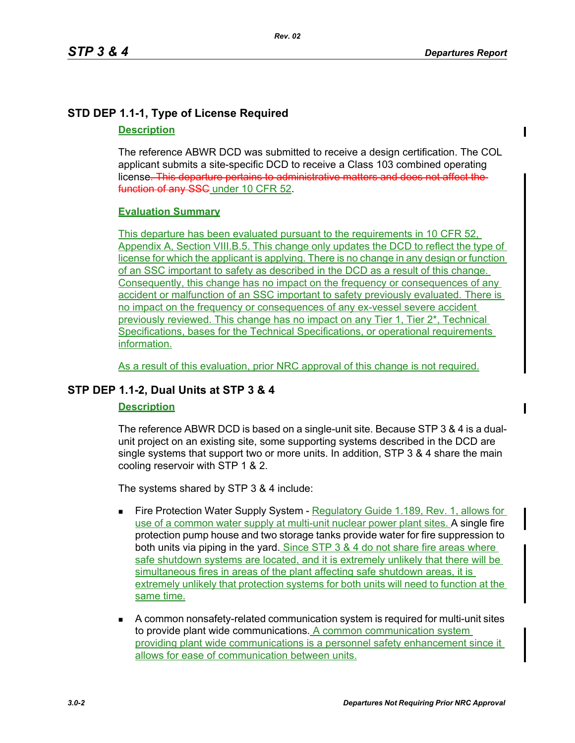## STD DEP 1.1-1, Type of License Required

**Description**

The reference ABWR DCD was submitted to receive a design certification. The COL applicant submits a site-specific DCD to receive a Class 103 combined operating license. This departure pertains to administrative matters and does not affect the function of any SSC under 10 CFR 52.

**Evaluation Summary**

This departure has been evaluated pursuant to the requirements in 10 CFR 52, Appendix A, Section VIII.B.5. This change only updates the DCD to reflect the type of license for which the applicant is applying. There is no change in any design or function of an SSC important to safety as described in the DCD as a result of this change. Consequently, this change has no impact on the frequency or consequences of any accident or malfunction of an SSC important to safety previously evaluated. There is no impact on the frequency or consequences of any ex-vessel severe accident previously reviewed. This change has no impact on any Tier 1, Tier 2*, Technical Specifications, bases for the Technical Specifications, or operational requirements information.

As a result of this evaluation, prior NRC approval of this change is not required.

## STP DEP 1.1-2, Dual Units at STP 3 & 4

**Description**

The reference ABWR DCD is based on a single-unit site. Because STP 3 & 4 is a dual-unit project on an existing site, some supporting systems described in the DCD are single systems that support two or more units. In addition, STP 3 & 4 share the main cooling reservoir with STP 1 & 2.

The systems shared by STP 3 & 4 include:

- Fire Protection Water Supply System - Regulatory Guide 1.189, Rev. 1, allows for use of a common water supply at multi-unit nuclear power plant sites. A single fire protection pump house and two storage tanks provide water for fire suppression to both units via piping in the yard. Since STP 3 & 4 do not share fire areas where safe shutdown systems are located, and it is extremely unlikely that there will be simultaneous fires in areas of the plant affecting safe shutdown areas, it is extremely unlikely that protection systems for both units will need to function at the same time.
- A common nonsafety-related communication system is required for multi-unit sites to provide plant wide communications. A common communication system providing plant wide communications is a personnel safety enhancement since it allows for ease of communication between units.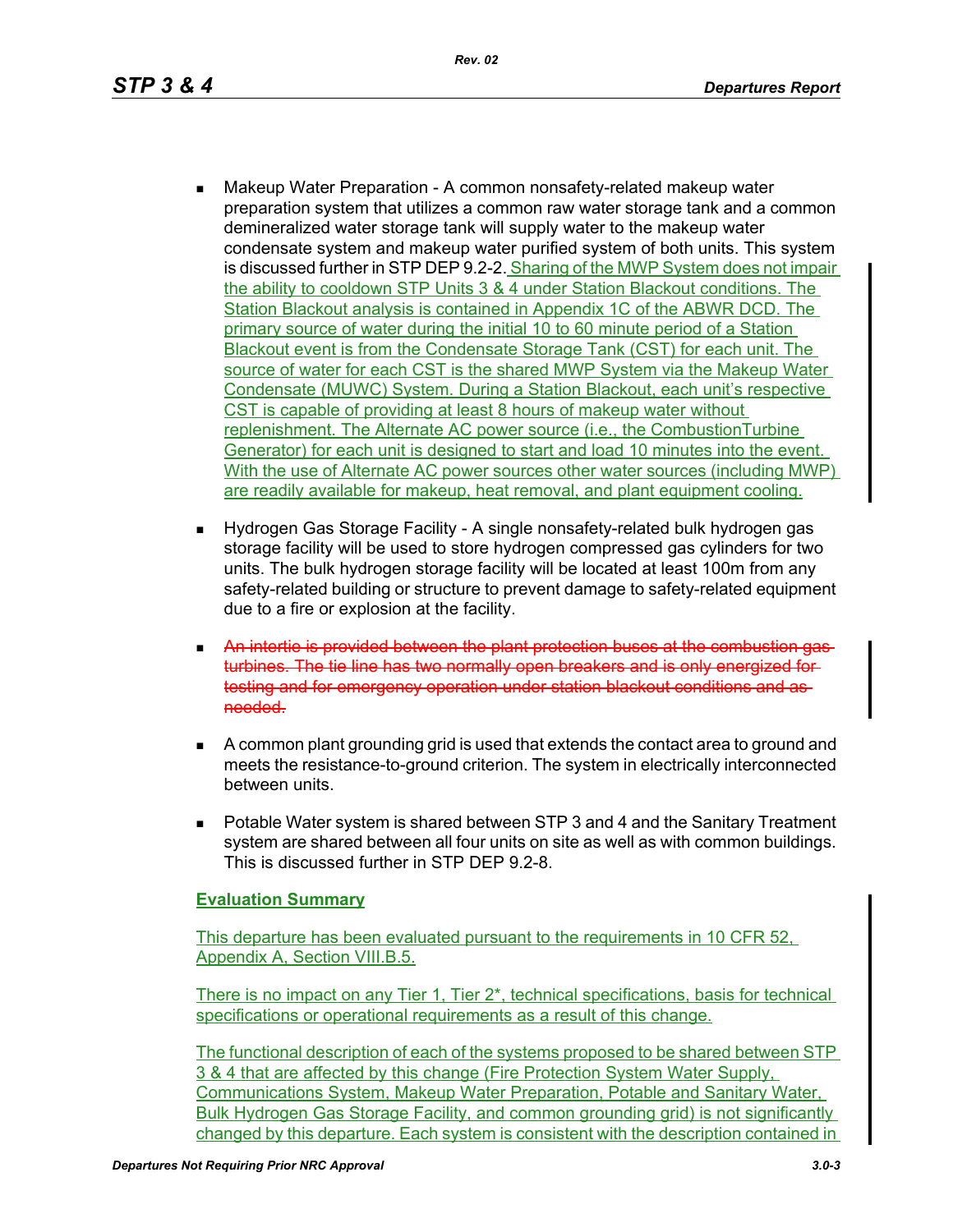- Makeup Water Preparation - A common nonsafety-related makeup water preparation system that utilizes a common raw water storage tank and a common demineralized water storage tank will supply water to the makeup water condensate system and makeup water purified system of both units. This system is discussed further in STP DEP 9.2-2. Sharing of the MWP System does not impair the ability to cooldown STP Units 3 & 4 under Station Blackout conditions. The Station Blackout analysis is contained in Appendix 1C of the ABWR DCD. The primary source of water during the initial 10 to 60 minute period of a Station Blackout event is from the Condensate Storage Tank (CST) for each unit. The source of water for each CST is the shared MWP System via the Makeup Water Condensate (MUWC) System. During a Station Blackout, each unit's respective CST is capable of providing at least 8 hours of makeup water without replenishment. The Alternate AC power source (i.e., the CombustionTurbine Generator) for each unit is designed to start and load 10 minutes into the event. With the use of Alternate AC power sources other water sources (including MWP) are readily available for makeup, heat removal, and plant equipment cooling.

- Hydrogen Gas Storage Facility - A single nonsafety-related bulk hydrogen gas storage facility will be used to store hydrogen compressed gas cylinders for two units. The bulk hydrogen storage facility will be located at least 100m from any safety-related building or structure to prevent damage to safety-related equipment due to a fire or explosion at the facility.

- ~~An intertie is provided between the plant protection buses at the combustion gas turbines. The tie line has two normally open breakers and is only energized for testing and for emergency operation under station blackout conditions and as needed.~~

- A common plant grounding grid is used that extends the contact area to ground and meets the resistance-to-ground criterion. The system in electrically interconnected between units.

- Potable Water system is shared between STP 3 and 4 and the Sanitary Treatment system are shared between all four units on site as well as with common buildings. This is discussed further in STP DEP 9.2-8.

**Evaluation Summary**

This departure has been evaluated pursuant to the requirements in 10 CFR 52, Appendix A, Section VIII.B.5.

There is no impact on any Tier 1, Tier 2*, technical specifications, basis for technical specifications or operational requirements as a result of this change.

The functional description of each of the systems proposed to be shared between STP 3 & 4 that are affected by this change (Fire Protection System Water Supply, Communications System, Makeup Water Preparation, Potable and Sanitary Water, Bulk Hydrogen Gas Storage Facility, and common grounding grid) is not significantly changed by this departure. Each system is consistent with the description contained in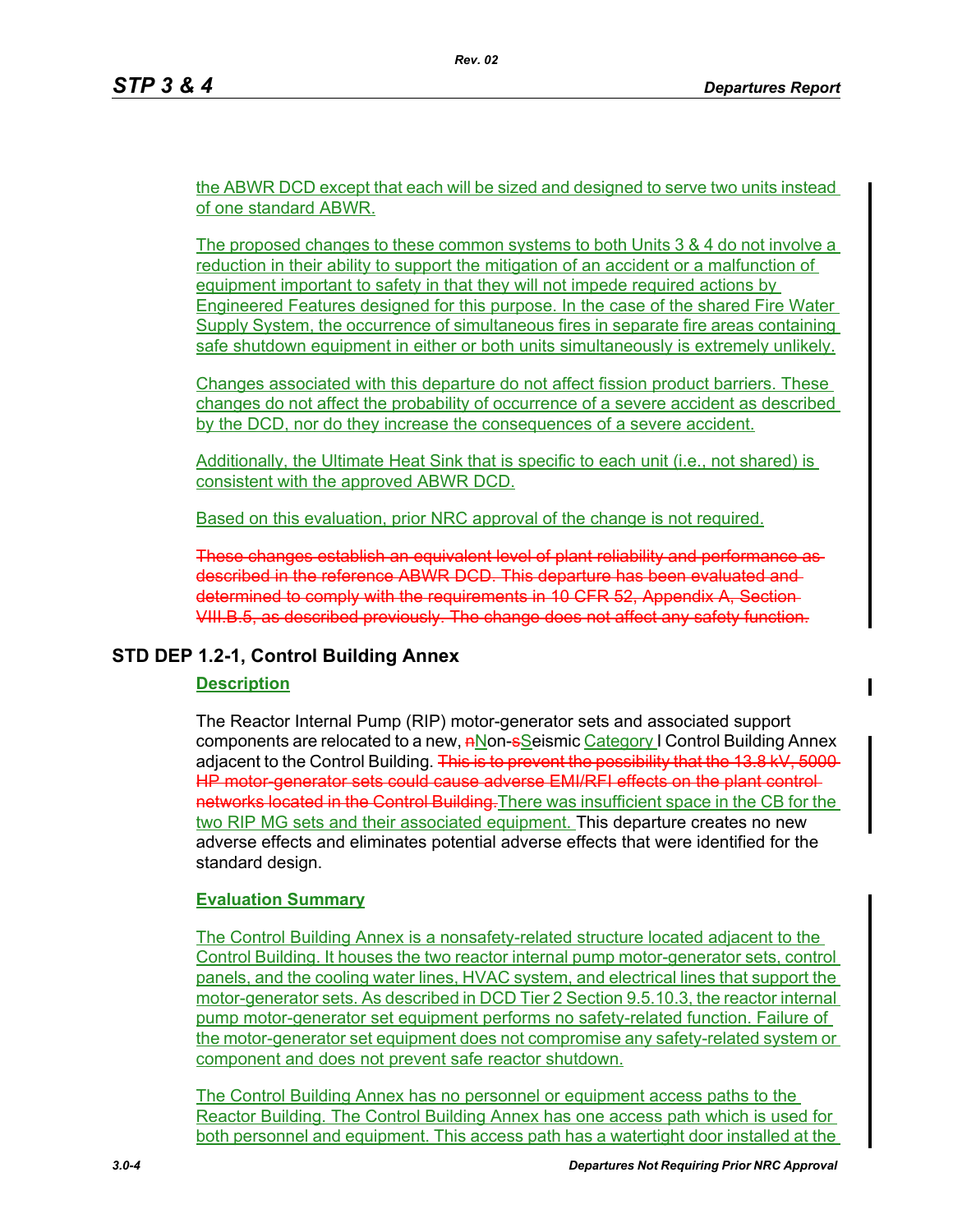the ABWR DCD except that each will be sized and designed to serve two units instead of one standard ABWR.

The proposed changes to these common systems to both Units 3 & 4 do not involve a reduction in their ability to support the mitigation of an accident or a malfunction of equipment important to safety in that they will not impede required actions by Engineered Features designed for this purpose. In the case of the shared Fire Water Supply System, the occurrence of simultaneous fires in separate fire areas containing safe shutdown equipment in either or both units simultaneously is extremely unlikely.

Changes associated with this departure do not affect fission product barriers. These changes do not affect the probability of occurrence of a severe accident as described by the DCD, nor do they increase the consequences of a severe accident.

Additionally, the Ultimate Heat Sink that is specific to each unit (i.e., not shared) is consistent with the approved ABWR DCD.

Based on this evaluation, prior NRC approval of the change is not required.

~~These changes establish an equivalent level of plant reliability and performance as described in the reference ABWR DCD. This departure has been evaluated and determined to comply with the requirements in 10 CFR 52, Appendix A, Section VIII.B.5, as described previously. The change does not affect any safety function.~~

## STD DEP 1.2-1, Control Building Annex

**Description**

The Reactor Internal Pump (RIP) motor-generator sets and associated support components are relocated to a new, ~~n~~Non-~~s~~Seismic Category I Control Building Annex adjacent to the Control Building. ~~This is to prevent the possibility that the 13.8 kV, 5000 HP motor-generator sets could cause adverse EMI/RFI effects on the plant control networks located in the Control Building.~~There was insufficient space in the CB for the two RIP MG sets and their associated equipment. This departure creates no new adverse effects and eliminates potential adverse effects that were identified for the standard design.

**Evaluation Summary**

The Control Building Annex is a nonsafety-related structure located adjacent to the Control Building. It houses the two reactor internal pump motor-generator sets, control panels, and the cooling water lines, HVAC system, and electrical lines that support the motor-generator sets. As described in DCD Tier 2 Section 9.5.10.3, the reactor internal pump motor-generator set equipment performs no safety-related function. Failure of the motor-generator set equipment does not compromise any safety-related system or component and does not prevent safe reactor shutdown.

The Control Building Annex has no personnel or equipment access paths to the Reactor Building. The Control Building Annex has one access path which is used for both personnel and equipment. This access path has a watertight door installed at the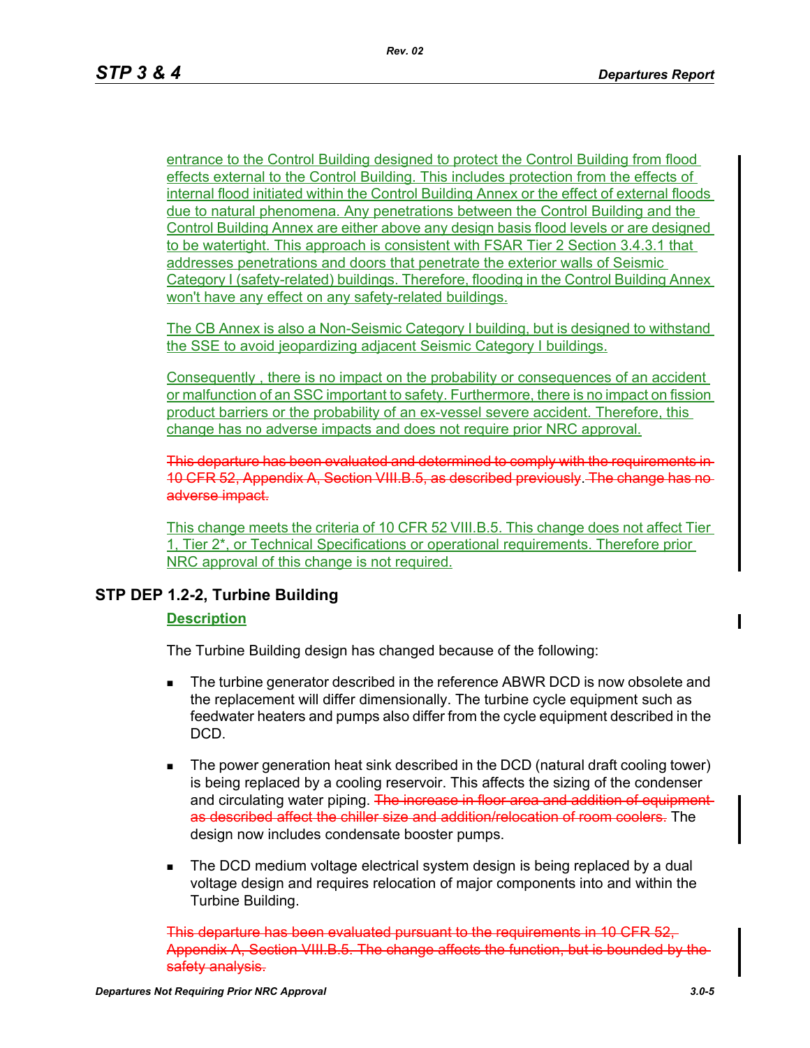entrance to the Control Building designed to protect the Control Building from flood effects external to the Control Building. This includes protection from the effects of internal flood initiated within the Control Building Annex or the effect of external floods due to natural phenomena. Any penetrations between the Control Building and the Control Building Annex are either above any design basis flood levels or are designed to be watertight. This approach is consistent with FSAR Tier 2 Section 3.4.3.1 that addresses penetrations and doors that penetrate the exterior walls of Seismic Category I (safety-related) buildings. Therefore, flooding in the Control Building Annex won't have any effect on any safety-related buildings.

The CB Annex is also a Non-Seismic Category I building, but is designed to withstand the SSE to avoid jeopardizing adjacent Seismic Category I buildings.

Consequently , there is no impact on the probability or consequences of an accident or malfunction of an SSC important to safety. Furthermore, there is no impact on fission product barriers or the probability of an ex-vessel severe accident. Therefore, this change has no adverse impacts and does not require prior NRC approval.

~~This departure has been evaluated and determined to comply with the requirements in 10 CFR 52, Appendix A, Section VIII.B.5, as described previously~~. ~~The change has no adverse impact.~~

This change meets the criteria of 10 CFR 52 VIII.B.5. This change does not affect Tier 1, Tier 2*, or Technical Specifications or operational requirements. Therefore prior NRC approval of this change is not required.

## STP DEP 1.2-2, Turbine Building

**Description**

The Turbine Building design has changed because of the following:

- The turbine generator described in the reference ABWR DCD is now obsolete and the replacement will differ dimensionally. The turbine cycle equipment such as feedwater heaters and pumps also differ from the cycle equipment described in the DCD.
- The power generation heat sink described in the DCD (natural draft cooling tower) is being replaced by a cooling reservoir. This affects the sizing of the condenser and circulating water piping. ~~The increase in floor area and addition of equipment as described affect the chiller size and addition/relocation of room coolers.~~ The design now includes condensate booster pumps.
- The DCD medium voltage electrical system design is being replaced by a dual voltage design and requires relocation of major components into and within the Turbine Building.

~~This departure has been evaluated pursuant to the requirements in 10 CFR 52, Appendix A, Section VIII.B.5. The change affects the function, but is bounded by the safety analysis.~~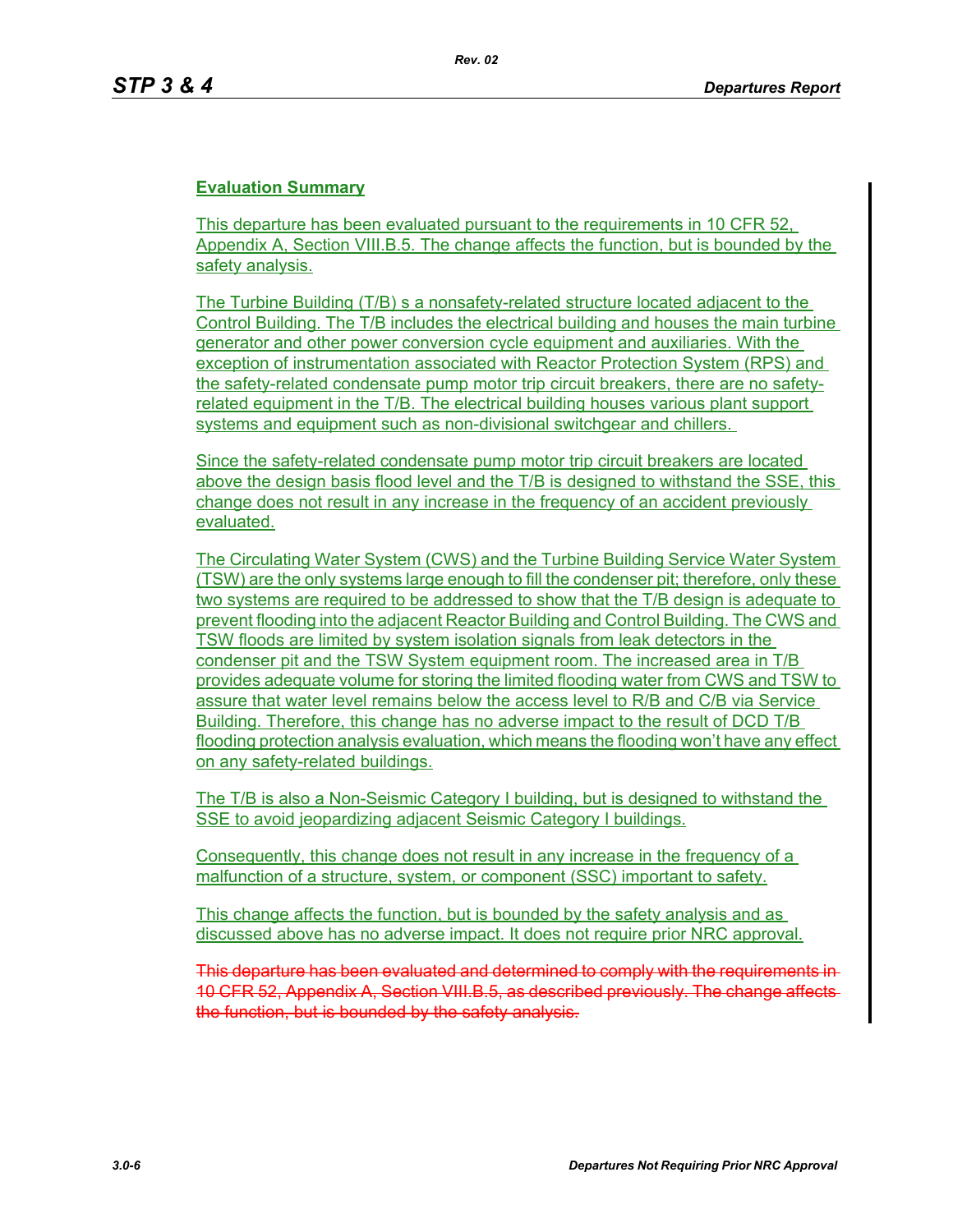**Evaluation Summary**

This departure has been evaluated pursuant to the requirements in 10 CFR 52, Appendix A, Section VIII.B.5. The change affects the function, but is bounded by the safety analysis.

The Turbine Building (T/B) s a nonsafety-related structure located adjacent to the Control Building. The T/B includes the electrical building and houses the main turbine generator and other power conversion cycle equipment and auxiliaries. With the exception of instrumentation associated with Reactor Protection System (RPS) and the safety-related condensate pump motor trip circuit breakers, there are no safety-related equipment in the T/B. The electrical building houses various plant support systems and equipment such as non-divisional switchgear and chillers.

Since the safety-related condensate pump motor trip circuit breakers are located above the design basis flood level and the T/B is designed to withstand the SSE, this change does not result in any increase in the frequency of an accident previously evaluated.

The Circulating Water System (CWS) and the Turbine Building Service Water System (TSW) are the only systems large enough to fill the condenser pit; therefore, only these two systems are required to be addressed to show that the T/B design is adequate to prevent flooding into the adjacent Reactor Building and Control Building. The CWS and TSW floods are limited by system isolation signals from leak detectors in the condenser pit and the TSW System equipment room. The increased area in T/B provides adequate volume for storing the limited flooding water from CWS and TSW to assure that water level remains below the access level to R/B and C/B via Service Building. Therefore, this change has no adverse impact to the result of DCD T/B flooding protection analysis evaluation, which means the flooding won't have any effect on any safety-related buildings.

The T/B is also a Non-Seismic Category I building, but is designed to withstand the SSE to avoid jeopardizing adjacent Seismic Category I buildings.

Consequently, this change does not result in any increase in the frequency of a malfunction of a structure, system, or component (SSC) important to safety.

This change affects the function, but is bounded by the safety analysis and as discussed above has no adverse impact. It does not require prior NRC approval.

~~This departure has been evaluated and determined to comply with the requirements in 10 CFR 52, Appendix A, Section VIII.B.5, as described previously. The change affects the function, but is bounded by the safety analysis.~~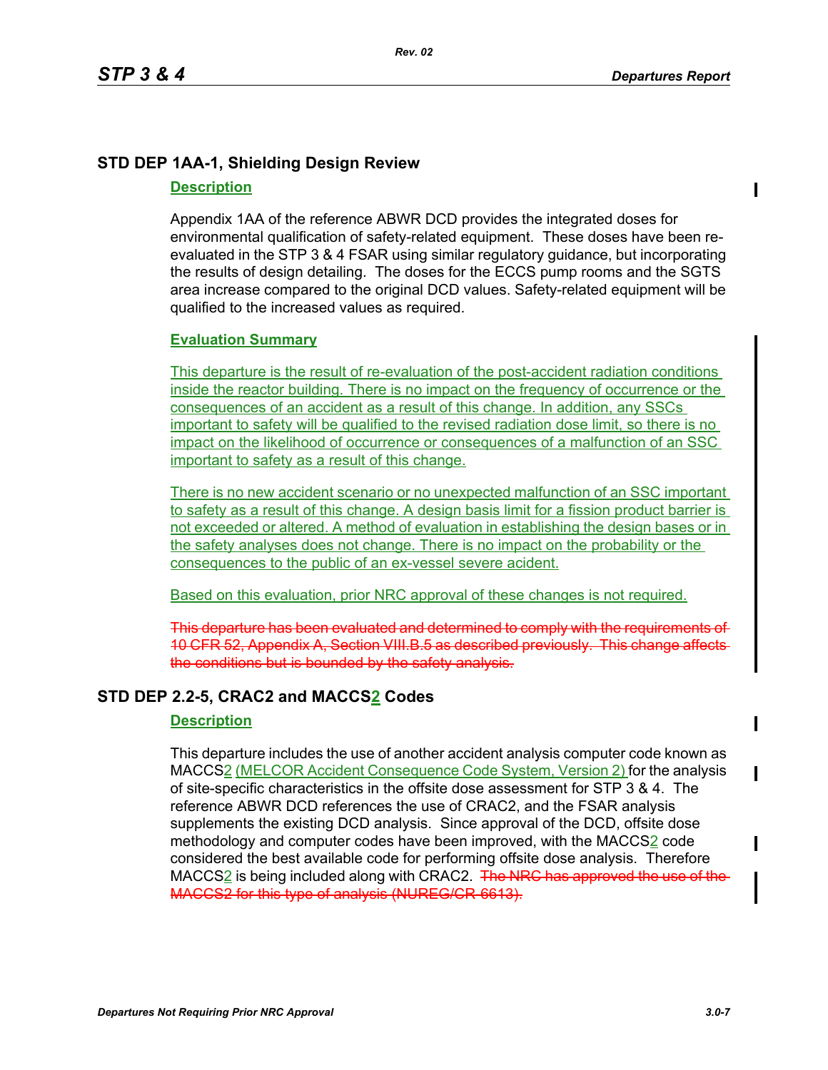## STD DEP 1AA-1, Shielding Design Review

### Description

Appendix 1AA of the reference ABWR DCD provides the integrated doses for environmental qualification of safety-related equipment. These doses have been re-evaluated in the STP 3 & 4 FSAR using similar regulatory guidance, but incorporating the results of design detailing. The doses for the ECCS pump rooms and the SGTS area increase compared to the original DCD values. Safety-related equipment will be qualified to the increased values as required.

### Evaluation Summary

This departure is the result of re-evaluation of the post-accident radiation conditions inside the reactor building. There is no impact on the frequency of occurrence or the consequences of an accident as a result of this change. In addition, any SSCs important to safety will be qualified to the revised radiation dose limit, so there is no impact on the likelihood of occurrence or consequences of a malfunction of an SSC important to safety as a result of this change.

There is no new accident scenario or no unexpected malfunction of an SSC important to safety as a result of this change. A design basis limit for a fission product barrier is not exceeded or altered. A method of evaluation in establishing the design bases or in the safety analyses does not change. There is no impact on the probability or the consequences to the public of an ex-vessel severe accident.

Based on this evaluation, prior NRC approval of these changes is not required.

~~This departure has been evaluated and determined to comply with the requirements of 10 CFR 52, Appendix A, Section VIII.B.5 as described previously. This change affects the conditions but is bounded by the safety analysis.~~

## STD DEP 2.2-5, CRAC2 and MACCS2 Codes

### Description

This departure includes the use of another accident analysis computer code known as MACCS2 (MELCOR Accident Consequence Code System, Version 2) for the analysis of site-specific characteristics in the offsite dose assessment for STP 3 & 4. The reference ABWR DCD references the use of CRAC2, and the FSAR analysis supplements the existing DCD analysis. Since approval of the DCD, offsite dose methodology and computer codes have been improved, with the MACCS2 code considered the best available code for performing offsite dose analysis. Therefore MACCS2 is being included along with CRAC2. ~~The NRC has approved the use of the MACCS2 for this type of analysis (NUREG/CR-6613).~~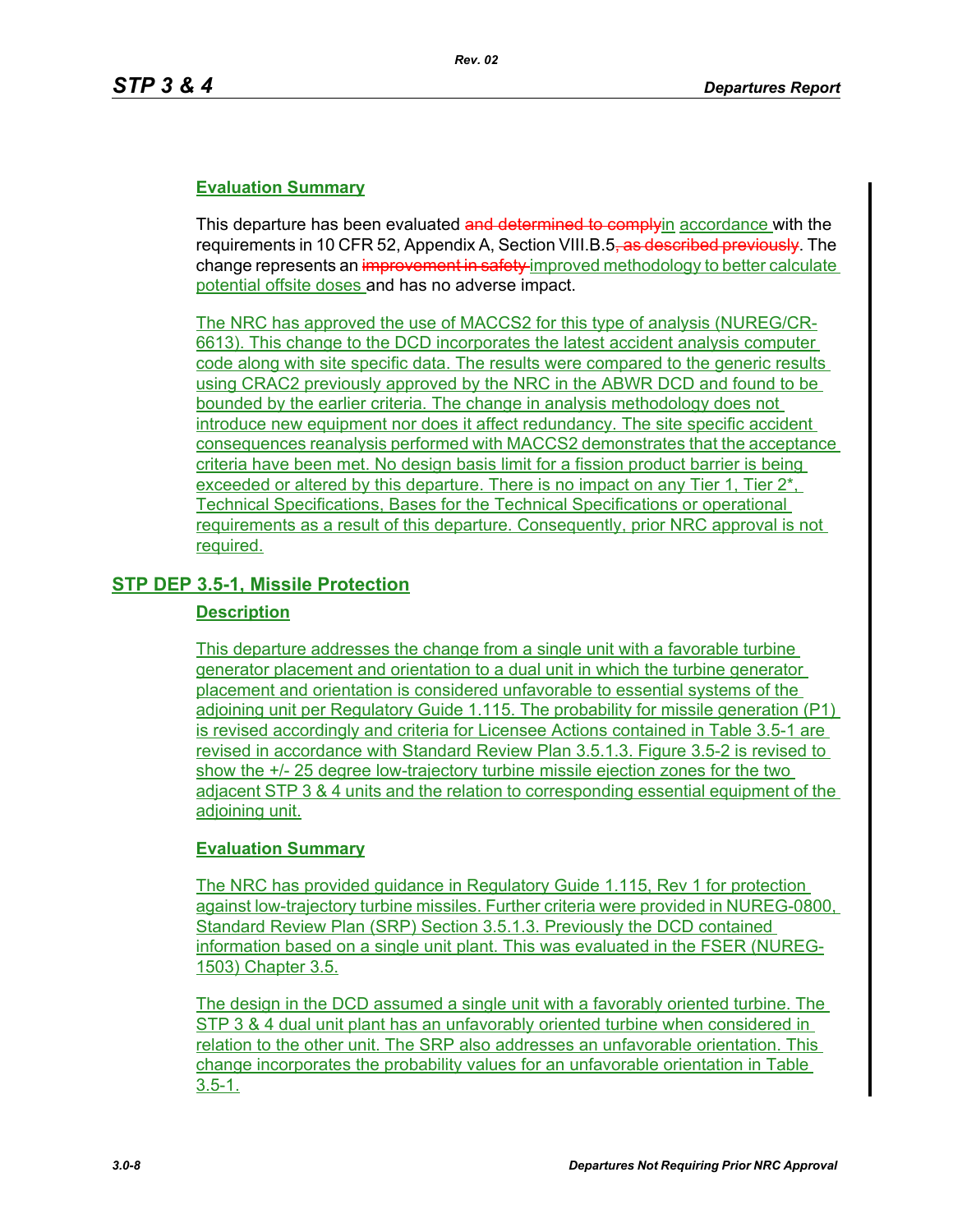### Evaluation Summary

This departure has been evaluated ~~and determined to comply~~in accordance with the requirements in 10 CFR 52, Appendix A, Section VIII.B.5~~, as described previously~~. The change represents an ~~improvement in safety~~ improved methodology to better calculate potential offsite doses and has no adverse impact.

The NRC has approved the use of MACCS2 for this type of analysis (NUREG/CR-6613). This change to the DCD incorporates the latest accident analysis computer code along with site specific data. The results were compared to the generic results using CRAC2 previously approved by the NRC in the ABWR DCD and found to be bounded by the earlier criteria. The change in analysis methodology does not introduce new equipment nor does it affect redundancy. The site specific accident consequences reanalysis performed with MACCS2 demonstrates that the acceptance criteria have been met. No design basis limit for a fission product barrier is being exceeded or altered by this departure. There is no impact on any Tier 1, Tier 2*, Technical Specifications, Bases for the Technical Specifications or operational requirements as a result of this departure. Consequently, prior NRC approval is not required.

## STP DEP 3.5-1, Missile Protection

### Description

This departure addresses the change from a single unit with a favorable turbine generator placement and orientation to a dual unit in which the turbine generator placement and orientation is considered unfavorable to essential systems of the adjoining unit per Regulatory Guide 1.115. The probability for missile generation (P1) is revised accordingly and criteria for Licensee Actions contained in Table 3.5-1 are revised in accordance with Standard Review Plan 3.5.1.3. Figure 3.5-2 is revised to show the +/- 25 degree low-trajectory turbine missile ejection zones for the two adjacent STP 3 & 4 units and the relation to corresponding essential equipment of the adjoining unit.

### Evaluation Summary

The NRC has provided guidance in Regulatory Guide 1.115, Rev 1 for protection against low-trajectory turbine missiles. Further criteria were provided in NUREG-0800, Standard Review Plan (SRP) Section 3.5.1.3. Previously the DCD contained information based on a single unit plant. This was evaluated in the FSER (NUREG-1503) Chapter 3.5.

The design in the DCD assumed a single unit with a favorably oriented turbine. The STP 3 & 4 dual unit plant has an unfavorably oriented turbine when considered in relation to the other unit. The SRP also addresses an unfavorable orientation. This change incorporates the probability values for an unfavorable orientation in Table 3.5-1.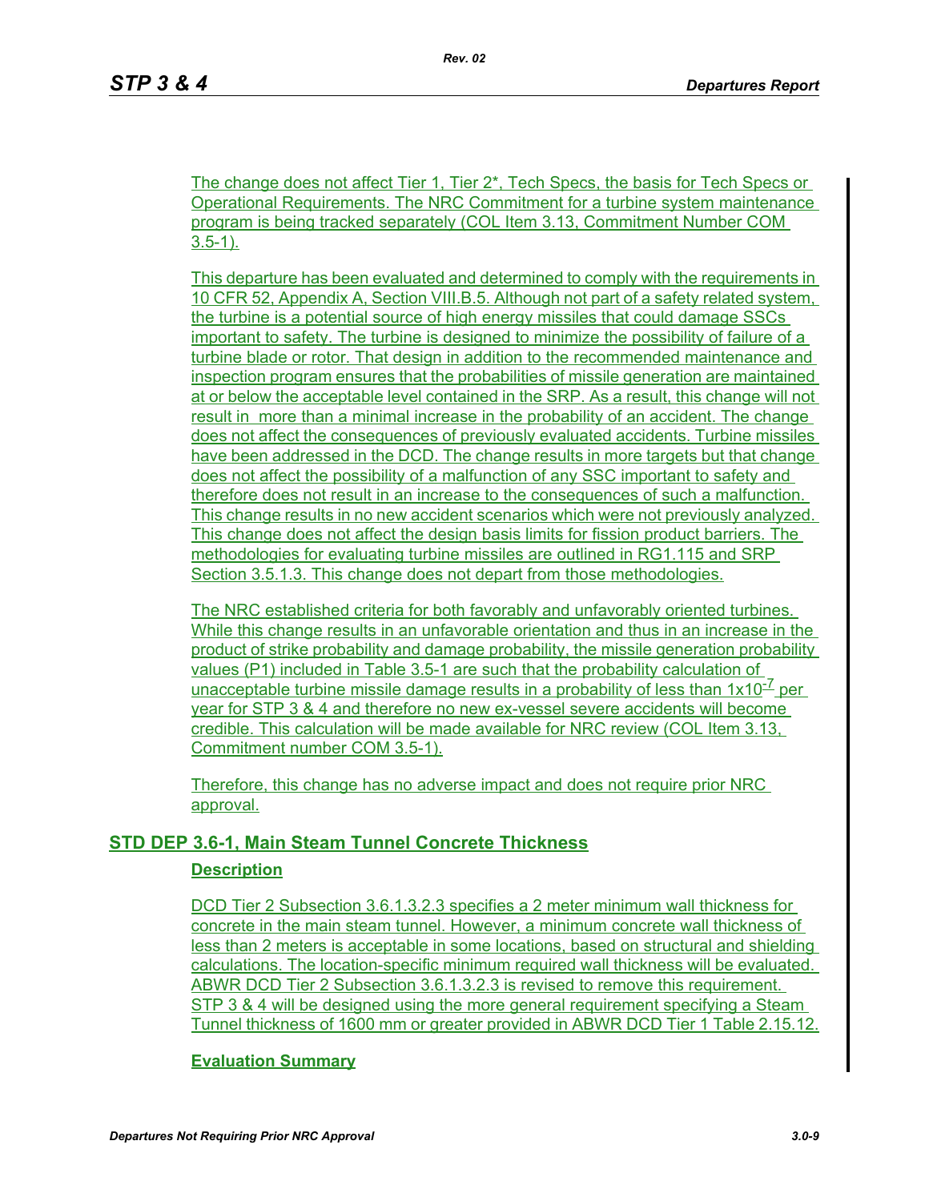The change does not affect Tier 1, Tier 2*, Tech Specs, the basis for Tech Specs or Operational Requirements. The NRC Commitment for a turbine system maintenance program is being tracked separately (COL Item 3.13, Commitment Number COM 3.5-1).

This departure has been evaluated and determined to comply with the requirements in 10 CFR 52, Appendix A, Section VIII.B.5. Although not part of a safety related system, the turbine is a potential source of high energy missiles that could damage SSCs important to safety. The turbine is designed to minimize the possibility of failure of a turbine blade or rotor. That design in addition to the recommended maintenance and inspection program ensures that the probabilities of missile generation are maintained at or below the acceptable level contained in the SRP. As a result, this change will not result in more than a minimal increase in the probability of an accident. The change does not affect the consequences of previously evaluated accidents. Turbine missiles have been addressed in the DCD. The change results in more targets but that change does not affect the possibility of a malfunction of any SSC important to safety and therefore does not result in an increase to the consequences of such a malfunction. This change results in no new accident scenarios which were not previously analyzed. This change does not affect the design basis limits for fission product barriers. The methodologies for evaluating turbine missiles are outlined in RG1.115 and SRP Section 3.5.1.3. This change does not depart from those methodologies.

The NRC established criteria for both favorably and unfavorably oriented turbines. While this change results in an unfavorable orientation and thus in an increase in the product of strike probability and damage probability, the missile generation probability values (P1) included in Table 3.5-1 are such that the probability calculation of unacceptable turbine missile damage results in a probability of less than $1 \times 10^{-7}$ per year for STP 3 & 4 and therefore no new ex-vessel severe accidents will become credible. This calculation will be made available for NRC review (COL Item 3.13, Commitment number COM 3.5-1).

Therefore, this change has no adverse impact and does not require prior NRC approval.

## STD DEP 3.6-1, Main Steam Tunnel Concrete Thickness

### Description

DCD Tier 2 Subsection 3.6.1.3.2.3 specifies a 2 meter minimum wall thickness for concrete in the main steam tunnel. However, a minimum concrete wall thickness of less than 2 meters is acceptable in some locations, based on structural and shielding calculations. The location-specific minimum required wall thickness will be evaluated. ABWR DCD Tier 2 Subsection 3.6.1.3.2.3 is revised to remove this requirement. STP 3 & 4 will be designed using the more general requirement specifying a Steam Tunnel thickness of 1600 mm or greater provided in ABWR DCD Tier 1 Table 2.15.12.

### Evaluation Summary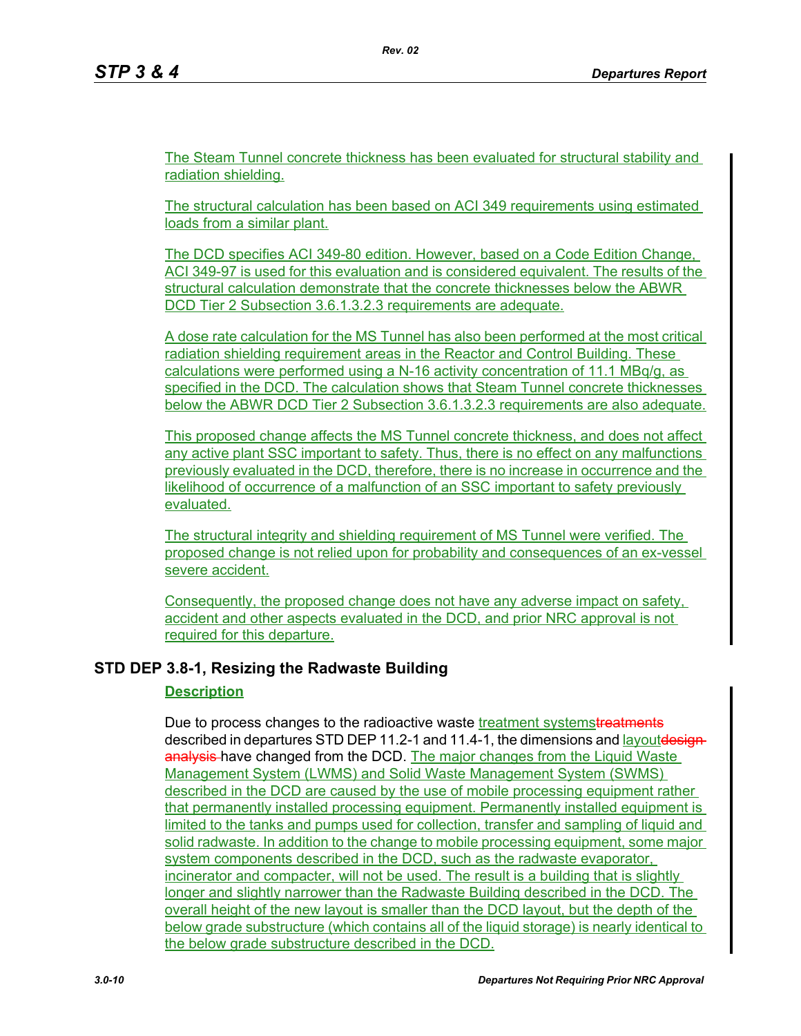The Steam Tunnel concrete thickness has been evaluated for structural stability and radiation shielding.

The structural calculation has been based on ACI 349 requirements using estimated loads from a similar plant.

The DCD specifies ACI 349-80 edition. However, based on a Code Edition Change, ACI 349-97 is used for this evaluation and is considered equivalent. The results of the structural calculation demonstrate that the concrete thicknesses below the ABWR DCD Tier 2 Subsection 3.6.1.3.2.3 requirements are adequate.

A dose rate calculation for the MS Tunnel has also been performed at the most critical radiation shielding requirement areas in the Reactor and Control Building. These calculations were performed using a N-16 activity concentration of 11.1 MBq/g, as specified in the DCD. The calculation shows that Steam Tunnel concrete thicknesses below the ABWR DCD Tier 2 Subsection 3.6.1.3.2.3 requirements are also adequate.

This proposed change affects the MS Tunnel concrete thickness, and does not affect any active plant SSC important to safety. Thus, there is no effect on any malfunctions previously evaluated in the DCD, therefore, there is no increase in occurrence and the likelihood of occurrence of a malfunction of an SSC important to safety previously evaluated.

The structural integrity and shielding requirement of MS Tunnel were verified. The proposed change is not relied upon for probability and consequences of an ex-vessel severe accident.

Consequently, the proposed change does not have any adverse impact on safety, accident and other aspects evaluated in the DCD, and prior NRC approval is not required for this departure.

## STD DEP 3.8-1, Resizing the Radwaste Building

**Description**

Due to process changes to the radioactive waste treatment systems~~treatments~~ described in departures STD DEP 11.2-1 and 11.4-1, the dimensions and layout~~design analysis~~ have changed from the DCD. The major changes from the Liquid Waste Management System (LWMS) and Solid Waste Management System (SWMS) described in the DCD are caused by the use of mobile processing equipment rather that permanently installed processing equipment. Permanently installed equipment is limited to the tanks and pumps used for collection, transfer and sampling of liquid and solid radwaste. In addition to the change to mobile processing equipment, some major system components described in the DCD, such as the radwaste evaporator, incinerator and compacter, will not be used. The result is a building that is slightly longer and slightly narrower than the Radwaste Building described in the DCD. The overall height of the new layout is smaller than the DCD layout, but the depth of the below grade substructure (which contains all of the liquid storage) is nearly identical to the below grade substructure described in the DCD.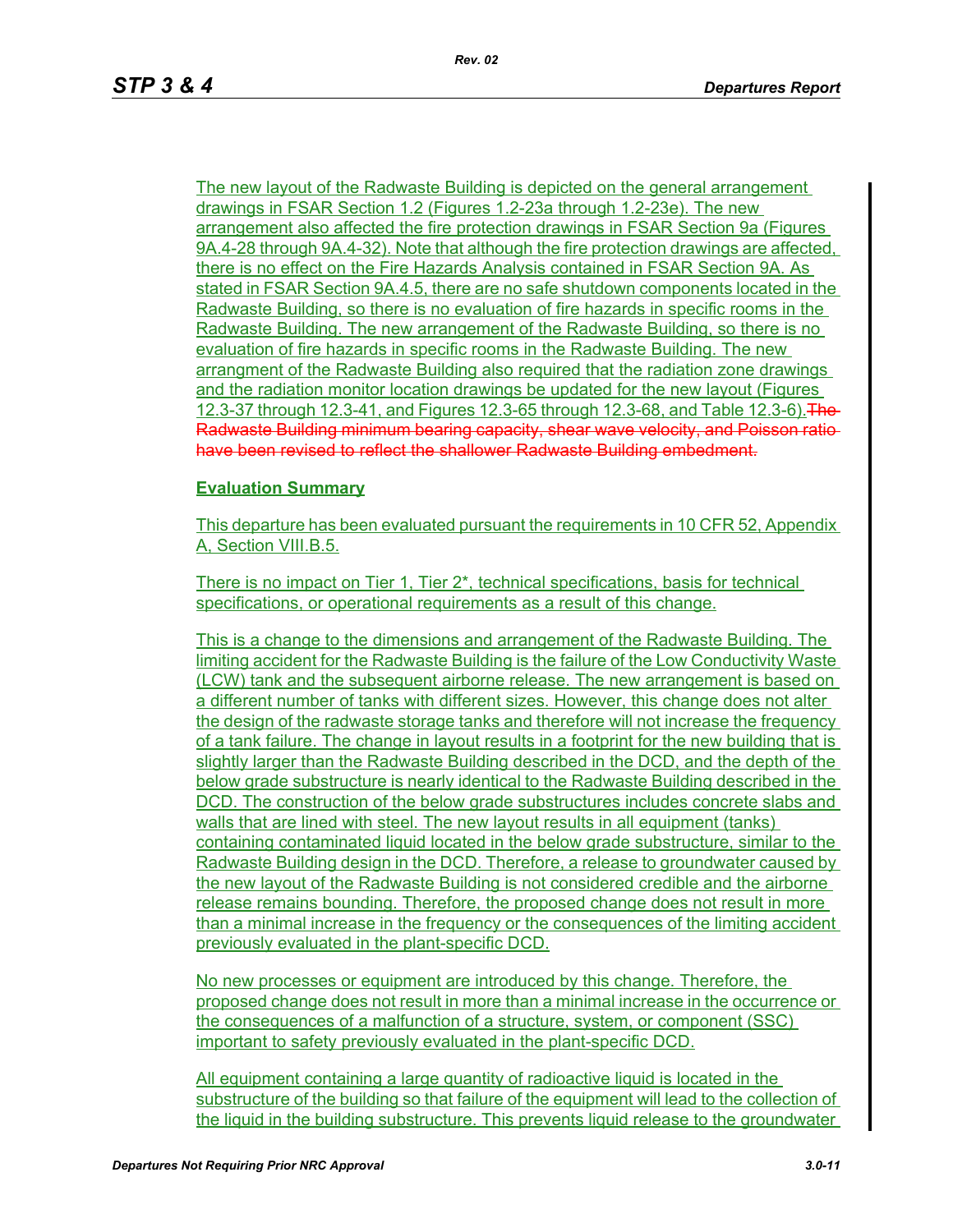The new layout of the Radwaste Building is depicted on the general arrangement drawings in FSAR Section 1.2 (Figures 1.2-23a through 1.2-23e). The new arrangement also affected the fire protection drawings in FSAR Section 9a (Figures 9A.4-28 through 9A.4-32). Note that although the fire protection drawings are affected, there is no effect on the Fire Hazards Analysis contained in FSAR Section 9A. As stated in FSAR Section 9A.4.5, there are no safe shutdown components located in the Radwaste Building, so there is no evaluation of fire hazards in specific rooms in the Radwaste Building. The new arrangement of the Radwaste Building, so there is no evaluation of fire hazards in specific rooms in the Radwaste Building. The new arrangment of the Radwaste Building also required that the radiation zone drawings and the radiation monitor location drawings be updated for the new layout (Figures 12.3-37 through 12.3-41, and Figures 12.3-65 through 12.3-68, and Table 12.3-6).~~The Radwaste Building minimum bearing capacity, shear wave velocity, and Poisson ratio have been revised to reflect the shallower Radwaste Building embedment.~~

**Evaluation Summary**

This departure has been evaluated pursuant the requirements in 10 CFR 52, Appendix A, Section VIII.B.5.

There is no impact on Tier 1, Tier 2*, technical specifications, basis for technical specifications, or operational requirements as a result of this change.

This is a change to the dimensions and arrangement of the Radwaste Building. The limiting accident for the Radwaste Building is the failure of the Low Conductivity Waste (LCW) tank and the subsequent airborne release. The new arrangement is based on a different number of tanks with different sizes. However, this change does not alter the design of the radwaste storage tanks and therefore will not increase the frequency of a tank failure. The change in layout results in a footprint for the new building that is slightly larger than the Radwaste Building described in the DCD, and the depth of the below grade substructure is nearly identical to the Radwaste Building described in the DCD. The construction of the below grade substructures includes concrete slabs and walls that are lined with steel. The new layout results in all equipment (tanks) containing contaminated liquid located in the below grade substructure, similar to the Radwaste Building design in the DCD. Therefore, a release to groundwater caused by the new layout of the Radwaste Building is not considered credible and the airborne release remains bounding. Therefore, the proposed change does not result in more than a minimal increase in the frequency or the consequences of the limiting accident previously evaluated in the plant-specific DCD.

No new processes or equipment are introduced by this change. Therefore, the proposed change does not result in more than a minimal increase in the occurrence or the consequences of a malfunction of a structure, system, or component (SSC) important to safety previously evaluated in the plant-specific DCD.

All equipment containing a large quantity of radioactive liquid is located in the substructure of the building so that failure of the equipment will lead to the collection of the liquid in the building substructure. This prevents liquid release to the groundwater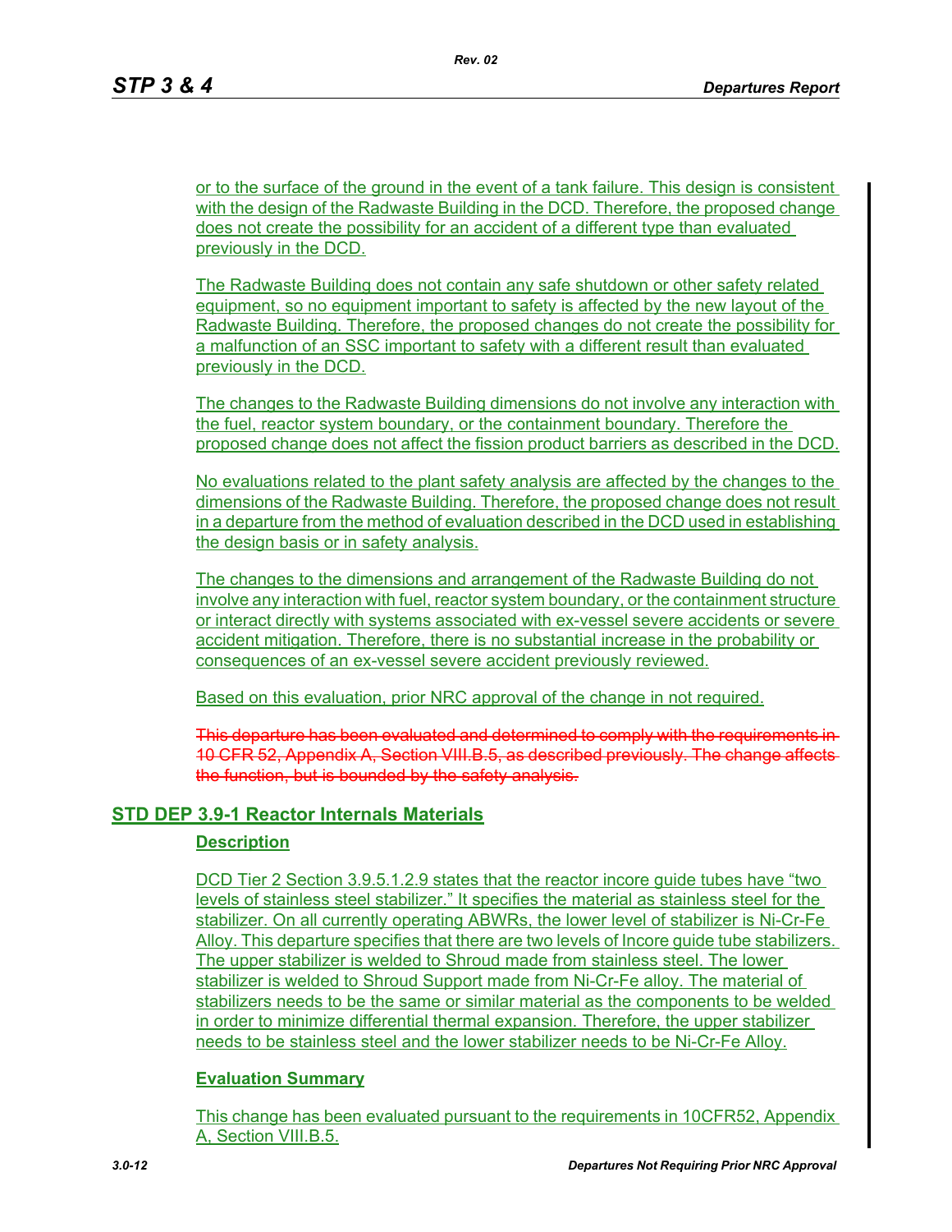or to the surface of the ground in the event of a tank failure. This design is consistent with the design of the Radwaste Building in the DCD. Therefore, the proposed change does not create the possibility for an accident of a different type than evaluated previously in the DCD.

The Radwaste Building does not contain any safe shutdown or other safety related equipment, so no equipment important to safety is affected by the new layout of the Radwaste Building. Therefore, the proposed changes do not create the possibility for a malfunction of an SSC important to safety with a different result than evaluated previously in the DCD.

The changes to the Radwaste Building dimensions do not involve any interaction with the fuel, reactor system boundary, or the containment boundary. Therefore the proposed change does not affect the fission product barriers as described in the DCD.

No evaluations related to the plant safety analysis are affected by the changes to the dimensions of the Radwaste Building. Therefore, the proposed change does not result in a departure from the method of evaluation described in the DCD used in establishing the design basis or in safety analysis.

The changes to the dimensions and arrangement of the Radwaste Building do not involve any interaction with fuel, reactor system boundary, or the containment structure or interact directly with systems associated with ex-vessel severe accidents or severe accident mitigation. Therefore, there is no substantial increase in the probability or consequences of an ex-vessel severe accident previously reviewed.

Based on this evaluation, prior NRC approval of the change in not required.

~~This departure has been evaluated and determined to comply with the requirements in 10 CFR 52, Appendix A, Section VIII.B.5, as described previously. The change affects the function, but is bounded by the safety analysis.~~

## STD DEP 3.9-1 Reactor Internals Materials

### Description

DCD Tier 2 Section 3.9.5.1.2.9 states that the reactor incore guide tubes have "two levels of stainless steel stabilizer." It specifies the material as stainless steel for the stabilizer. On all currently operating ABWRs, the lower level of stabilizer is Ni-Cr-Fe Alloy. This departure specifies that there are two levels of Incore guide tube stabilizers. The upper stabilizer is welded to Shroud made from stainless steel. The lower stabilizer is welded to Shroud Support made from Ni-Cr-Fe alloy. The material of stabilizers needs to be the same or similar material as the components to be welded in order to minimize differential thermal expansion. Therefore, the upper stabilizer needs to be stainless steel and the lower stabilizer needs to be Ni-Cr-Fe Alloy.

### Evaluation Summary

This change has been evaluated pursuant to the requirements in 10CFR52, Appendix A, Section VIII.B.5.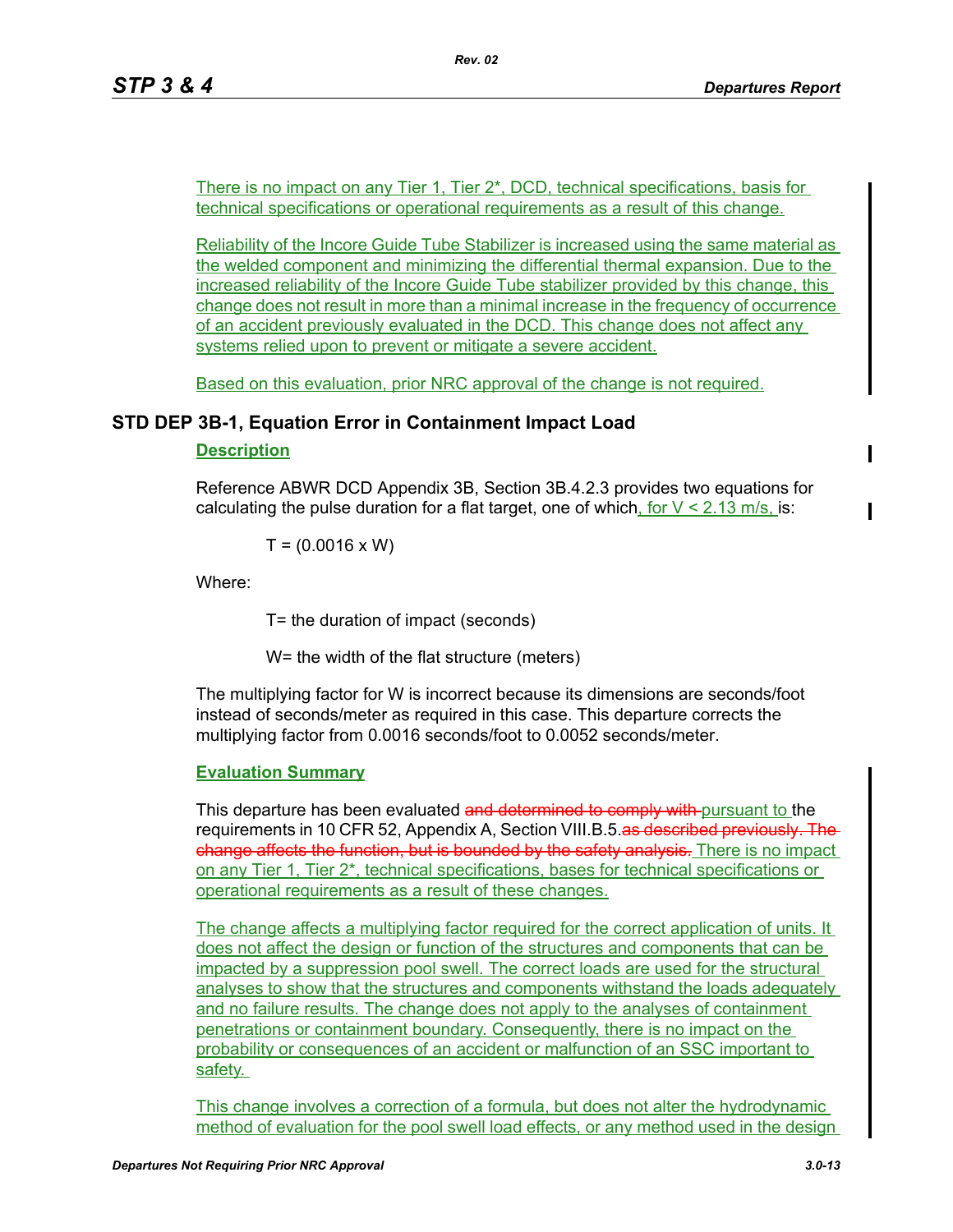There is no impact on any Tier 1, Tier 2*, DCD, technical specifications, basis for technical specifications or operational requirements as a result of this change.

Reliability of the Incore Guide Tube Stabilizer is increased using the same material as the welded component and minimizing the differential thermal expansion. Due to the increased reliability of the Incore Guide Tube stabilizer provided by this change, this change does not result in more than a minimal increase in the frequency of occurrence of an accident previously evaluated in the DCD. This change does not affect any systems relied upon to prevent or mitigate a severe accident.

Based on this evaluation, prior NRC approval of the change is not required.

## STD DEP 3B-1, Equation Error in Containment Impact Load

### Description

Reference ABWR DCD Appendix 3B, Section 3B.4.2.3 provides two equations for calculating the pulse duration for a flat target, one of which, for $V < 2.13$ m/s, is:

$$T = (0.0016 \times W)$$

Where:

T= the duration of impact (seconds)

W= the width of the flat structure (meters)

The multiplying factor for W is incorrect because its dimensions are seconds/foot instead of seconds/meter as required in this case. This departure corrects the multiplying factor from 0.0016 seconds/foot to 0.0052 seconds/meter.

### Evaluation Summary

This departure has been evaluated ~~and determined to comply with~~ pursuant to the requirements in 10 CFR 52, Appendix A, Section VIII.B.5.~~as described previously. The change affects the function, but is bounded by the safety analysis.~~ There is no impact on any Tier 1, Tier 2*, technical specifications, bases for technical specifications or operational requirements as a result of these changes.

The change affects a multiplying factor required for the correct application of units. It does not affect the design or function of the structures and components that can be impacted by a suppression pool swell. The correct loads are used for the structural analyses to show that the structures and components withstand the loads adequately and no failure results. The change does not apply to the analyses of containment penetrations or containment boundary. Consequently, there is no impact on the probability or consequences of an accident or malfunction of an SSC important to safety.

This change involves a correction of a formula, but does not alter the hydrodynamic method of evaluation for the pool swell load effects, or any method used in the design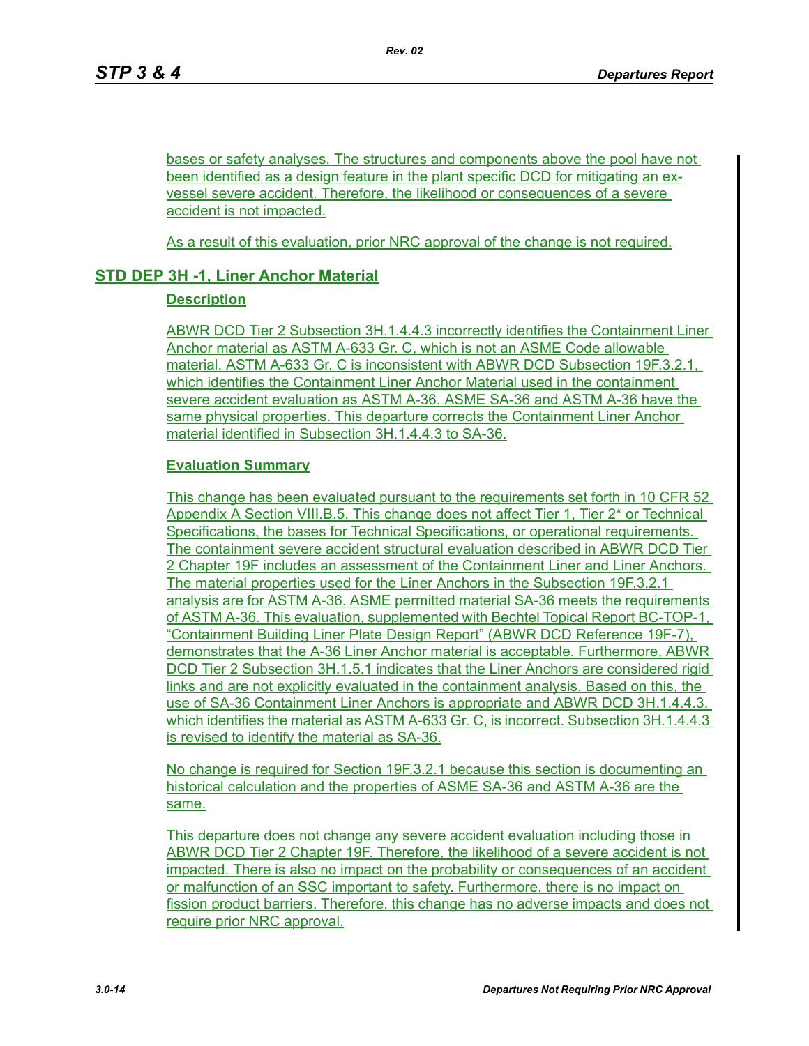bases or safety analyses. The structures and components above the pool have not been identified as a design feature in the plant specific DCD for mitigating an ex-vessel severe accident. Therefore, the likelihood or consequences of a severe accident is not impacted.

As a result of this evaluation, prior NRC approval of the change is not required.

## STD DEP 3H -1, Liner Anchor Material

### Description

ABWR DCD Tier 2 Subsection 3H.1.4.4.3 incorrectly identifies the Containment Liner Anchor material as ASTM A-633 Gr. C, which is not an ASME Code allowable material. ASTM A-633 Gr. C is inconsistent with ABWR DCD Subsection 19F.3.2.1, which identifies the Containment Liner Anchor Material used in the containment severe accident evaluation as ASTM A-36. ASME SA-36 and ASTM A-36 have the same physical properties. This departure corrects the Containment Liner Anchor material identified in Subsection 3H.1.4.4.3 to SA-36.

### Evaluation Summary

This change has been evaluated pursuant to the requirements set forth in 10 CFR 52 Appendix A Section VIII.B.5. This change does not affect Tier 1, Tier 2* or Technical Specifications, the bases for Technical Specifications, or operational requirements. The containment severe accident structural evaluation described in ABWR DCD Tier 2 Chapter 19F includes an assessment of the Containment Liner and Liner Anchors. The material properties used for the Liner Anchors in the Subsection 19F.3.2.1 analysis are for ASTM A-36. ASME permitted material SA-36 meets the requirements of ASTM A-36. This evaluation, supplemented with Bechtel Topical Report BC-TOP-1, "Containment Building Liner Plate Design Report" (ABWR DCD Reference 19F-7), demonstrates that the A-36 Liner Anchor material is acceptable. Furthermore, ABWR DCD Tier 2 Subsection 3H.1.5.1 indicates that the Liner Anchors are considered rigid links and are not explicitly evaluated in the containment analysis. Based on this, the use of SA-36 Containment Liner Anchors is appropriate and ABWR DCD 3H.1.4.4.3, which identifies the material as ASTM A-633 Gr. C, is incorrect. Subsection 3H.1.4.4.3 is revised to identify the material as SA-36.

No change is required for Section 19F.3.2.1 because this section is documenting an historical calculation and the properties of ASME SA-36 and ASTM A-36 are the same.

This departure does not change any severe accident evaluation including those in ABWR DCD Tier 2 Chapter 19F. Therefore, the likelihood of a severe accident is not impacted. There is also no impact on the probability or consequences of an accident or malfunction of an SSC important to safety. Furthermore, there is no impact on fission product barriers. Therefore, this change has no adverse impacts and does not require prior NRC approval.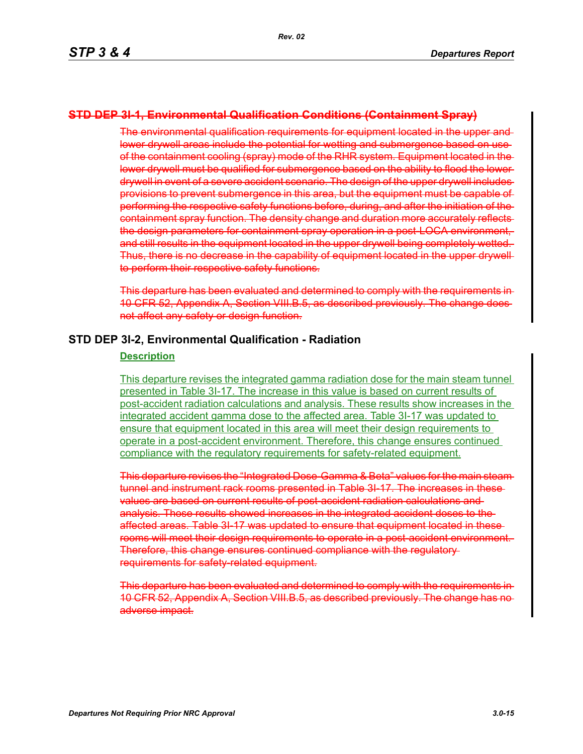## ~~STD DEP 3I-1, Environmental Qualification Conditions (Containment Spray)~~

~~The environmental qualification requirements for equipment located in the upper and lower drywell areas include the potential for wetting and submergence based on use of the containment cooling (spray) mode of the RHR system. Equipment located in the lower drywell must be qualified for submergence based on the ability to flood the lower drywell in event of a severe accident scenario. The design of the upper drywell includes provisions to prevent submergence in this area, but the equipment must be capable of performing the respective safety functions before, during, and after the initiation of the containment spray function. The density change and duration more accurately reflects the design parameters for containment spray operation in a post-LOCA environment, and still results in the equipment located in the upper drywell being completely wetted. Thus, there is no decrease in the capability of equipment located in the upper drywell to perform their respective safety functions.~~

~~This departure has been evaluated and determined to comply with the requirements in 10 CFR 52, Appendix A, Section VIII.B.5, as described previously. The change does not affect any safety or design function.~~

## STD DEP 3I-2, Environmental Qualification - Radiation

**Description**

This departure revises the integrated gamma radiation dose for the main steam tunnel presented in Table 3I-17. The increase in this value is based on current results of post-accident radiation calculations and analysis. These results show increases in the integrated accident gamma dose to the affected area. Table 3I-17 was updated to ensure that equipment located in this area will meet their design requirements to operate in a post-accident environment. Therefore, this change ensures continued compliance with the regulatory requirements for safety-related equipment.

~~This departure revises the "Integrated Dose-Gamma & Beta" values for the main steam tunnel and instrument rack rooms presented in Table 3I-17. The increases in these values are based on current results of post-accident radiation calculations and analysis. These results showed increases in the integrated accident doses to the affected areas. Table 3I-17 was updated to ensure that equipment located in these rooms will meet their design requirements to operate in a post-accident environment. Therefore, this change ensures continued compliance with the regulatory requirements for safety-related equipment.~~

~~This departure has been evaluated and determined to comply with the requirements in 10 CFR 52, Appendix A, Section VIII.B.5, as described previously. The change has no adverse impact.~~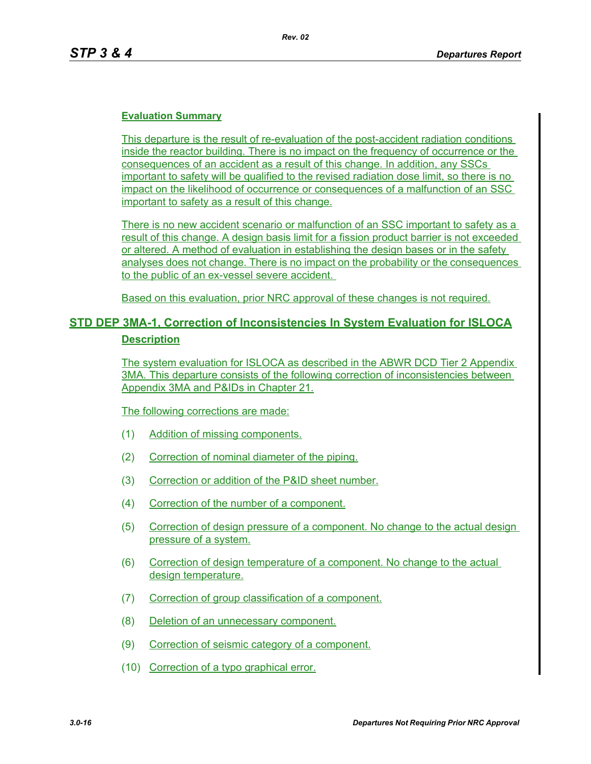### Evaluation Summary

This departure is the result of re-evaluation of the post-accident radiation conditions inside the reactor building. There is no impact on the frequency of occurrence or the consequences of an accident as a result of this change. In addition, any SSCs important to safety will be qualified to the revised radiation dose limit, so there is no impact on the likelihood of occurrence or consequences of a malfunction of an SSC important to safety as a result of this change.

There is no new accident scenario or malfunction of an SSC important to safety as a result of this change. A design basis limit for a fission product barrier is not exceeded or altered. A method of evaluation in establishing the design bases or in the safety analyses does not change. There is no impact on the probability or the consequences to the public of an ex-vessel severe accident.

Based on this evaluation, prior NRC approval of these changes is not required.

## STD DEP 3MA-1, Correction of Inconsistencies In System Evaluation for ISLOCA

### Description

The system evaluation for ISLOCA as described in the ABWR DCD Tier 2 Appendix 3MA. This departure consists of the following correction of inconsistencies between Appendix 3MA and P&IDs in Chapter 21.

The following corrections are made:

(1) Addition of missing components.

(2) Correction of nominal diameter of the piping.

(3) Correction or addition of the P&ID sheet number.

(4) Correction of the number of a component.

(5) Correction of design pressure of a component. No change to the actual design pressure of a system.

(6) Correction of design temperature of a component. No change to the actual design temperature.

(7) Correction of group classification of a component.

(8) Deletion of an unnecessary component.

(9) Correction of seismic category of a component.

(10) Correction of a typo graphical error.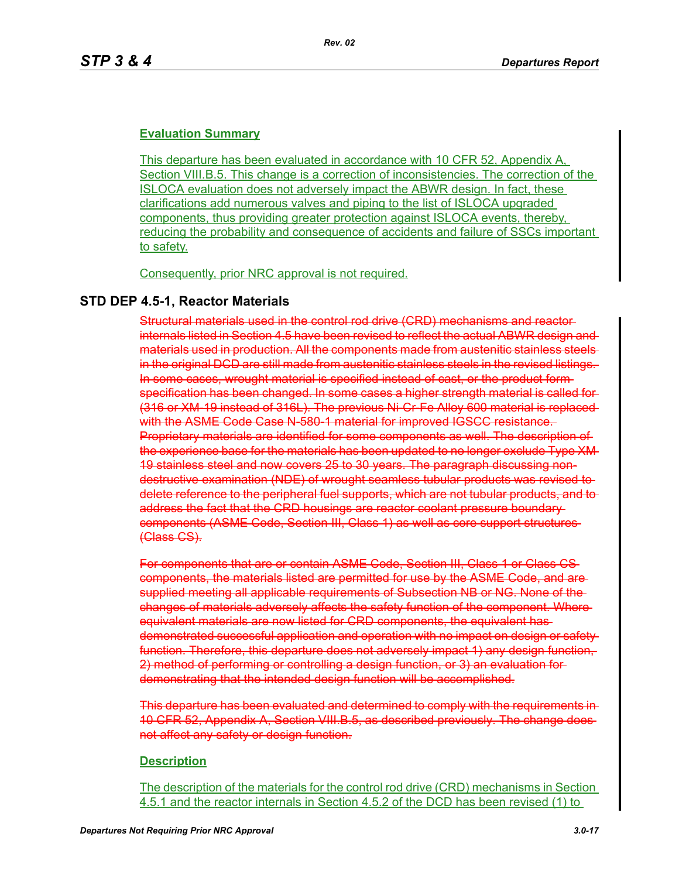**Evaluation Summary**

This departure has been evaluated in accordance with 10 CFR 52, Appendix A, Section VIII.B.5. This change is a correction of inconsistencies. The correction of the ISLOCA evaluation does not adversely impact the ABWR design. In fact, these clarifications add numerous valves and piping to the list of ISLOCA upgraded components, thus providing greater protection against ISLOCA events, thereby, reducing the probability and consequence of accidents and failure of SSCs important to safety.

Consequently, prior NRC approval is not required.

## STD DEP 4.5-1, Reactor Materials

~~Structural materials used in the control rod drive (CRD) mechanisms and reactor internals listed in Section 4.5 have been revised to reflect the actual ABWR design and materials used in production. All the components made from austenitic stainless steels in the original DCD are still made from austenitic stainless steels in the revised listings. In some cases, wrought material is specified instead of cast, or the product form specification has been changed. In some cases a higher strength material is called for (316 or XM-19 instead of 316L). The previous Ni-Cr-Fe Alloy 600 material is replaced with the ASME Code Case N-580-1 material for improved IGSCC resistance. Proprietary materials are identified for some components as well. The description of the experience base for the materials has been updated to no longer exclude Type XM-19 stainless steel and now covers 25 to 30 years. The paragraph discussing non-destructive examination (NDE) of wrought seamless tubular products was revised to delete reference to the peripheral fuel supports, which are not tubular products, and to address the fact that the CRD housings are reactor coolant pressure boundary components (ASME Code, Section III, Class 1) as well as core support structures (Class CS).~~

~~For components that are or contain ASME Code, Section III, Class 1 or Class CS components, the materials listed are permitted for use by the ASME Code, and are supplied meeting all applicable requirements of Subsection NB or NG. None of the changes of materials adversely affects the safety function of the component. Where equivalent materials are now listed for CRD components, the equivalent has demonstrated successful application and operation with no impact on design or safety function. Therefore, this departure does not adversely impact 1) any design function, 2) method of performing or controlling a design function, or 3) an evaluation for demonstrating that the intended design function will be accomplished.~~

~~This departure has been evaluated and determined to comply with the requirements in 10 CFR 52, Appendix A, Section VIII.B.5, as described previously. The change does not affect any safety or design function.~~

**Description**

The description of the materials for the control rod drive (CRD) mechanisms in Section 4.5.1 and the reactor internals in Section 4.5.2 of the DCD has been revised (1) to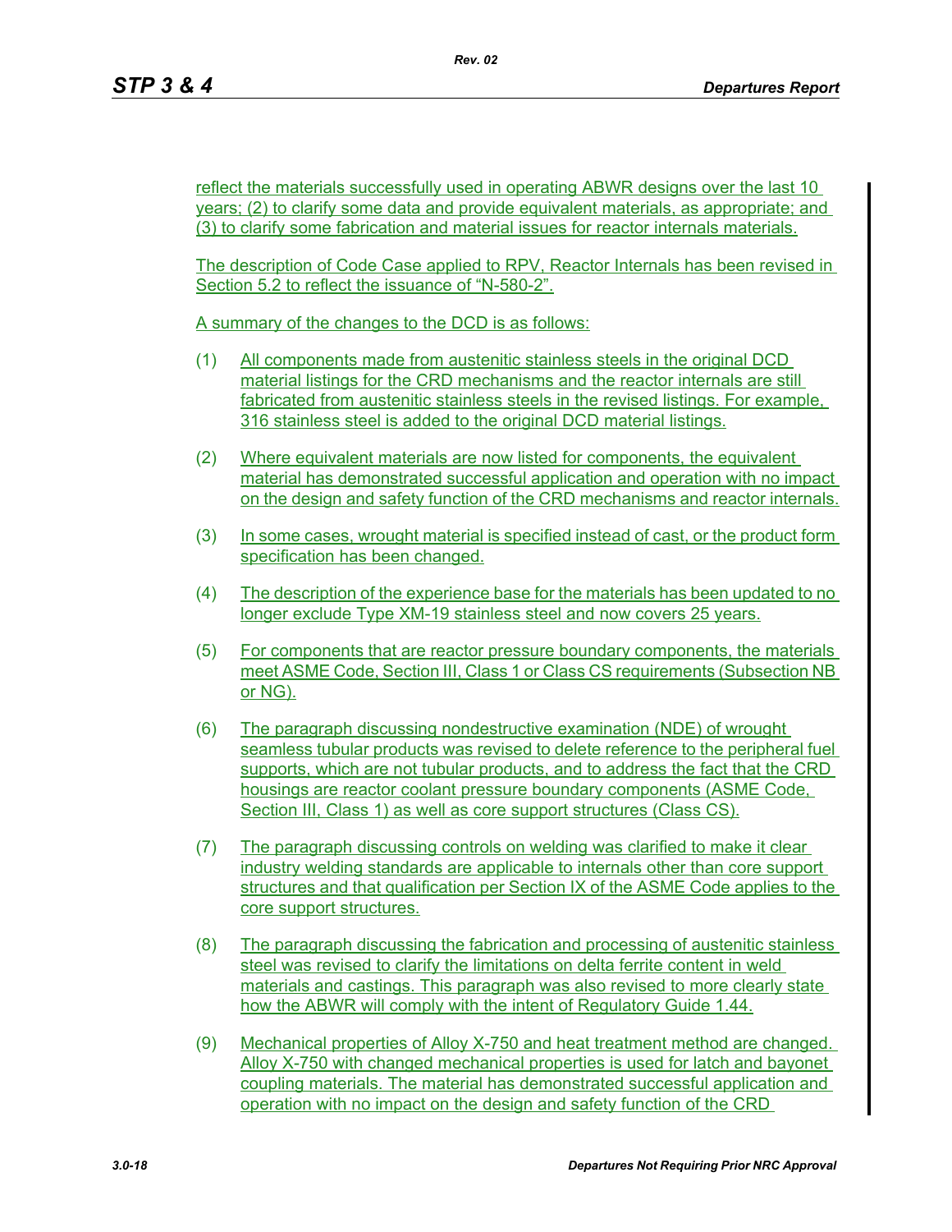reflect the materials successfully used in operating ABWR designs over the last 10 years; (2) to clarify some data and provide equivalent materials, as appropriate; and (3) to clarify some fabrication and material issues for reactor internals materials.

The description of Code Case applied to RPV, Reactor Internals has been revised in Section 5.2 to reflect the issuance of “N-580-2”.

A summary of the changes to the DCD is as follows:

(1) All components made from austenitic stainless steels in the original DCD material listings for the CRD mechanisms and the reactor internals are still fabricated from austenitic stainless steels in the revised listings. For example, 316 stainless steel is added to the original DCD material listings.

(2) Where equivalent materials are now listed for components, the equivalent material has demonstrated successful application and operation with no impact on the design and safety function of the CRD mechanisms and reactor internals.

(3) In some cases, wrought material is specified instead of cast, or the product form specification has been changed.

(4) The description of the experience base for the materials has been updated to no longer exclude Type XM-19 stainless steel and now covers 25 years.

(5) For components that are reactor pressure boundary components, the materials meet ASME Code, Section III, Class 1 or Class CS requirements (Subsection NB or NG).

(6) The paragraph discussing nondestructive examination (NDE) of wrought seamless tubular products was revised to delete reference to the peripheral fuel supports, which are not tubular products, and to address the fact that the CRD housings are reactor coolant pressure boundary components (ASME Code, Section III, Class 1) as well as core support structures (Class CS).

(7) The paragraph discussing controls on welding was clarified to make it clear industry welding standards are applicable to internals other than core support structures and that qualification per Section IX of the ASME Code applies to the core support structures.

(8) The paragraph discussing the fabrication and processing of austenitic stainless steel was revised to clarify the limitations on delta ferrite content in weld materials and castings. This paragraph was also revised to more clearly state how the ABWR will comply with the intent of Regulatory Guide 1.44.

(9) Mechanical properties of Alloy X-750 and heat treatment method are changed. Alloy X-750 with changed mechanical properties is used for latch and bayonet coupling materials. The material has demonstrated successful application and operation with no impact on the design and safety function of the CRD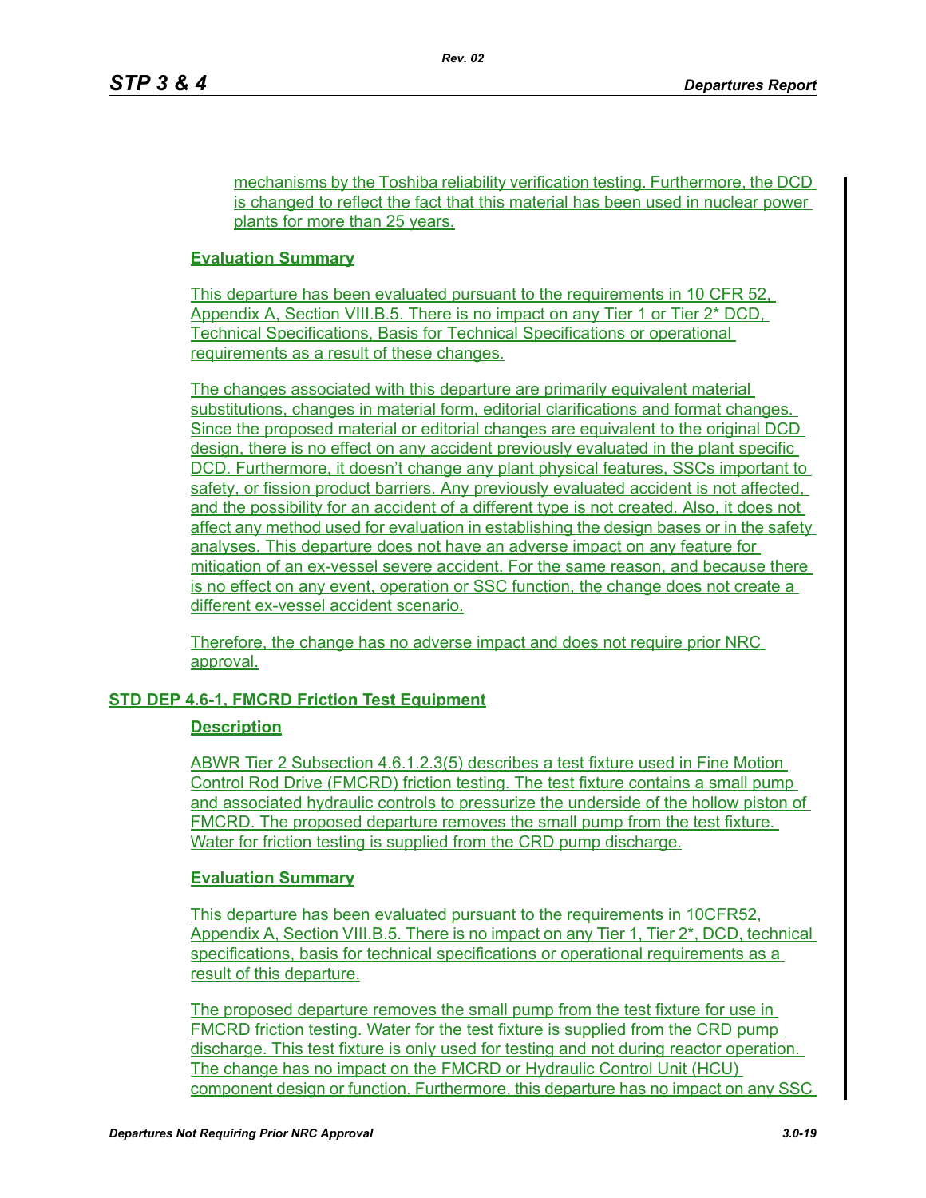mechanisms by the Toshiba reliability verification testing. Furthermore, the DCD is changed to reflect the fact that this material has been used in nuclear power plants for more than 25 years.

**Evaluation Summary**

This departure has been evaluated pursuant to the requirements in 10 CFR 52, Appendix A, Section VIII.B.5. There is no impact on any Tier 1 or Tier 2* DCD, Technical Specifications, Basis for Technical Specifications or operational requirements as a result of these changes.

The changes associated with this departure are primarily equivalent material substitutions, changes in material form, editorial clarifications and format changes. Since the proposed material or editorial changes are equivalent to the original DCD design, there is no effect on any accident previously evaluated in the plant specific DCD. Furthermore, it doesn't change any plant physical features, SSCs important to safety, or fission product barriers. Any previously evaluated accident is not affected, and the possibility for an accident of a different type is not created. Also, it does not affect any method used for evaluation in establishing the design bases or in the safety analyses. This departure does not have an adverse impact on any feature for mitigation of an ex-vessel severe accident. For the same reason, and because there is no effect on any event, operation or SSC function, the change does not create a different ex-vessel accident scenario.

Therefore, the change has no adverse impact and does not require prior NRC approval.

## STD DEP 4.6-1, FMCRD Friction Test Equipment

**Description**

ABWR Tier 2 Subsection 4.6.1.2.3(5) describes a test fixture used in Fine Motion Control Rod Drive (FMCRD) friction testing. The test fixture contains a small pump and associated hydraulic controls to pressurize the underside of the hollow piston of FMCRD. The proposed departure removes the small pump from the test fixture. Water for friction testing is supplied from the CRD pump discharge.

**Evaluation Summary**

This departure has been evaluated pursuant to the requirements in 10CFR52, Appendix A, Section VIII.B.5. There is no impact on any Tier 1, Tier 2*, DCD, technical specifications, basis for technical specifications or operational requirements as a result of this departure.

The proposed departure removes the small pump from the test fixture for use in FMCRD friction testing. Water for the test fixture is supplied from the CRD pump discharge. This test fixture is only used for testing and not during reactor operation. The change has no impact on the FMCRD or Hydraulic Control Unit (HCU) component design or function. Furthermore, this departure has no impact on any SSC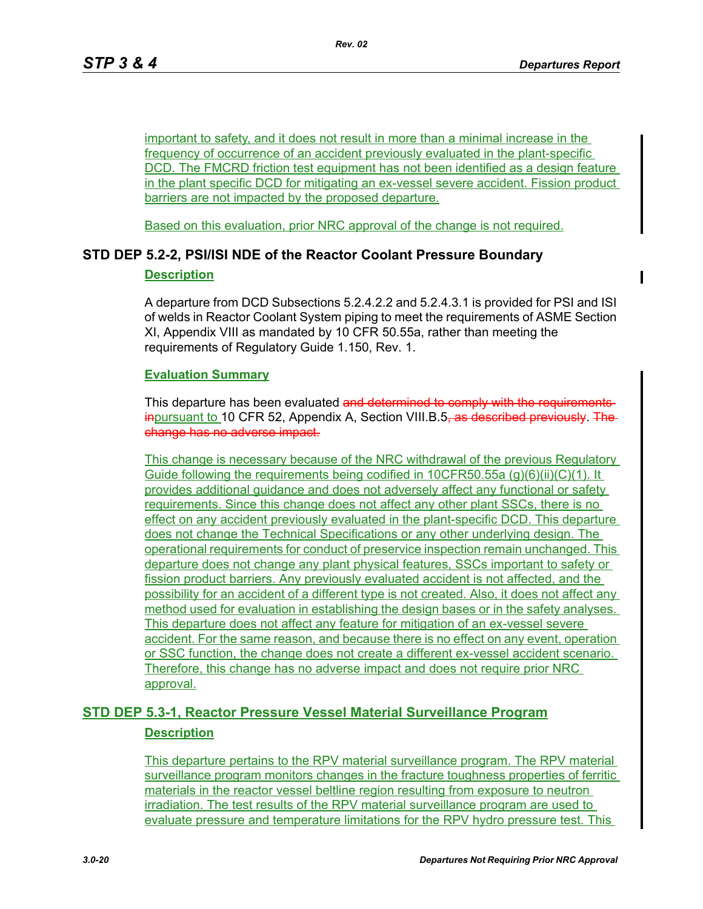important to safety, and it does not result in more than a minimal increase in the frequency of occurrence of an accident previously evaluated in the plant-specific DCD. The FMCRD friction test equipment has not been identified as a design feature in the plant specific DCD for mitigating an ex-vessel severe accident. Fission product barriers are not impacted by the proposed departure.

Based on this evaluation, prior NRC approval of the change is not required.

## STD DEP 5.2-2, PSI/ISI NDE of the Reactor Coolant Pressure Boundary

### Description

A departure from DCD Subsections 5.2.4.2.2 and 5.2.4.3.1 is provided for PSI and ISI of welds in Reactor Coolant System piping to meet the requirements of ASME Section XI, Appendix VIII as mandated by 10 CFR 50.55a, rather than meeting the requirements of Regulatory Guide 1.150, Rev. 1.

### Evaluation Summary

This departure has been evaluated ~~and determined to comply with the requirements in~~pursuant to 10 CFR 52, Appendix A, Section VIII.B.5~~, as described previously~~. ~~The change has no adverse impact.~~

This change is necessary because of the NRC withdrawal of the previous Regulatory Guide following the requirements being codified in 10CFR50.55a (g)(6)(ii)(C)(1). It provides additional guidance and does not adversely affect any functional or safety requirements. Since this change does not affect any other plant SSCs, there is no effect on any accident previously evaluated in the plant-specific DCD. This departure does not change the Technical Specifications or any other underlying design. The operational requirements for conduct of preservice inspection remain unchanged. This departure does not change any plant physical features, SSCs important to safety or fission product barriers. Any previously evaluated accident is not affected, and the possibility for an accident of a different type is not created. Also, it does not affect any method used for evaluation in establishing the design bases or in the safety analyses. This departure does not affect any feature for mitigation of an ex-vessel severe accident. For the same reason, and because there is no effect on any event, operation or SSC function, the change does not create a different ex-vessel accident scenario. Therefore, this change has no adverse impact and does not require prior NRC approval.

## STD DEP 5.3-1, Reactor Pressure Vessel Material Surveillance Program

### Description

This departure pertains to the RPV material surveillance program. The RPV material surveillance program monitors changes in the fracture toughness properties of ferritic materials in the reactor vessel beltline region resulting from exposure to neutron irradiation. The test results of the RPV material surveillance program are used to evaluate pressure and temperature limitations for the RPV hydro pressure test. This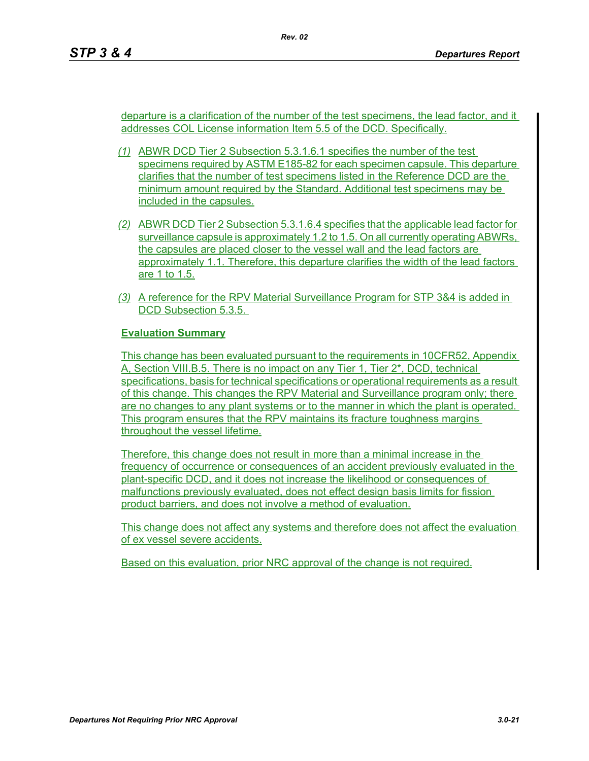departure is a clarification of the number of the test specimens, the lead factor, and it addresses COL License information Item 5.5 of the DCD. Specifically.

*(1)* ABWR DCD Tier 2 Subsection 5.3.1.6.1 specifies the number of the test specimens required by ASTM E185-82 for each specimen capsule. This departure clarifies that the number of test specimens listed in the Reference DCD are the minimum amount required by the Standard. Additional test specimens may be included in the capsules.

*(2)* ABWR DCD Tier 2 Subsection 5.3.1.6.4 specifies that the applicable lead factor for surveillance capsule is approximately 1.2 to 1.5. On all currently operating ABWRs, the capsules are placed closer to the vessel wall and the lead factors are approximately 1.1. Therefore, this departure clarifies the width of the lead factors are 1 to 1.5.

*(3)* A reference for the RPV Material Surveillance Program for STP 3&4 is added in DCD Subsection 5.3.5.

**Evaluation Summary**

This change has been evaluated pursuant to the requirements in 10CFR52, Appendix A, Section VIII.B.5. There is no impact on any Tier 1, Tier 2*, DCD, technical specifications, basis for technical specifications or operational requirements as a result of this change. This changes the RPV Material and Surveillance program only; there are no changes to any plant systems or to the manner in which the plant is operated. This program ensures that the RPV maintains its fracture toughness margins throughout the vessel lifetime.

Therefore, this change does not result in more than a minimal increase in the frequency of occurrence or consequences of an accident previously evaluated in the plant-specific DCD, and it does not increase the likelihood or consequences of malfunctions previously evaluated, does not effect design basis limits for fission product barriers, and does not involve a method of evaluation.

This change does not affect any systems and therefore does not affect the evaluation of ex vessel severe accidents.

Based on this evaluation, prior NRC approval of the change is not required.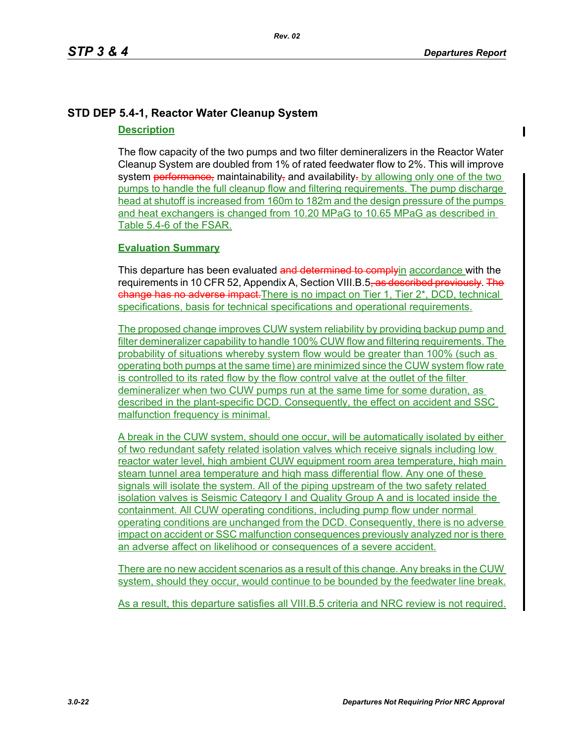## STD DEP 5.4-1, Reactor Water Cleanup System

### Description

The flow capacity of the two pumps and two filter demineralizers in the Reactor Water Cleanup System are doubled from 1% of rated feedwater flow to 2%. This will improve system ~~performance,~~ maintainability~~,~~ and availability~~.~~ by allowing only one of the two pumps to handle the full cleanup flow and filtering requirements. The pump discharge head at shutoff is increased from 160m to 182m and the design pressure of the pumps and heat exchangers is changed from 10.20 MPaG to 10.65 MPaG as described in Table 5.4-6 of the FSAR.

### Evaluation Summary

This departure has been evaluated ~~and determined to comply~~in accordance with the requirements in 10 CFR 52, Appendix A, Section VIII.B.5~~, as described previously~~. ~~The change has no adverse impact.~~There is no impact on Tier 1, Tier 2*, DCD, technical specifications, basis for technical specifications and operational requirements.

The proposed change improves CUW system reliability by providing backup pump and filter demineralizer capability to handle 100% CUW flow and filtering requirements. The probability of situations whereby system flow would be greater than 100% (such as operating both pumps at the same time) are minimized since the CUW system flow rate is controlled to its rated flow by the flow control valve at the outlet of the filter demineralizer when two CUW pumps run at the same time for some duration, as described in the plant-specific DCD. Consequently, the effect on accident and SSC malfunction frequency is minimal.

A break in the CUW system, should one occur, will be automatically isolated by either of two redundant safety related isolation valves which receive signals including low reactor water level, high ambient CUW equipment room area temperature, high main steam tunnel area temperature and high mass differential flow. Any one of these signals will isolate the system. All of the piping upstream of the two safety related isolation valves is Seismic Category I and Quality Group A and is located inside the containment. All CUW operating conditions, including pump flow under normal operating conditions are unchanged from the DCD. Consequently, there is no adverse impact on accident or SSC malfunction consequences previously analyzed nor is there an adverse affect on likelihood or consequences of a severe accident.

There are no new accident scenarios as a result of this change. Any breaks in the CUW system, should they occur, would continue to be bounded by the feedwater line break.

As a result, this departure satisfies all VIII.B.5 criteria and NRC review is not required.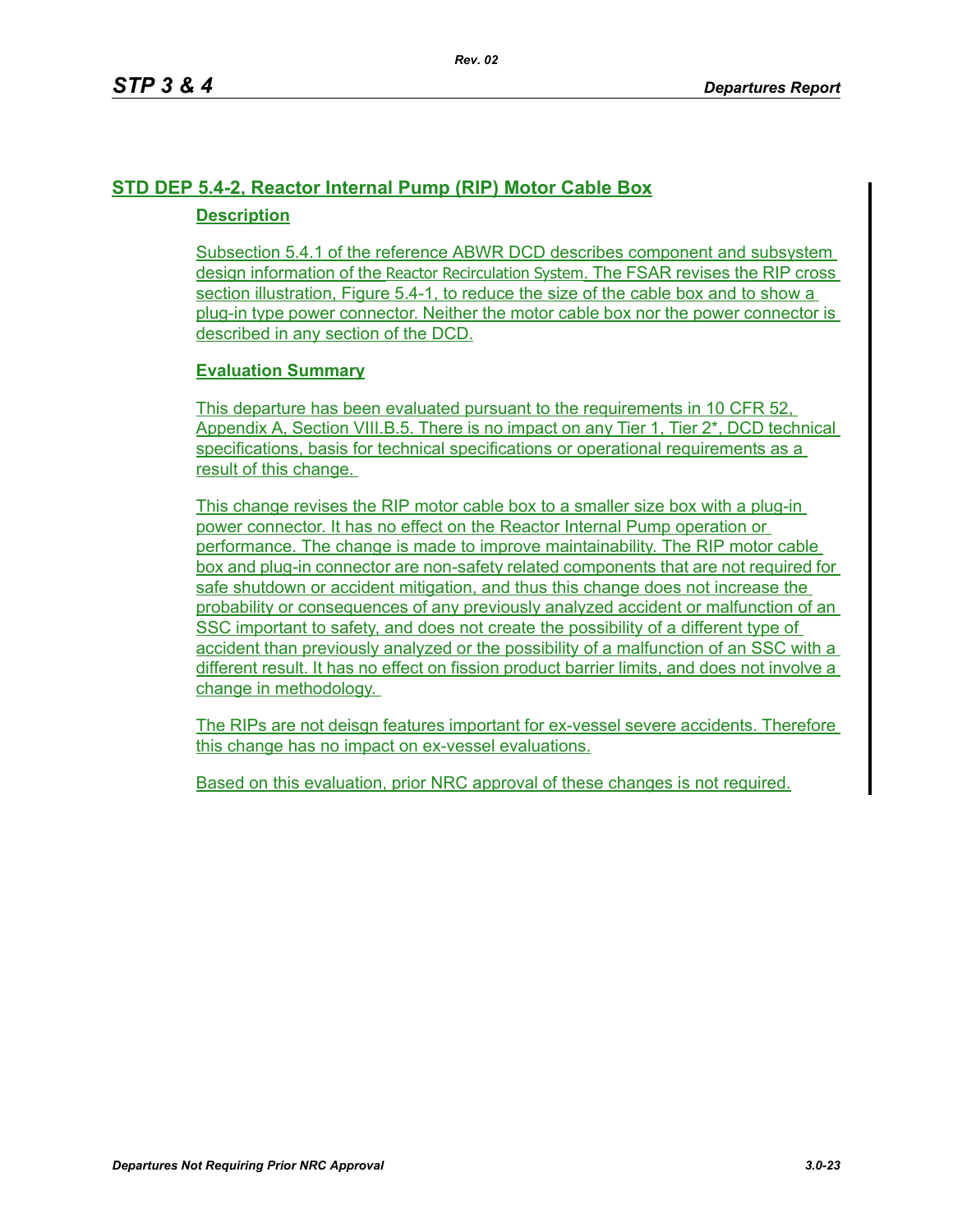## STD DEP 5.4-2, Reactor Internal Pump (RIP) Motor Cable Box

### Description

Subsection 5.4.1 of the reference ABWR DCD describes component and subsystem design information of the Reactor Recirculation System. The FSAR revises the RIP cross section illustration, Figure 5.4-1, to reduce the size of the cable box and to show a plug-in type power connector. Neither the motor cable box nor the power connector is described in any section of the DCD.

### Evaluation Summary

This departure has been evaluated pursuant to the requirements in 10 CFR 52, Appendix A, Section VIII.B.5. There is no impact on any Tier 1, Tier 2*, DCD technical specifications, basis for technical specifications or operational requirements as a result of this change.

This change revises the RIP motor cable box to a smaller size box with a plug-in power connector. It has no effect on the Reactor Internal Pump operation or performance. The change is made to improve maintainability. The RIP motor cable box and plug-in connector are non-safety related components that are not required for safe shutdown or accident mitigation, and thus this change does not increase the probability or consequences of any previously analyzed accident or malfunction of an SSC important to safety, and does not create the possibility of a different type of accident than previously analyzed or the possibility of a malfunction of an SSC with a different result. It has no effect on fission product barrier limits, and does not involve a change in methodology.

The RIPs are not deisgn features important for ex-vessel severe accidents. Therefore this change has no impact on ex-vessel evaluations.

Based on this evaluation, prior NRC approval of these changes is not required.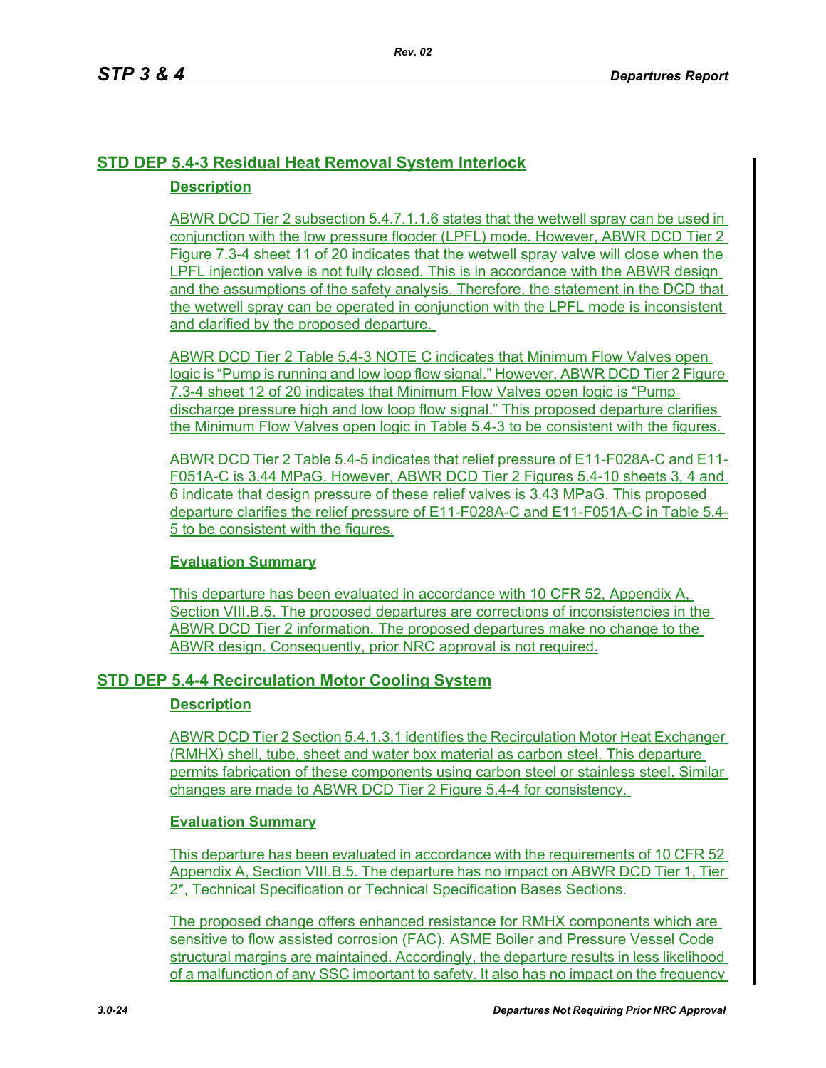## STD DEP 5.4-3 Residual Heat Removal System Interlock

### Description

ABWR DCD Tier 2 subsection 5.4.7.1.1.6 states that the wetwell spray can be used in conjunction with the low pressure flooder (LPFL) mode. However, ABWR DCD Tier 2 Figure 7.3-4 sheet 11 of 20 indicates that the wetwell spray valve will close when the LPFL injection valve is not fully closed. This is in accordance with the ABWR design and the assumptions of the safety analysis. Therefore, the statement in the DCD that the wetwell spray can be operated in conjunction with the LPFL mode is inconsistent and clarified by the proposed departure.

ABWR DCD Tier 2 Table 5.4-3 NOTE C indicates that Minimum Flow Valves open logic is “Pump is running and low loop flow signal.” However, ABWR DCD Tier 2 Figure 7.3-4 sheet 12 of 20 indicates that Minimum Flow Valves open logic is “Pump discharge pressure high and low loop flow signal.” This proposed departure clarifies the Minimum Flow Valves open logic in Table 5.4-3 to be consistent with the figures.

ABWR DCD Tier 2 Table 5.4-5 indicates that relief pressure of E11-F028A-C and E11-F051A-C is 3.44 MPaG. However, ABWR DCD Tier 2 Figures 5.4-10 sheets 3, 4 and 6 indicate that design pressure of these relief valves is 3.43 MPaG. This proposed departure clarifies the relief pressure of E11-F028A-C and E11-F051A-C in Table 5.4-5 to be consistent with the figures.

### Evaluation Summary

This departure has been evaluated in accordance with 10 CFR 52, Appendix A, Section VIII.B.5. The proposed departures are corrections of inconsistencies in the ABWR DCD Tier 2 information. The proposed departures make no change to the ABWR design. Consequently, prior NRC approval is not required.

## STD DEP 5.4-4 Recirculation Motor Cooling System

### Description

ABWR DCD Tier 2 Section 5.4.1.3.1 identifies the Recirculation Motor Heat Exchanger (RMHX) shell, tube, sheet and water box material as carbon steel. This departure permits fabrication of these components using carbon steel or stainless steel. Similar changes are made to ABWR DCD Tier 2 Figure 5.4-4 for consistency.

### Evaluation Summary

This departure has been evaluated in accordance with the requirements of 10 CFR 52 Appendix A, Section VIII.B.5. The departure has no impact on ABWR DCD Tier 1, Tier 2*, Technical Specification or Technical Specification Bases Sections.

The proposed change offers enhanced resistance for RMHX components which are sensitive to flow assisted corrosion (FAC). ASME Boiler and Pressure Vessel Code structural margins are maintained. Accordingly, the departure results in less likelihood of a malfunction of any SSC important to safety. It also has no impact on the frequency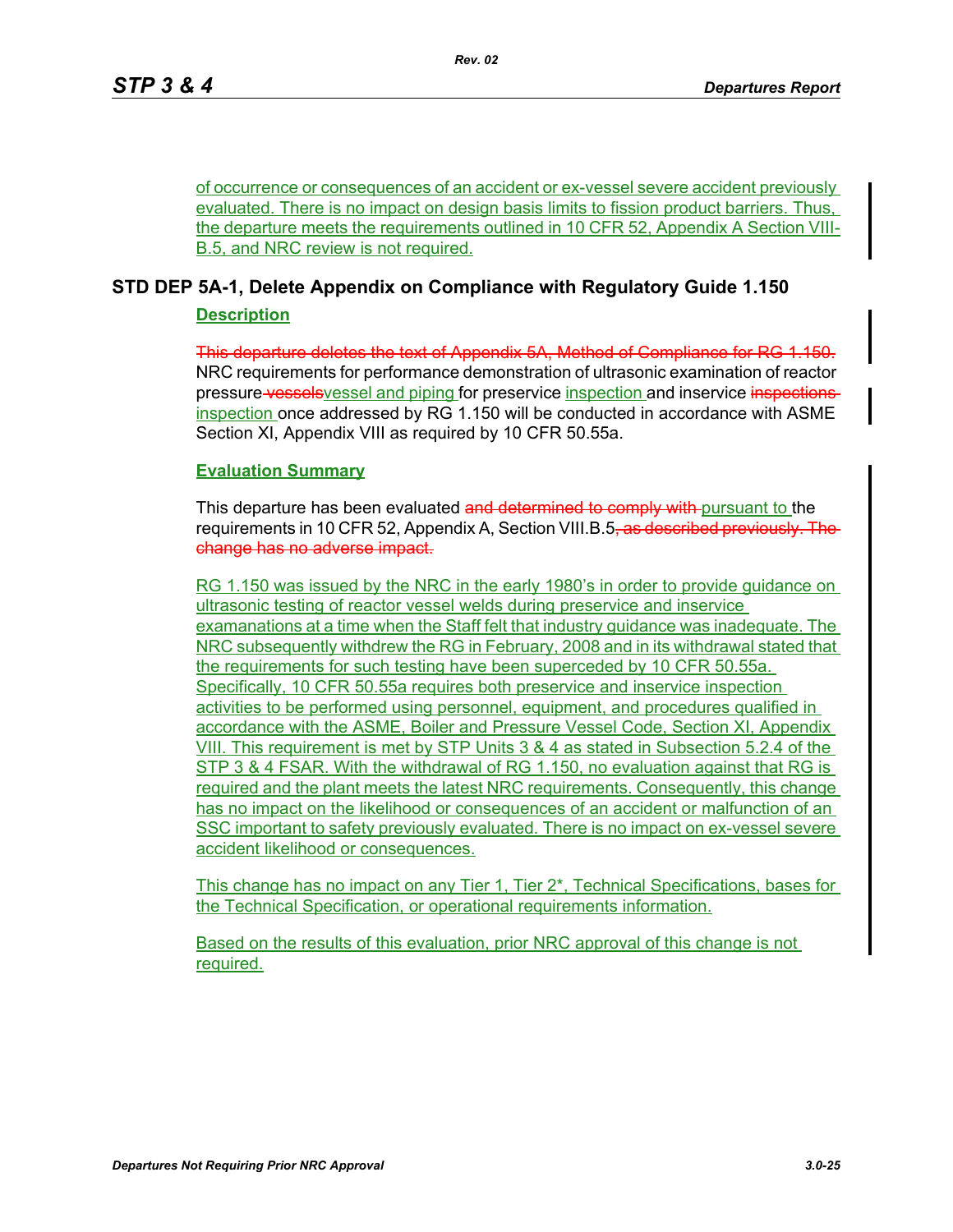of occurrence or consequences of an accident or ex-vessel severe accident previously evaluated. There is no impact on design basis limits to fission product barriers. Thus, the departure meets the requirements outlined in 10 CFR 52, Appendix A Section VIII-B.5, and NRC review is not required.

## STD DEP 5A-1, Delete Appendix on Compliance with Regulatory Guide 1.150

### Description

~~This departure deletes the text of Appendix 5A, Method of Compliance for RG 1.150.~~ NRC requirements for performance demonstration of ultrasonic examination of reactor pressure ~~vessels~~vessel and piping for preservice inspection and inservice ~~inspections~~ inspection once addressed by RG 1.150 will be conducted in accordance with ASME Section XI, Appendix VIII as required by 10 CFR 50.55a.

### Evaluation Summary

This departure has been evaluated ~~and determined to comply with~~ pursuant to the requirements in 10 CFR 52, Appendix A, Section VIII.B.5~~, as described previously. The change has no adverse impact.~~

RG 1.150 was issued by the NRC in the early 1980's in order to provide guidance on ultrasonic testing of reactor vessel welds during preservice and inservice examanations at a time when the Staff felt that industry guidance was inadequate. The NRC subsequently withdrew the RG in February, 2008 and in its withdrawal stated that the requirements for such testing have been superceded by 10 CFR 50.55a. Specifically, 10 CFR 50.55a requires both preservice and inservice inspection activities to be performed using personnel, equipment, and procedures qualified in accordance with the ASME, Boiler and Pressure Vessel Code, Section XI, Appendix VIII. This requirement is met by STP Units 3 & 4 as stated in Subsection 5.2.4 of the STP 3 & 4 FSAR. With the withdrawal of RG 1.150, no evaluation against that RG is required and the plant meets the latest NRC requirements. Consequently, this change has no impact on the likelihood or consequences of an accident or malfunction of an SSC important to safety previously evaluated. There is no impact on ex-vessel severe accident likelihood or consequences.

This change has no impact on any Tier 1, Tier 2*, Technical Specifications, bases for the Technical Specification, or operational requirements information.

Based on the results of this evaluation, prior NRC approval of this change is not required.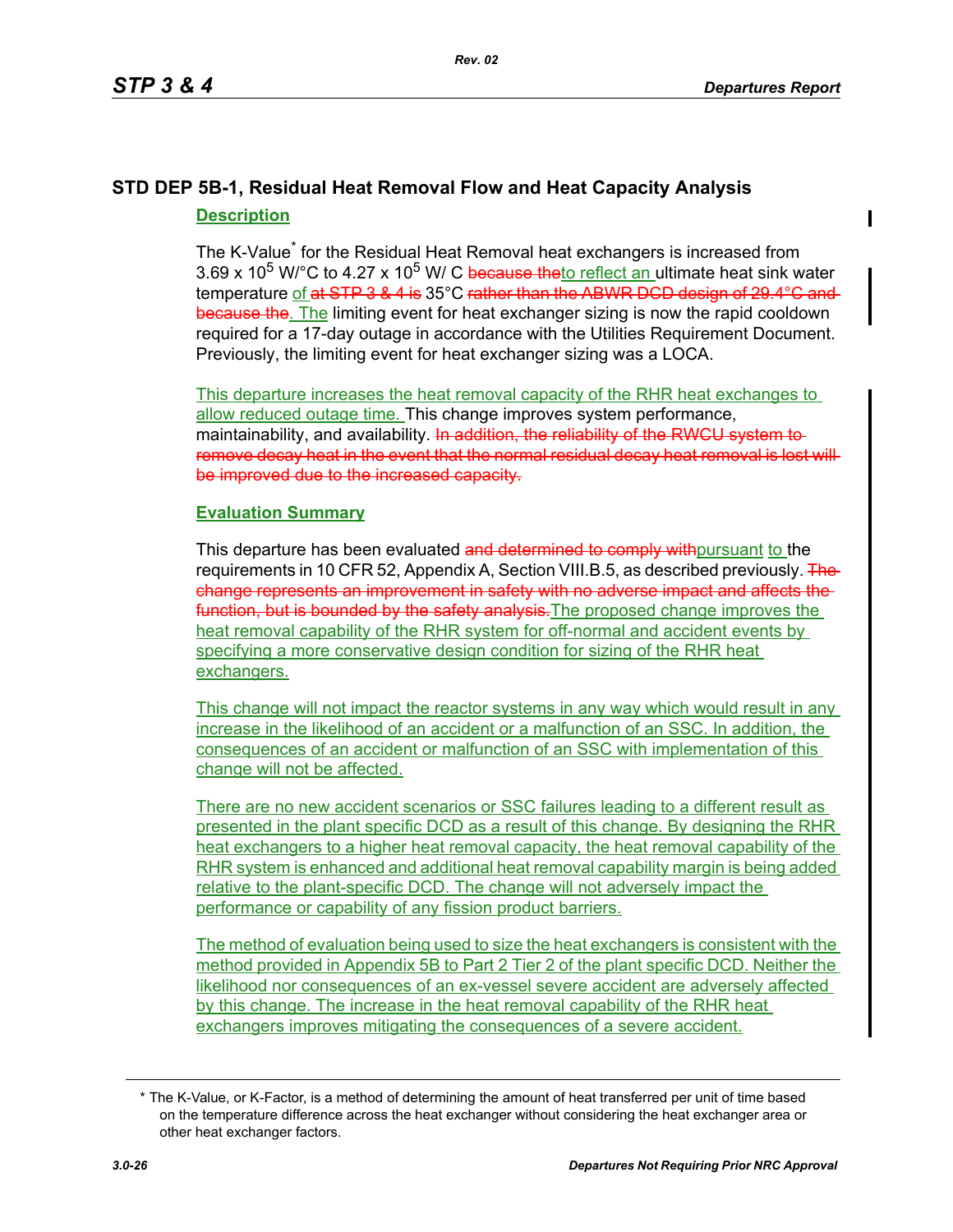## STD DEP 5B-1, Residual Heat Removal Flow and Heat Capacity Analysis

### Description

The K-Value* for the Residual Heat Removal heat exchangers is increased from $3.69 \times 10^5$ W/°C to $4.27 \times 10^5$ W/ C ~~because the~~to reflect an ultimate heat sink water temperature of ~~at STP 3 & 4 is~~ 35°C ~~rather than the ABWR DCD design of 29.4°C and because the~~. The limiting event for heat exchanger sizing is now the rapid cooldown required for a 17-day outage in accordance with the Utilities Requirement Document. Previously, the limiting event for heat exchanger sizing was a LOCA.

This departure increases the heat removal capacity of the RHR heat exchanges to allow reduced outage time. This change improves system performance, maintainability, and availability. ~~In addition, the reliability of the RWCU system to remove decay heat in the event that the normal residual decay heat removal is lost will be improved due to the increased capacity.~~

### Evaluation Summary

This departure has been evaluated ~~and determined to comply with~~pursuant to the requirements in 10 CFR 52, Appendix A, Section VIII.B.5, as described previously. ~~The change represents an improvement in safety with no adverse impact and affects the function, but is bounded by the safety analysis.~~The proposed change improves the heat removal capability of the RHR system for off-normal and accident events by specifying a more conservative design condition for sizing of the RHR heat exchangers.

This change will not impact the reactor systems in any way which would result in any increase in the likelihood of an accident or a malfunction of an SSC. In addition, the consequences of an accident or malfunction of an SSC with implementation of this change will not be affected.

There are no new accident scenarios or SSC failures leading to a different result as presented in the plant specific DCD as a result of this change. By designing the RHR heat exchangers to a higher heat removal capacity, the heat removal capability of the RHR system is enhanced and additional heat removal capability margin is being added relative to the plant-specific DCD. The change will not adversely impact the performance or capability of any fission product barriers.

The method of evaluation being used to size the heat exchangers is consistent with the method provided in Appendix 5B to Part 2 Tier 2 of the plant specific DCD. Neither the likelihood nor consequences of an ex-vessel severe accident are adversely affected by this change. The increase in the heat removal capability of the RHR heat exchangers improves mitigating the consequences of a severe accident.

---

* The K-Value, or K-Factor, is a method of determining the amount of heat transferred per unit of time based on the temperature difference across the heat exchanger without considering the heat exchanger area or other heat exchanger factors.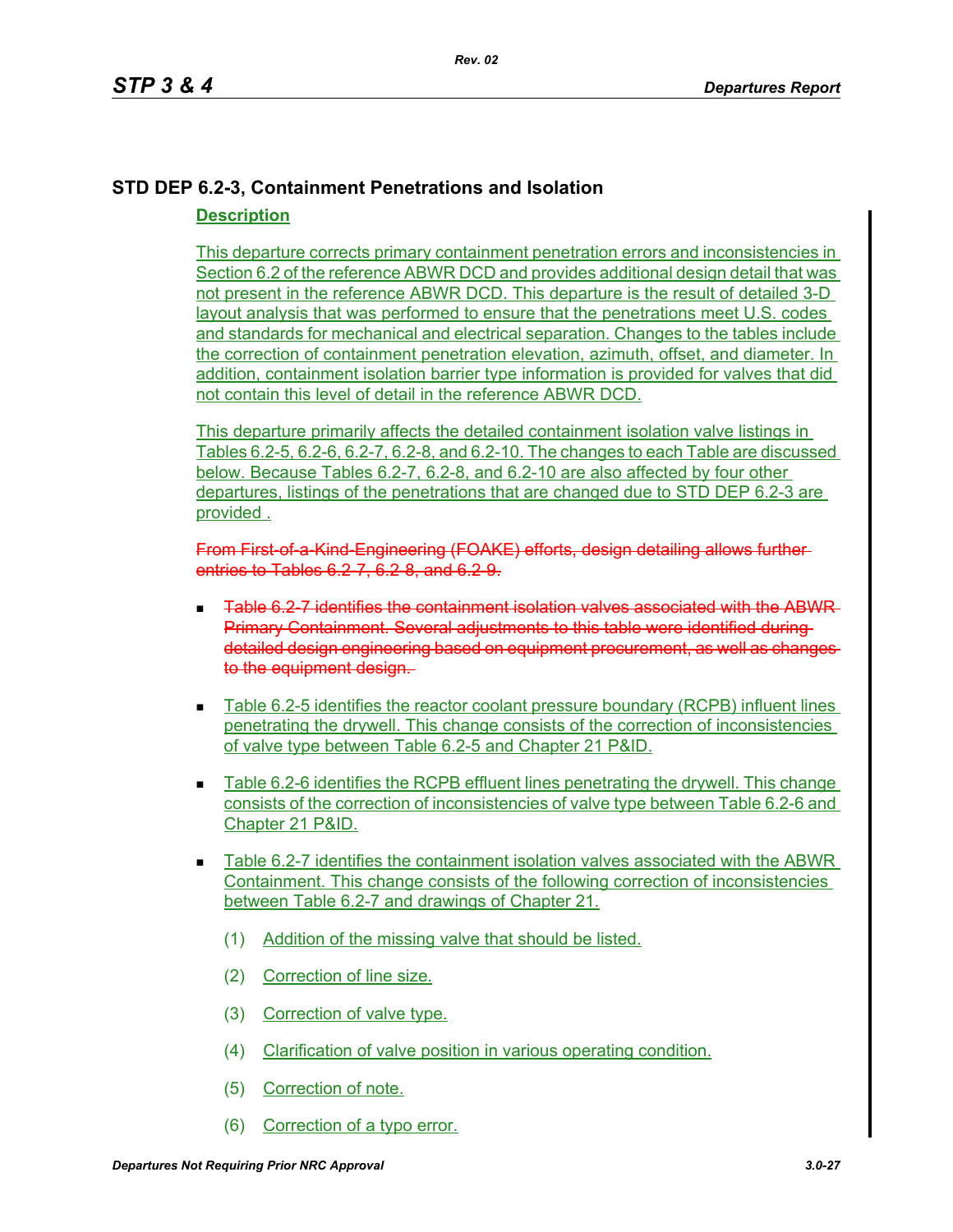## STD DEP 6.2-3, Containment Penetrations and Isolation

### Description

This departure corrects primary containment penetration errors and inconsistencies in Section 6.2 of the reference ABWR DCD and provides additional design detail that was not present in the reference ABWR DCD. This departure is the result of detailed 3-D layout analysis that was performed to ensure that the penetrations meet U.S. codes and standards for mechanical and electrical separation. Changes to the tables include the correction of containment penetration elevation, azimuth, offset, and diameter. In addition, containment isolation barrier type information is provided for valves that did not contain this level of detail in the reference ABWR DCD.

This departure primarily affects the detailed containment isolation valve listings in Tables 6.2-5, 6.2-6, 6.2-7, 6.2-8, and 6.2-10. The changes to each Table are discussed below. Because Tables 6.2-7, 6.2-8, and 6.2-10 are also affected by four other departures, listings of the penetrations that are changed due to STD DEP 6.2-3 are provided .

~~From First-of-a-Kind-Engineering (FOAKE) efforts, design detailing allows further entries to Tables 6.2-7, 6.2-8, and 6.2-9.~~

- ~~Table 6.2-7 identifies the containment isolation valves associated with the ABWR Primary Containment. Several adjustments to this table were identified during detailed design engineering based on equipment procurement, as well as changes to the equipment design.~~
- Table 6.2-5 identifies the reactor coolant pressure boundary (RCPB) influent lines penetrating the drywell. This change consists of the correction of inconsistencies of valve type between Table 6.2-5 and Chapter 21 P&ID.
- Table 6.2-6 identifies the RCPB effluent lines penetrating the drywell. This change consists of the correction of inconsistencies of valve type between Table 6.2-6 and Chapter 21 P&ID.
- Table 6.2-7 identifies the containment isolation valves associated with the ABWR Containment. This change consists of the following correction of inconsistencies between Table 6.2-7 and drawings of Chapter 21.
  - (1) Addition of the missing valve that should be listed.
  - (2) Correction of line size.
  - (3) Correction of valve type.
  - (4) Clarification of valve position in various operating condition.
  - (5) Correction of note.
  - (6) Correction of a typo error.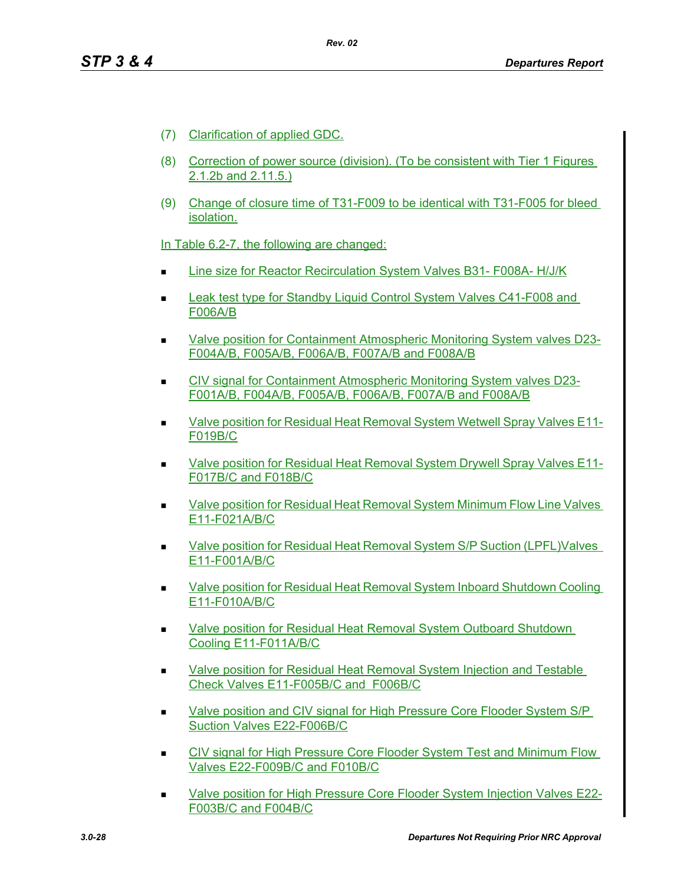(7) Clarification of applied GDC.

(8) Correction of power source (division). (To be consistent with Tier 1 Figures 2.1.2b and 2.11.5.)

(9) Change of closure time of T31-F009 to be identical with T31-F005 for bleed isolation.

In Table 6.2-7, the following are changed:

- Line size for Reactor Recirculation System Valves B31- F008A- H/J/K
- Leak test type for Standby Liquid Control System Valves C41-F008 and F006A/B
- Valve position for Containment Atmospheric Monitoring System valves D23-F004A/B, F005A/B, F006A/B, F007A/B and F008A/B
- CIV signal for Containment Atmospheric Monitoring System valves D23-F001A/B, F004A/B, F005A/B, F006A/B, F007A/B and F008A/B
- Valve position for Residual Heat Removal System Wetwell Spray Valves E11-F019B/C
- Valve position for Residual Heat Removal System Drywell Spray Valves E11-F017B/C and F018B/C
- Valve position for Residual Heat Removal System Minimum Flow Line Valves E11-F021A/B/C
- Valve position for Residual Heat Removal System S/P Suction (LPFL)Valves E11-F001A/B/C
- Valve position for Residual Heat Removal System Inboard Shutdown Cooling E11-F010A/B/C
- Valve position for Residual Heat Removal System Outboard Shutdown Cooling E11-F011A/B/C
- Valve position for Residual Heat Removal System Injection and Testable Check Valves E11-F005B/C and F006B/C
- Valve position and CIV signal for High Pressure Core Flooder System S/P Suction Valves E22-F006B/C
- CIV signal for High Pressure Core Flooder System Test and Minimum Flow Valves E22-F009B/C and F010B/C
- Valve position for High Pressure Core Flooder System Injection Valves E22-F003B/C and F004B/C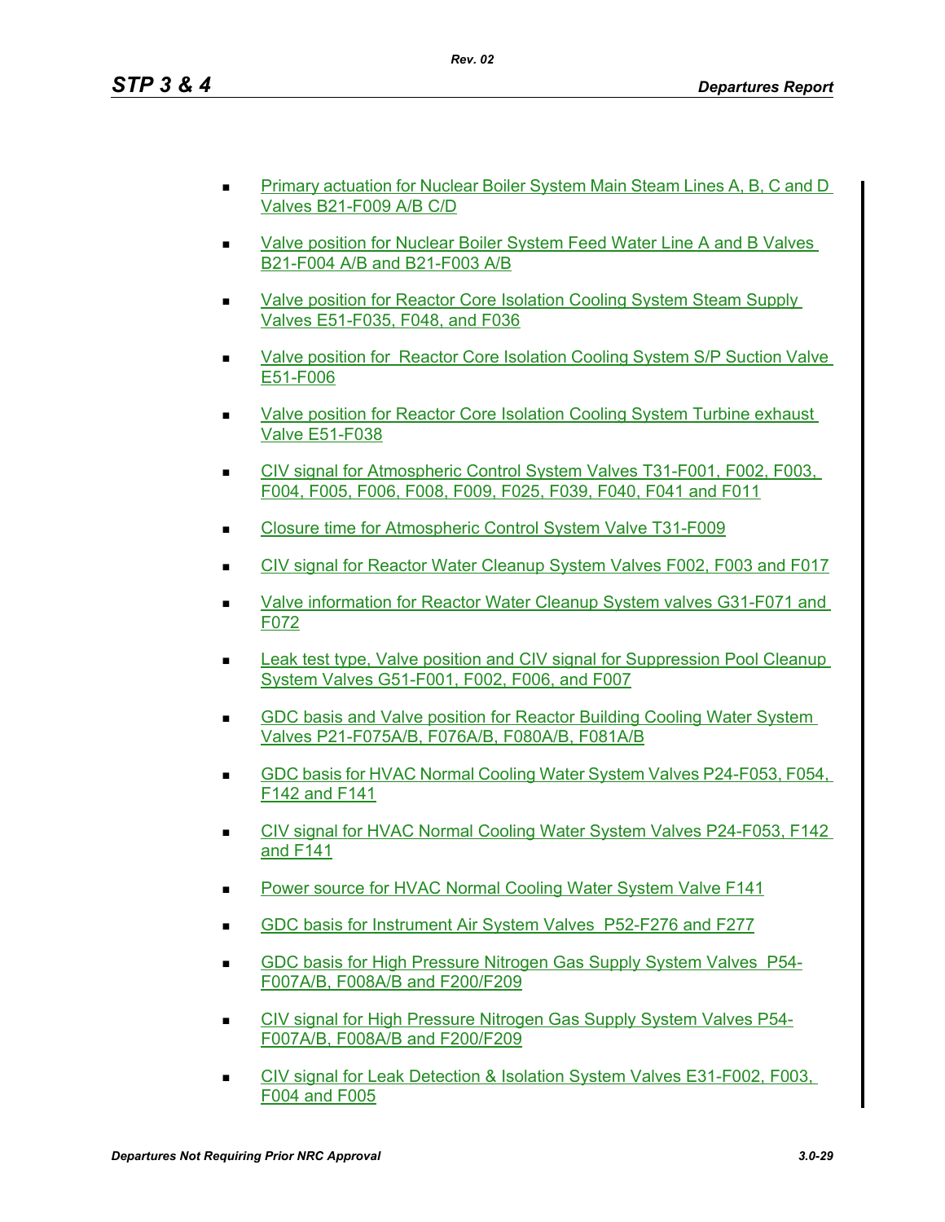- Primary actuation for Nuclear Boiler System Main Steam Lines A, B, C and D Valves B21-F009 A/B C/D
- Valve position for Nuclear Boiler System Feed Water Line A and B Valves B21-F004 A/B and B21-F003 A/B
- Valve position for Reactor Core Isolation Cooling System Steam Supply Valves E51-F035, F048, and F036
- Valve position for Reactor Core Isolation Cooling System S/P Suction Valve E51-F006
- Valve position for Reactor Core Isolation Cooling System Turbine exhaust Valve E51-F038
- CIV signal for Atmospheric Control System Valves T31-F001, F002, F003, F004, F005, F006, F008, F009, F025, F039, F040, F041 and F011
- Closure time for Atmospheric Control System Valve T31-F009
- CIV signal for Reactor Water Cleanup System Valves F002, F003 and F017
- Valve information for Reactor Water Cleanup System valves G31-F071 and F072
- Leak test type, Valve position and CIV signal for Suppression Pool Cleanup System Valves G51-F001, F002, F006, and F007
- GDC basis and Valve position for Reactor Building Cooling Water System Valves P21-F075A/B, F076A/B, F080A/B, F081A/B
- GDC basis for HVAC Normal Cooling Water System Valves P24-F053, F054, F142 and F141
- CIV signal for HVAC Normal Cooling Water System Valves P24-F053, F142 and F141
- Power source for HVAC Normal Cooling Water System Valve F141
- GDC basis for Instrument Air System Valves P52-F276 and F277
- GDC basis for High Pressure Nitrogen Gas Supply System Valves P54-F007A/B, F008A/B and F200/F209
- CIV signal for High Pressure Nitrogen Gas Supply System Valves P54-F007A/B, F008A/B and F200/F209
- CIV signal for Leak Detection & Isolation System Valves E31-F002, F003, F004 and F005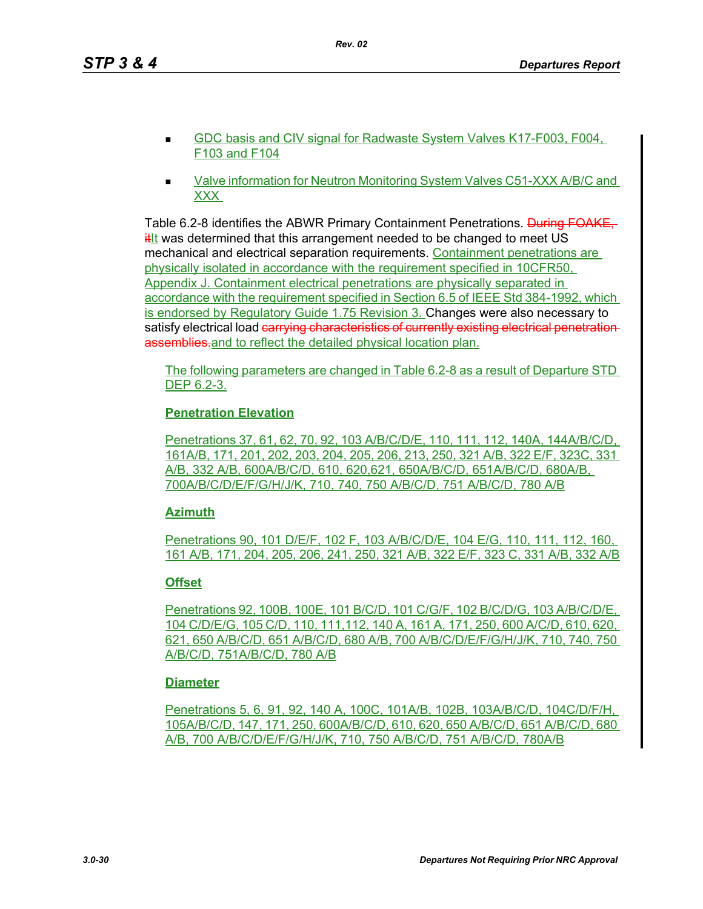- GDC basis and CIV signal for Radwaste System Valves K17-F003, F004, F103 and F104
- Valve information for Neutron Monitoring System Valves C51-XXX A/B/C and XXX

Table 6.2-8 identifies the ABWR Primary Containment Penetrations. ~~During FOAKE, it~~It was determined that this arrangement needed to be changed to meet US mechanical and electrical separation requirements. Containment penetrations are physically isolated in accordance with the requirement specified in 10CFR50, Appendix J. Containment electrical penetrations are physically separated in accordance with the requirement specified in Section 6.5 of IEEE Std 384-1992, which is endorsed by Regulatory Guide 1.75 Revision 3. Changes were also necessary to satisfy electrical load ~~carrying characteristics of currently existing electrical penetration assemblies.~~and to reflect the detailed physical location plan.

The following parameters are changed in Table 6.2-8 as a result of Departure STD DEP 6.2-3.

**Penetration Elevation**

Penetrations 37, 61, 62, 70, 92, 103 A/B/C/D/E, 110, 111, 112, 140A, 144A/B/C/D, 161A/B, 171, 201, 202, 203, 204, 205, 206, 213, 250, 321 A/B, 322 E/F, 323C, 331 A/B, 332 A/B, 600A/B/C/D, 610, 620,621, 650A/B/C/D, 651A/B/C/D, 680A/B, 700A/B/C/D/E/F/G/H/J/K, 710, 740, 750 A/B/C/D, 751 A/B/C/D, 780 A/B

**Azimuth**

Penetrations 90, 101 D/E/F, 102 F, 103 A/B/C/D/E, 104 E/G, 110, 111, 112, 160, 161 A/B, 171, 204, 205, 206, 241, 250, 321 A/B, 322 E/F, 323 C, 331 A/B, 332 A/B

**Offset**

Penetrations 92, 100B, 100E, 101 B/C/D, 101 C/G/F, 102 B/C/D/G, 103 A/B/C/D/E, 104 C/D/E/G, 105 C/D, 110, 111,112, 140 A, 161 A, 171, 250, 600 A/C/D, 610, 620, 621, 650 A/B/C/D, 651 A/B/C/D, 680 A/B, 700 A/B/C/D/E/F/G/H/J/K, 710, 740, 750 A/B/C/D, 751A/B/C/D, 780 A/B

**Diameter**

Penetrations 5, 6, 91, 92, 140 A, 100C, 101A/B, 102B, 103A/B/C/D, 104C/D/F/H, 105A/B/C/D, 147, 171, 250, 600A/B/C/D, 610, 620, 650 A/B/C/D, 651 A/B/C/D, 680 A/B, 700 A/B/C/D/E/F/G/H/J/K, 710, 750 A/B/C/D, 751 A/B/C/D, 780A/B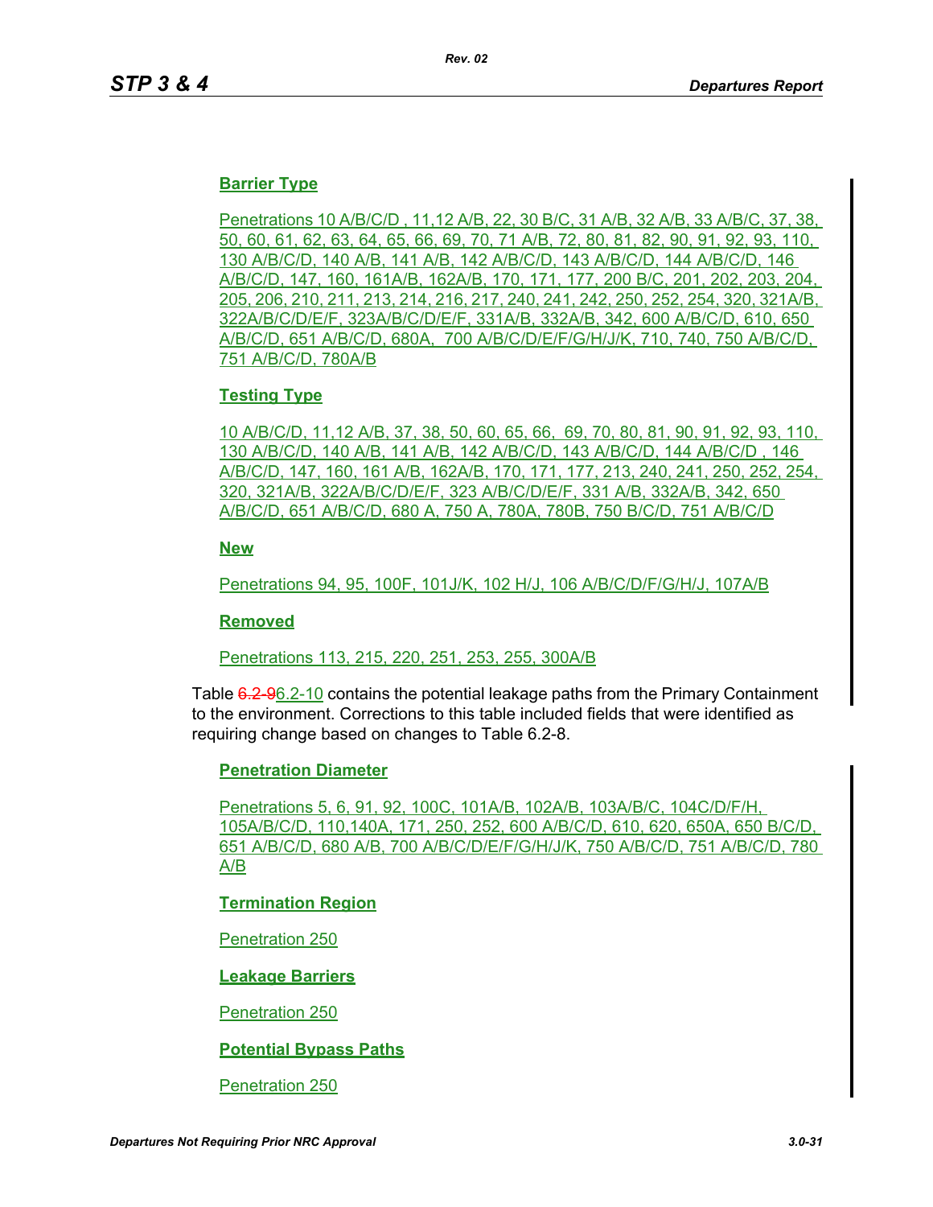**Barrier Type**

Penetrations 10 A/B/C/D , 11,12 A/B, 22, 30 B/C, 31 A/B, 32 A/B, 33 A/B/C, 37, 38, 50, 60, 61, 62, 63, 64, 65, 66, 69, 70, 71 A/B, 72, 80, 81, 82, 90, 91, 92, 93, 110, 130 A/B/C/D, 140 A/B, 141 A/B, 142 A/B/C/D, 143 A/B/C/D, 144 A/B/C/D, 146 A/B/C/D, 147, 160, 161A/B, 162A/B, 170, 171, 177, 200 B/C, 201, 202, 203, 204, 205, 206, 210, 211, 213, 214, 216, 217, 240, 241, 242, 250, 252, 254, 320, 321A/B, 322A/B/C/D/E/F, 323A/B/C/D/E/F, 331A/B, 332A/B, 342, 600 A/B/C/D, 610, 650 A/B/C/D, 651 A/B/C/D, 680A, 700 A/B/C/D/E/F/G/H/J/K, 710, 740, 750 A/B/C/D, 751 A/B/C/D, 780A/B

**Testing Type**

10 A/B/C/D, 11,12 A/B, 37, 38, 50, 60, 65, 66, 69, 70, 80, 81, 90, 91, 92, 93, 110, 130 A/B/C/D, 140 A/B, 141 A/B, 142 A/B/C/D, 143 A/B/C/D, 144 A/B/C/D , 146 A/B/C/D, 147, 160, 161 A/B, 162A/B, 170, 171, 177, 213, 240, 241, 250, 252, 254, 320, 321A/B, 322A/B/C/D/E/F, 323 A/B/C/D/E/F, 331 A/B, 332A/B, 342, 650 A/B/C/D, 651 A/B/C/D, 680 A, 750 A, 780A, 780B, 750 B/C/D, 751 A/B/C/D

**New**

Penetrations 94, 95, 100F, 101J/K, 102 H/J, 106 A/B/C/D/F/G/H/J, 107A/B

**Removed**

Penetrations 113, 215, 220, 251, 253, 255, 300A/B

Table ~~6.2-9~~6.2-10 contains the potential leakage paths from the Primary Containment to the environment. Corrections to this table included fields that were identified as requiring change based on changes to Table 6.2-8.

**Penetration Diameter**

Penetrations 5, 6, 91, 92, 100C, 101A/B, 102A/B, 103A/B/C, 104C/D/F/H, 105A/B/C/D, 110,140A, 171, 250, 252, 600 A/B/C/D, 610, 620, 650A, 650 B/C/D, 651 A/B/C/D, 680 A/B, 700 A/B/C/D/E/F/G/H/J/K, 750 A/B/C/D, 751 A/B/C/D, 780 A/B

**Termination Region**

Penetration 250

**Leakage Barriers**

Penetration 250

**Potential Bypass Paths**

Penetration 250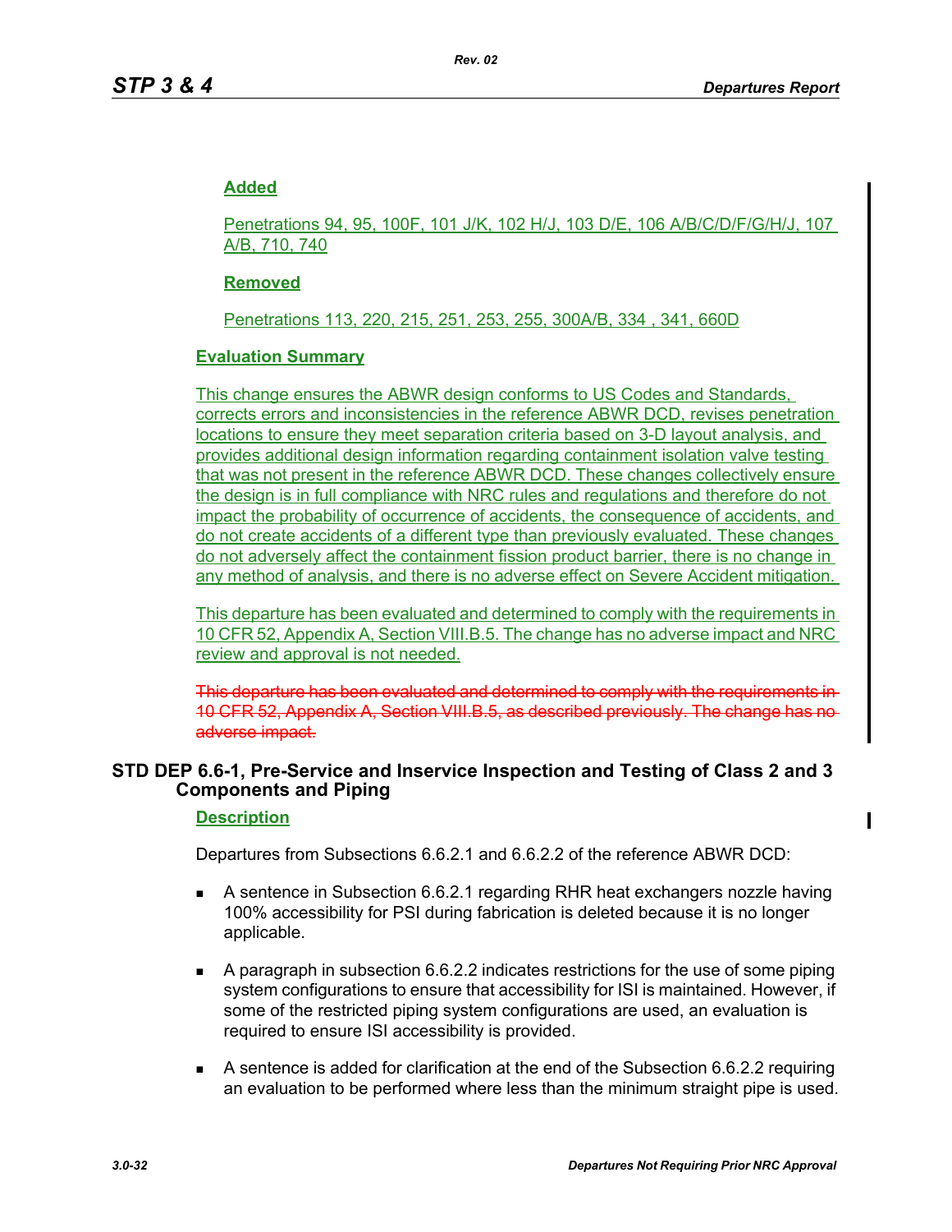**Added**

Penetrations 94, 95, 100F, 101 J/K, 102 H/J, 103 D/E, 106 A/B/C/D/F/G/H/J, 107 A/B, 710, 740

**Removed**

Penetrations 113, 220, 215, 251, 253, 255, 300A/B, 334 , 341, 660D

**Evaluation Summary**

This change ensures the ABWR design conforms to US Codes and Standards, corrects errors and inconsistencies in the reference ABWR DCD, revises penetration locations to ensure they meet separation criteria based on 3-D layout analysis, and provides additional design information regarding containment isolation valve testing that was not present in the reference ABWR DCD. These changes collectively ensure the design is in full compliance with NRC rules and regulations and therefore do not impact the probability of occurrence of accidents, the consequence of accidents, and do not create accidents of a different type than previously evaluated. These changes do not adversely affect the containment fission product barrier, there is no change in any method of analysis, and there is no adverse effect on Severe Accident mitigation.

This departure has been evaluated and determined to comply with the requirements in 10 CFR 52, Appendix A, Section VIII.B.5. The change has no adverse impact and NRC review and approval is not needed.

~~This departure has been evaluated and determined to comply with the requirements in 10 CFR 52, Appendix A, Section VIII.B.5, as described previously. The change has no adverse impact.~~

## STD DEP 6.6-1, Pre-Service and Inservice Inspection and Testing of Class 2 and 3 Components and Piping

**Description**

Departures from Subsections 6.6.2.1 and 6.6.2.2 of the reference ABWR DCD:

- A sentence in Subsection 6.6.2.1 regarding RHR heat exchangers nozzle having 100% accessibility for PSI during fabrication is deleted because it is no longer applicable.
- A paragraph in subsection 6.6.2.2 indicates restrictions for the use of some piping system configurations to ensure that accessibility for ISI is maintained. However, if some of the restricted piping system configurations are used, an evaluation is required to ensure ISI accessibility is provided.
- A sentence is added for clarification at the end of the Subsection 6.6.2.2 requiring an evaluation to be performed where less than the minimum straight pipe is used.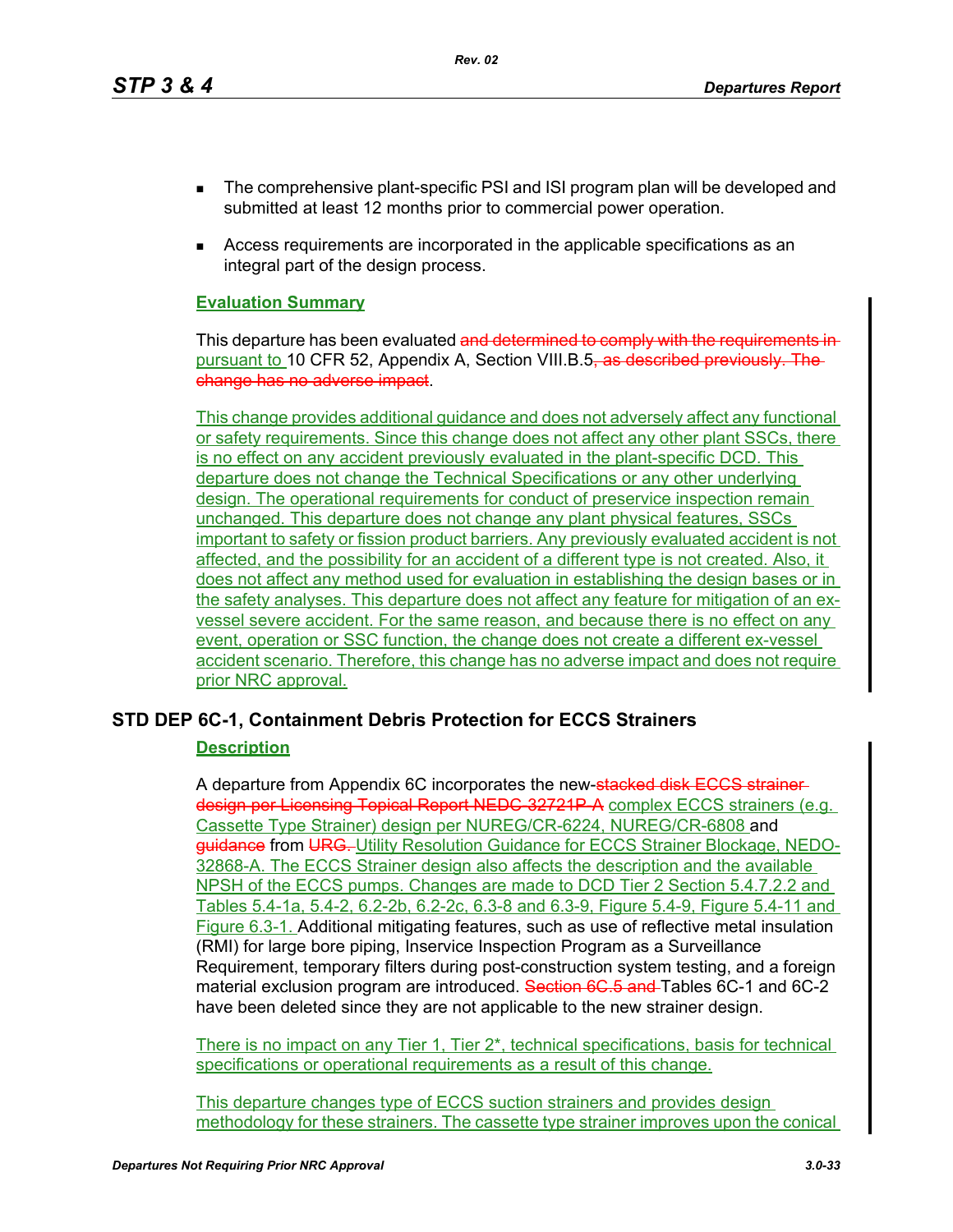- The comprehensive plant-specific PSI and ISI program plan will be developed and submitted at least 12 months prior to commercial power operation.
- Access requirements are incorporated in the applicable specifications as an integral part of the design process.

**Evaluation Summary**

This departure has been evaluated ~~and determined to comply with the requirements in~~ pursuant to 10 CFR 52, Appendix A, Section VIII.B.5~~, as described previously. The change has no adverse impact~~.

This change provides additional guidance and does not adversely affect any functional or safety requirements. Since this change does not affect any other plant SSCs, there is no effect on any accident previously evaluated in the plant-specific DCD. This departure does not change the Technical Specifications or any other underlying design. The operational requirements for conduct of preservice inspection remain unchanged. This departure does not change any plant physical features, SSCs important to safety or fission product barriers. Any previously evaluated accident is not affected, and the possibility for an accident of a different type is not created. Also, it does not affect any method used for evaluation in establishing the design bases or in the safety analyses. This departure does not affect any feature for mitigation of an ex-vessel severe accident. For the same reason, and because there is no effect on any event, operation or SSC function, the change does not create a different ex-vessel accident scenario. Therefore, this change has no adverse impact and does not require prior NRC approval.

## STD DEP 6C-1, Containment Debris Protection for ECCS Strainers

**Description**

A departure from Appendix 6C incorporates the new ~~stacked disk ECCS strainer design per Licensing Topical Report NEDC-32721P-A~~ complex ECCS strainers (e.g. Cassette Type Strainer) design per NUREG/CR-6224, NUREG/CR-6808 and ~~guidance~~ from ~~URG.~~ Utility Resolution Guidance for ECCS Strainer Blockage, NEDO-32868-A. The ECCS Strainer design also affects the description and the available NPSH of the ECCS pumps. Changes are made to DCD Tier 2 Section 5.4.7.2.2 and Tables 5.4-1a, 5.4-2, 6.2-2b, 6.2-2c, 6.3-8 and 6.3-9, Figure 5.4-9, Figure 5.4-11 and Figure 6.3-1. Additional mitigating features, such as use of reflective metal insulation (RMI) for large bore piping, Inservice Inspection Program as a Surveillance Requirement, temporary filters during post-construction system testing, and a foreign material exclusion program are introduced. ~~Section 6C.5 and~~ Tables 6C-1 and 6C-2 have been deleted since they are not applicable to the new strainer design.

There is no impact on any Tier 1, Tier 2*, technical specifications, basis for technical specifications or operational requirements as a result of this change.

This departure changes type of ECCS suction strainers and provides design methodology for these strainers. The cassette type strainer improves upon the conical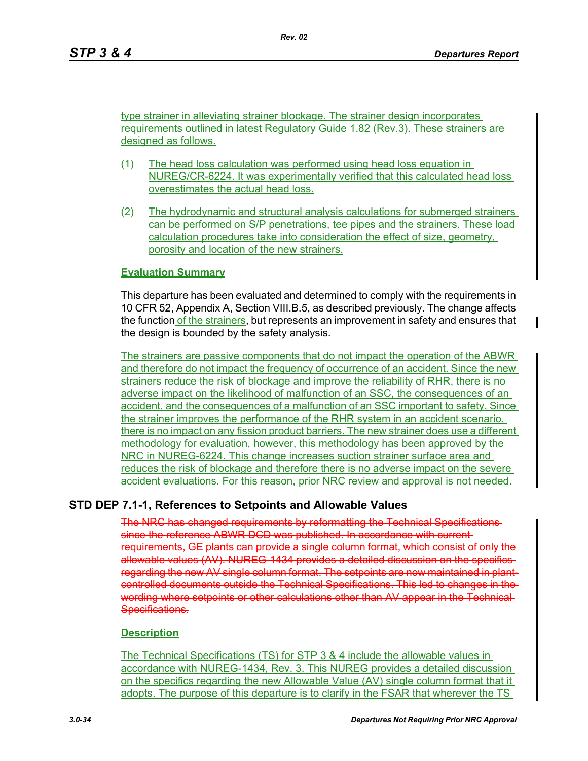type strainer in alleviating strainer blockage. The strainer design incorporates requirements outlined in latest Regulatory Guide 1.82 (Rev.3). These strainers are designed as follows.

(1) The head loss calculation was performed using head loss equation in NUREG/CR-6224. It was experimentally verified that this calculated head loss overestimates the actual head loss.

(2) The hydrodynamic and structural analysis calculations for submerged strainers can be performed on S/P penetrations, tee pipes and the strainers. These load calculation procedures take into consideration the effect of size, geometry, porosity and location of the new strainers.

**Evaluation Summary**

This departure has been evaluated and determined to comply with the requirements in 10 CFR 52, Appendix A, Section VIII.B.5, as described previously. The change affects the function of the strainers, but represents an improvement in safety and ensures that the design is bounded by the safety analysis.

The strainers are passive components that do not impact the operation of the ABWR and therefore do not impact the frequency of occurrence of an accident. Since the new strainers reduce the risk of blockage and improve the reliability of RHR, there is no adverse impact on the likelihood of malfunction of an SSC, the consequences of an accident, and the consequences of a malfunction of an SSC important to safety. Since the strainer improves the performance of the RHR system in an accident scenario, there is no impact on any fission product barriers. The new strainer does use a different methodology for evaluation, however, this methodology has been approved by the NRC in NUREG-6224. This change increases suction strainer surface area and reduces the risk of blockage and therefore there is no adverse impact on the severe accident evaluations. For this reason, prior NRC review and approval is not needed.

## STD DEP 7.1-1, References to Setpoints and Allowable Values

~~The NRC has changed requirements by reformatting the Technical Specifications since the reference ABWR DCD was published. In accordance with current requirements, GE plants can provide a single column format, which consist of only the allowable values (AV). NUREG-1434 provides a detailed discussion on the specifics regarding the new AV single column format. The setpoints are now maintained in plant-controlled documents outside the Technical Specifications. This led to changes in the wording where setpoints or other calculations other than AV appear in the Technical Specifications.~~

**Description**

The Technical Specifications (TS) for STP 3 & 4 include the allowable values in accordance with NUREG-1434, Rev. 3. This NUREG provides a detailed discussion on the specifics regarding the new Allowable Value (AV) single column format that it adopts. The purpose of this departure is to clarify in the FSAR that wherever the TS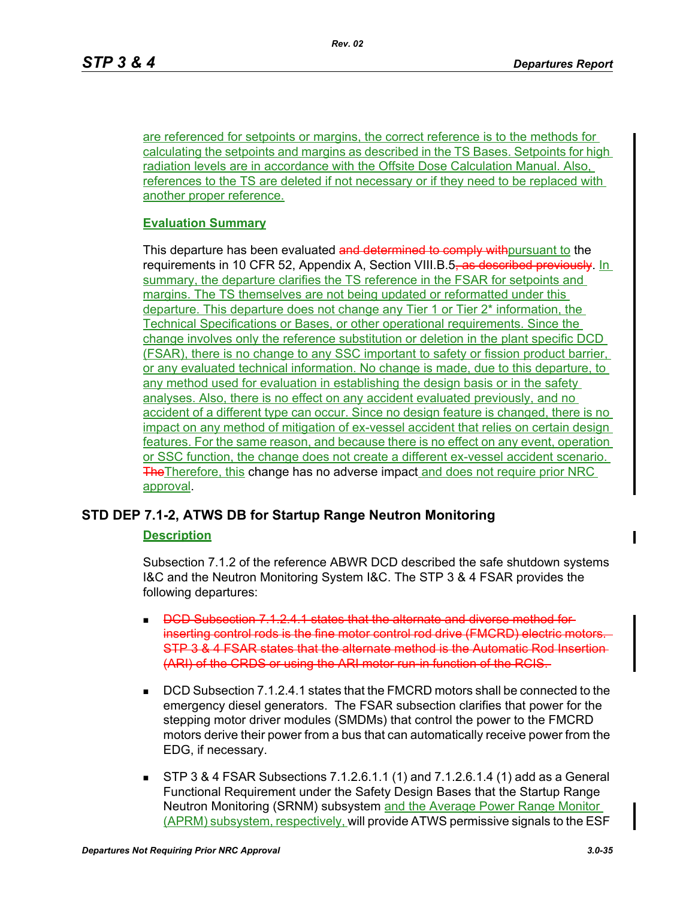are referenced for setpoints or margins, the correct reference is to the methods for calculating the setpoints and margins as described in the TS Bases. Setpoints for high radiation levels are in accordance with the Offsite Dose Calculation Manual. Also, references to the TS are deleted if not necessary or if they need to be replaced with another proper reference.

**Evaluation Summary**

This departure has been evaluated ~~and determined to comply with~~pursuant to the requirements in 10 CFR 52, Appendix A, Section VIII.B.5~~, as described previously~~. In summary, the departure clarifies the TS reference in the FSAR for setpoints and margins. The TS themselves are not being updated or reformatted under this departure. This departure does not change any Tier 1 or Tier 2* information, the Technical Specifications or Bases, or other operational requirements. Since the change involves only the reference substitution or deletion in the plant specific DCD (FSAR), there is no change to any SSC important to safety or fission product barrier, or any evaluated technical information. No change is made, due to this departure, to any method used for evaluation in establishing the design basis or in the safety analyses. Also, there is no effect on any accident evaluated previously, and no accident of a different type can occur. Since no design feature is changed, there is no impact on any method of mitigation of ex-vessel accident that relies on certain design features. For the same reason, and because there is no effect on any event, operation or SSC function, the change does not create a different ex-vessel accident scenario. ~~The~~Therefore, this change has no adverse impact and does not require prior NRC approval.

## STD DEP 7.1-2, ATWS DB for Startup Range Neutron Monitoring

**Description**

Subsection 7.1.2 of the reference ABWR DCD described the safe shutdown systems I&C and the Neutron Monitoring System I&C. The STP 3 & 4 FSAR provides the following departures:

- ~~DCD Subsection 7.1.2.4.1 states that the alternate and diverse method for inserting control rods is the fine motor control rod drive (FMCRD) electric motors. STP 3 & 4 FSAR states that the alternate method is the Automatic Rod Insertion (ARI) of the CRDS or using the ARI motor run-in function of the RCIS.~~

- DCD Subsection 7.1.2.4.1 states that the FMCRD motors shall be connected to the emergency diesel generators. The FSAR subsection clarifies that power for the stepping motor driver modules (SMDMs) that control the power to the FMCRD motors derive their power from a bus that can automatically receive power from the EDG, if necessary.

- STP 3 & 4 FSAR Subsections 7.1.2.6.1.1 (1) and 7.1.2.6.1.4 (1) add as a General Functional Requirement under the Safety Design Bases that the Startup Range Neutron Monitoring (SRNM) subsystem and the Average Power Range Monitor (APRM) subsystem, respectively, will provide ATWS permissive signals to the ESF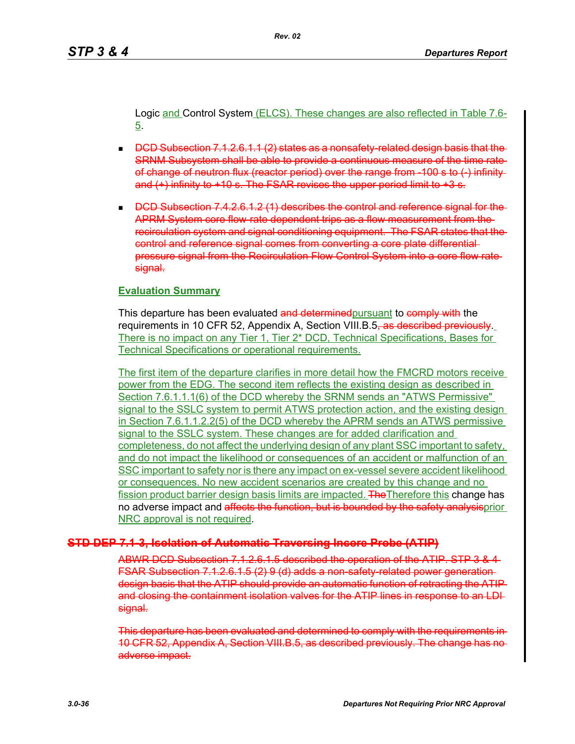Logic and Control System (ELCS). These changes are also reflected in Table 7.6-5.

- ~~DCD Subsection 7.1.2.6.1.1 (2) states as a nonsafety-related design basis that the SRNM Subsystem shall be able to provide a continuous measure of the time rate of change of neutron flux (reactor period) over the range from -100 s to (-) infinity and (+) infinity to +10 s. The FSAR revises the upper period limit to +3 s.~~

- ~~DCD Subsection 7.4.2.6.1.2 (1) describes the control and reference signal for the APRM System core flow-rate dependent trips as a flow measurement from the recirculation system and signal conditioning equipment. The FSAR states that the control and reference signal comes from converting a core plate differential pressure signal from the Recirculation Flow Control System into a core flow rate signal.~~

**Evaluation Summary**

This departure has been evaluated ~~and determined~~pursuant to ~~comply with~~ the requirements in 10 CFR 52, Appendix A, Section VIII.B.5~~, as described previously~~. There is no impact on any Tier 1, Tier 2* DCD, Technical Specifications, Bases for Technical Specifications or operational requirements.

The first item of the departure clarifies in more detail how the FMCRD motors receive power from the EDG. The second item reflects the existing design as described in Section 7.6.1.1.1(6) of the DCD whereby the SRNM sends an "ATWS Permissive" signal to the SSLC system to permit ATWS protection action, and the existing design in Section 7.6.1.1.2.2(5) of the DCD whereby the APRM sends an ATWS permissive signal to the SSLC system. These changes are for added clarification and completeness, do not affect the underlying design of any plant SSC important to safety, and do not impact the likelihood or consequences of an accident or malfunction of an SSC important to safety nor is there any impact on ex-vessel severe accident likelihood or consequences. No new accident scenarios are created by this change and no fission product barrier design basis limits are impacted. ~~The~~Therefore this change has no adverse impact and ~~affects the function, but is bounded by the safety analysis~~prior NRC approval is not required.

## ~~STD DEP 7.1-3, Isolation of Automatic Traversing Incore Probe (ATIP)~~

~~ABWR DCD Subsection 7.1.2.6.1.5 described the operation of the ATIP. STP 3 & 4 FSAR Subsection 7.1.2.6.1.5 (2) 9 (d) adds a non-safety-related power generation design basis that the ATIP should provide an automatic function of retracting the ATIP and closing the containment isolation valves for the ATIP lines in response to an LDI signal.~~

~~This departure has been evaluated and determined to comply with the requirements in 10 CFR 52, Appendix A, Section VIII.B.5, as described previously. The change has no adverse impact.~~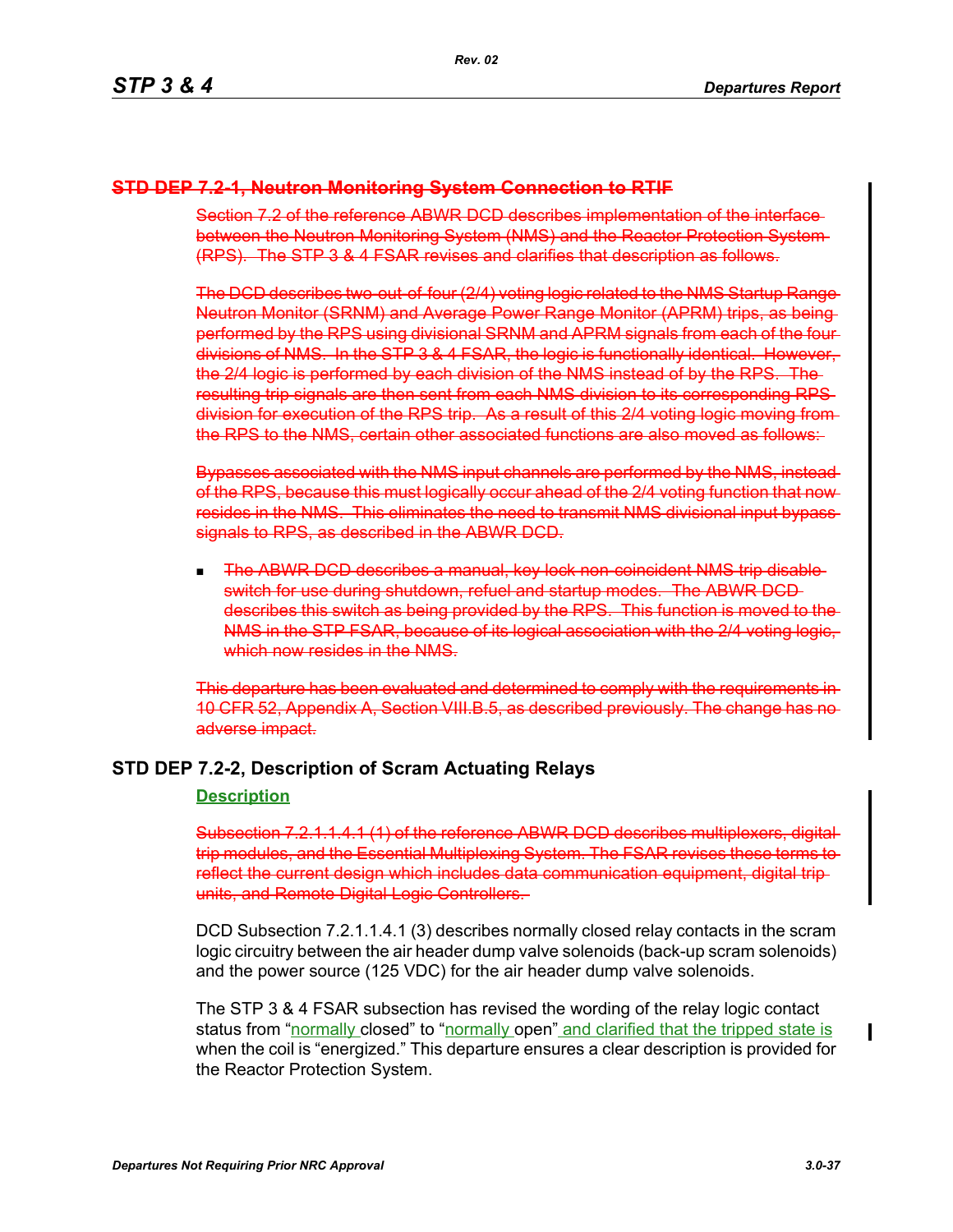## ~~STD DEP 7.2-1, Neutron Monitoring System Connection to RTIF~~

~~Section 7.2 of the reference ABWR DCD describes implementation of the interface between the Neutron Monitoring System (NMS) and the Reactor Protection System (RPS). The STP 3 & 4 FSAR revises and clarifies that description as follows.~~

~~The DCD describes two-out-of-four (2/4) voting logic related to the NMS Startup Range Neutron Monitor (SRNM) and Average Power Range Monitor (APRM) trips, as being performed by the RPS using divisional SRNM and APRM signals from each of the four divisions of NMS. In the STP 3 & 4 FSAR, the logic is functionally identical. However, the 2/4 logic is performed by each division of the NMS instead of by the RPS. The resulting trip signals are then sent from each NMS division to its corresponding RPS division for execution of the RPS trip. As a result of this 2/4 voting logic moving from the RPS to the NMS, certain other associated functions are also moved as follows:~~

~~Bypasses associated with the NMS input channels are performed by the NMS, instead of the RPS, because this must logically occur ahead of the 2/4 voting function that now resides in the NMS. This eliminates the need to transmit NMS divisional input bypass signals to RPS, as described in the ABWR DCD.~~

- ~~The ABWR DCD describes a manual, key lock non-coincident NMS trip disable switch for use during shutdown, refuel and startup modes. The ABWR DCD describes this switch as being provided by the RPS. This function is moved to the NMS in the STP FSAR, because of its logical association with the 2/4 voting logic, which now resides in the NMS.~~

~~This departure has been evaluated and determined to comply with the requirements in 10 CFR 52, Appendix A, Section VIII.B.5, as described previously. The change has no adverse impact.~~

## STD DEP 7.2-2, Description of Scram Actuating Relays

**Description**

~~Subsection 7.2.1.1.4.1 (1) of the reference ABWR DCD describes multiplexers, digital trip modules, and the Essential Multiplexing System. The FSAR revises these terms to reflect the current design which includes data communication equipment, digital trip units, and Remote Digital Logic Controllers.~~

DCD Subsection 7.2.1.1.4.1 (3) describes normally closed relay contacts in the scram logic circuitry between the air header dump valve solenoids (back-up scram solenoids) and the power source (125 VDC) for the air header dump valve solenoids.

The STP 3 & 4 FSAR subsection has revised the wording of the relay logic contact status from "normally closed" to "normally open" and clarified that the tripped state is when the coil is "energized." This departure ensures a clear description is provided for the Reactor Protection System.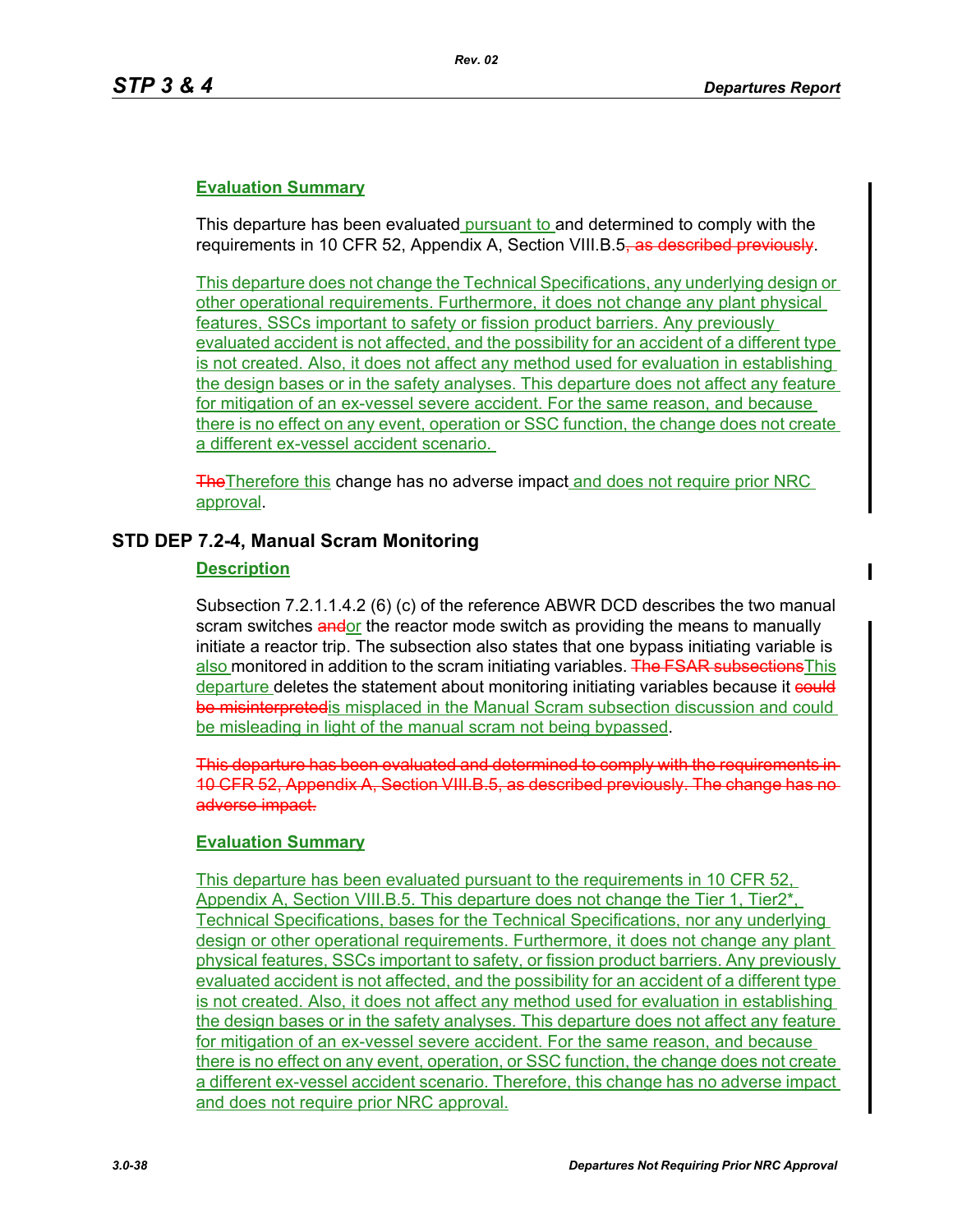### Evaluation Summary

This departure has been evaluated pursuant to and determined to comply with the requirements in 10 CFR 52, Appendix A, Section VIII.B.5~~, as described previously~~.

This departure does not change the Technical Specifications, any underlying design or other operational requirements. Furthermore, it does not change any plant physical features, SSCs important to safety or fission product barriers. Any previously evaluated accident is not affected, and the possibility for an accident of a different type is not created. Also, it does not affect any method used for evaluation in establishing the design bases or in the safety analyses. This departure does not affect any feature for mitigation of an ex-vessel severe accident. For the same reason, and because there is no effect on any event, operation or SSC function, the change does not create a different ex-vessel accident scenario.

~~The~~Therefore this change has no adverse impact and does not require prior NRC approval.

## STD DEP 7.2-4, Manual Scram Monitoring

### Description

Subsection 7.2.1.1.4.2 (6) (c) of the reference ABWR DCD describes the two manual scram switches ~~and~~or the reactor mode switch as providing the means to manually initiate a reactor trip. The subsection also states that one bypass initiating variable is also monitored in addition to the scram initiating variables. ~~The FSAR subsections~~This departure deletes the statement about monitoring initiating variables because it ~~could be misinterpreted~~is misplaced in the Manual Scram subsection discussion and could be misleading in light of the manual scram not being bypassed.

~~This departure has been evaluated and determined to comply with the requirements in 10 CFR 52, Appendix A, Section VIII.B.5, as described previously. The change has no adverse impact.~~

### Evaluation Summary

This departure has been evaluated pursuant to the requirements in 10 CFR 52, Appendix A, Section VIII.B.5. This departure does not change the Tier 1, Tier2*, Technical Specifications, bases for the Technical Specifications, nor any underlying design or other operational requirements. Furthermore, it does not change any plant physical features, SSCs important to safety, or fission product barriers. Any previously evaluated accident is not affected, and the possibility for an accident of a different type is not created. Also, it does not affect any method used for evaluation in establishing the design bases or in the safety analyses. This departure does not affect any feature for mitigation of an ex-vessel severe accident. For the same reason, and because there is no effect on any event, operation, or SSC function, the change does not create a different ex-vessel accident scenario. Therefore, this change has no adverse impact and does not require prior NRC approval.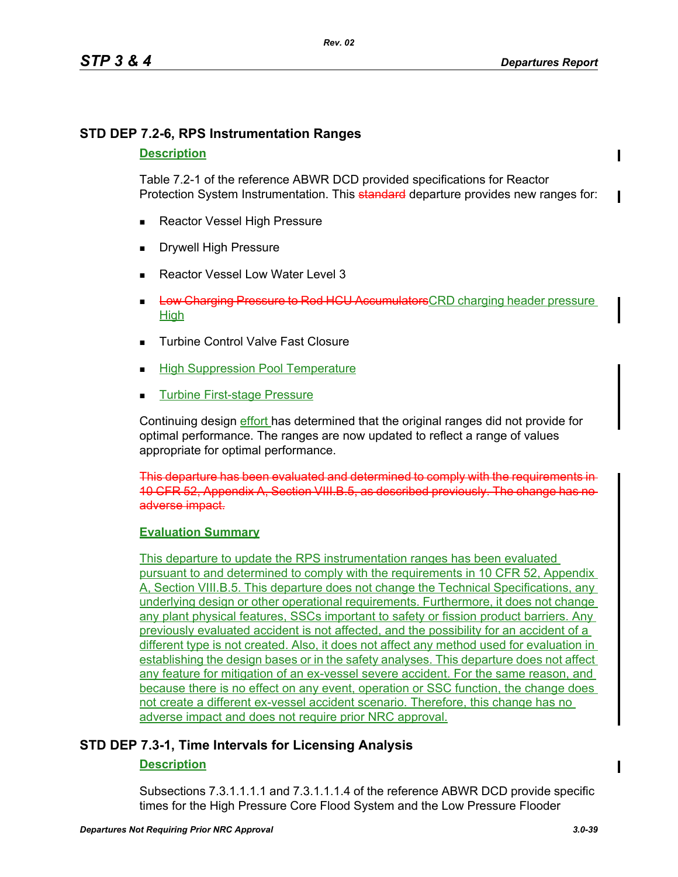## STD DEP 7.2-6, RPS Instrumentation Ranges

### Description

Table 7.2-1 of the reference ABWR DCD provided specifications for Reactor Protection System Instrumentation. This ~~standard~~ departure provides new ranges for:

- Reactor Vessel High Pressure
- Drywell High Pressure
- Reactor Vessel Low Water Level 3
- ~~Low Charging Pressure to Rod HCU Accumulators~~CRD charging header pressure High
- Turbine Control Valve Fast Closure
- High Suppression Pool Temperature
- Turbine First-stage Pressure

Continuing design effort has determined that the original ranges did not provide for optimal performance. The ranges are now updated to reflect a range of values appropriate for optimal performance.

~~This departure has been evaluated and determined to comply with the requirements in 10 CFR 52, Appendix A, Section VIII.B.5, as described previously. The change has no adverse impact.~~

### Evaluation Summary

This departure to update the RPS instrumentation ranges has been evaluated pursuant to and determined to comply with the requirements in 10 CFR 52, Appendix A, Section VIII.B.5. This departure does not change the Technical Specifications, any underlying design or other operational requirements. Furthermore, it does not change any plant physical features, SSCs important to safety or fission product barriers. Any previously evaluated accident is not affected, and the possibility for an accident of a different type is not created. Also, it does not affect any method used for evaluation in establishing the design bases or in the safety analyses. This departure does not affect any feature for mitigation of an ex-vessel severe accident. For the same reason, and because there is no effect on any event, operation or SSC function, the change does not create a different ex-vessel accident scenario. Therefore, this change has no adverse impact and does not require prior NRC approval.

## STD DEP 7.3-1, Time Intervals for Licensing Analysis

### Description

Subsections 7.3.1.1.1.1 and 7.3.1.1.1.4 of the reference ABWR DCD provide specific times for the High Pressure Core Flood System and the Low Pressure Flooder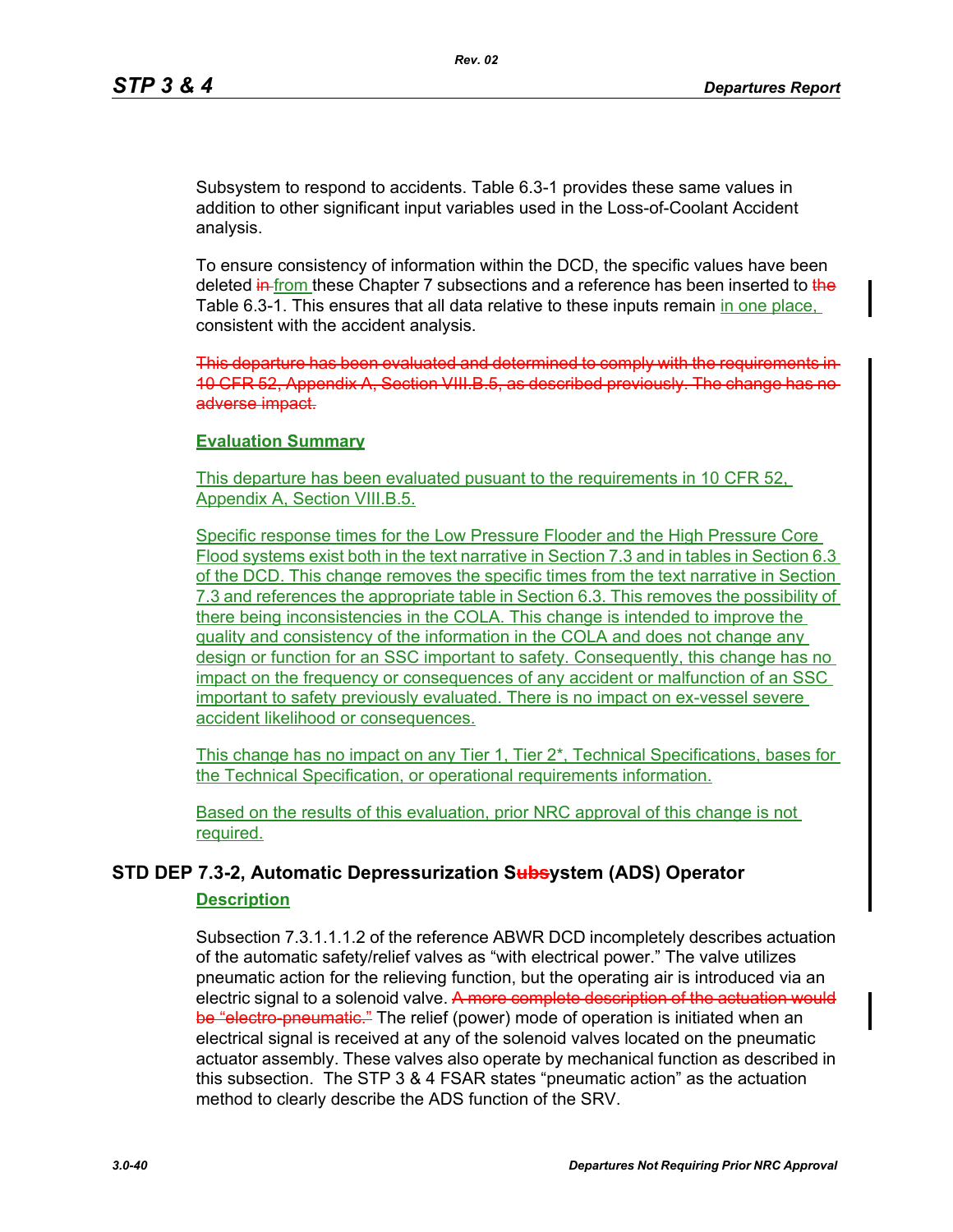Subsystem to respond to accidents. Table 6.3-1 provides these same values in addition to other significant input variables used in the Loss-of-Coolant Accident analysis.

To ensure consistency of information within the DCD, the specific values have been deleted ~~in~~ <u>from</u> these Chapter 7 subsections and a reference has been inserted to ~~the~~ Table 6.3-1. This ensures that all data relative to these inputs remain <u>in one place,</u> consistent with the accident analysis.

~~This departure has been evaluated and determined to comply with the requirements in 10 CFR 52, Appendix A, Section VIII.B.5, as described previously. The change has no adverse impact.~~

<u>**Evaluation Summary**</u>

<u>This departure has been evaluated pusuant to the requirements in 10 CFR 52, Appendix A, Section VIII.B.5.</u>

<u>Specific response times for the Low Pressure Flooder and the High Pressure Core Flood systems exist both in the text narrative in Section 7.3 and in tables in Section 6.3 of the DCD. This change removes the specific times from the text narrative in Section 7.3 and references the appropriate table in Section 6.3. This removes the possibility of there being inconsistencies in the COLA. This change is intended to improve the quality and consistency of the information in the COLA and does not change any design or function for an SSC important to safety. Consequently, this change has no impact on the frequency or consequences of any accident or malfunction of an SSC important to safety previously evaluated. There is no impact on ex-vessel severe accident likelihood or consequences.</u>

<u>This change has no impact on any Tier 1, Tier 2*, Technical Specifications, bases for the Technical Specification, or operational requirements information.</u>

<u>Based on the results of this evaluation, prior NRC approval of this change is not required.</u>

## STD DEP 7.3-2, Automatic Depressurization S~~ubs~~ystem (ADS) Operator

<u>**Description**</u>

Subsection 7.3.1.1.1.2 of the reference ABWR DCD incompletely describes actuation of the automatic safety/relief valves as "with electrical power." The valve utilizes pneumatic action for the relieving function, but the operating air is introduced via an electric signal to a solenoid valve. ~~A more complete description of the actuation would be "electro-pneumatic."~~ The relief (power) mode of operation is initiated when an electrical signal is received at any of the solenoid valves located on the pneumatic actuator assembly. These valves also operate by mechanical function as described in this subsection. The STP 3 & 4 FSAR states "pneumatic action" as the actuation method to clearly describe the ADS function of the SRV.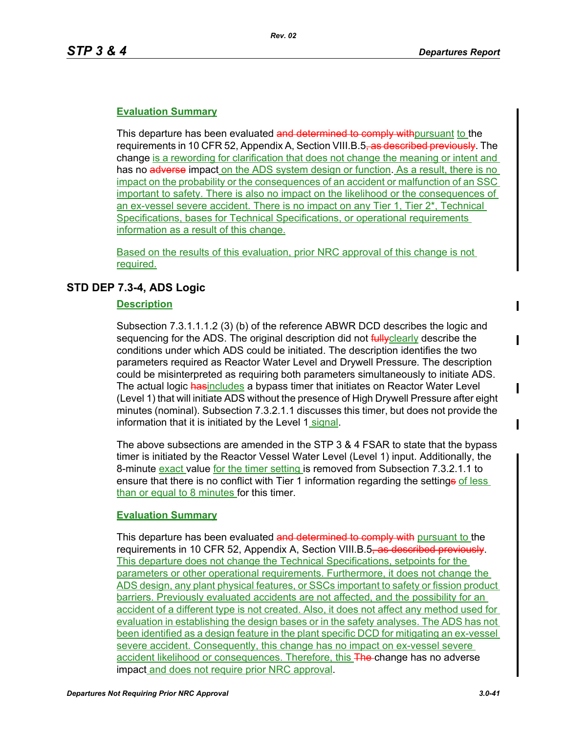## Evaluation Summary

This departure has been evaluated ~~and determined to comply with~~pursuant to the requirements in 10 CFR 52, Appendix A, Section VIII.B.5~~, as described previously~~. The change is a rewording for clarification that does not change the meaning or intent and has no ~~adverse~~ impact on the ADS system design or function. As a result, there is no impact on the probability or the consequences of an accident or malfunction of an SSC important to safety. There is also no impact on the likelihood or the consequences of an ex-vessel severe accident. There is no impact on any Tier 1, Tier 2*, Technical Specifications, bases for Technical Specifications, or operational requirements information as a result of this change.

Based on the results of this evaluation, prior NRC approval of this change is not required.

# STD DEP 7.3-4, ADS Logic

## Description

Subsection 7.3.1.1.1.2 (3) (b) of the reference ABWR DCD describes the logic and sequencing for the ADS. The original description did not ~~fully~~clearly describe the conditions under which ADS could be initiated. The description identifies the two parameters required as Reactor Water Level and Drywell Pressure. The description could be misinterpreted as requiring both parameters simultaneously to initiate ADS. The actual logic ~~has~~includes a bypass timer that initiates on Reactor Water Level (Level 1) that will initiate ADS without the presence of High Drywell Pressure after eight minutes (nominal). Subsection 7.3.2.1.1 discusses this timer, but does not provide the information that it is initiated by the Level 1 signal.

The above subsections are amended in the STP 3 & 4 FSAR to state that the bypass timer is initiated by the Reactor Vessel Water Level (Level 1) input. Additionally, the 8-minute exact value for the timer setting is removed from Subsection 7.3.2.1.1 to ensure that there is no conflict with Tier 1 information regarding the setting~~s~~ of less than or equal to 8 minutes for this timer.

## Evaluation Summary

This departure has been evaluated ~~and determined to comply with~~ pursuant to the requirements in 10 CFR 52, Appendix A, Section VIII.B.5~~, as described previously~~. This departure does not change the Technical Specifications, setpoints for the parameters or other operational requirements. Furthermore, it does not change the ADS design, any plant physical features, or SSCs important to safety or fission product barriers. Previously evaluated accidents are not affected, and the possibility for an accident of a different type is not created. Also, it does not affect any method used for evaluation in establishing the design bases or in the safety analyses. The ADS has not been identified as a design feature in the plant specific DCD for mitigating an ex-vessel severe accident. Consequently, this change has no impact on ex-vessel severe accident likelihood or consequences. Therefore, this ~~The~~ change has no adverse impact and does not require prior NRC approval.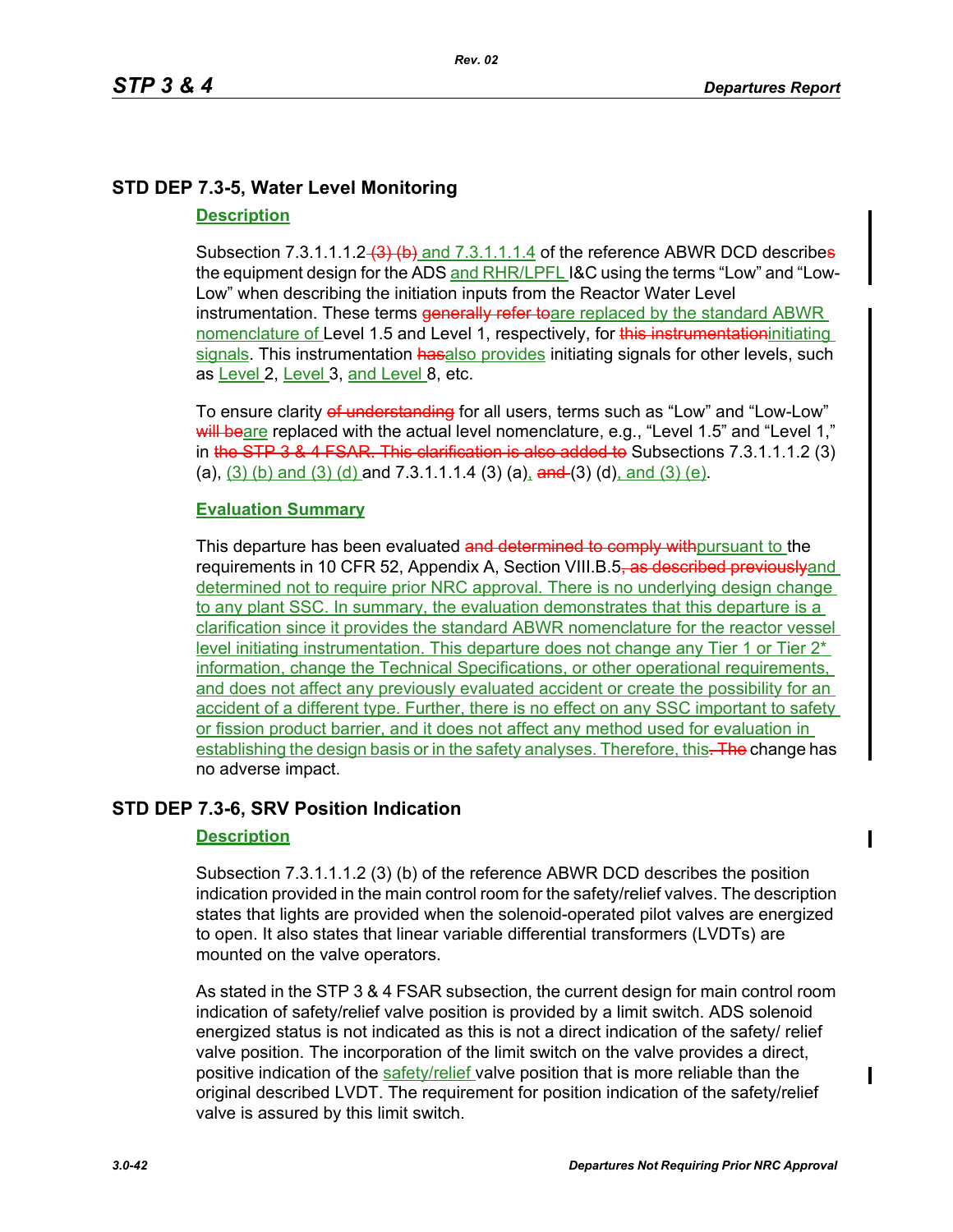## STD DEP 7.3-5, Water Level Monitoring

### Description

Subsection 7.3.1.1.1.2~~ (3) (b)~~ and 7.3.1.1.1.4 of the reference ABWR DCD describe~~s~~ the equipment design for the ADS and RHR/LPFL I&C using the terms “Low” and “Low-Low” when describing the initiation inputs from the Reactor Water Level instrumentation. These terms ~~generally refer to~~are replaced by the standard ABWR nomenclature of Level 1.5 and Level 1, respectively, for ~~this instrumentation~~initiating signals. This instrumentation ~~has~~also provides initiating signals for other levels, such as Level 2, Level 3, and Level 8, etc.

To ensure clarity ~~of understanding~~ for all users, terms such as “Low” and “Low-Low” ~~will be~~are replaced with the actual level nomenclature, e.g., “Level 1.5” and “Level 1,” in ~~the STP 3 & 4 FSAR. This clarification is also added to~~ Subsections 7.3.1.1.1.2 (3) (a), (3) (b) and (3) (d) and 7.3.1.1.1.4 (3) (a), ~~and~~ (3) (d), and (3) (e).

### Evaluation Summary

This departure has been evaluated ~~and determined to comply with~~pursuant to the requirements in 10 CFR 52, Appendix A, Section VIII.B.5~~, as described previously~~and determined not to require prior NRC approval. There is no underlying design change to any plant SSC. In summary, the evaluation demonstrates that this departure is a clarification since it provides the standard ABWR nomenclature for the reactor vessel level initiating instrumentation. This departure does not change any Tier 1 or Tier 2* information, change the Technical Specifications, or other operational requirements, and does not affect any previously evaluated accident or create the possibility for an accident of a different type. Further, there is no effect on any SSC important to safety or fission product barrier, and it does not affect any method used for evaluation in establishing the design basis or in the safety analyses. Therefore, this~~. The~~ change has no adverse impact.

## STD DEP 7.3-6, SRV Position Indication

### Description

Subsection 7.3.1.1.1.2 (3) (b) of the reference ABWR DCD describes the position indication provided in the main control room for the safety/relief valves. The description states that lights are provided when the solenoid-operated pilot valves are energized to open. It also states that linear variable differential transformers (LVDTs) are mounted on the valve operators.

As stated in the STP 3 & 4 FSAR subsection, the current design for main control room indication of safety/relief valve position is provided by a limit switch. ADS solenoid energized status is not indicated as this is not a direct indication of the safety/ relief valve position. The incorporation of the limit switch on the valve provides a direct, positive indication of the safety/relief valve position that is more reliable than the original described LVDT. The requirement for position indication of the safety/relief valve is assured by this limit switch.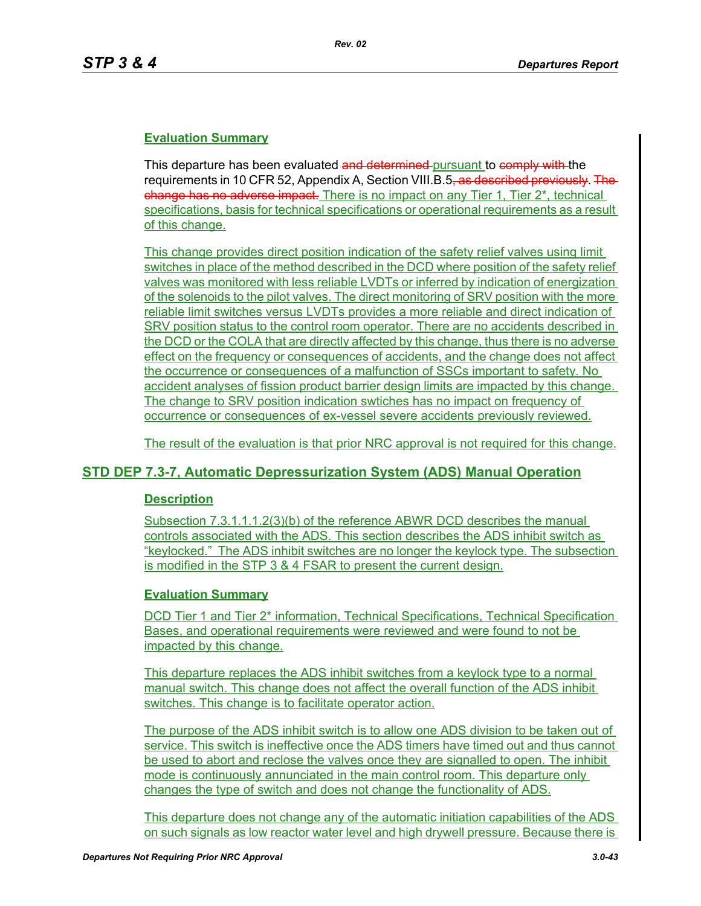### Evaluation Summary

This departure has been evaluated ~~and determined~~ pursuant to ~~comply with~~ the requirements in 10 CFR 52, Appendix A, Section VIII.B.5~~, as described previously~~. ~~The change has no adverse impact.~~ There is no impact on any Tier 1, Tier 2*, technical specifications, basis for technical specifications or operational requirements as a result of this change.

This change provides direct position indication of the safety relief valves using limit switches in place of the method described in the DCD where position of the safety relief valves was monitored with less reliable LVDTs or inferred by indication of energization of the solenoids to the pilot valves. The direct monitoring of SRV position with the more reliable limit switches versus LVDTs provides a more reliable and direct indication of SRV position status to the control room operator. There are no accidents described in the DCD or the COLA that are directly affected by this change, thus there is no adverse effect on the frequency or consequences of accidents, and the change does not affect the occurrence or consequences of a malfunction of SSCs important to safety. No accident analyses of fission product barrier design limits are impacted by this change. The change to SRV position indication swtiches has no impact on frequency of occurrence or consequences of ex-vessel severe accidents previously reviewed.

The result of the evaluation is that prior NRC approval is not required for this change.

## STD DEP 7.3-7, Automatic Depressurization System (ADS) Manual Operation

### Description

Subsection 7.3.1.1.1.2(3)(b) of the reference ABWR DCD describes the manual controls associated with the ADS. This section describes the ADS inhibit switch as "keylocked." The ADS inhibit switches are no longer the keylock type. The subsection is modified in the STP 3 & 4 FSAR to present the current design.

### Evaluation Summary

DCD Tier 1 and Tier 2* information, Technical Specifications, Technical Specification Bases, and operational requirements were reviewed and were found to not be impacted by this change.

This departure replaces the ADS inhibit switches from a keylock type to a normal manual switch. This change does not affect the overall function of the ADS inhibit switches. This change is to facilitate operator action.

The purpose of the ADS inhibit switch is to allow one ADS division to be taken out of service. This switch is ineffective once the ADS timers have timed out and thus cannot be used to abort and reclose the valves once they are signalled to open. The inhibit mode is continuously annunciated in the main control room. This departure only changes the type of switch and does not change the functionality of ADS.

This departure does not change any of the automatic initiation capabilities of the ADS on such signals as low reactor water level and high drywell pressure. Because there is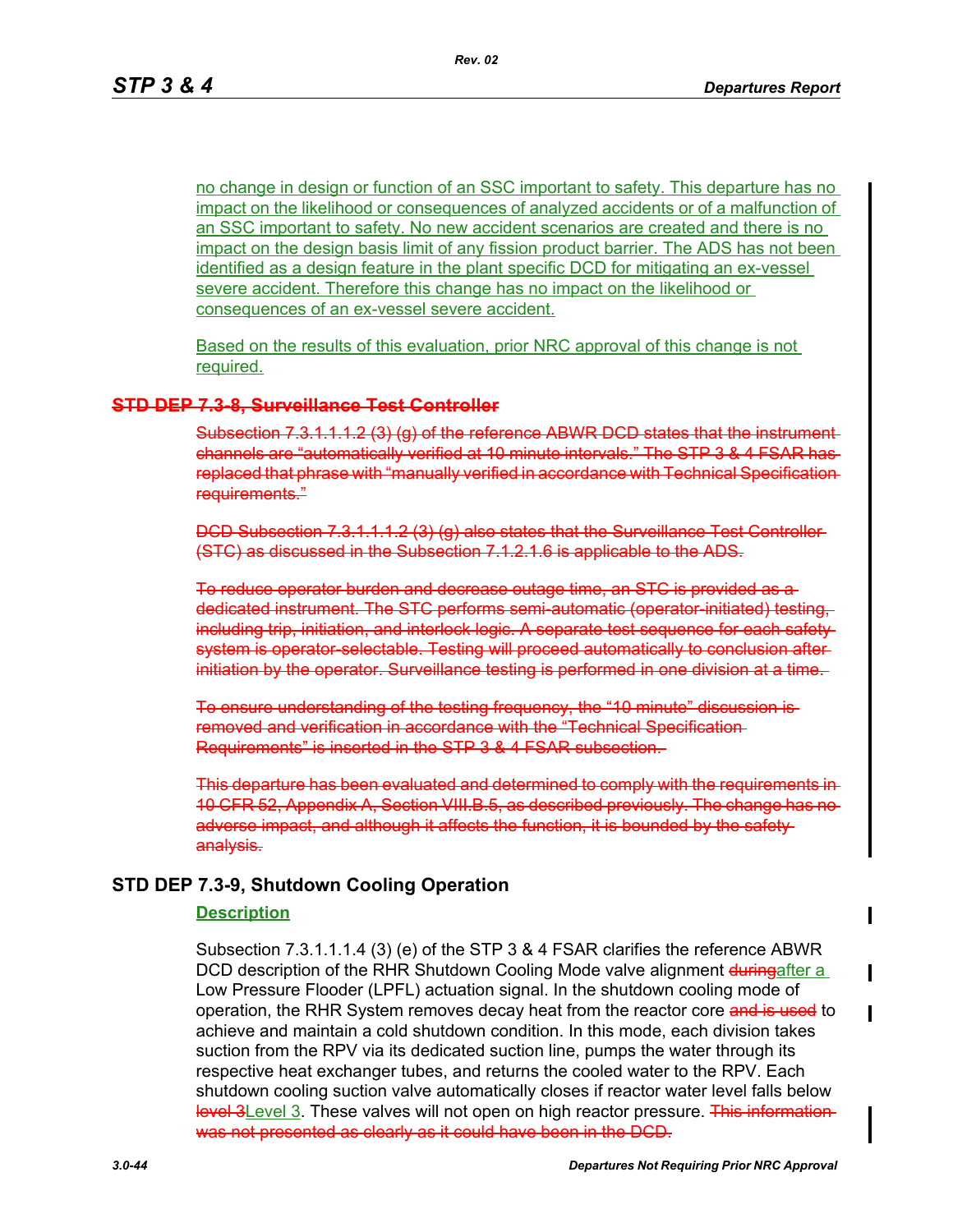no change in design or function of an SSC important to safety. This departure has no impact on the likelihood or consequences of analyzed accidents or of a malfunction of an SSC important to safety. No new accident scenarios are created and there is no impact on the design basis limit of any fission product barrier. The ADS has not been identified as a design feature in the plant specific DCD for mitigating an ex-vessel severe accident. Therefore this change has no impact on the likelihood or consequences of an ex-vessel severe accident.

Based on the results of this evaluation, prior NRC approval of this change is not required.

## ~~STD DEP 7.3-8, Surveillance Test Controller~~

~~Subsection 7.3.1.1.1.2 (3) (g) of the reference ABWR DCD states that the instrument channels are "automatically verified at 10 minute intervals." The STP 3 & 4 FSAR has replaced that phrase with "manually verified in accordance with Technical Specification requirements."~~

~~DCD Subsection 7.3.1.1.1.2 (3) (g) also states that the Surveillance Test Controller (STC) as discussed in the Subsection 7.1.2.1.6 is applicable to the ADS.~~

~~To reduce operator burden and decrease outage time, an STC is provided as a dedicated instrument. The STC performs semi-automatic (operator-initiated) testing, including trip, initiation, and interlock logic. A separate test sequence for each safety system is operator-selectable. Testing will proceed automatically to conclusion after initiation by the operator. Surveillance testing is performed in one division at a time.~~

~~To ensure understanding of the testing frequency, the "10 minute" discussion is removed and verification in accordance with the "Technical Specification Requirements" is inserted in the STP 3 & 4 FSAR subsection.~~

~~This departure has been evaluated and determined to comply with the requirements in 10 CFR 52, Appendix A, Section VIII.B.5, as described previously. The change has no adverse impact, and although it affects the function, it is bounded by the safety analysis.~~

## STD DEP 7.3-9, Shutdown Cooling Operation

**Description**

Subsection 7.3.1.1.1.4 (3) (e) of the STP 3 & 4 FSAR clarifies the reference ABWR DCD description of the RHR Shutdown Cooling Mode valve alignment ~~during~~after a Low Pressure Flooder (LPFL) actuation signal. In the shutdown cooling mode of operation, the RHR System removes decay heat from the reactor core ~~and is used~~ to achieve and maintain a cold shutdown condition. In this mode, each division takes suction from the RPV via its dedicated suction line, pumps the water through its respective heat exchanger tubes, and returns the cooled water to the RPV. Each shutdown cooling suction valve automatically closes if reactor water level falls below ~~level 3~~Level 3. These valves will not open on high reactor pressure. ~~This information was not presented as clearly as it could have been in the DCD.~~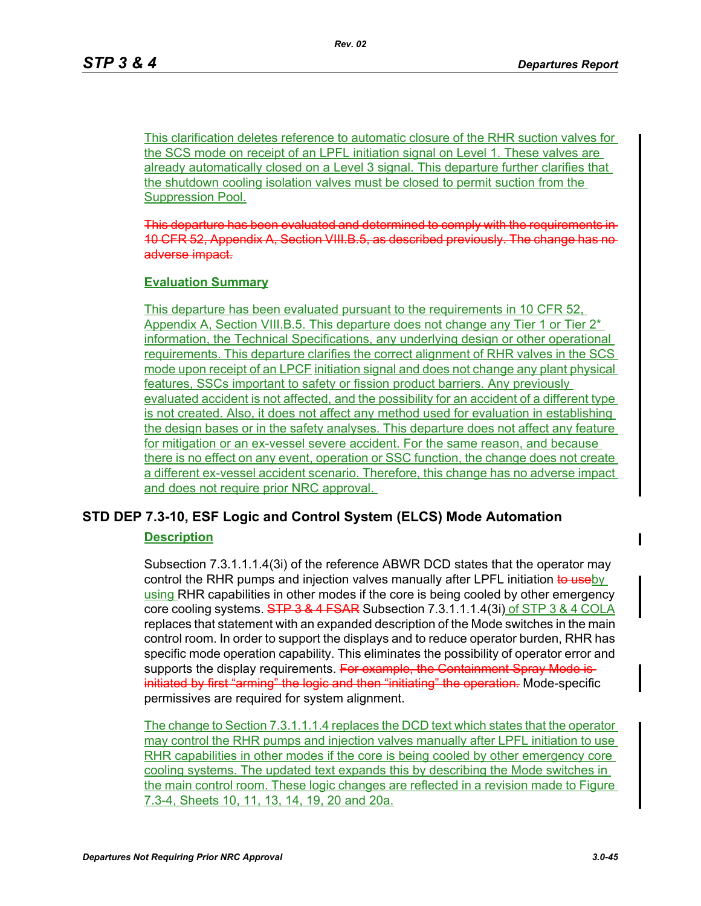This clarification deletes reference to automatic closure of the RHR suction valves for the SCS mode on receipt of an LPFL initiation signal on Level 1. These valves are already automatically closed on a Level 3 signal. This departure further clarifies that the shutdown cooling isolation valves must be closed to permit suction from the Suppression Pool.

~~This departure has been evaluated and determined to comply with the requirements in 10 CFR 52, Appendix A, Section VIII.B.5, as described previously. The change has no adverse impact.~~

**Evaluation Summary**

This departure has been evaluated pursuant to the requirements in 10 CFR 52, Appendix A, Section VIII.B.5. This departure does not change any Tier 1 or Tier 2* information, the Technical Specifications, any underlying design or other operational requirements. This departure clarifies the correct alignment of RHR valves in the SCS mode upon receipt of an LPCF initiation signal and does not change any plant physical features, SSCs important to safety or fission product barriers. Any previously evaluated accident is not affected, and the possibility for an accident of a different type is not created. Also, it does not affect any method used for evaluation in establishing the design bases or in the safety analyses. This departure does not affect any feature for mitigation or an ex-vessel severe accident. For the same reason, and because there is no effect on any event, operation or SSC function, the change does not create a different ex-vessel accident scenario. Therefore, this change has no adverse impact and does not require prior NRC approval.

## STD DEP 7.3-10, ESF Logic and Control System (ELCS) Mode Automation

**Description**

Subsection 7.3.1.1.1.4(3i) of the reference ABWR DCD states that the operator may control the RHR pumps and injection valves manually after LPFL initiation ~~to use~~by using RHR capabilities in other modes if the core is being cooled by other emergency core cooling systems. ~~STP 3 & 4 FSAR~~ Subsection 7.3.1.1.1.4(3i) of STP 3 & 4 COLA replaces that statement with an expanded description of the Mode switches in the main control room. In order to support the displays and to reduce operator burden, RHR has specific mode operation capability. This eliminates the possibility of operator error and supports the display requirements. ~~For example, the Containment Spray Mode is initiated by first "arming" the logic and then "initiating" the operation.~~ Mode-specific permissives are required for system alignment.

The change to Section 7.3.1.1.1.4 replaces the DCD text which states that the operator may control the RHR pumps and injection valves manually after LPFL initiation to use RHR capabilities in other modes if the core is being cooled by other emergency core cooling systems. The updated text expands this by describing the Mode switches in the main control room. These logic changes are reflected in a revision made to Figure 7.3-4, Sheets 10, 11, 13, 14, 19, 20 and 20a.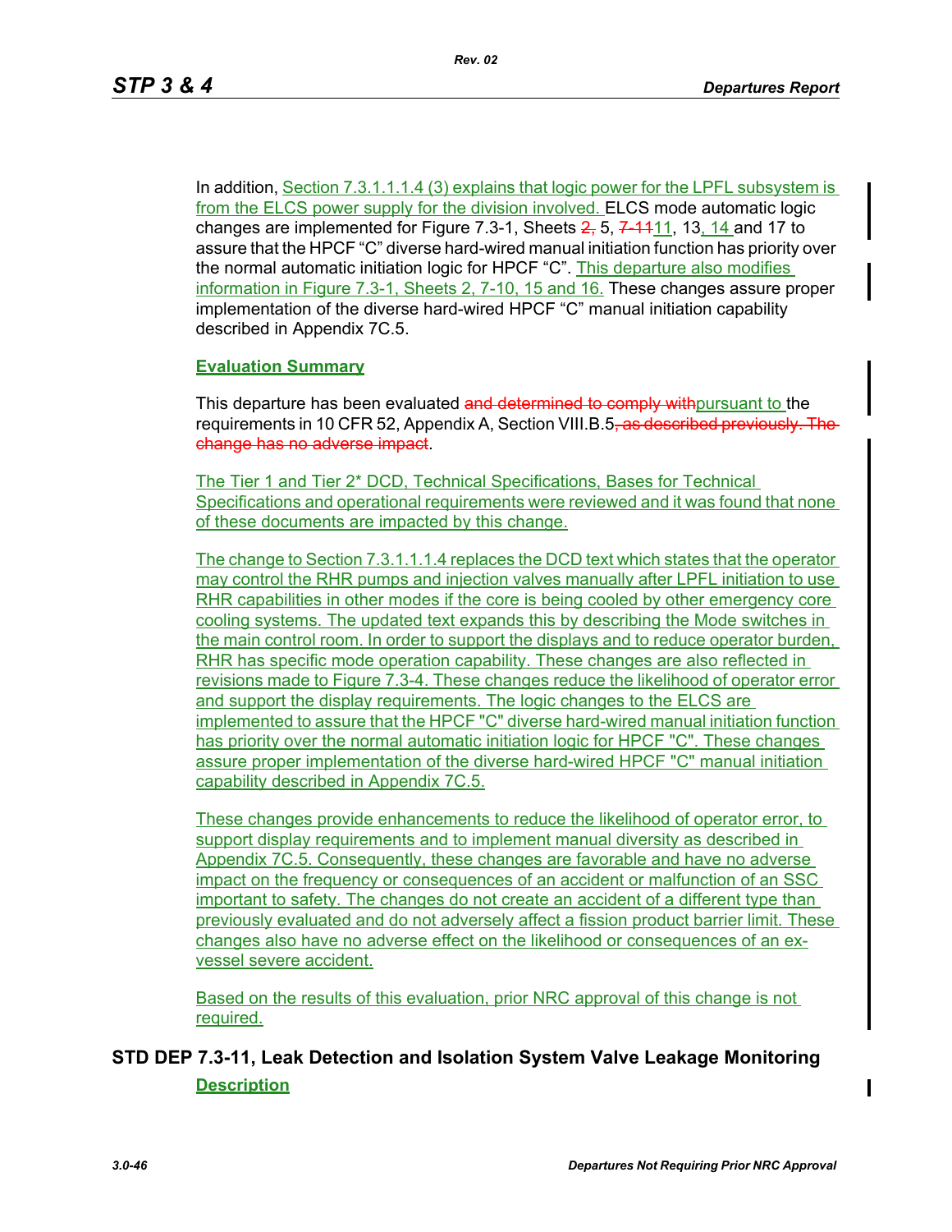In addition, Section 7.3.1.1.1.4 (3) explains that logic power for the LPFL subsystem is from the ELCS power supply for the division involved. ELCS mode automatic logic changes are implemented for Figure 7.3-1, Sheets 2, 5, 7-1111, 13, 14 and 17 to assure that the HPCF "C" diverse hard-wired manual initiation function has priority over the normal automatic initiation logic for HPCF "C". This departure also modifies information in Figure 7.3-1, Sheets 2, 7-10, 15 and 16. These changes assure proper implementation of the diverse hard-wired HPCF "C" manual initiation capability described in Appendix 7C.5.

**Evaluation Summary**

This departure has been evaluated and determined to comply withpursuant to the requirements in 10 CFR 52, Appendix A, Section VIII.B.5, as described previously. The change has no adverse impact.

The Tier 1 and Tier 2* DCD, Technical Specifications, Bases for Technical Specifications and operational requirements were reviewed and it was found that none of these documents are impacted by this change.

The change to Section 7.3.1.1.1.4 replaces the DCD text which states that the operator may control the RHR pumps and injection valves manually after LPFL initiation to use RHR capabilities in other modes if the core is being cooled by other emergency core cooling systems. The updated text expands this by describing the Mode switches in the main control room. In order to support the displays and to reduce operator burden, RHR has specific mode operation capability. These changes are also reflected in revisions made to Figure 7.3-4. These changes reduce the likelihood of operator error and support the display requirements. The logic changes to the ELCS are implemented to assure that the HPCF "C" diverse hard-wired manual initiation function has priority over the normal automatic initiation logic for HPCF "C". These changes assure proper implementation of the diverse hard-wired HPCF "C" manual initiation capability described in Appendix 7C.5.

These changes provide enhancements to reduce the likelihood of operator error, to support display requirements and to implement manual diversity as described in Appendix 7C.5. Consequently, these changes are favorable and have no adverse impact on the frequency or consequences of an accident or malfunction of an SSC important to safety. The changes do not create an accident of a different type than previously evaluated and do not adversely affect a fission product barrier limit. These changes also have no adverse effect on the likelihood or consequences of an ex-vessel severe accident.

Based on the results of this evaluation, prior NRC approval of this change is not required.

## STD DEP 7.3-11, Leak Detection and Isolation System Valve Leakage Monitoring

**Description**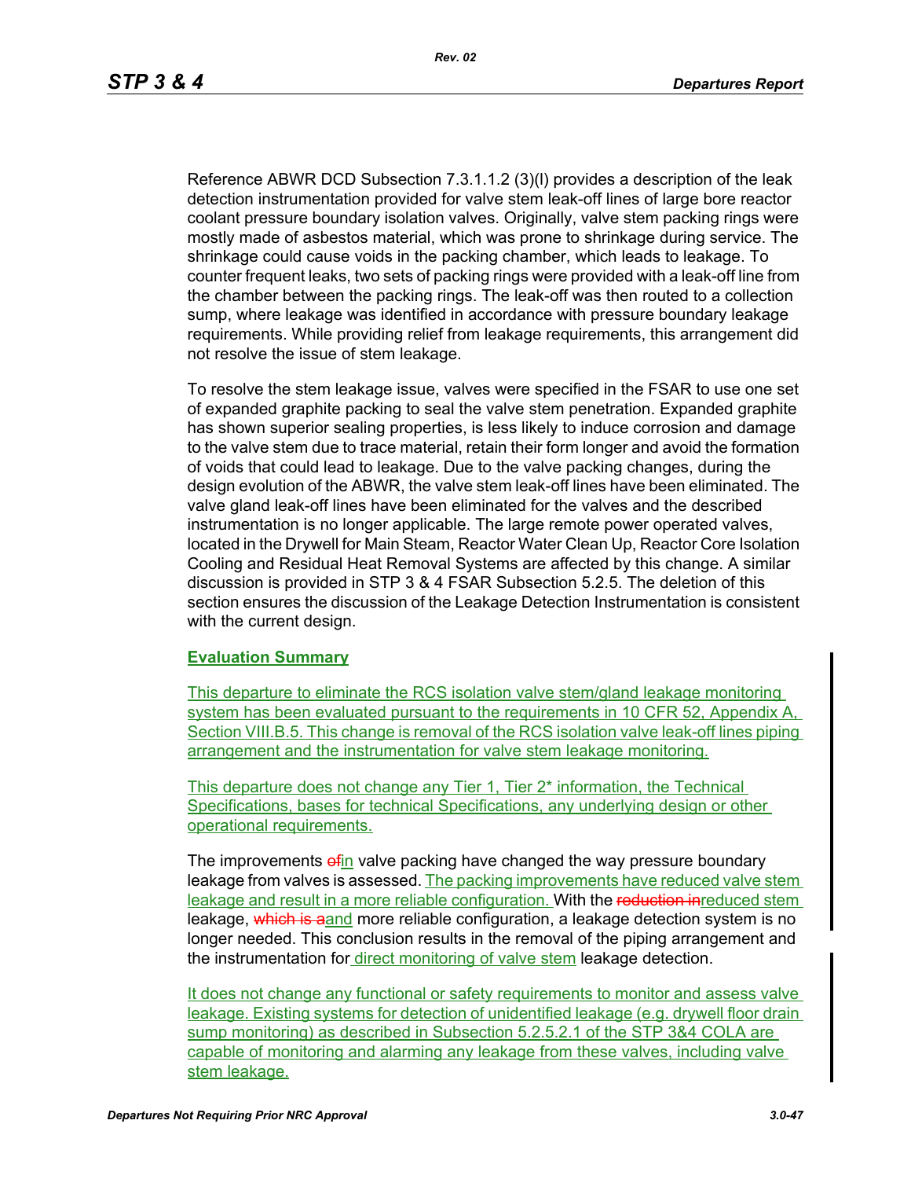Reference ABWR DCD Subsection 7.3.1.1.2 (3)(l) provides a description of the leak detection instrumentation provided for valve stem leak-off lines of large bore reactor coolant pressure boundary isolation valves. Originally, valve stem packing rings were mostly made of asbestos material, which was prone to shrinkage during service. The shrinkage could cause voids in the packing chamber, which leads to leakage. To counter frequent leaks, two sets of packing rings were provided with a leak-off line from the chamber between the packing rings. The leak-off was then routed to a collection sump, where leakage was identified in accordance with pressure boundary leakage requirements. While providing relief from leakage requirements, this arrangement did not resolve the issue of stem leakage.

To resolve the stem leakage issue, valves were specified in the FSAR to use one set of expanded graphite packing to seal the valve stem penetration. Expanded graphite has shown superior sealing properties, is less likely to induce corrosion and damage to the valve stem due to trace material, retain their form longer and avoid the formation of voids that could lead to leakage. Due to the valve packing changes, during the design evolution of the ABWR, the valve stem leak-off lines have been eliminated. The valve gland leak-off lines have been eliminated for the valves and the described instrumentation is no longer applicable. The large remote power operated valves, located in the Drywell for Main Steam, Reactor Water Clean Up, Reactor Core Isolation Cooling and Residual Heat Removal Systems are affected by this change. A similar discussion is provided in STP 3 & 4 FSAR Subsection 5.2.5. The deletion of this section ensures the discussion of the Leakage Detection Instrumentation is consistent with the current design.

**Evaluation Summary**

This departure to eliminate the RCS isolation valve stem/gland leakage monitoring system has been evaluated pursuant to the requirements in 10 CFR 52, Appendix A, Section VIII.B.5. This change is removal of the RCS isolation valve leak-off lines piping arrangement and the instrumentation for valve stem leakage monitoring.

This departure does not change any Tier 1, Tier 2* information, the Technical Specifications, bases for technical Specifications, any underlying design or other operational requirements.

The improvements ~~of~~in valve packing have changed the way pressure boundary leakage from valves is assessed. The packing improvements have reduced valve stem leakage and result in a more reliable configuration. With the ~~reduction in~~reduced stem leakage, ~~which is a~~and more reliable configuration, a leakage detection system is no longer needed. This conclusion results in the removal of the piping arrangement and the instrumentation for direct monitoring of valve stem leakage detection.

It does not change any functional or safety requirements to monitor and assess valve leakage. Existing systems for detection of unidentified leakage (e.g. drywell floor drain sump monitoring) as described in Subsection 5.2.5.2.1 of the STP 3&4 COLA are capable of monitoring and alarming any leakage from these valves, including valve stem leakage.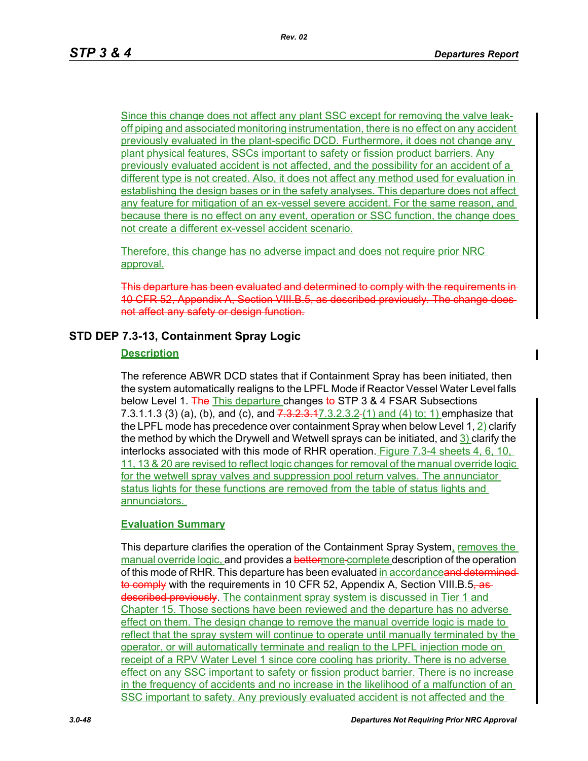Since this change does not affect any plant SSC except for removing the valve leak-off piping and associated monitoring instrumentation, there is no effect on any accident previously evaluated in the plant-specific DCD. Furthermore, it does not change any plant physical features, SSCs important to safety or fission product barriers. Any previously evaluated accident is not affected, and the possibility for an accident of a different type is not created. Also, it does not affect any method used for evaluation in establishing the design bases or in the safety analyses. This departure does not affect any feature for mitigation of an ex-vessel severe accident. For the same reason, and because there is no effect on any event, operation or SSC function, the change does not create a different ex-vessel accident scenario.

Therefore, this change has no adverse impact and does not require prior NRC approval.

~~This departure has been evaluated and determined to comply with the requirements in 10 CFR 52, Appendix A, Section VIII.B.5, as described previously. The change does not affect any safety or design function.~~

## STD DEP 7.3-13, Containment Spray Logic

### Description

The reference ABWR DCD states that if Containment Spray has been initiated, then the system automatically realigns to the LPFL Mode if Reactor Vessel Water Level falls below Level 1. ~~The~~ This departure changes ~~to~~ STP 3 & 4 FSAR Subsections 7.3.1.1.3 (3) (a), (b), and (c), and ~~7.3.2.3.1~~7.3.2.3.2 (1) and (4) to; 1) emphasize that the LPFL mode has precedence over containment Spray when below Level 1, 2) clarify the method by which the Drywell and Wetwell sprays can be initiated, and 3) clarify the interlocks associated with this mode of RHR operation. Figure 7.3-4 sheets 4, 6, 10, 11, 13 & 20 are revised to reflect logic changes for removal of the manual override logic for the wetwell spray valves and suppression pool return valves. The annunciator status lights for these functions are removed from the table of status lights and annunciators.

### Evaluation Summary

This departure clarifies the operation of the Containment Spray System, removes the manual override logic, and provides a ~~better~~more complete description of the operation of this mode of RHR. This departure has been evaluated in accordance~~and determined to comply~~ with the requirements in 10 CFR 52, Appendix A, Section VIII.B.5~~, as described previously~~. The containment spray system is discussed in Tier 1 and Chapter 15. Those sections have been reviewed and the departure has no adverse effect on them. The design change to remove the manual override logic is made to reflect that the spray system will continue to operate until manually terminated by the operator, or will automatically terminate and realign to the LPFL injection mode on receipt of a RPV Water Level 1 since core cooling has priority. There is no adverse effect on any SSC important to safety or fission product barrier. There is no increase in the frequency of accidents and no increase in the likelihood of a malfunction of an SSC important to safety. Any previously evaluated accident is not affected and the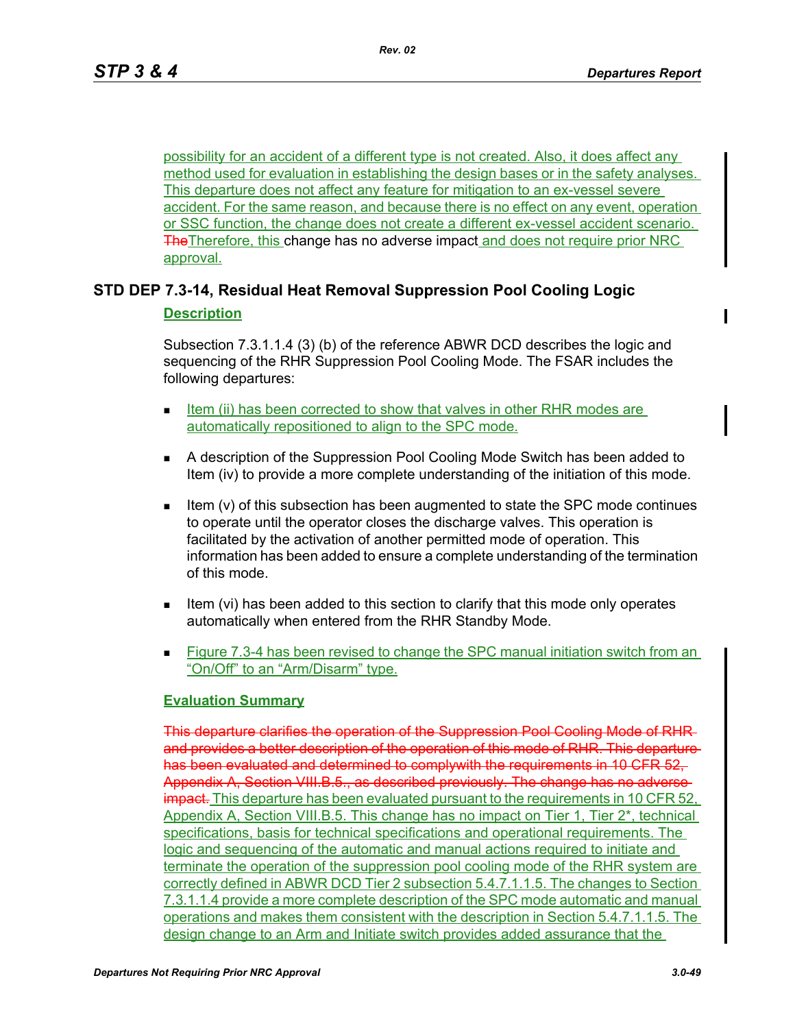possibility for an accident of a different type is not created. Also, it does affect any method used for evaluation in establishing the design bases or in the safety analyses. This departure does not affect any feature for mitigation to an ex-vessel severe accident. For the same reason, and because there is no effect on any event, operation or SSC function, the change does not create a different ex-vessel accident scenario. ~~The~~Therefore, this change has no adverse impact and does not require prior NRC approval.

## STD DEP 7.3-14, Residual Heat Removal Suppression Pool Cooling Logic

### Description

Subsection 7.3.1.1.4 (3) (b) of the reference ABWR DCD describes the logic and sequencing of the RHR Suppression Pool Cooling Mode. The FSAR includes the following departures:

- Item (ii) has been corrected to show that valves in other RHR modes are automatically repositioned to align to the SPC mode.
- A description of the Suppression Pool Cooling Mode Switch has been added to Item (iv) to provide a more complete understanding of the initiation of this mode.
- Item (v) of this subsection has been augmented to state the SPC mode continues to operate until the operator closes the discharge valves. This operation is facilitated by the activation of another permitted mode of operation. This information has been added to ensure a complete understanding of the termination of this mode.
- Item (vi) has been added to this section to clarify that this mode only operates automatically when entered from the RHR Standby Mode.
- Figure 7.3-4 has been revised to change the SPC manual initiation switch from an "On/Off" to an "Arm/Disarm" type.

### Evaluation Summary

~~This departure clarifies the operation of the Suppression Pool Cooling Mode of RHR and provides a better description of the operation of this mode of RHR. This departure has been evaluated and determined to complywith the requirements in 10 CFR 52, Appendix A, Section VIII.B.5., as described previously. The change has no adverse impact.~~ This departure has been evaluated pursuant to the requirements in 10 CFR 52, Appendix A, Section VIII.B.5. This change has no impact on Tier 1, Tier 2*, technical specifications, basis for technical specifications and operational requirements. The logic and sequencing of the automatic and manual actions required to initiate and terminate the operation of the suppression pool cooling mode of the RHR system are correctly defined in ABWR DCD Tier 2 subsection 5.4.7.1.1.5. The changes to Section 7.3.1.1.4 provide a more complete description of the SPC mode automatic and manual operations and makes them consistent with the description in Section 5.4.7.1.1.5. The design change to an Arm and Initiate switch provides added assurance that the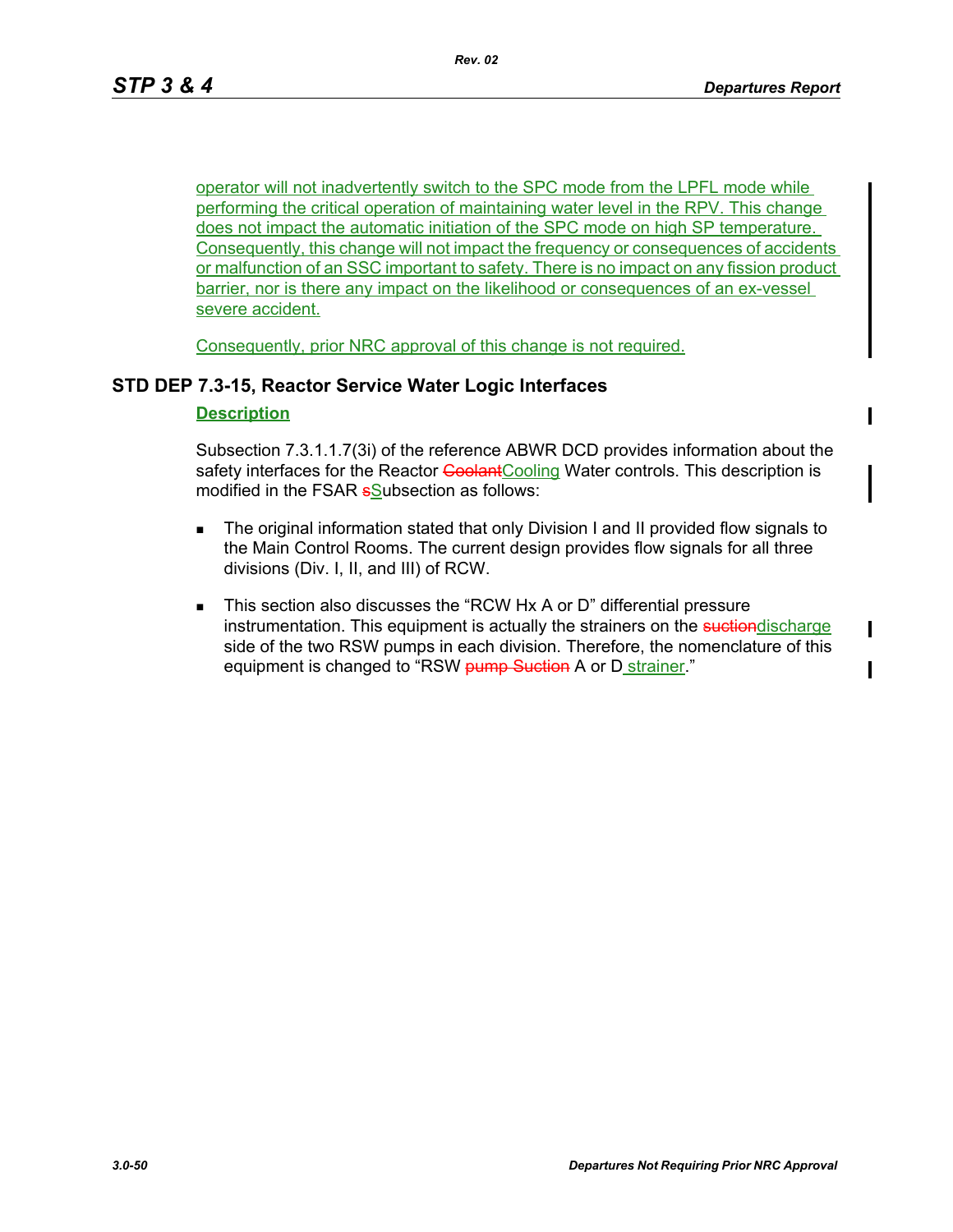operator will not inadvertently switch to the SPC mode from the LPFL mode while performing the critical operation of maintaining water level in the RPV. This change does not impact the automatic initiation of the SPC mode on high SP temperature. Consequently, this change will not impact the frequency or consequences of accidents or malfunction of an SSC important to safety. There is no impact on any fission product barrier, nor is there any impact on the likelihood or consequences of an ex-vessel severe accident.

Consequently, prior NRC approval of this change is not required.

## STD DEP 7.3-15, Reactor Service Water Logic Interfaces

### Description

Subsection 7.3.1.1.7(3i) of the reference ABWR DCD provides information about the safety interfaces for the Reactor ~~Coolant~~Cooling Water controls. This description is modified in the FSAR ~~s~~Subsection as follows:

- The original information stated that only Division I and II provided flow signals to the Main Control Rooms. The current design provides flow signals for all three divisions (Div. I, II, and III) of RCW.
- This section also discusses the "RCW Hx A or D" differential pressure instrumentation. This equipment is actually the strainers on the ~~suction~~discharge side of the two RSW pumps in each division. Therefore, the nomenclature of this equipment is changed to "RSW ~~pump Suction~~ A or D strainer."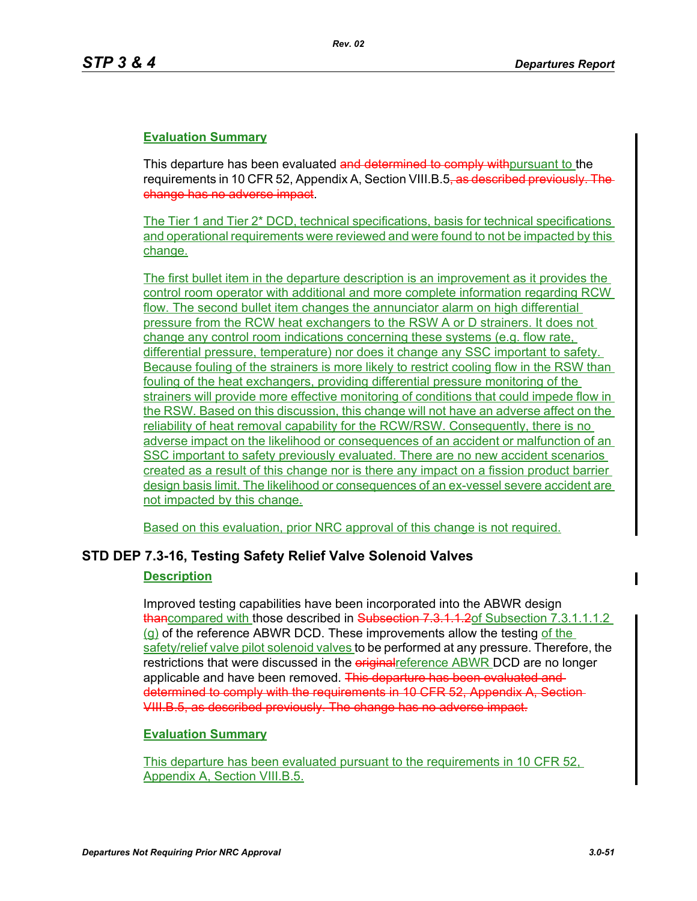### Evaluation Summary

This departure has been evaluated ~~and determined to comply with~~pursuant to the requirements in 10 CFR 52, Appendix A, Section VIII.B.5~~, as described previously. The change has no adverse impact~~.

The Tier 1 and Tier 2* DCD, technical specifications, basis for technical specifications and operational requirements were reviewed and were found to not be impacted by this change.

The first bullet item in the departure description is an improvement as it provides the control room operator with additional and more complete information regarding RCW flow. The second bullet item changes the annunciator alarm on high differential pressure from the RCW heat exchangers to the RSW A or D strainers. It does not change any control room indications concerning these systems (e.g. flow rate, differential pressure, temperature) nor does it change any SSC important to safety. Because fouling of the strainers is more likely to restrict cooling flow in the RSW than fouling of the heat exchangers, providing differential pressure monitoring of the strainers will provide more effective monitoring of conditions that could impede flow in the RSW. Based on this discussion, this change will not have an adverse affect on the reliability of heat removal capability for the RCW/RSW. Consequently, there is no adverse impact on the likelihood or consequences of an accident or malfunction of an SSC important to safety previously evaluated. There are no new accident scenarios created as a result of this change nor is there any impact on a fission product barrier design basis limit. The likelihood or consequences of an ex-vessel severe accident are not impacted by this change.

Based on this evaluation, prior NRC approval of this change is not required.

## STD DEP 7.3-16, Testing Safety Relief Valve Solenoid Valves

### Description

Improved testing capabilities have been incorporated into the ABWR design ~~than~~compared with those described in ~~Subsection 7.3.1.1.2~~of Subsection 7.3.1.1.1.2 (g) of the reference ABWR DCD. These improvements allow the testing of the safety/relief valve pilot solenoid valves to be performed at any pressure. Therefore, the restrictions that were discussed in the ~~original~~reference ABWR DCD are no longer applicable and have been removed. ~~This departure has been evaluated and determined to comply with the requirements in 10 CFR 52, Appendix A, Section VIII.B.5, as described previously. The change has no adverse impact.~~

### Evaluation Summary

This departure has been evaluated pursuant to the requirements in 10 CFR 52, Appendix A, Section VIII.B.5.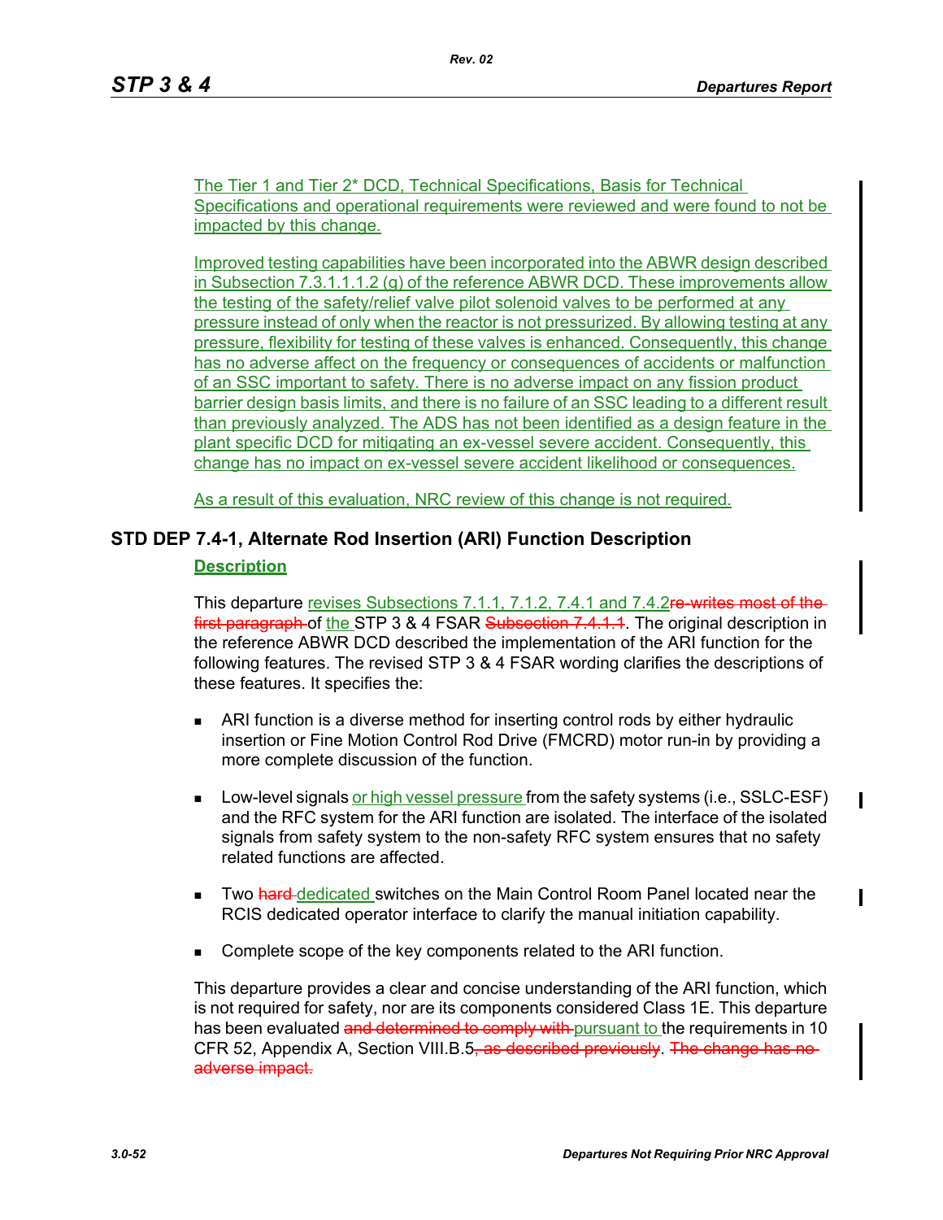The Tier 1 and Tier 2* DCD, Technical Specifications, Basis for Technical Specifications and operational requirements were reviewed and were found to not be impacted by this change.

Improved testing capabilities have been incorporated into the ABWR design described in Subsection 7.3.1.1.1.2 (g) of the reference ABWR DCD. These improvements allow the testing of the safety/relief valve pilot solenoid valves to be performed at any pressure instead of only when the reactor is not pressurized. By allowing testing at any pressure, flexibility for testing of these valves is enhanced. Consequently, this change has no adverse affect on the frequency or consequences of accidents or malfunction of an SSC important to safety. There is no adverse impact on any fission product barrier design basis limits, and there is no failure of an SSC leading to a different result than previously analyzed. The ADS has not been identified as a design feature in the plant specific DCD for mitigating an ex-vessel severe accident. Consequently, this change has no impact on ex-vessel severe accident likelihood or consequences.

As a result of this evaluation, NRC review of this change is not required.

## STD DEP 7.4-1, Alternate Rod Insertion (ARI) Function Description

### Description

This departure revises Subsections 7.1.1, 7.1.2, 7.4.1 and 7.4.2~~re-writes most of the first paragraph~~ of the STP 3 & 4 FSAR ~~Subsection 7.4.1.1~~. The original description in the reference ABWR DCD described the implementation of the ARI function for the following features. The revised STP 3 & 4 FSAR wording clarifies the descriptions of these features. It specifies the:

- ARI function is a diverse method for inserting control rods by either hydraulic insertion or Fine Motion Control Rod Drive (FMCRD) motor run-in by providing a more complete discussion of the function.
- Low-level signals or high vessel pressure from the safety systems (i.e., SSLC-ESF) and the RFC system for the ARI function are isolated. The interface of the isolated signals from safety system to the non-safety RFC system ensures that no safety related functions are affected.
- Two ~~hard~~ dedicated switches on the Main Control Room Panel located near the RCIS dedicated operator interface to clarify the manual initiation capability.
- Complete scope of the key components related to the ARI function.

This departure provides a clear and concise understanding of the ARI function, which is not required for safety, nor are its components considered Class 1E. This departure has been evaluated ~~and determined to comply with~~ pursuant to the requirements in 10 CFR 52, Appendix A, Section VIII.B.5~~, as described previously~~. ~~The change has no adverse impact.~~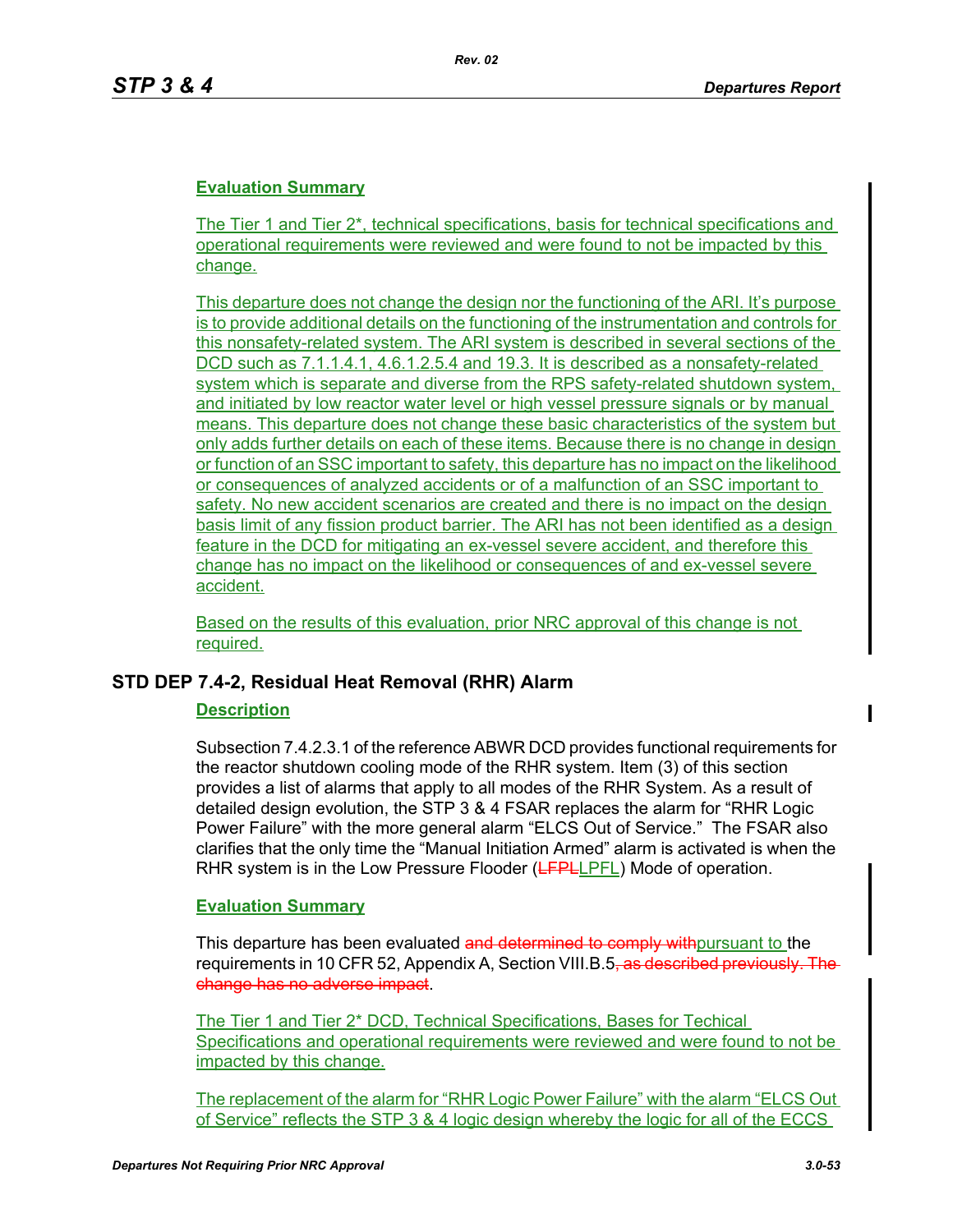**Evaluation Summary**

The Tier 1 and Tier 2*, technical specifications, basis for technical specifications and operational requirements were reviewed and were found to not be impacted by this change.

This departure does not change the design nor the functioning of the ARI. It's purpose is to provide additional details on the functioning of the instrumentation and controls for this nonsafety-related system. The ARI system is described in several sections of the DCD such as 7.1.1.4.1, 4.6.1.2.5.4 and 19.3. It is described as a nonsafety-related system which is separate and diverse from the RPS safety-related shutdown system, and initiated by low reactor water level or high vessel pressure signals or by manual means. This departure does not change these basic characteristics of the system but only adds further details on each of these items. Because there is no change in design or function of an SSC important to safety, this departure has no impact on the likelihood or consequences of analyzed accidents or of a malfunction of an SSC important to safety. No new accident scenarios are created and there is no impact on the design basis limit of any fission product barrier. The ARI has not been identified as a design feature in the DCD for mitigating an ex-vessel severe accident, and therefore this change has no impact on the likelihood or consequences of and ex-vessel severe accident.

Based on the results of this evaluation, prior NRC approval of this change is not required.

## STD DEP 7.4-2, Residual Heat Removal (RHR) Alarm

**Description**

Subsection 7.4.2.3.1 of the reference ABWR DCD provides functional requirements for the reactor shutdown cooling mode of the RHR system. Item (3) of this section provides a list of alarms that apply to all modes of the RHR System. As a result of detailed design evolution, the STP 3 & 4 FSAR replaces the alarm for "RHR Logic Power Failure" with the more general alarm "ELCS Out of Service." The FSAR also clarifies that the only time the "Manual Initiation Armed" alarm is activated is when the RHR system is in the Low Pressure Flooder (~~LFPL~~LPFL) Mode of operation.

**Evaluation Summary**

This departure has been evaluated ~~and determined to comply with~~pursuant to the requirements in 10 CFR 52, Appendix A, Section VIII.B.5~~, as described previously. The change has no adverse impact~~.

The Tier 1 and Tier 2* DCD, Technical Specifications, Bases for Techical Specifications and operational requirements were reviewed and were found to not be impacted by this change.

The replacement of the alarm for "RHR Logic Power Failure" with the alarm "ELCS Out of Service" reflects the STP 3 & 4 logic design whereby the logic for all of the ECCS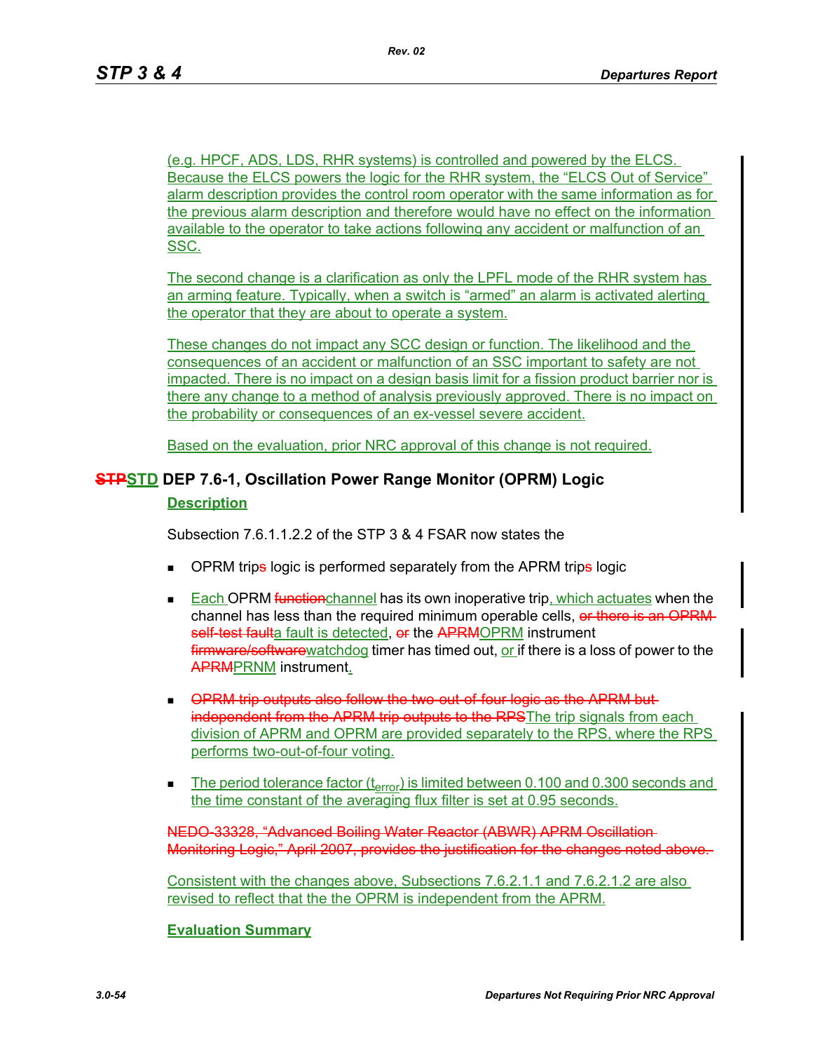(e.g. HPCF, ADS, LDS, RHR systems) is controlled and powered by the ELCS. Because the ELCS powers the logic for the RHR system, the "ELCS Out of Service" alarm description provides the control room operator with the same information as for the previous alarm description and therefore would have no effect on the information available to the operator to take actions following any accident or malfunction of an SSC.

The second change is a clarification as only the LPFL mode of the RHR system has an arming feature. Typically, when a switch is "armed" an alarm is activated alerting the operator that they are about to operate a system.

These changes do not impact any SCC design or function. The likelihood and the consequences of an accident or malfunction of an SSC important to safety are not impacted. There is no impact on a design basis limit for a fission product barrier nor is there any change to a method of analysis previously approved. There is no impact on the probability or consequences of an ex-vessel severe accident.

Based on the evaluation, prior NRC approval of this change is not required.

## ~~STP~~STD DEP 7.6-1, Oscillation Power Range Monitor (OPRM) Logic

**Description**

Subsection 7.6.1.1.2.2 of the STP 3 & 4 FSAR now states the

- OPRM trip~~s~~ logic is performed separately from the APRM trip~~s~~ logic
- Each OPRM ~~function~~channel has its own inoperative trip, which actuates when the channel has less than the required minimum operable cells, ~~or there is an OPRM self-test fault~~a fault is detected, ~~or~~ the ~~APRM~~OPRM instrument ~~firmware/software~~watchdog timer has timed out, or if there is a loss of power to the ~~APRM~~PRNM instrument.
- ~~OPRM trip outputs also follow the two-out-of-four logic as the APRM but independent from the APRM trip outputs to the RPS~~The trip signals from each division of APRM and OPRM are provided separately to the RPS, where the RPS performs two-out-of-four voting.
- The period tolerance factor ($t_{error}$) is limited between 0.100 and 0.300 seconds and the time constant of the averaging flux filter is set at 0.95 seconds.

~~NEDO-33328, "Advanced Boiling Water Reactor (ABWR) APRM Oscillation Monitoring Logic," April 2007, provides the justification for the changes noted above.~~

Consistent with the changes above, Subsections 7.6.2.1.1 and 7.6.2.1.2 are also revised to reflect that the the OPRM is independent from the APRM.

**Evaluation Summary**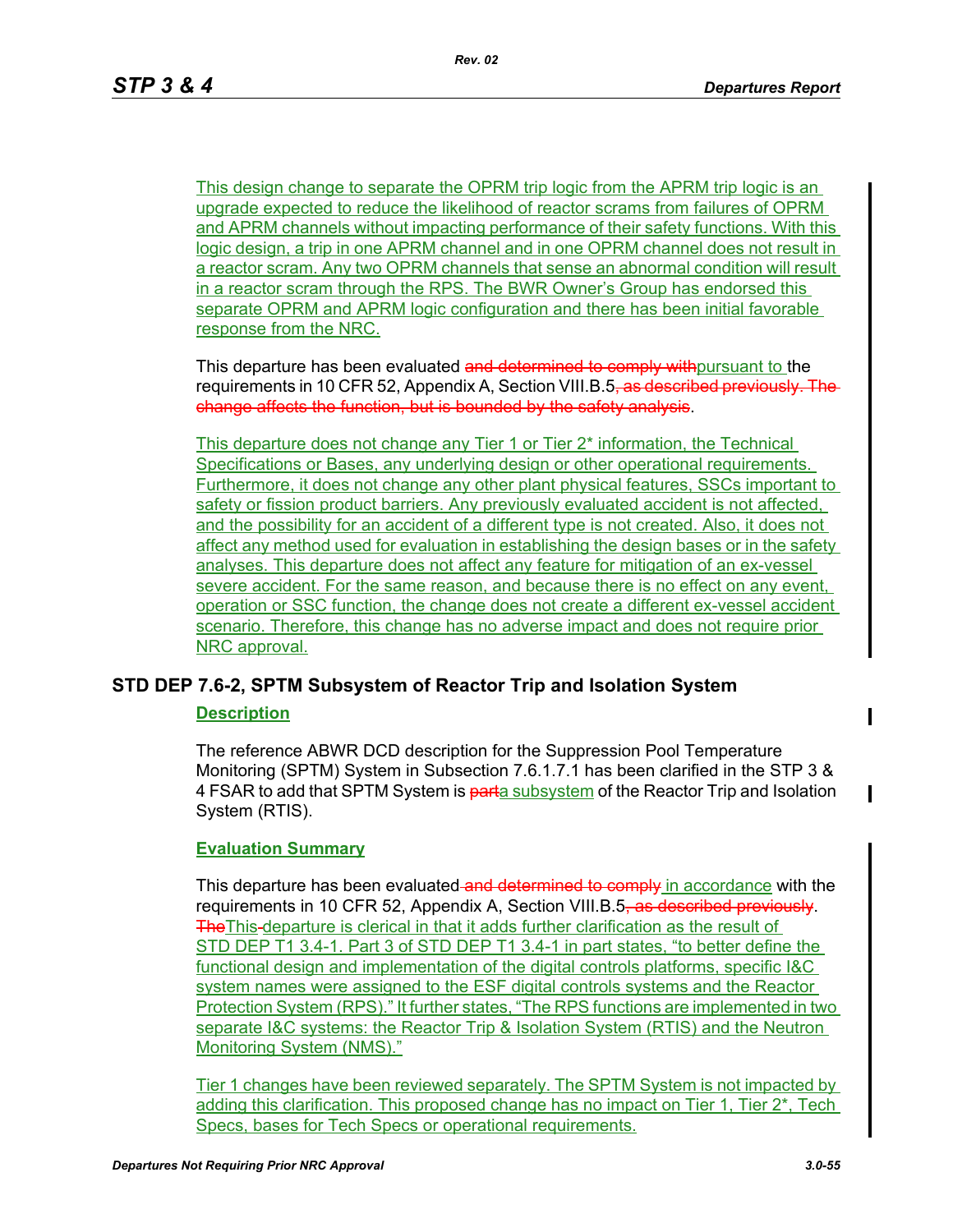This design change to separate the OPRM trip logic from the APRM trip logic is an upgrade expected to reduce the likelihood of reactor scrams from failures of OPRM and APRM channels without impacting performance of their safety functions. With this logic design, a trip in one APRM channel and in one OPRM channel does not result in a reactor scram. Any two OPRM channels that sense an abnormal condition will result in a reactor scram through the RPS. The BWR Owner's Group has endorsed this separate OPRM and APRM logic configuration and there has been initial favorable response from the NRC.

This departure has been evaluated ~~and determined to comply with~~pursuant to the requirements in 10 CFR 52, Appendix A, Section VIII.B.5~~, as described previously. The change affects the function, but is bounded by the safety analysis~~.

This departure does not change any Tier 1 or Tier 2* information, the Technical Specifications or Bases, any underlying design or other operational requirements. Furthermore, it does not change any other plant physical features, SSCs important to safety or fission product barriers. Any previously evaluated accident is not affected, and the possibility for an accident of a different type is not created. Also, it does not affect any method used for evaluation in establishing the design bases or in the safety analyses. This departure does not affect any feature for mitigation of an ex-vessel severe accident. For the same reason, and because there is no effect on any event, operation or SSC function, the change does not create a different ex-vessel accident scenario. Therefore, this change has no adverse impact and does not require prior NRC approval.

## STD DEP 7.6-2, SPTM Subsystem of Reactor Trip and Isolation System

### Description

The reference ABWR DCD description for the Suppression Pool Temperature Monitoring (SPTM) System in Subsection 7.6.1.7.1 has been clarified in the STP 3 & 4 FSAR to add that SPTM System is ~~part~~a subsystem of the Reactor Trip and Isolation System (RTIS).

### Evaluation Summary

This departure has been evaluated ~~and determined to comply~~ in accordance with the requirements in 10 CFR 52, Appendix A, Section VIII.B.5~~, as described previously~~. ~~The~~This departure is clerical in that it adds further clarification as the result of STD DEP T1 3.4-1. Part 3 of STD DEP T1 3.4-1 in part states, "to better define the functional design and implementation of the digital controls platforms, specific I&C system names were assigned to the ESF digital controls systems and the Reactor Protection System (RPS)." It further states, "The RPS functions are implemented in two separate I&C systems: the Reactor Trip & Isolation System (RTIS) and the Neutron Monitoring System (NMS)."

Tier 1 changes have been reviewed separately. The SPTM System is not impacted by adding this clarification. This proposed change has no impact on Tier 1, Tier 2*, Tech Specs, bases for Tech Specs or operational requirements.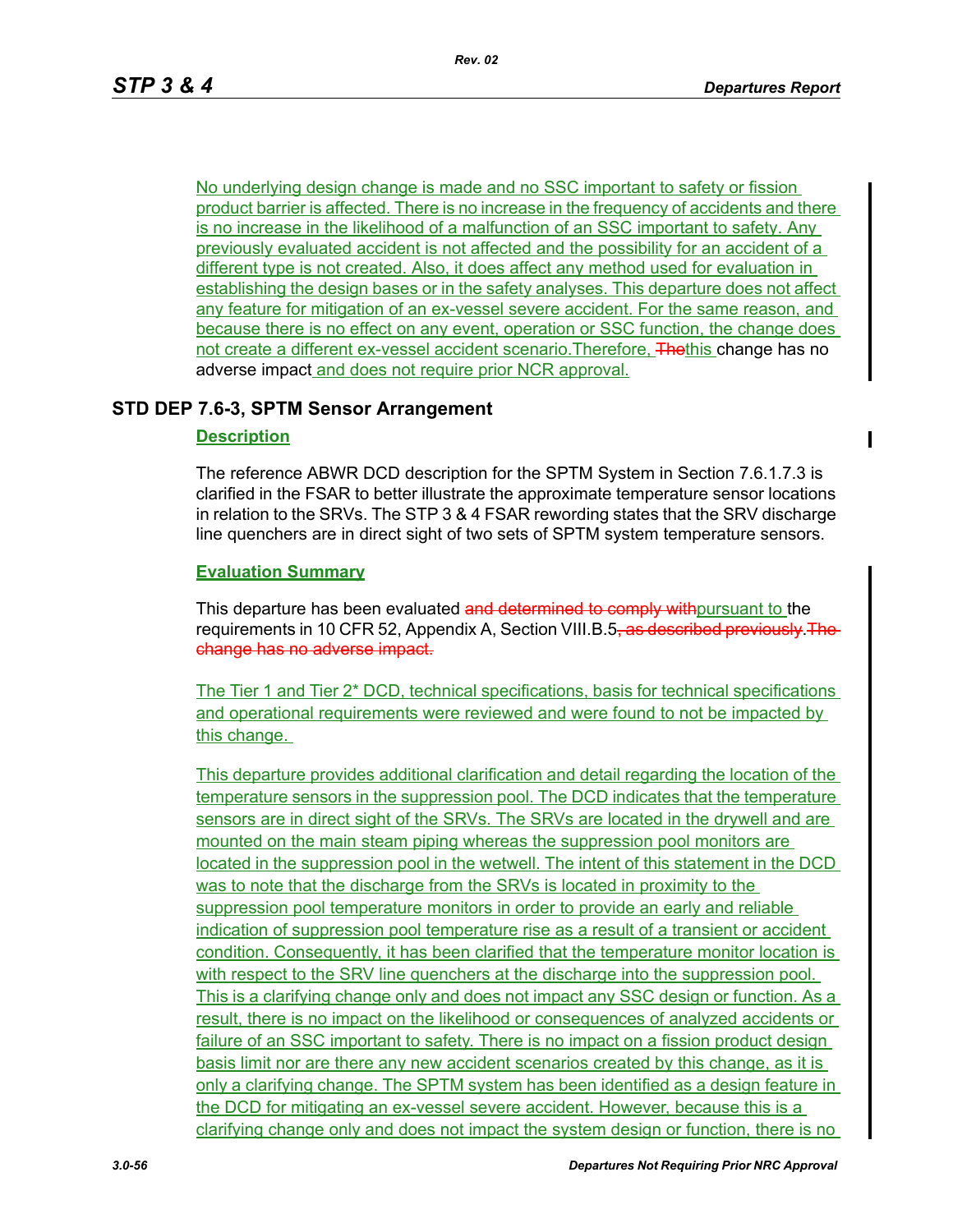No underlying design change is made and no SSC important to safety or fission product barrier is affected. There is no increase in the frequency of accidents and there is no increase in the likelihood of a malfunction of an SSC important to safety. Any previously evaluated accident is not affected and the possibility for an accident of a different type is not created. Also, it does affect any method used for evaluation in establishing the design bases or in the safety analyses. This departure does not affect any feature for mitigation of an ex-vessel severe accident. For the same reason, and because there is no effect on any event, operation or SSC function, the change does not create a different ex-vessel accident scenario.Therefore, ~~The~~this change has no adverse impact and does not require prior NCR approval.

## STD DEP 7.6-3, SPTM Sensor Arrangement

**Description**

The reference ABWR DCD description for the SPTM System in Section 7.6.1.7.3 is clarified in the FSAR to better illustrate the approximate temperature sensor locations in relation to the SRVs. The STP 3 & 4 FSAR rewording states that the SRV discharge line quenchers are in direct sight of two sets of SPTM system temperature sensors.

**Evaluation Summary**

This departure has been evaluated ~~and determined to comply with~~pursuant to the requirements in 10 CFR 52, Appendix A, Section VIII.B.5~~, as described previously~~.~~The change has no adverse impact.~~

The Tier 1 and Tier 2* DCD, technical specifications, basis for technical specifications and operational requirements were reviewed and were found to not be impacted by this change.

This departure provides additional clarification and detail regarding the location of the temperature sensors in the suppression pool. The DCD indicates that the temperature sensors are in direct sight of the SRVs. The SRVs are located in the drywell and are mounted on the main steam piping whereas the suppression pool monitors are located in the suppression pool in the wetwell. The intent of this statement in the DCD was to note that the discharge from the SRVs is located in proximity to the suppression pool temperature monitors in order to provide an early and reliable indication of suppression pool temperature rise as a result of a transient or accident condition. Consequently, it has been clarified that the temperature monitor location is with respect to the SRV line quenchers at the discharge into the suppression pool. This is a clarifying change only and does not impact any SSC design or function. As a result, there is no impact on the likelihood or consequences of analyzed accidents or failure of an SSC important to safety. There is no impact on a fission product design basis limit nor are there any new accident scenarios created by this change, as it is only a clarifying change. The SPTM system has been identified as a design feature in the DCD for mitigating an ex-vessel severe accident. However, because this is a clarifying change only and does not impact the system design or function, there is no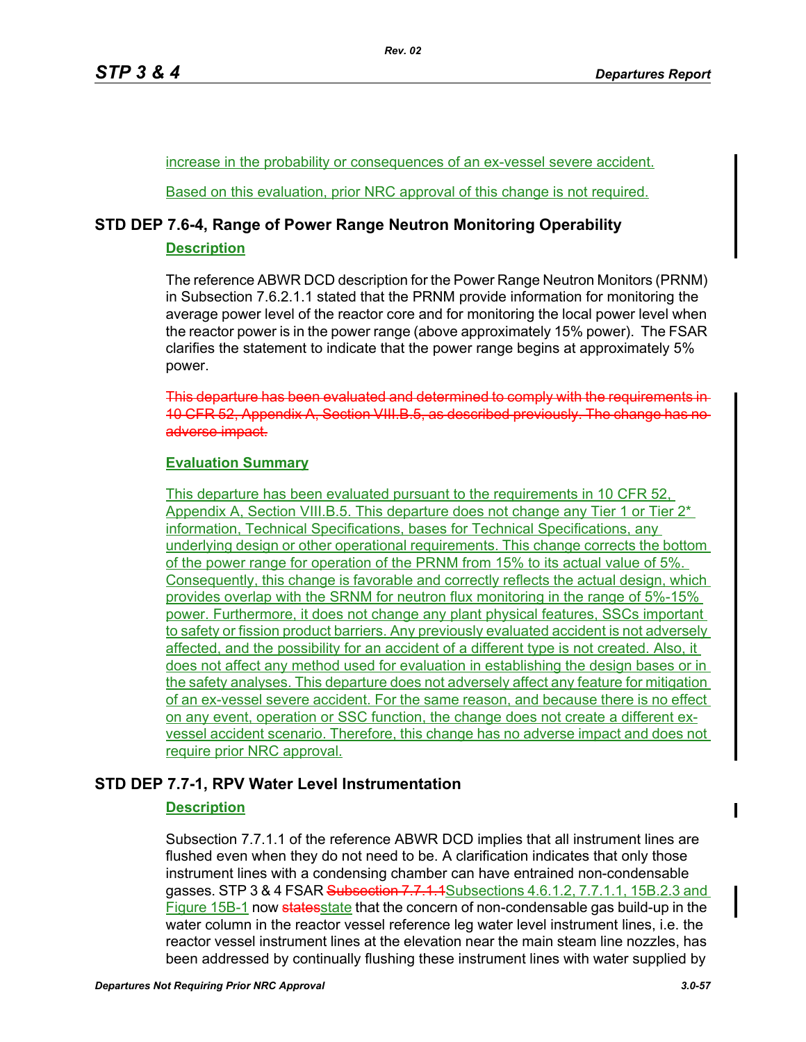increase in the probability or consequences of an ex-vessel severe accident.

Based on this evaluation, prior NRC approval of this change is not required.

## STD DEP 7.6-4, Range of Power Range Neutron Monitoring Operability

### Description

The reference ABWR DCD description for the Power Range Neutron Monitors (PRNM) in Subsection 7.6.2.1.1 stated that the PRNM provide information for monitoring the average power level of the reactor core and for monitoring the local power level when the reactor power is in the power range (above approximately 15% power). The FSAR clarifies the statement to indicate that the power range begins at approximately 5% power.

~~This departure has been evaluated and determined to comply with the requirements in 10 CFR 52, Appendix A, Section VIII.B.5, as described previously. The change has no adverse impact.~~

### Evaluation Summary

This departure has been evaluated pursuant to the requirements in 10 CFR 52, Appendix A, Section VIII.B.5. This departure does not change any Tier 1 or Tier 2* information, Technical Specifications, bases for Technical Specifications, any underlying design or other operational requirements. This change corrects the bottom of the power range for operation of the PRNM from 15% to its actual value of 5%. Consequently, this change is favorable and correctly reflects the actual design, which provides overlap with the SRNM for neutron flux monitoring in the range of 5%-15% power. Furthermore, it does not change any plant physical features, SSCs important to safety or fission product barriers. Any previously evaluated accident is not adversely affected, and the possibility for an accident of a different type is not created. Also, it does not affect any method used for evaluation in establishing the design bases or in the safety analyses. This departure does not adversely affect any feature for mitigation of an ex-vessel severe accident. For the same reason, and because there is no effect on any event, operation or SSC function, the change does not create a different ex-vessel accident scenario. Therefore, this change has no adverse impact and does not require prior NRC approval.

## STD DEP 7.7-1, RPV Water Level Instrumentation

### Description

Subsection 7.7.1.1 of the reference ABWR DCD implies that all instrument lines are flushed even when they do not need to be. A clarification indicates that only those instrument lines with a condensing chamber can have entrained non-condensable gasses. STP 3 & 4 FSAR ~~Subsection 7.7.1.1~~Subsections 4.6.1.2, 7.7.1.1, 15B.2.3 and Figure 15B-1 now ~~states~~state that the concern of non-condensable gas build-up in the water column in the reactor vessel reference leg water level instrument lines, i.e. the reactor vessel instrument lines at the elevation near the main steam line nozzles, has been addressed by continually flushing these instrument lines with water supplied by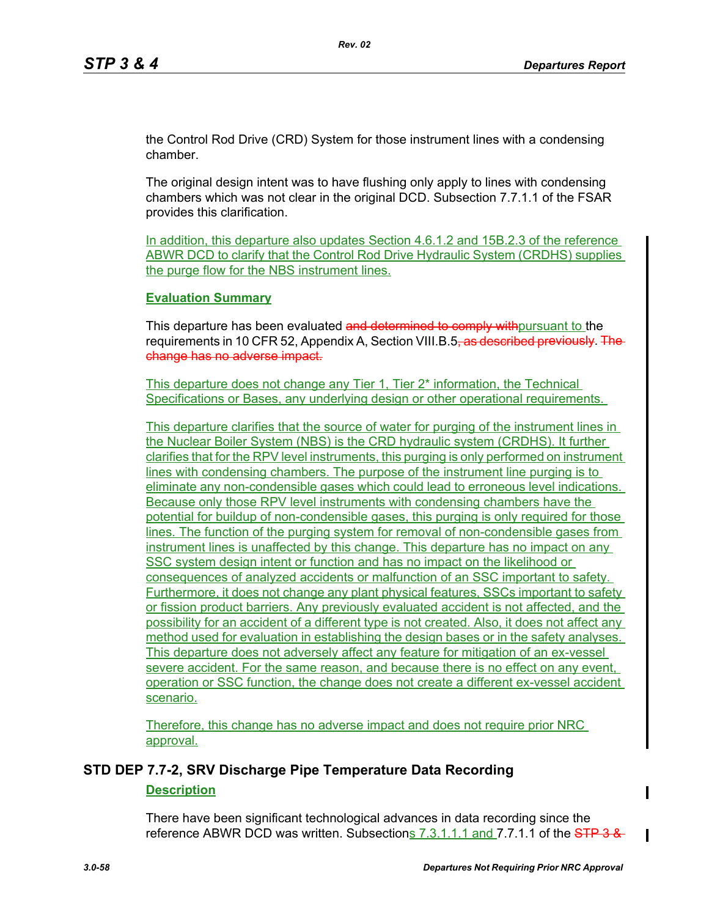the Control Rod Drive (CRD) System for those instrument lines with a condensing chamber.

The original design intent was to have flushing only apply to lines with condensing chambers which was not clear in the original DCD. Subsection 7.7.1.1 of the FSAR provides this clarification.

In addition, this departure also updates Section 4.6.1.2 and 15B.2.3 of the reference ABWR DCD to clarify that the Control Rod Drive Hydraulic System (CRDHS) supplies the purge flow for the NBS instrument lines.

**Evaluation Summary**

This departure has been evaluated ~~and determined to comply with~~pursuant to the requirements in 10 CFR 52, Appendix A, Section VIII.B.5~~, as described previously~~. ~~The change has no adverse impact.~~

This departure does not change any Tier 1, Tier 2* information, the Technical Specifications or Bases, any underlying design or other operational requirements.

This departure clarifies that the source of water for purging of the instrument lines in the Nuclear Boiler System (NBS) is the CRD hydraulic system (CRDHS). It further clarifies that for the RPV level instruments, this purging is only performed on instrument lines with condensing chambers. The purpose of the instrument line purging is to eliminate any non-condensible gases which could lead to erroneous level indications. Because only those RPV level instruments with condensing chambers have the potential for buildup of non-condensible gases, this purging is only required for those lines. The function of the purging system for removal of non-condensible gases from instrument lines is unaffected by this change. This departure has no impact on any SSC system design intent or function and has no impact on the likelihood or consequences of analyzed accidents or malfunction of an SSC important to safety. Furthermore, it does not change any plant physical features, SSCs important to safety or fission product barriers. Any previously evaluated accident is not affected, and the possibility for an accident of a different type is not created. Also, it does not affect any method used for evaluation in establishing the design bases or in the safety analyses. This departure does not adversely affect any feature for mitigation of an ex-vessel severe accident. For the same reason, and because there is no effect on any event, operation or SSC function, the change does not create a different ex-vessel accident scenario.

Therefore, this change has no adverse impact and does not require prior NRC approval.

## STD DEP 7.7-2, SRV Discharge Pipe Temperature Data Recording

**Description**

There have been significant technological advances in data recording since the reference ABWR DCD was written. Subsections 7.3.1.1.1 and 7.7.1.1 of the ~~STP 3 &~~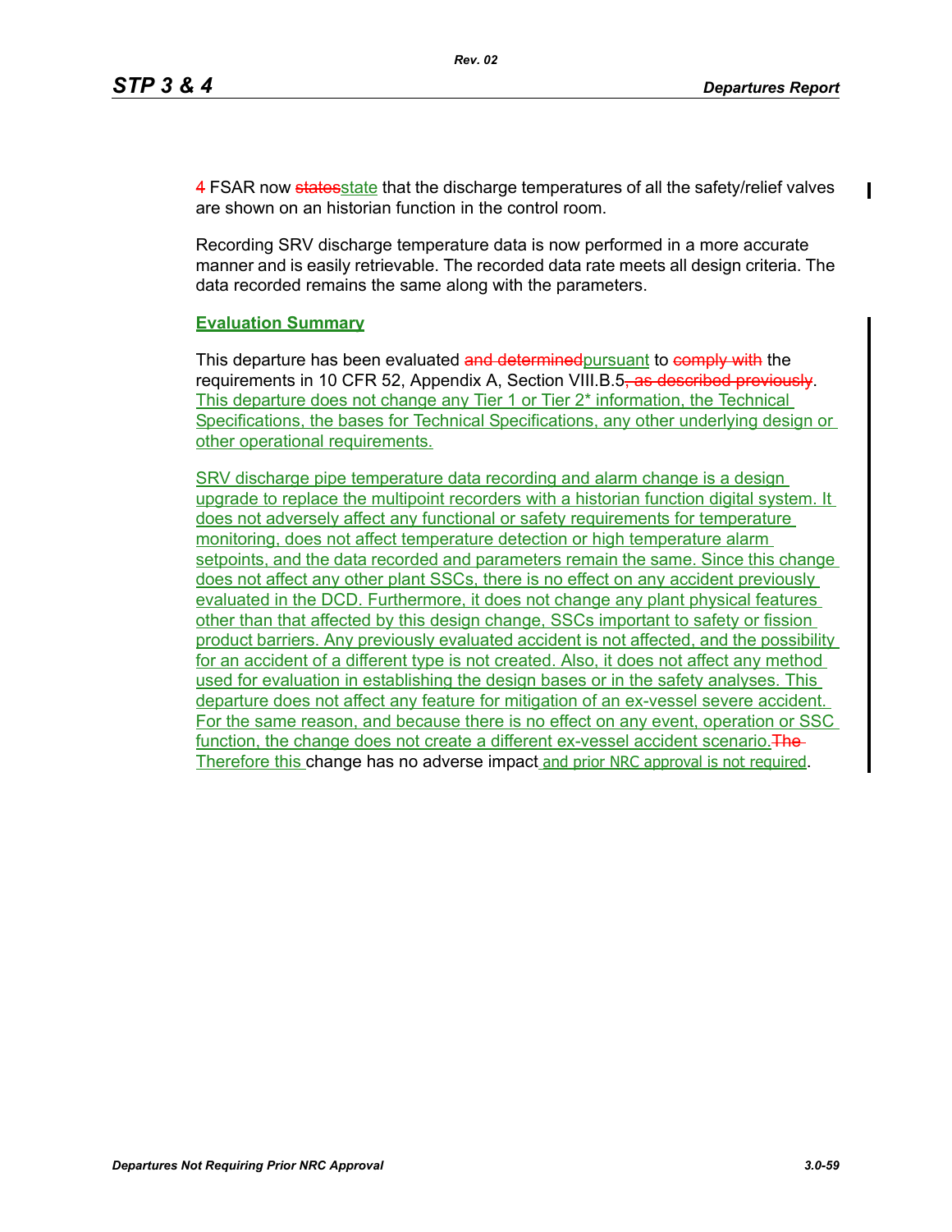4 FSAR now ~~states~~state that the discharge temperatures of all the safety/relief valves are shown on an historian function in the control room.

Recording SRV discharge temperature data is now performed in a more accurate manner and is easily retrievable. The recorded data rate meets all design criteria. The data recorded remains the same along with the parameters.

**Evaluation Summary**

This departure has been evaluated ~~and determined~~pursuant to ~~comply with~~ the requirements in 10 CFR 52, Appendix A, Section VIII.B.5~~, as described previously~~. This departure does not change any Tier 1 or Tier 2* information, the Technical Specifications, the bases for Technical Specifications, any other underlying design or other operational requirements.

SRV discharge pipe temperature data recording and alarm change is a design upgrade to replace the multipoint recorders with a historian function digital system. It does not adversely affect any functional or safety requirements for temperature monitoring, does not affect temperature detection or high temperature alarm setpoints, and the data recorded and parameters remain the same. Since this change does not affect any other plant SSCs, there is no effect on any accident previously evaluated in the DCD. Furthermore, it does not change any plant physical features other than that affected by this design change, SSCs important to safety or fission product barriers. Any previously evaluated accident is not affected, and the possibility for an accident of a different type is not created. Also, it does not affect any method used for evaluation in establishing the design bases or in the safety analyses. This departure does not affect any feature for mitigation of an ex-vessel severe accident. For the same reason, and because there is no effect on any event, operation or SSC function, the change does not create a different ex-vessel accident scenario.~~The~~ Therefore this change has no adverse impact and prior NRC approval is not required.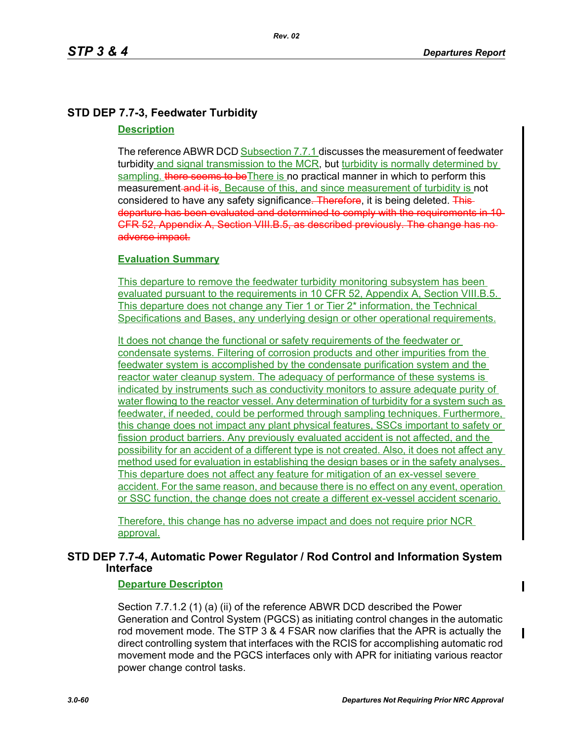## STD DEP 7.7-3, Feedwater Turbidity

### Description

The reference ABWR DCD Subsection 7.7.1 discusses the measurement of feedwater turbidity and signal transmission to the MCR, but turbidity is normally determined by sampling. there seems to beThere is no practical manner in which to perform this measurement and it is. Because of this, and since measurement of turbidity is not considered to have any safety significance. Therefore, it is being deleted. This departure has been evaluated and determined to comply with the requirements in 10 CFR 52, Appendix A, Section VIII.B.5, as described previously. The change has no adverse impact.

### Evaluation Summary

This departure to remove the feedwater turbidity monitoring subsystem has been evaluated pursuant to the requirements in 10 CFR 52, Appendix A, Section VIII.B.5. This departure does not change any Tier 1 or Tier 2* information, the Technical Specifications and Bases, any underlying design or other operational requirements.

It does not change the functional or safety requirements of the feedwater or condensate systems. Filtering of corrosion products and other impurities from the feedwater system is accomplished by the condensate purification system and the reactor water cleanup system. The adequacy of performance of these systems is indicated by instruments such as conductivity monitors to assure adequate purity of water flowing to the reactor vessel. Any determination of turbidity for a system such as feedwater, if needed, could be performed through sampling techniques. Furthermore, this change does not impact any plant physical features, SSCs important to safety or fission product barriers. Any previously evaluated accident is not affected, and the possibility for an accident of a different type is not created. Also, it does not affect any method used for evaluation in establishing the design bases or in the safety analyses. This departure does not affect any feature for mitigation of an ex-vessel severe accident. For the same reason, and because there is no effect on any event, operation or SSC function, the change does not create a different ex-vessel accident scenario.

Therefore, this change has no adverse impact and does not require prior NCR approval.

## STD DEP 7.7-4, Automatic Power Regulator / Rod Control and Information System Interface

### Departure Descripton

Section 7.7.1.2 (1) (a) (ii) of the reference ABWR DCD described the Power Generation and Control System (PGCS) as initiating control changes in the automatic rod movement mode. The STP 3 & 4 FSAR now clarifies that the APR is actually the direct controlling system that interfaces with the RCIS for accomplishing automatic rod movement mode and the PGCS interfaces only with APR for initiating various reactor power change control tasks.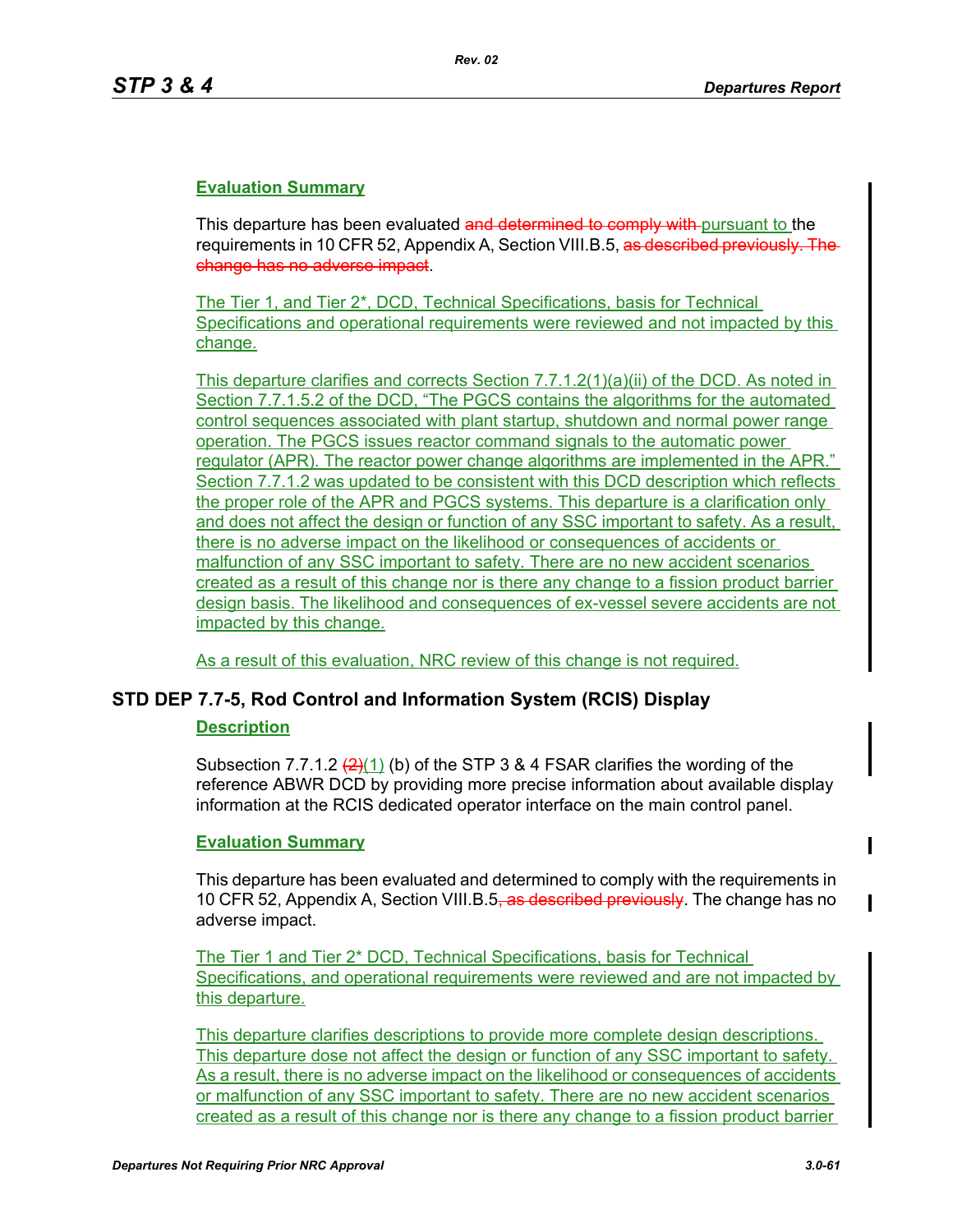**Evaluation Summary**

This departure has been evaluated ~~and determined to comply with~~ pursuant to the requirements in 10 CFR 52, Appendix A, Section VIII.B.5, ~~as described previously. The change has no adverse impact~~.

The Tier 1, and Tier 2*, DCD, Technical Specifications, basis for Technical Specifications and operational requirements were reviewed and not impacted by this change.

This departure clarifies and corrects Section 7.7.1.2(1)(a)(ii) of the DCD. As noted in Section 7.7.1.5.2 of the DCD, "The PGCS contains the algorithms for the automated control sequences associated with plant startup, shutdown and normal power range operation. The PGCS issues reactor command signals to the automatic power regulator (APR). The reactor power change algorithms are implemented in the APR." Section 7.7.1.2 was updated to be consistent with this DCD description which reflects the proper role of the APR and PGCS systems. This departure is a clarification only and does not affect the design or function of any SSC important to safety. As a result, there is no adverse impact on the likelihood or consequences of accidents or malfunction of any SSC important to safety. There are no new accident scenarios created as a result of this change nor is there any change to a fission product barrier design basis. The likelihood and consequences of ex-vessel severe accidents are not impacted by this change.

As a result of this evaluation, NRC review of this change is not required.

## STD DEP 7.7-5, Rod Control and Information System (RCIS) Display

**Description**

Subsection 7.7.1.2 ~~(2)~~(1) (b) of the STP 3 & 4 FSAR clarifies the wording of the reference ABWR DCD by providing more precise information about available display information at the RCIS dedicated operator interface on the main control panel.

**Evaluation Summary**

This departure has been evaluated and determined to comply with the requirements in 10 CFR 52, Appendix A, Section VIII.B.5~~, as described previously~~. The change has no adverse impact.

The Tier 1 and Tier 2* DCD, Technical Specifications, basis for Technical Specifications, and operational requirements were reviewed and are not impacted by this departure.

This departure clarifies descriptions to provide more complete design descriptions. This departure dose not affect the design or function of any SSC important to safety. As a result, there is no adverse impact on the likelihood or consequences of accidents or malfunction of any SSC important to safety. There are no new accident scenarios created as a result of this change nor is there any change to a fission product barrier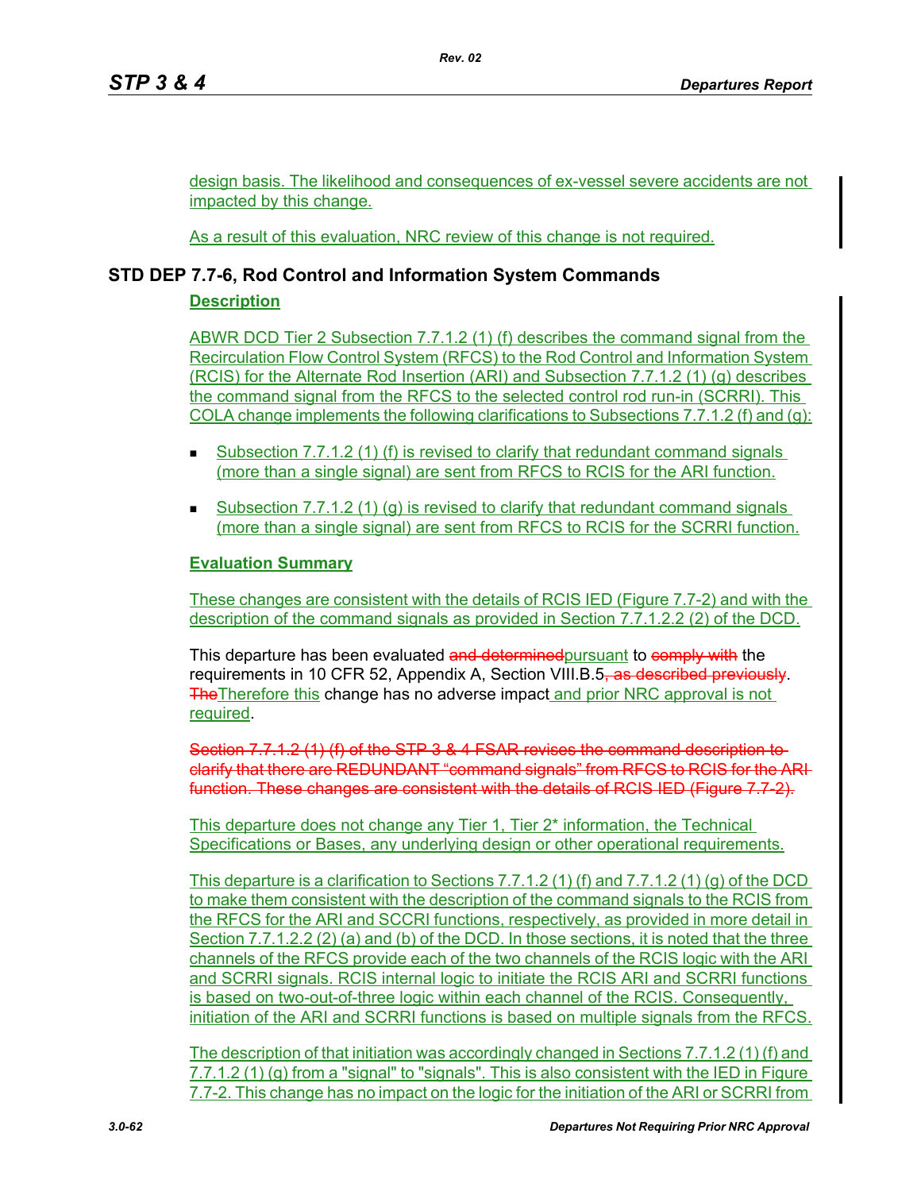design basis. The likelihood and consequences of ex-vessel severe accidents are not impacted by this change.

As a result of this evaluation, NRC review of this change is not required.

## STD DEP 7.7-6, Rod Control and Information System Commands

**Description**

ABWR DCD Tier 2 Subsection 7.7.1.2 (1) (f) describes the command signal from the Recirculation Flow Control System (RFCS) to the Rod Control and Information System (RCIS) for the Alternate Rod Insertion (ARI) and Subsection 7.7.1.2 (1) (g) describes the command signal from the RFCS to the selected control rod run-in (SCRRI). This COLA change implements the following clarifications to Subsections 7.7.1.2 (f) and (g):

- Subsection 7.7.1.2 (1) (f) is revised to clarify that redundant command signals (more than a single signal) are sent from RFCS to RCIS for the ARI function.
- Subsection 7.7.1.2 (1) (g) is revised to clarify that redundant command signals (more than a single signal) are sent from RFCS to RCIS for the SCRRI function.

**Evaluation Summary**

These changes are consistent with the details of RCIS IED (Figure 7.7-2) and with the description of the command signals as provided in Section 7.7.1.2.2 (2) of the DCD.

This departure has been evaluated ~~and determined~~pursuant to ~~comply with~~ the requirements in 10 CFR 52, Appendix A, Section VIII.B.5~~, as described previously~~. ~~The~~Therefore this change has no adverse impact and prior NRC approval is not required.

~~Section 7.7.1.2 (1) (f) of the STP 3 & 4 FSAR revises the command description to clarify that there are REDUNDANT "command signals" from RFCS to RCIS for the ARI function. These changes are consistent with the details of RCIS IED (Figure 7.7-2).~~

This departure does not change any Tier 1, Tier 2* information, the Technical Specifications or Bases, any underlying design or other operational requirements.

This departure is a clarification to Sections 7.7.1.2 (1) (f) and 7.7.1.2 (1) (g) of the DCD to make them consistent with the description of the command signals to the RCIS from the RFCS for the ARI and SCCRI functions, respectively, as provided in more detail in Section 7.7.1.2.2 (2) (a) and (b) of the DCD. In those sections, it is noted that the three channels of the RFCS provide each of the two channels of the RCIS logic with the ARI and SCRRI signals. RCIS internal logic to initiate the RCIS ARI and SCRRI functions is based on two-out-of-three logic within each channel of the RCIS. Consequently, initiation of the ARI and SCRRI functions is based on multiple signals from the RFCS.

The description of that initiation was accordingly changed in Sections 7.7.1.2 (1) (f) and 7.7.1.2 (1) (g) from a "signal" to "signals". This is also consistent with the IED in Figure 7.7-2. This change has no impact on the logic for the initiation of the ARI or SCRRI from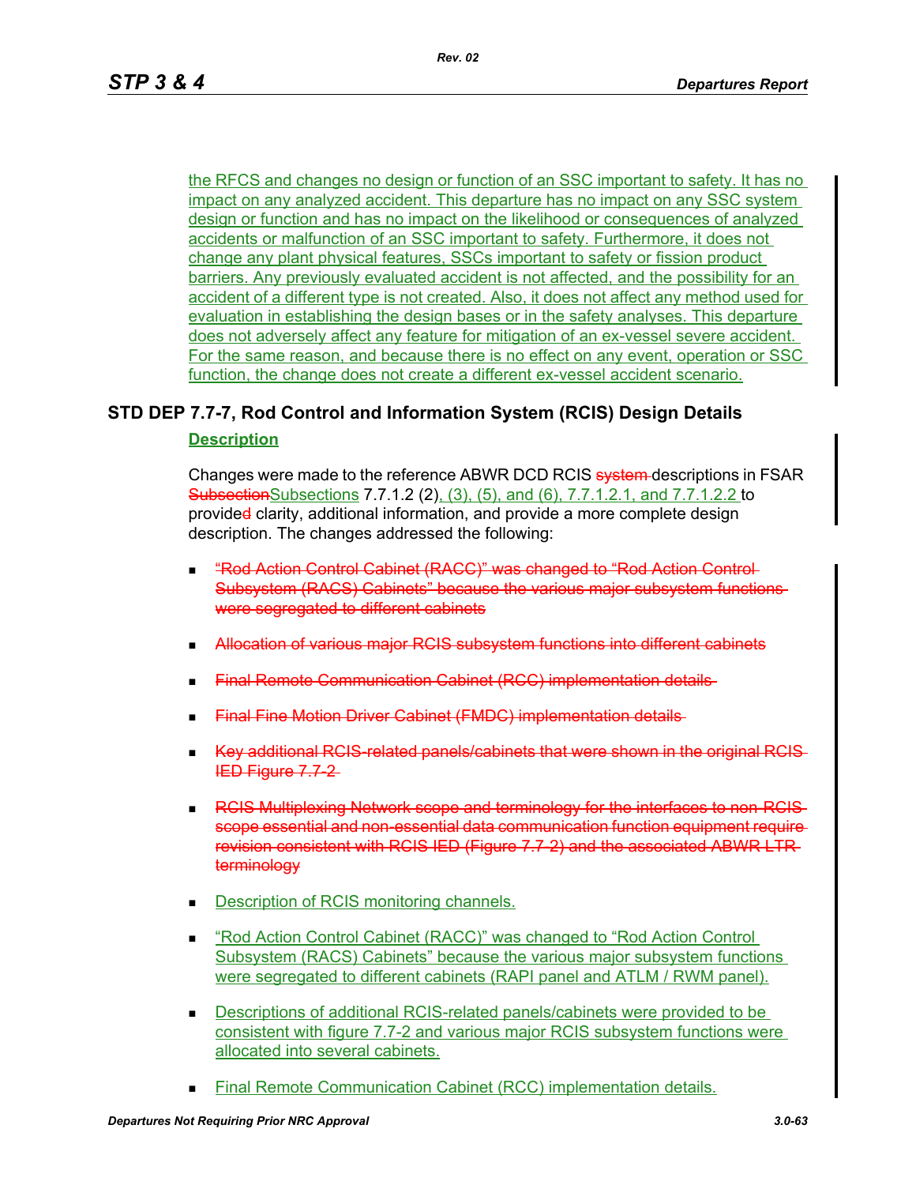the RFCS and changes no design or function of an SSC important to safety. It has no impact on any analyzed accident. This departure has no impact on any SSC system design or function and has no impact on the likelihood or consequences of analyzed accidents or malfunction of an SSC important to safety. Furthermore, it does not change any plant physical features, SSCs important to safety or fission product barriers. Any previously evaluated accident is not affected, and the possibility for an accident of a different type is not created. Also, it does not affect any method used for evaluation in establishing the design bases or in the safety analyses. This departure does not adversely affect any feature for mitigation of an ex-vessel severe accident. For the same reason, and because there is no effect on any event, operation or SSC function, the change does not create a different ex-vessel accident scenario.

## STD DEP 7.7-7, Rod Control and Information System (RCIS) Design Details

**Description**

Changes were made to the reference ABWR DCD RCIS ~~system~~ descriptions in FSAR ~~Subsection~~Subsections 7.7.1.2 (2), (3), (5), and (6), 7.7.1.2.1, and 7.7.1.2.2 to provide~~d~~ clarity, additional information, and provide a more complete design description. The changes addressed the following:

- ~~"Rod Action Control Cabinet (RACC)" was changed to "Rod Action Control Subsystem (RACS) Cabinets" because the various major subsystem functions were segregated to different cabinets~~
- ~~Allocation of various major RCIS subsystem functions into different cabinets~~
- ~~Final Remote Communication Cabinet (RCC) implementation details~~
- ~~Final Fine Motion Driver Cabinet (FMDC) implementation details~~
- ~~Key additional RCIS-related panels/cabinets that were shown in the original RCIS IED Figure 7.7-2~~
- ~~RCIS Multiplexing Network scope and terminology for the interfaces to non-RCIS scope essential and non-essential data communication function equipment require revision consistent with RCIS IED (Figure 7.7-2) and the associated ABWR LTR terminology~~
- Description of RCIS monitoring channels.
- "Rod Action Control Cabinet (RACC)" was changed to "Rod Action Control Subsystem (RACS) Cabinets" because the various major subsystem functions were segregated to different cabinets (RAPI panel and ATLM / RWM panel).
- Descriptions of additional RCIS-related panels/cabinets were provided to be consistent with figure 7.7-2 and various major RCIS subsystem functions were allocated into several cabinets.
- Final Remote Communication Cabinet (RCC) implementation details.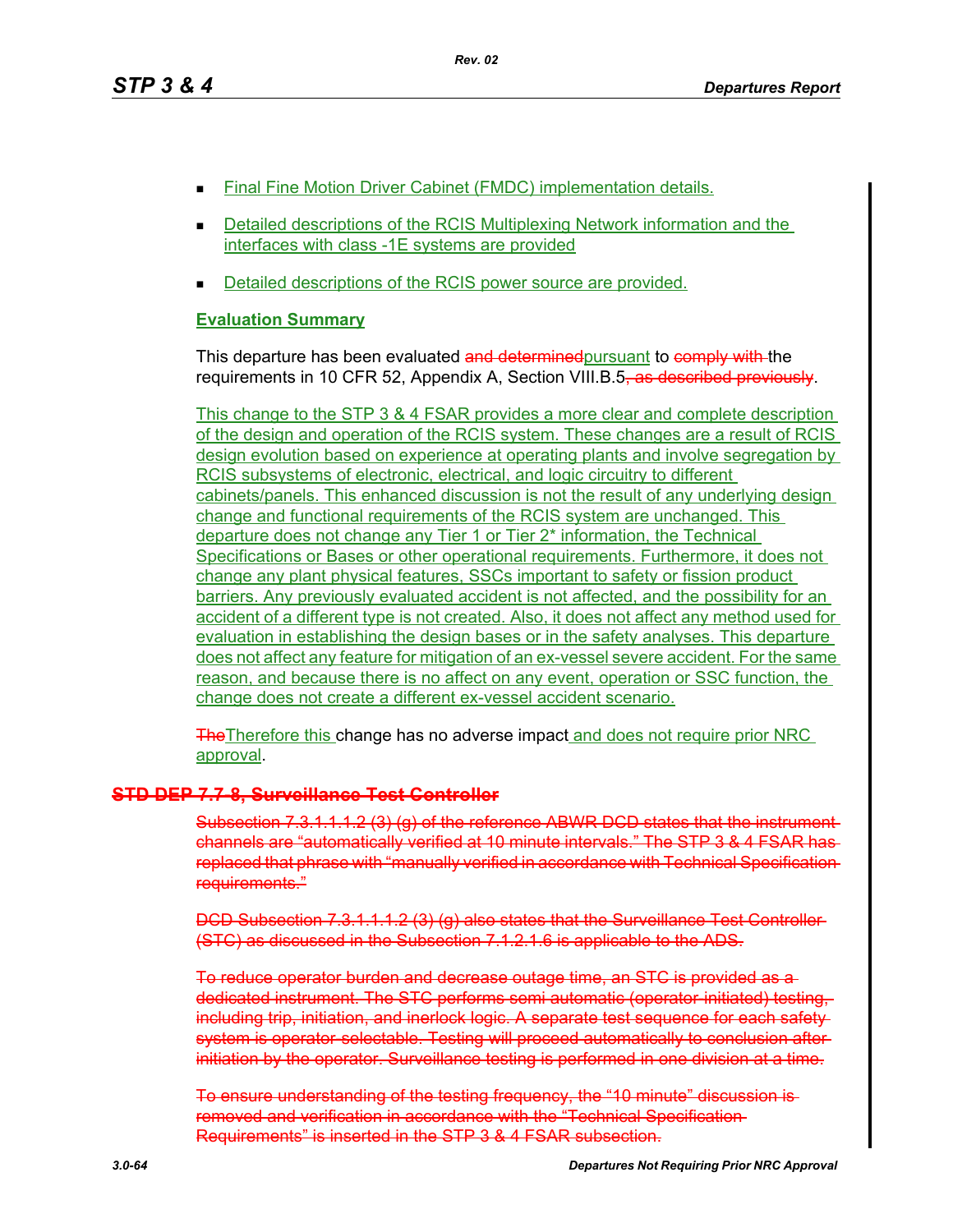- Final Fine Motion Driver Cabinet (FMDC) implementation details.
- Detailed descriptions of the RCIS Multiplexing Network information and the interfaces with class -1E systems are provided
- Detailed descriptions of the RCIS power source are provided.

**Evaluation Summary**

This departure has been evaluated ~~and determined~~pursuant to ~~comply with~~ the requirements in 10 CFR 52, Appendix A, Section VIII.B.5~~, as described previously~~.

This change to the STP 3 & 4 FSAR provides a more clear and complete description of the design and operation of the RCIS system. These changes are a result of RCIS design evolution based on experience at operating plants and involve segregation by RCIS subsystems of electronic, electrical, and logic circuitry to different cabinets/panels. This enhanced discussion is not the result of any underlying design change and functional requirements of the RCIS system are unchanged. This departure does not change any Tier 1 or Tier 2* information, the Technical Specifications or Bases or other operational requirements. Furthermore, it does not change any plant physical features, SSCs important to safety or fission product barriers. Any previously evaluated accident is not affected, and the possibility for an accident of a different type is not created. Also, it does not affect any method used for evaluation in establishing the design bases or in the safety analyses. This departure does not affect any feature for mitigation of an ex-vessel severe accident. For the same reason, and because there is no affect on any event, operation or SSC function, the change does not create a different ex-vessel accident scenario.

~~The~~Therefore this change has no adverse impact and does not require prior NRC approval.

## ~~STD DEP 7.7-8, Surveillance Test Controller~~

~~Subsection 7.3.1.1.1.2 (3) (g) of the reference ABWR DCD states that the instrument channels are "automatically verified at 10 minute intervals." The STP 3 & 4 FSAR has replaced that phrase with "manually verified in accordance with Technical Specification requirements."~~

~~DCD Subsection 7.3.1.1.1.2 (3) (g) also states that the Surveillance Test Controller (STC) as discussed in the Subsection 7.1.2.1.6 is applicable to the ADS.~~

~~To reduce operator burden and decrease outage time, an STC is provided as a dedicated instrument. The STC performs semi-automatic (operator-initiated) testing, including trip, initiation, and inerlock logic. A separate test sequence for each safety system is operator-selectable. Testing will proceed automatically to conclusion after initiation by the operator. Surveillance testing is performed in one division at a time.~~

~~To ensure understanding of the testing frequency, the "10 minute" discussion is removed and verification in accordance with the "Technical Specification Requirements" is inserted in the STP 3 & 4 FSAR subsection.~~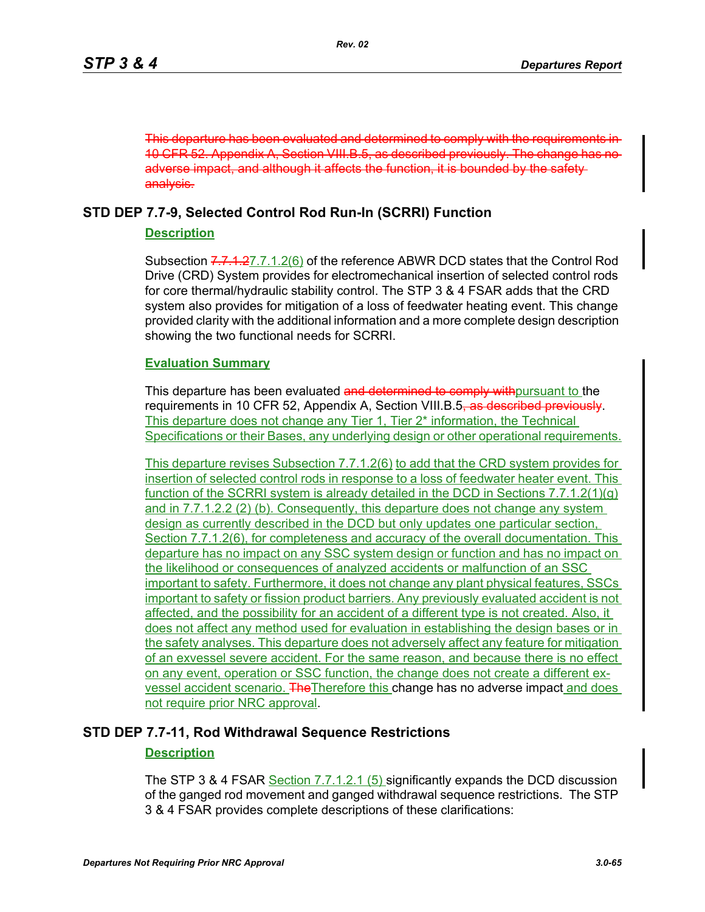~~This departure has been evaluated and determined to comply with the requirements in 10 CFR 52. Appendix A, Section VIII.B.5, as described previously. The change has no adverse impact, and although it affects the function, it is bounded by the safety analysis.~~

## STD DEP 7.7-9, Selected Control Rod Run-In (SCRRI) Function

**Description**

Subsection ~~7.7.1.2~~7.7.1.2(6) of the reference ABWR DCD states that the Control Rod Drive (CRD) System provides for electromechanical insertion of selected control rods for core thermal/hydraulic stability control. The STP 3 & 4 FSAR adds that the CRD system also provides for mitigation of a loss of feedwater heating event. This change provided clarity with the additional information and a more complete design description showing the two functional needs for SCRRI.

**Evaluation Summary**

This departure has been evaluated ~~and determined to comply with~~pursuant to the requirements in 10 CFR 52, Appendix A, Section VIII.B.5~~, as described previously~~. This departure does not change any Tier 1, Tier 2* information, the Technical Specifications or their Bases, any underlying design or other operational requirements.

This departure revises Subsection 7.7.1.2(6) to add that the CRD system provides for insertion of selected control rods in response to a loss of feedwater heater event. This function of the SCRRI system is already detailed in the DCD in Sections 7.7.1.2(1)(g) and in 7.7.1.2.2 (2) (b). Consequently, this departure does not change any system design as currently described in the DCD but only updates one particular section, Section 7.7.1.2(6), for completeness and accuracy of the overall documentation. This departure has no impact on any SSC system design or function and has no impact on the likelihood or consequences of analyzed accidents or malfunction of an SSC important to safety. Furthermore, it does not change any plant physical features, SSCs important to safety or fission product barriers. Any previously evaluated accident is not affected, and the possibility for an accident of a different type is not created. Also, it does not affect any method used for evaluation in establishing the design bases or in the safety analyses. This departure does not adversely affect any feature for mitigation of an exvessel severe accident. For the same reason, and because there is no effect on any event, operation or SSC function, the change does not create a different ex-vessel accident scenario. ~~The~~Therefore this change has no adverse impact and does not require prior NRC approval.

## STD DEP 7.7-11, Rod Withdrawal Sequence Restrictions

**Description**

The STP 3 & 4 FSAR Section 7.7.1.2.1 (5) significantly expands the DCD discussion of the ganged rod movement and ganged withdrawal sequence restrictions. The STP 3 & 4 FSAR provides complete descriptions of these clarifications: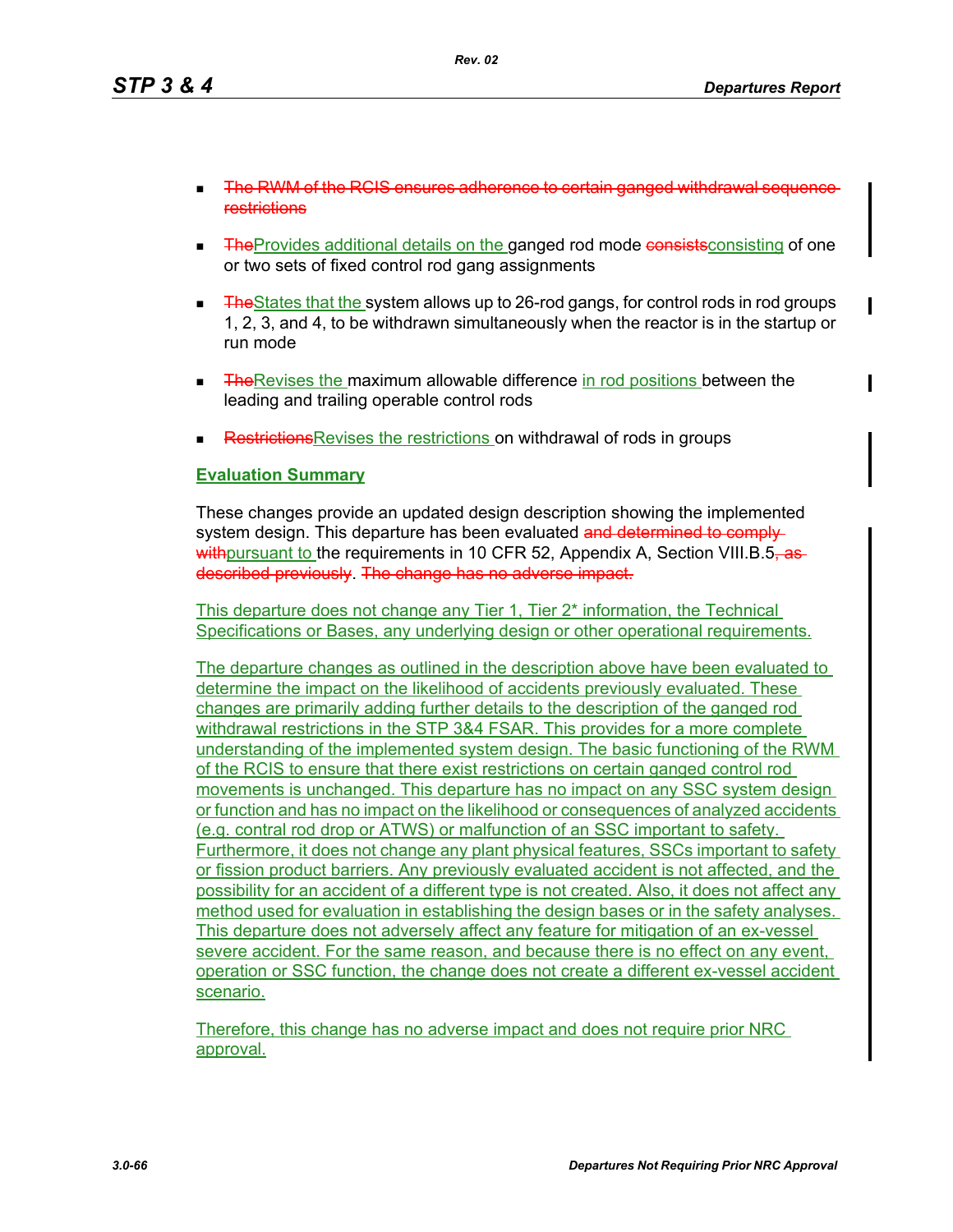- ~~The RWM of the RCIS ensures adherence to certain ganged withdrawal sequence restrictions~~
- ~~The~~Provides additional details on the ganged rod mode ~~consists~~consisting of one or two sets of fixed control rod gang assignments
- ~~The~~States that the system allows up to 26-rod gangs, for control rods in rod groups 1, 2, 3, and 4, to be withdrawn simultaneously when the reactor is in the startup or run mode
- ~~The~~Revises the maximum allowable difference in rod positions between the leading and trailing operable control rods
- ~~Restrictions~~Revises the restrictions on withdrawal of rods in groups

**Evaluation Summary**

These changes provide an updated design description showing the implemented system design. This departure has been evaluated ~~and determined to comply with~~pursuant to the requirements in 10 CFR 52, Appendix A, Section VIII.B.5~~, as described previously~~. ~~The change has no adverse impact.~~

This departure does not change any Tier 1, Tier 2* information, the Technical Specifications or Bases, any underlying design or other operational requirements.

The departure changes as outlined in the description above have been evaluated to determine the impact on the likelihood of accidents previously evaluated. These changes are primarily adding further details to the description of the ganged rod withdrawal restrictions in the STP 3&4 FSAR. This provides for a more complete understanding of the implemented system design. The basic functioning of the RWM of the RCIS to ensure that there exist restrictions on certain ganged control rod movements is unchanged. This departure has no impact on any SSC system design or function and has no impact on the likelihood or consequences of analyzed accidents (e.g. contral rod drop or ATWS) or malfunction of an SSC important to safety. Furthermore, it does not change any plant physical features, SSCs important to safety or fission product barriers. Any previously evaluated accident is not affected, and the possibility for an accident of a different type is not created. Also, it does not affect any method used for evaluation in establishing the design bases or in the safety analyses. This departure does not adversely affect any feature for mitigation of an ex-vessel severe accident. For the same reason, and because there is no effect on any event, operation or SSC function, the change does not create a different ex-vessel accident scenario.

Therefore, this change has no adverse impact and does not require prior NRC approval.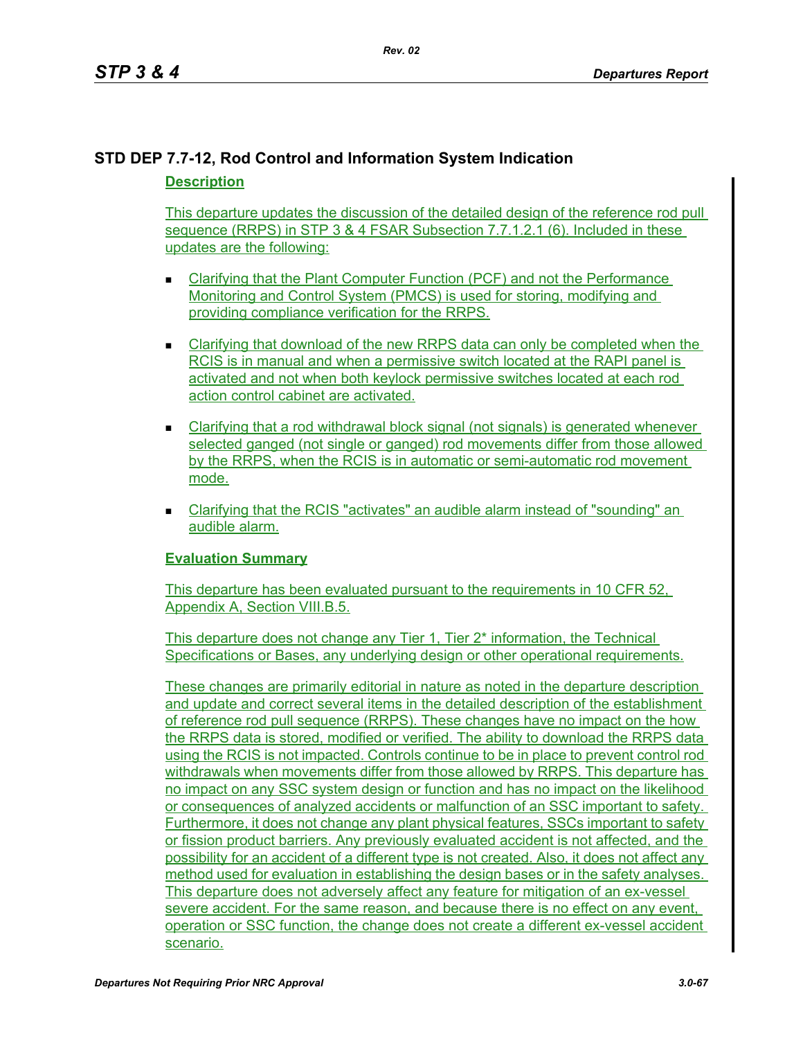## STD DEP 7.7-12, Rod Control and Information System Indication

**Description**

This departure updates the discussion of the detailed design of the reference rod pull sequence (RRPS) in STP 3 & 4 FSAR Subsection 7.7.1.2.1 (6). Included in these updates are the following:

- Clarifying that the Plant Computer Function (PCF) and not the Performance Monitoring and Control System (PMCS) is used for storing, modifying and providing compliance verification for the RRPS.
- Clarifying that download of the new RRPS data can only be completed when the RCIS is in manual and when a permissive switch located at the RAPI panel is activated and not when both keylock permissive switches located at each rod action control cabinet are activated.
- Clarifying that a rod withdrawal block signal (not signals) is generated whenever selected ganged (not single or ganged) rod movements differ from those allowed by the RRPS, when the RCIS is in automatic or semi-automatic rod movement mode.
- Clarifying that the RCIS "activates" an audible alarm instead of "sounding" an audible alarm.

**Evaluation Summary**

This departure has been evaluated pursuant to the requirements in 10 CFR 52, Appendix A, Section VIII.B.5.

This departure does not change any Tier 1, Tier 2* information, the Technical Specifications or Bases, any underlying design or other operational requirements.

These changes are primarily editorial in nature as noted in the departure description and update and correct several items in the detailed description of the establishment of reference rod pull sequence (RRPS). These changes have no impact on the how the RRPS data is stored, modified or verified. The ability to download the RRPS data using the RCIS is not impacted. Controls continue to be in place to prevent control rod withdrawals when movements differ from those allowed by RRPS. This departure has no impact on any SSC system design or function and has no impact on the likelihood or consequences of analyzed accidents or malfunction of an SSC important to safety. Furthermore, it does not change any plant physical features, SSCs important to safety or fission product barriers. Any previously evaluated accident is not affected, and the possibility for an accident of a different type is not created. Also, it does not affect any method used for evaluation in establishing the design bases or in the safety analyses. This departure does not adversely affect any feature for mitigation of an ex-vessel severe accident. For the same reason, and because there is no effect on any event, operation or SSC function, the change does not create a different ex-vessel accident scenario.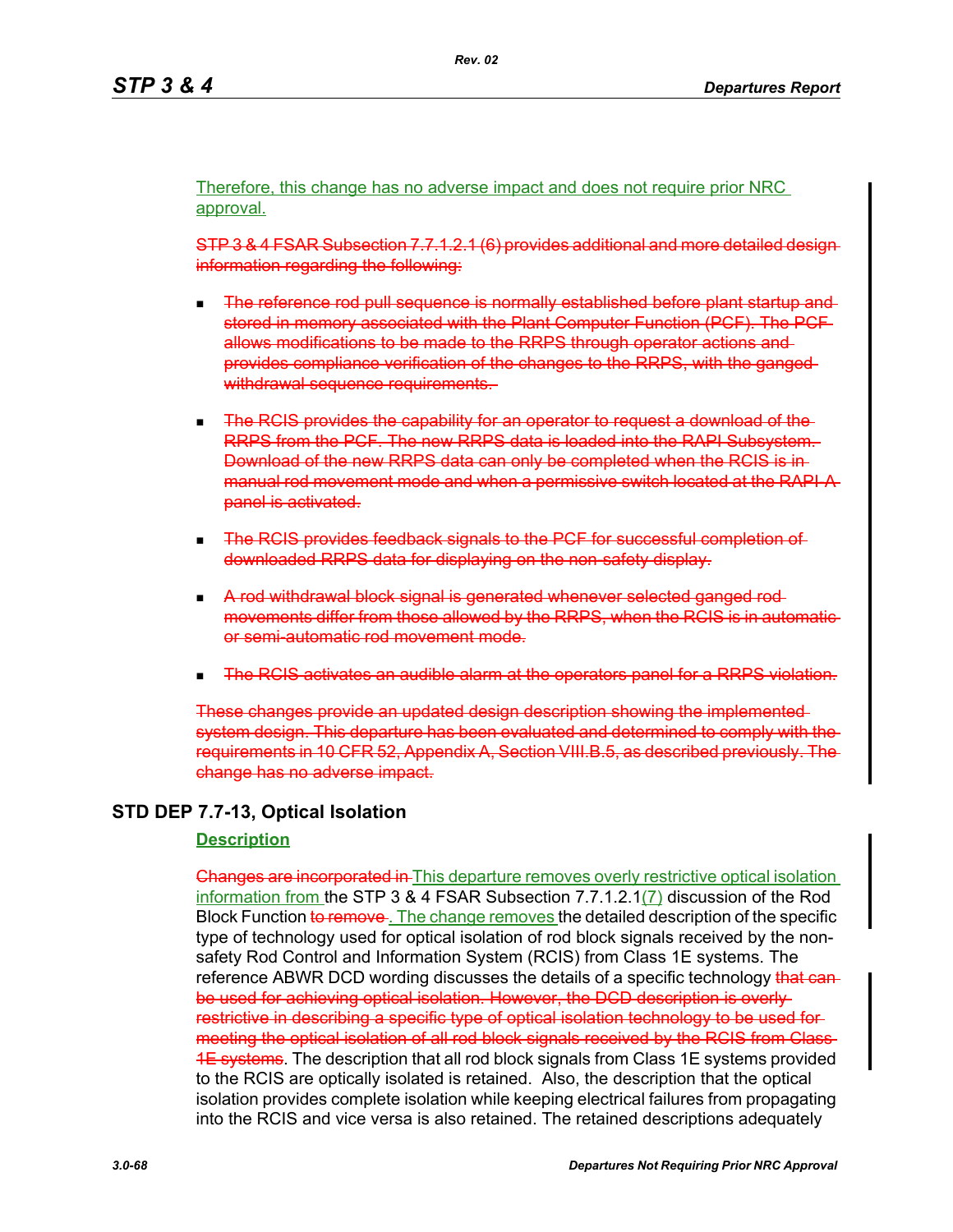Therefore, this change has no adverse impact and does not require prior NRC approval.

~~STP 3 & 4 FSAR Subsection 7.7.1.2.1 (6) provides additional and more detailed design information regarding the following:~~

- ~~The reference rod pull sequence is normally established before plant startup and stored in memory associated with the Plant Computer Function (PCF). The PCF allows modifications to be made to the RRPS through operator actions and provides compliance verification of the changes to the RRPS, with the ganged withdrawal sequence requirements.~~

- ~~The RCIS provides the capability for an operator to request a download of the RRPS from the PCF. The new RRPS data is loaded into the RAPI Subsystem. Download of the new RRPS data can only be completed when the RCIS is in manual rod movement mode and when a permissive switch located at the RAPI-A panel is activated.~~

- ~~The RCIS provides feedback signals to the PCF for successful completion of downloaded RRPS data for displaying on the non-safety display.~~

- ~~A rod withdrawal block signal is generated whenever selected ganged rod movements differ from those allowed by the RRPS, when the RCIS is in automatic or semi-automatic rod movement mode.~~

- ~~The RCIS activates an audible alarm at the operators panel for a RRPS violation.~~

~~These changes provide an updated design description showing the implemented system design. This departure has been evaluated and determined to comply with the requirements in 10 CFR 52, Appendix A, Section VIII.B.5, as described previously. The change has no adverse impact.~~

## STD DEP 7.7-13, Optical Isolation

### Description

~~Changes are incorporated in~~ This departure removes overly restrictive optical isolation information from the STP 3 & 4 FSAR Subsection 7.7.1.2.1(7) discussion of the Rod Block Function ~~to remove~~. The change removes the detailed description of the specific type of technology used for optical isolation of rod block signals received by the non-safety Rod Control and Information System (RCIS) from Class 1E systems. The reference ABWR DCD wording discusses the details of a specific technology ~~that can be used for achieving optical isolation. However, the DCD description is overly restrictive in describing a specific type of optical isolation technology to be used for meeting the optical isolation of all rod block signals received by the RCIS from Class 1E systems~~. The description that all rod block signals from Class 1E systems provided to the RCIS are optically isolated is retained. Also, the description that the optical isolation provides complete isolation while keeping electrical failures from propagating into the RCIS and vice versa is also retained. The retained descriptions adequately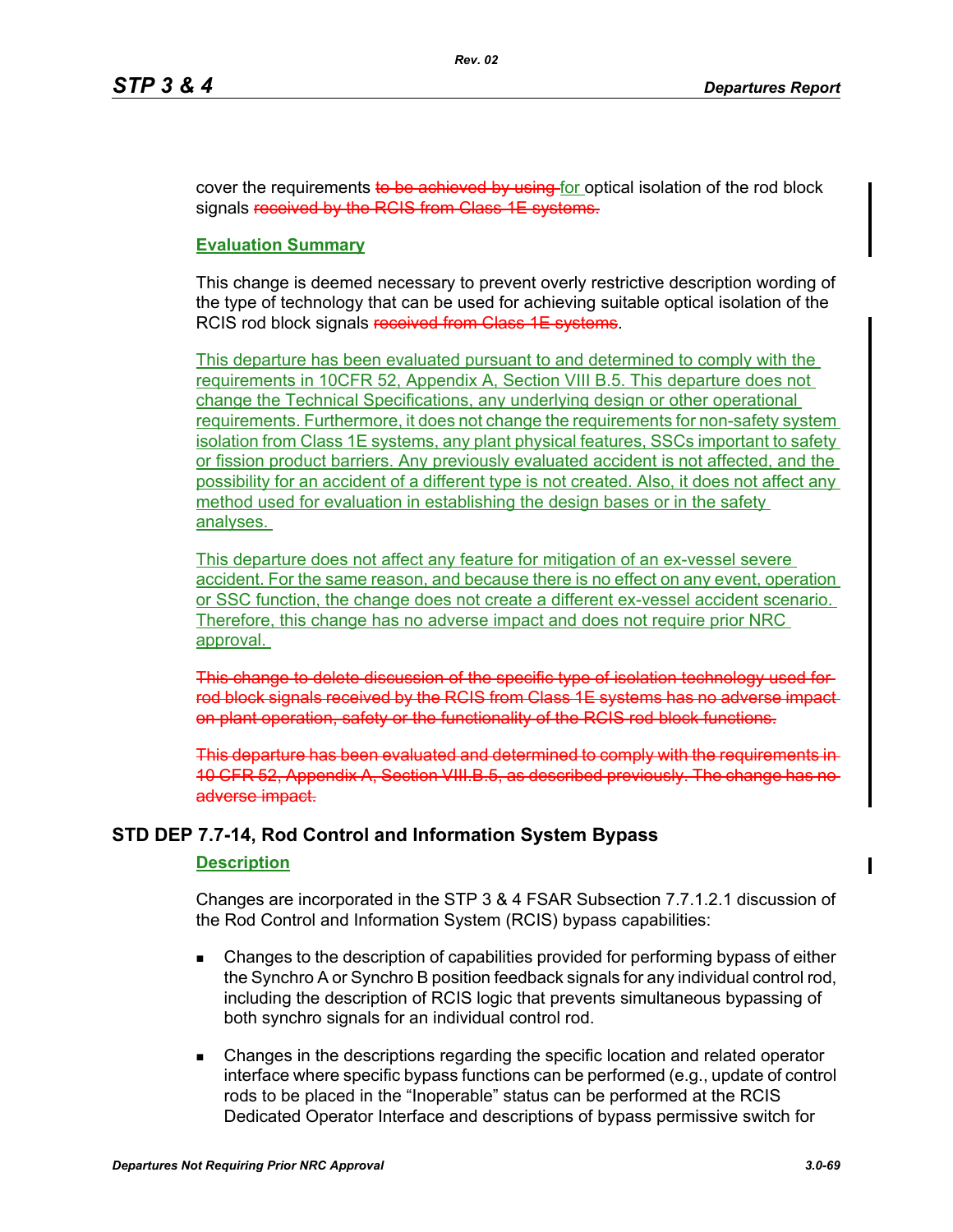cover the requirements ~~to be achieved by using~~ for optical isolation of the rod block signals ~~received by the RCIS from Class 1E systems.~~

**Evaluation Summary**

This change is deemed necessary to prevent overly restrictive description wording of the type of technology that can be used for achieving suitable optical isolation of the RCIS rod block signals ~~received from Class 1E systems~~.

This departure has been evaluated pursuant to and determined to comply with the requirements in 10CFR 52, Appendix A, Section VIII B.5. This departure does not change the Technical Specifications, any underlying design or other operational requirements. Furthermore, it does not change the requirements for non-safety system isolation from Class 1E systems, any plant physical features, SSCs important to safety or fission product barriers. Any previously evaluated accident is not affected, and the possibility for an accident of a different type is not created. Also, it does not affect any method used for evaluation in establishing the design bases or in the safety analyses.

This departure does not affect any feature for mitigation of an ex-vessel severe accident. For the same reason, and because there is no effect on any event, operation or SSC function, the change does not create a different ex-vessel accident scenario. Therefore, this change has no adverse impact and does not require prior NRC approval.

~~This change to delete discussion of the specific type of isolation technology used for rod block signals received by the RCIS from Class 1E systems has no adverse impact on plant operation, safety or the functionality of the RCIS rod block functions.~~

~~This departure has been evaluated and determined to comply with the requirements in 10 CFR 52, Appendix A, Section VIII.B.5, as described previously. The change has no adverse impact.~~

## STD DEP 7.7-14, Rod Control and Information System Bypass

**Description**

Changes are incorporated in the STP 3 & 4 FSAR Subsection 7.7.1.2.1 discussion of the Rod Control and Information System (RCIS) bypass capabilities:

- Changes to the description of capabilities provided for performing bypass of either the Synchro A or Synchro B position feedback signals for any individual control rod, including the description of RCIS logic that prevents simultaneous bypassing of both synchro signals for an individual control rod.
- Changes in the descriptions regarding the specific location and related operator interface where specific bypass functions can be performed (e.g., update of control rods to be placed in the “Inoperable” status can be performed at the RCIS Dedicated Operator Interface and descriptions of bypass permissive switch for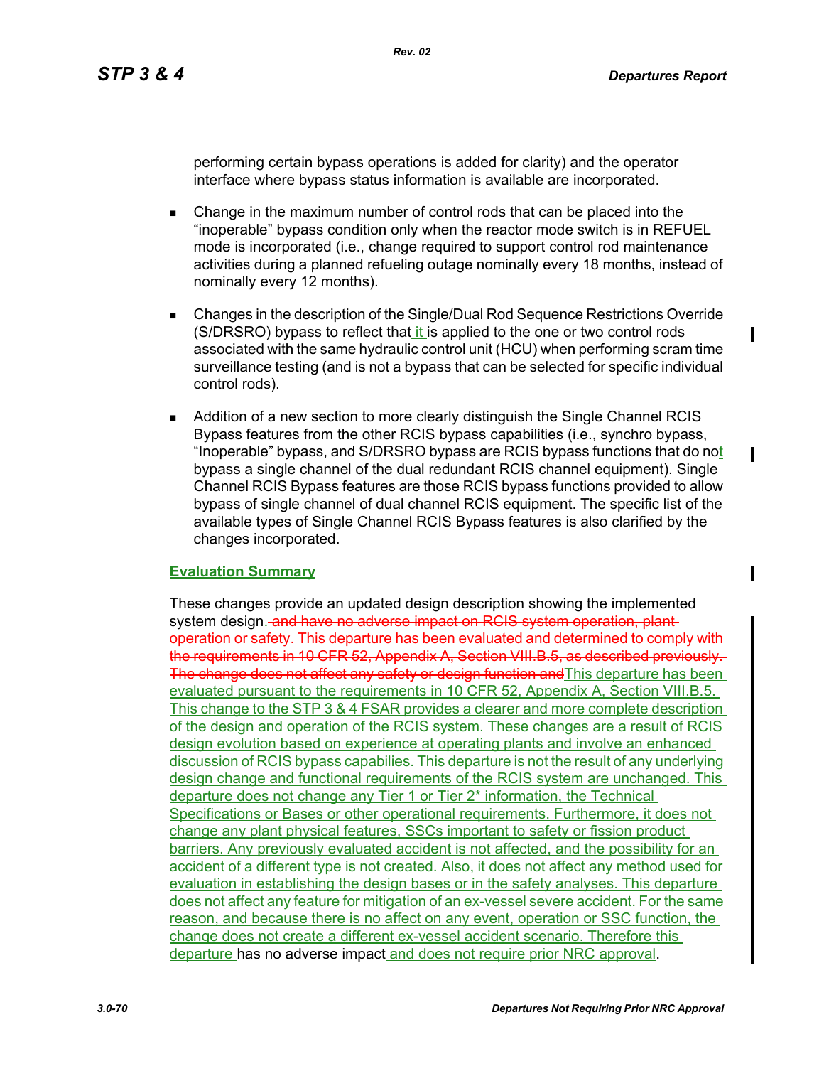performing certain bypass operations is added for clarity) and the operator interface where bypass status information is available are incorporated.

- Change in the maximum number of control rods that can be placed into the "inoperable" bypass condition only when the reactor mode switch is in REFUEL mode is incorporated (i.e., change required to support control rod maintenance activities during a planned refueling outage nominally every 18 months, instead of nominally every 12 months).

- Changes in the description of the Single/Dual Rod Sequence Restrictions Override (S/DRSRO) bypass to reflect that it is applied to the one or two control rods associated with the same hydraulic control unit (HCU) when performing scram time surveillance testing (and is not a bypass that can be selected for specific individual control rods).

- Addition of a new section to more clearly distinguish the Single Channel RCIS Bypass features from the other RCIS bypass capabilities (i.e., synchro bypass, "Inoperable" bypass, and S/DRSRO bypass are RCIS bypass functions that do not bypass a single channel of the dual redundant RCIS channel equipment). Single Channel RCIS Bypass features are those RCIS bypass functions provided to allow bypass of single channel of dual channel RCIS equipment. The specific list of the available types of Single Channel RCIS Bypass features is also clarified by the changes incorporated.

**Evaluation Summary**

These changes provide an updated design description showing the implemented system design. ~~and have no adverse impact on RCIS system operation, plant operation or safety. This departure has been evaluated and determined to comply with the requirements in 10 CFR 52, Appendix A, Section VIII.B.5, as described previously. The change does not affect any safety or design function and~~This departure has been evaluated pursuant to the requirements in 10 CFR 52, Appendix A, Section VIII.B.5. This change to the STP 3 & 4 FSAR provides a clearer and more complete description of the design and operation of the RCIS system. These changes are a result of RCIS design evolution based on experience at operating plants and involve an enhanced discussion of RCIS bypass capabilies. This departure is not the result of any underlying design change and functional requirements of the RCIS system are unchanged. This departure does not change any Tier 1 or Tier 2* information, the Technical Specifications or Bases or other operational requirements. Furthermore, it does not change any plant physical features, SSCs important to safety or fission product barriers. Any previously evaluated accident is not affected, and the possibility for an accident of a different type is not created. Also, it does not affect any method used for evaluation in establishing the design bases or in the safety analyses. This departure does not affect any feature for mitigation of an ex-vessel severe accident. For the same reason, and because there is no affect on any event, operation or SSC function, the change does not create a different ex-vessel accident scenario. Therefore this departure has no adverse impact and does not require prior NRC approval.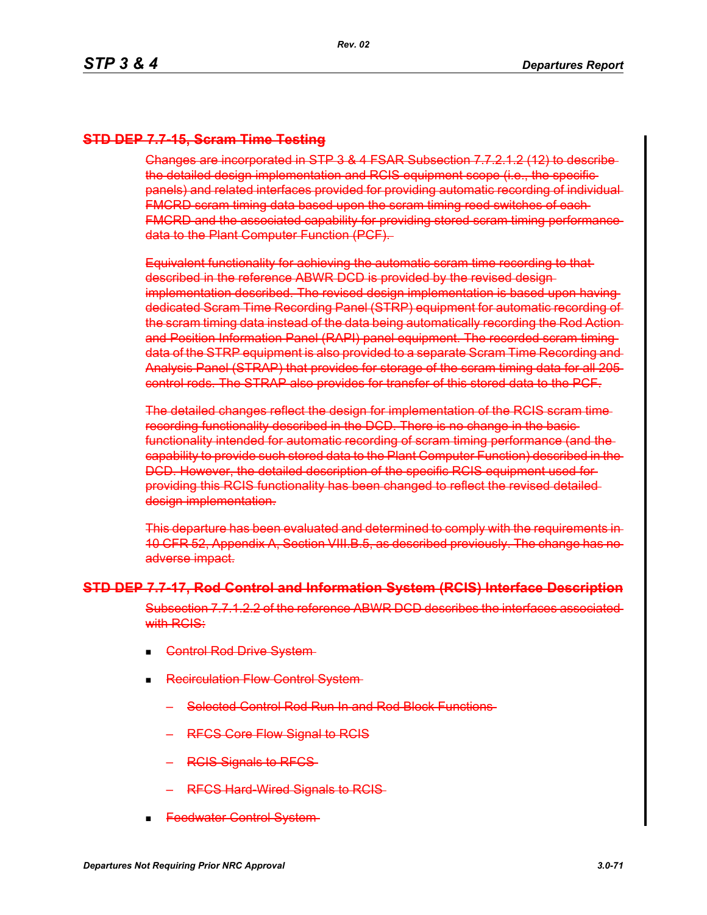### STD DEP 7.7-15, Scram Time Testing

Changes are incorporated in STP 3 & 4 FSAR Subsection 7.7.2.1.2 (12) to describe the detailed design implementation and RCIS equipment scope (i.e., the specific panels) and related interfaces provided for providing automatic recording of individual FMCRD scram timing data based upon the scram timing reed switches of each FMCRD and the associated capability for providing stored scram timing performance data to the Plant Computer Function (PCF).

Equivalent functionality for achieving the automatic scram time recording to that described in the reference ABWR DCD is provided by the revised design implementation described. The revised design implementation is based upon having dedicated Scram Time Recording Panel (STRP) equipment for automatic recording of the scram timing data instead of the data being automatically recording the Rod Action and Position Information Panel (RAPI) panel equipment. The recorded scram timing data of the STRP equipment is also provided to a separate Scram Time Recording and Analysis Panel (STRAP) that provides for storage of the scram timing data for all 205 control rods. The STRAP also provides for transfer of this stored data to the PCF.

The detailed changes reflect the design for implementation of the RCIS scram time recording functionality described in the DCD. There is no change in the basic functionality intended for automatic recording of scram timing performance (and the capability to provide such stored data to the Plant Computer Function) described in the DCD. However, the detailed description of the specific RCIS equipment used for providing this RCIS functionality has been changed to reflect the revised detailed design implementation.

This departure has been evaluated and determined to comply with the requirements in 10 CFR 52, Appendix A, Section VIII.B.5, as described previously. The change has no adverse impact.

### STD DEP 7.7-17, Rod Control and Information System (RCIS) Interface Description

Subsection 7.7.1.2.2 of the reference ABWR DCD describes the interfaces associated with RCIS:

- Control Rod Drive System
- Recirculation Flow Control System
  - Selected Control Rod Run In and Rod Block Functions
  - RFCS Core Flow Signal to RCIS
  - RCIS Signals to RFCS
  - RFCS Hard-Wired Signals to RCIS
- Feedwater Control System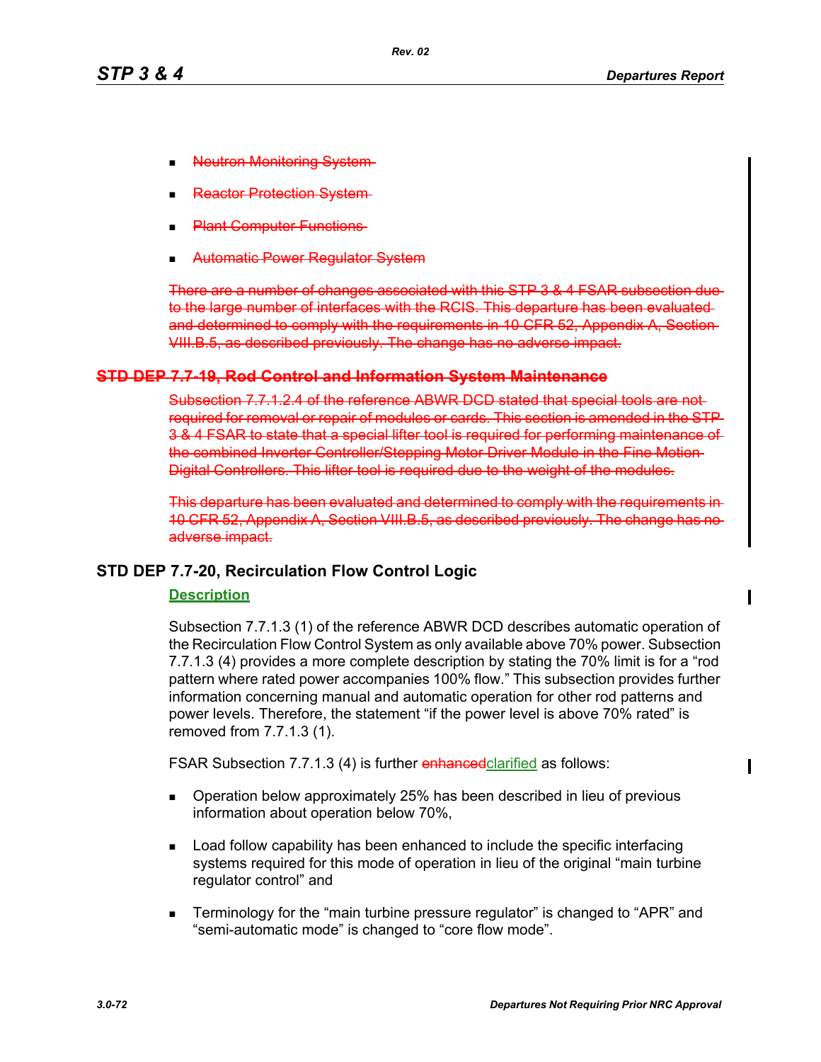- ~~Neutron Monitoring System~~
- ~~Reactor Protection System~~
- ~~Plant Computer Functions~~
- ~~Automatic Power Regulator System~~

~~There are a number of changes associated with this STP 3 & 4 FSAR subsection due to the large number of interfaces with the RCIS. This departure has been evaluated and determined to comply with the requirements in 10 CFR 52, Appendix A, Section VIII.B.5, as described previously. The change has no adverse impact.~~

## ~~STD DEP 7.7-19, Rod Control and Information System Maintenance~~

~~Subsection 7.7.1.2.4 of the reference ABWR DCD stated that special tools are not required for removal or repair of modules or cards. This section is amended in the STP 3 & 4 FSAR to state that a special lifter tool is required for performing maintenance of the combined Inverter Controller/Stepping Motor Driver Module in the Fine Motion Digital Controllers. This lifter tool is required due to the weight of the modules.~~

~~This departure has been evaluated and determined to comply with the requirements in 10 CFR 52, Appendix A, Section VIII.B.5, as described previously. The change has no adverse impact.~~

## STD DEP 7.7-20, Recirculation Flow Control Logic

**Description**

Subsection 7.7.1.3 (1) of the reference ABWR DCD describes automatic operation of the Recirculation Flow Control System as only available above 70% power. Subsection 7.7.1.3 (4) provides a more complete description by stating the 70% limit is for a “rod pattern where rated power accompanies 100% flow.” This subsection provides further information concerning manual and automatic operation for other rod patterns and power levels. Therefore, the statement “if the power level is above 70% rated” is removed from 7.7.1.3 (1).

FSAR Subsection 7.7.1.3 (4) is further ~~enhanced~~clarified as follows:

- Operation below approximately 25% has been described in lieu of previous information about operation below 70%,
- Load follow capability has been enhanced to include the specific interfacing systems required for this mode of operation in lieu of the original “main turbine regulator control” and
- Terminology for the “main turbine pressure regulator” is changed to “APR” and “semi-automatic mode” is changed to “core flow mode”.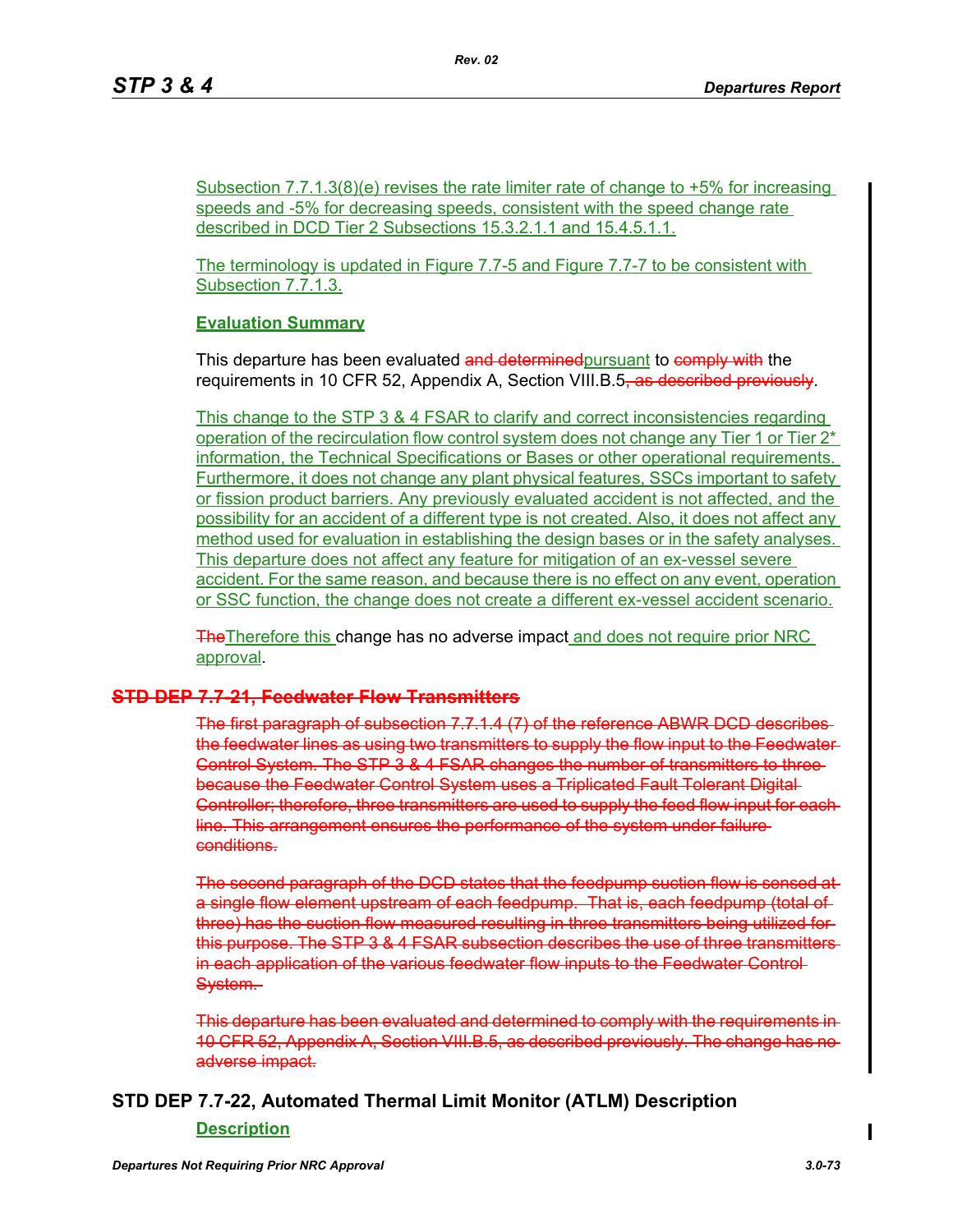Subsection 7.7.1.3(8)(e) revises the rate limiter rate of change to +5% for increasing speeds and -5% for decreasing speeds, consistent with the speed change rate described in DCD Tier 2 Subsections 15.3.2.1.1 and 15.4.5.1.1.

The terminology is updated in Figure 7.7-5 and Figure 7.7-7 to be consistent with Subsection 7.7.1.3.

**Evaluation Summary**

This departure has been evaluated ~~and determined~~pursuant to ~~comply with~~ the requirements in 10 CFR 52, Appendix A, Section VIII.B.5~~, as described previously~~.

This change to the STP 3 & 4 FSAR to clarify and correct inconsistencies regarding operation of the recirculation flow control system does not change any Tier 1 or Tier 2* information, the Technical Specifications or Bases or other operational requirements. Furthermore, it does not change any plant physical features, SSCs important to safety or fission product barriers. Any previously evaluated accident is not affected, and the possibility for an accident of a different type is not created. Also, it does not affect any method used for evaluation in establishing the design bases or in the safety analyses. This departure does not affect any feature for mitigation of an ex-vessel severe accident. For the same reason, and because there is no effect on any event, operation or SSC function, the change does not create a different ex-vessel accident scenario.

~~The~~Therefore this change has no adverse impact and does not require prior NRC approval.

## ~~STD DEP 7.7-21, Feedwater Flow Transmitters~~

~~The first paragraph of subsection 7.7.1.4 (7) of the reference ABWR DCD describes the feedwater lines as using two transmitters to supply the flow input to the Feedwater Control System. The STP 3 & 4 FSAR changes the number of transmitters to three because the Feedwater Control System uses a Triplicated Fault Tolerant Digital Controller; therefore, three transmitters are used to supply the feed flow input for each line. This arrangement ensures the performance of the system under failure conditions.~~

~~The second paragraph of the DCD states that the feedpump suction flow is sensed at a single flow element upstream of each feedpump. That is, each feedpump (total of three) has the suction flow measured resulting in three transmitters being utilized for this purpose. The STP 3 & 4 FSAR subsection describes the use of three transmitters in each application of the various feedwater flow inputs to the Feedwater Control System.~~

~~This departure has been evaluated and determined to comply with the requirements in 10 CFR 52, Appendix A, Section VIII.B.5, as described previously. The change has no adverse impact.~~

## STD DEP 7.7-22, Automated Thermal Limit Monitor (ATLM) Description

**Description**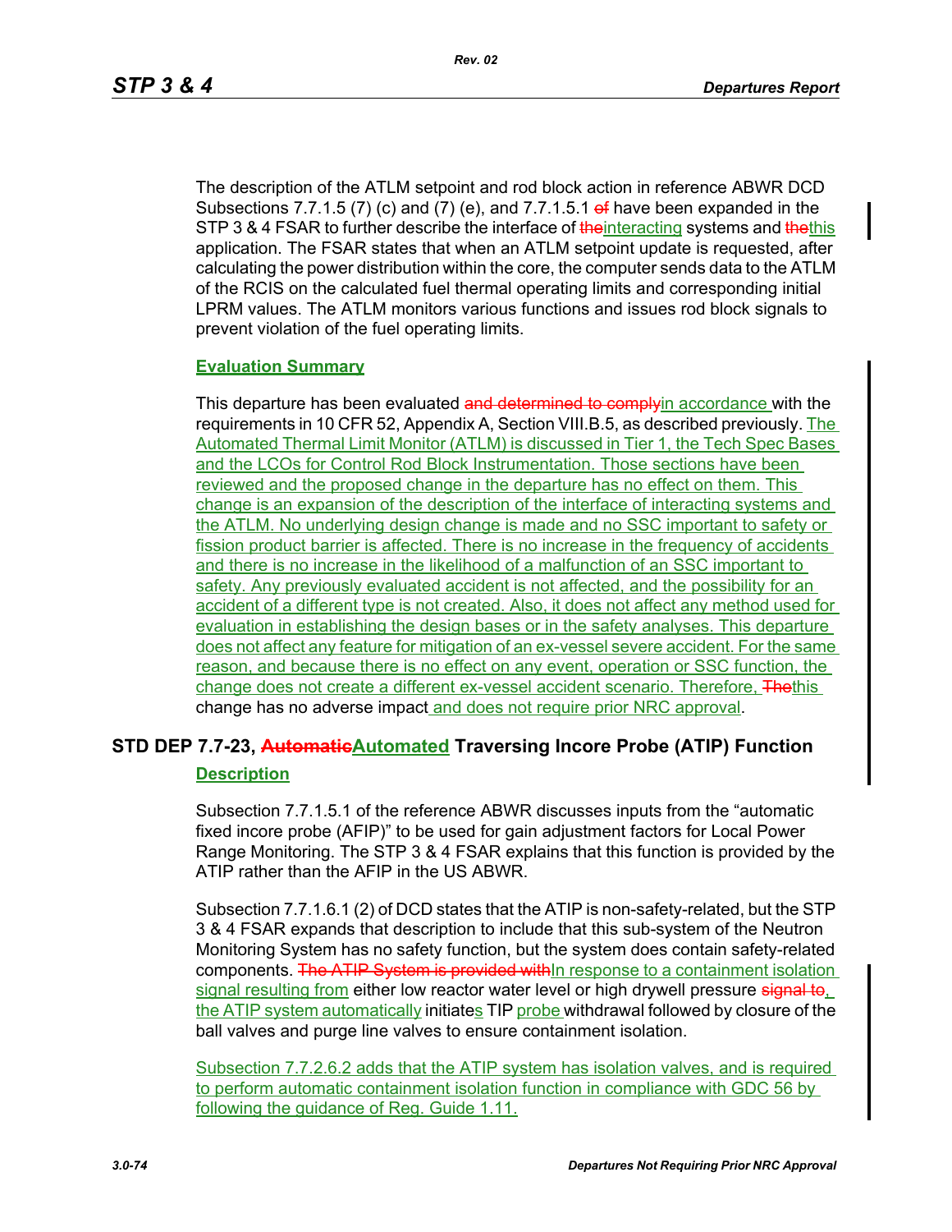The description of the ATLM setpoint and rod block action in reference ABWR DCD Subsections 7.7.1.5 (7) (c) and (7) (e), and 7.7.1.5.1 ~~of~~ have been expanded in the STP 3 & 4 FSAR to further describe the interface of ~~the~~interacting systems and ~~the~~this application. The FSAR states that when an ATLM setpoint update is requested, after calculating the power distribution within the core, the computer sends data to the ATLM of the RCIS on the calculated fuel thermal operating limits and corresponding initial LPRM values. The ATLM monitors various functions and issues rod block signals to prevent violation of the fuel operating limits.

**Evaluation Summary**

This departure has been evaluated ~~and determined to comply~~in accordance with the requirements in 10 CFR 52, Appendix A, Section VIII.B.5, as described previously. The Automated Thermal Limit Monitor (ATLM) is discussed in Tier 1, the Tech Spec Bases and the LCOs for Control Rod Block Instrumentation. Those sections have been reviewed and the proposed change in the departure has no effect on them. This change is an expansion of the description of the interface of interacting systems and the ATLM. No underlying design change is made and no SSC important to safety or fission product barrier is affected. There is no increase in the frequency of accidents and there is no increase in the likelihood of a malfunction of an SSC important to safety. Any previously evaluated accident is not affected, and the possibility for an accident of a different type is not created. Also, it does not affect any method used for evaluation in establishing the design bases or in the safety analyses. This departure does not affect any feature for mitigation of an ex-vessel severe accident. For the same reason, and because there is no effect on any event, operation or SSC function, the change does not create a different ex-vessel accident scenario. Therefore, ~~The~~this change has no adverse impact and does not require prior NRC approval.

## STD DEP 7.7-23, ~~Automatic~~Automated Traversing Incore Probe (ATIP) Function

**Description**

Subsection 7.7.1.5.1 of the reference ABWR discusses inputs from the “automatic fixed incore probe (AFIP)” to be used for gain adjustment factors for Local Power Range Monitoring. The STP 3 & 4 FSAR explains that this function is provided by the ATIP rather than the AFIP in the US ABWR.

Subsection 7.7.1.6.1 (2) of DCD states that the ATIP is non-safety-related, but the STP 3 & 4 FSAR expands that description to include that this sub-system of the Neutron Monitoring System has no safety function, but the system does contain safety-related components. ~~The ATIP System is provided with~~In response to a containment isolation signal resulting from either low reactor water level or high drywell pressure ~~signal to~~, the ATIP system automatically initiates TIP probe withdrawal followed by closure of the ball valves and purge line valves to ensure containment isolation.

Subsection 7.7.2.6.2 adds that the ATIP system has isolation valves, and is required to perform automatic containment isolation function in compliance with GDC 56 by following the guidance of Reg. Guide 1.11.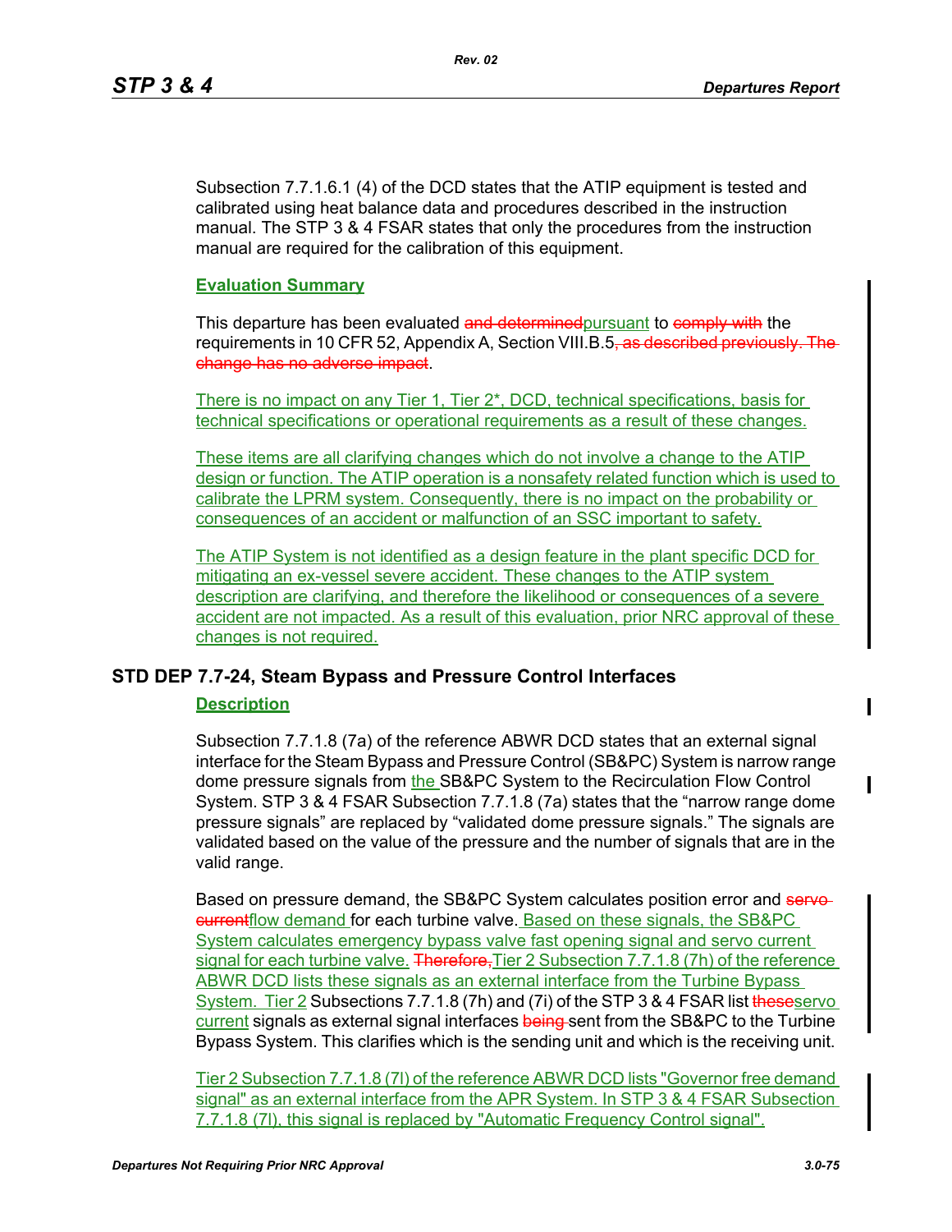Subsection 7.7.1.6.1 (4) of the DCD states that the ATIP equipment is tested and calibrated using heat balance data and procedures described in the instruction manual. The STP 3 & 4 FSAR states that only the procedures from the instruction manual are required for the calibration of this equipment.

**Evaluation Summary**

This departure has been evaluated ~~and determined~~pursuant to ~~comply with~~ the requirements in 10 CFR 52, Appendix A, Section VIII.B.5~~, as described previously. The change has no adverse impact~~.

There is no impact on any Tier 1, Tier 2*, DCD, technical specifications, basis for technical specifications or operational requirements as a result of these changes.

These items are all clarifying changes which do not involve a change to the ATIP design or function. The ATIP operation is a nonsafety related function which is used to calibrate the LPRM system. Consequently, there is no impact on the probability or consequences of an accident or malfunction of an SSC important to safety.

The ATIP System is not identified as a design feature in the plant specific DCD for mitigating an ex-vessel severe accident. These changes to the ATIP system description are clarifying, and therefore the likelihood or consequences of a severe accident are not impacted. As a result of this evaluation, prior NRC approval of these changes is not required.

## STD DEP 7.7-24, Steam Bypass and Pressure Control Interfaces

**Description**

Subsection 7.7.1.8 (7a) of the reference ABWR DCD states that an external signal interface for the Steam Bypass and Pressure Control (SB&PC) System is narrow range dome pressure signals from the SB&PC System to the Recirculation Flow Control System. STP 3 & 4 FSAR Subsection 7.7.1.8 (7a) states that the "narrow range dome pressure signals" are replaced by "validated dome pressure signals." The signals are validated based on the value of the pressure and the number of signals that are in the valid range.

Based on pressure demand, the SB&PC System calculates position error and ~~servo current~~flow demand for each turbine valve. Based on these signals, the SB&PC System calculates emergency bypass valve fast opening signal and servo current signal for each turbine valve. ~~Therefore,~~Tier 2 Subsection 7.7.1.8 (7h) of the reference ABWR DCD lists these signals as an external interface from the Turbine Bypass System. Tier 2 Subsections 7.7.1.8 (7h) and (7i) of the STP 3 & 4 FSAR list ~~these~~servo current signals as external signal interfaces ~~being~~ sent from the SB&PC to the Turbine Bypass System. This clarifies which is the sending unit and which is the receiving unit.

Tier 2 Subsection 7.7.1.8 (7l) of the reference ABWR DCD lists "Governor free demand signal" as an external interface from the APR System. In STP 3 & 4 FSAR Subsection 7.7.1.8 (7l), this signal is replaced by "Automatic Frequency Control signal".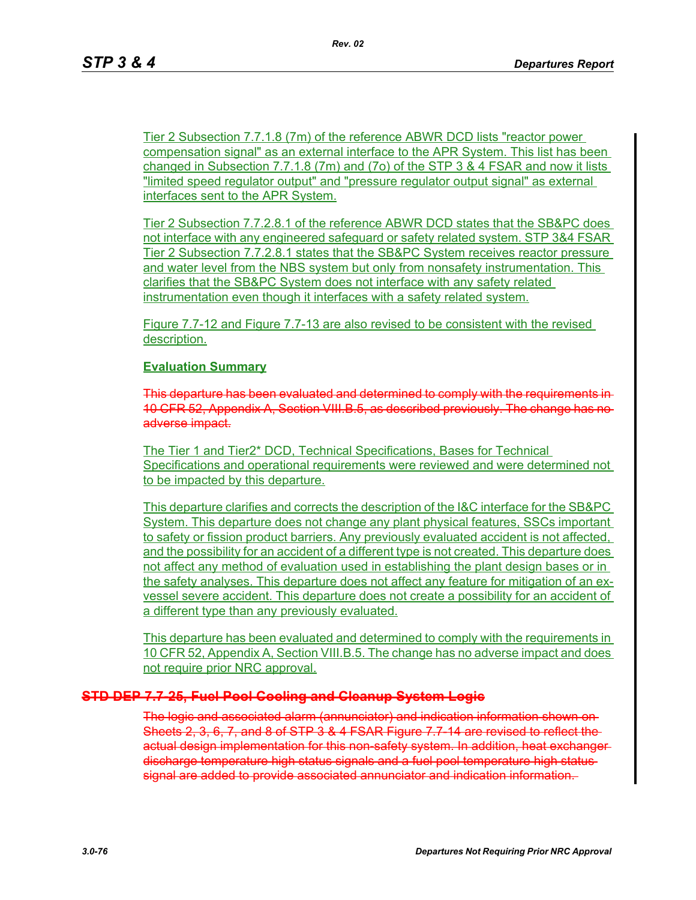Tier 2 Subsection 7.7.1.8 (7m) of the reference ABWR DCD lists "reactor power compensation signal" as an external interface to the APR System. This list has been changed in Subsection 7.7.1.8 (7m) and (7o) of the STP 3 & 4 FSAR and now it lists "limited speed regulator output" and "pressure regulator output signal" as external interfaces sent to the APR System.

Tier 2 Subsection 7.7.2.8.1 of the reference ABWR DCD states that the SB&PC does not interface with any engineered safeguard or safety related system. STP 3&4 FSAR Tier 2 Subsection 7.7.2.8.1 states that the SB&PC System receives reactor pressure and water level from the NBS system but only from nonsafety instrumentation. This clarifies that the SB&PC System does not interface with any safety related instrumentation even though it interfaces with a safety related system.

Figure 7.7-12 and Figure 7.7-13 are also revised to be consistent with the revised description.

**Evaluation Summary**

~~This departure has been evaluated and determined to comply with the requirements in 10 CFR 52, Appendix A, Section VIII.B.5, as described previously. The change has no adverse impact.~~

The Tier 1 and Tier2* DCD, Technical Specifications, Bases for Technical Specifications and operational requirements were reviewed and were determined not to be impacted by this departure.

This departure clarifies and corrects the description of the I&C interface for the SB&PC System. This departure does not change any plant physical features, SSCs important to safety or fission product barriers. Any previously evaluated accident is not affected, and the possibility for an accident of a different type is not created. This departure does not affect any method of evaluation used in establishing the plant design bases or in the safety analyses. This departure does not affect any feature for mitigation of an ex-vessel severe accident. This departure does not create a possibility for an accident of a different type than any previously evaluated.

This departure has been evaluated and determined to comply with the requirements in 10 CFR 52, Appendix A, Section VIII.B.5. The change has no adverse impact and does not require prior NRC approval.

## ~~STD DEP 7.7-25, Fuel Pool Cooling and Cleanup System Logic~~

~~The logic and associated alarm (annunciator) and indication information shown on Sheets 2, 3, 6, 7, and 8 of STP 3 & 4 FSAR Figure 7.7-14 are revised to reflect the actual design implementation for this non-safety system. In addition, heat exchanger discharge temperature high status signals and a fuel pool temperature high status signal are added to provide associated annunciator and indication information.~~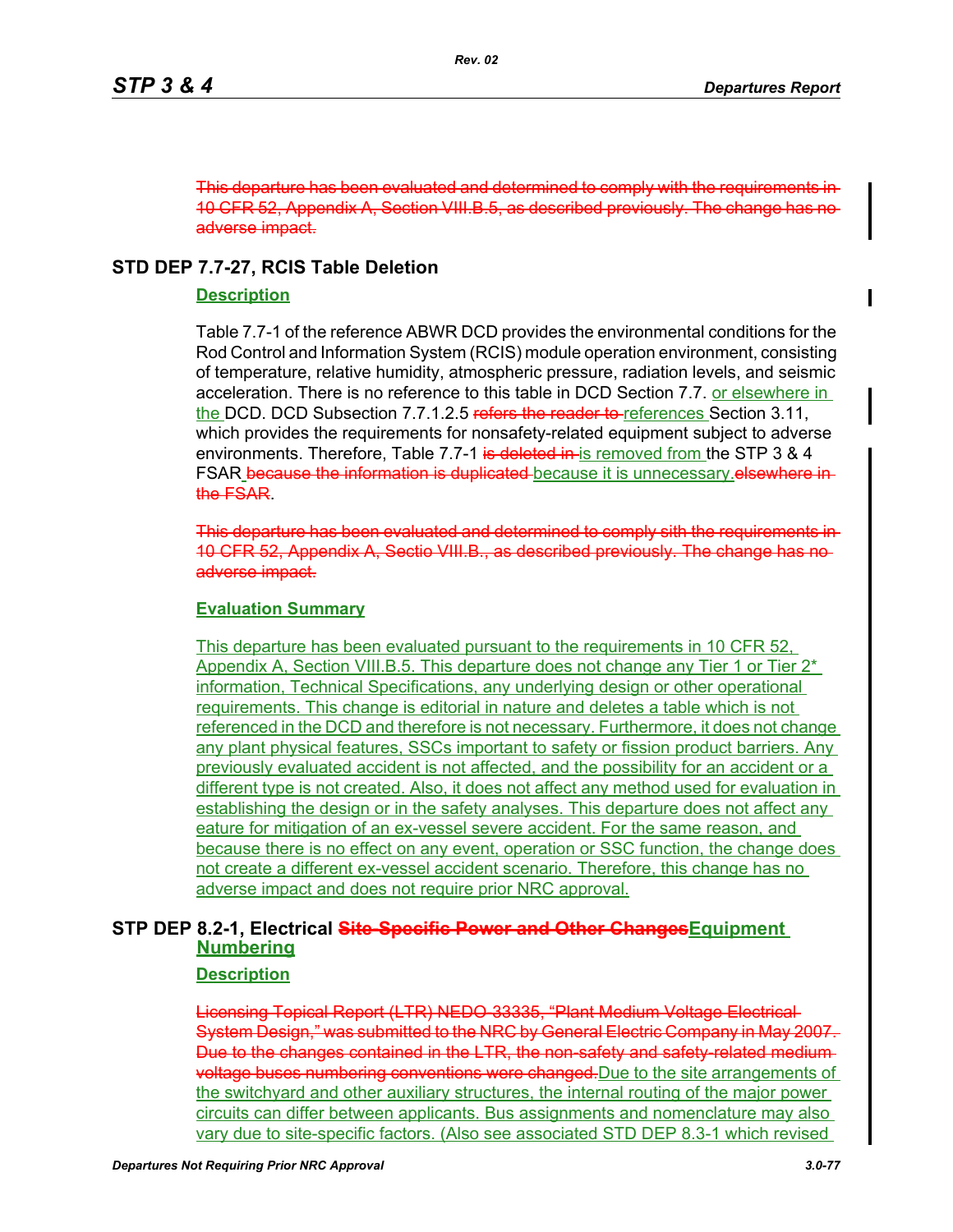~~This departure has been evaluated and determined to comply with the requirements in 10 CFR 52, Appendix A, Section VIII.B.5, as described previously. The change has no adverse impact.~~

## STD DEP 7.7-27, RCIS Table Deletion

### Description

Table 7.7-1 of the reference ABWR DCD provides the environmental conditions for the Rod Control and Information System (RCIS) module operation environment, consisting of temperature, relative humidity, atmospheric pressure, radiation levels, and seismic acceleration. There is no reference to this table in DCD Section 7.7. or elsewhere in the DCD. DCD Subsection 7.7.1.2.5 ~~refers the reader to~~ references Section 3.11, which provides the requirements for nonsafety-related equipment subject to adverse environments. Therefore, Table 7.7-1 ~~is deleted in~~ is removed from the STP 3 & 4 FSAR ~~because the information is duplicated~~ because it is unnecessary.~~elsewhere in the FSAR~~.

~~This departure has been evaluated and determined to comply sith the requirements in 10 CFR 52, Appendix A, Sectio VIII.B., as described previously. The change has no adverse impact.~~

### Evaluation Summary

This departure has been evaluated pursuant to the requirements in 10 CFR 52, Appendix A, Section VIII.B.5. This departure does not change any Tier 1 or Tier 2* information, Technical Specifications, any underlying design or other operational requirements. This change is editorial in nature and deletes a table which is not referenced in the DCD and therefore is not necessary. Furthermore, it does not change any plant physical features, SSCs important to safety or fission product barriers. Any previously evaluated accident is not affected, and the possibility for an accident or a different type is not created. Also, it does not affect any method used for evaluation in establishing the design or in the safety analyses. This departure does not affect any eature for mitigation of an ex-vessel severe accident. For the same reason, and because there is no effect on any event, operation or SSC function, the change does not create a different ex-vessel accident scenario. Therefore, this change has no adverse impact and does not require prior NRC approval.

## STP DEP 8.2-1, Electrical ~~Site-Specific Power and Other Changes~~ Equipment Numbering

### Description

~~Licensing Topical Report (LTR) NEDO-33335, "Plant Medium Voltage Electrical System Design," was submitted to the NRC by General Electric Company in May 2007. Due to the changes contained in the LTR, the non-safety and safety-related medium voltage buses numbering conventions were changed.~~ Due to the site arrangements of the switchyard and other auxiliary structures, the internal routing of the major power circuits can differ between applicants. Bus assignments and nomenclature may also vary due to site-specific factors. (Also see associated STD DEP 8.3-1 which revised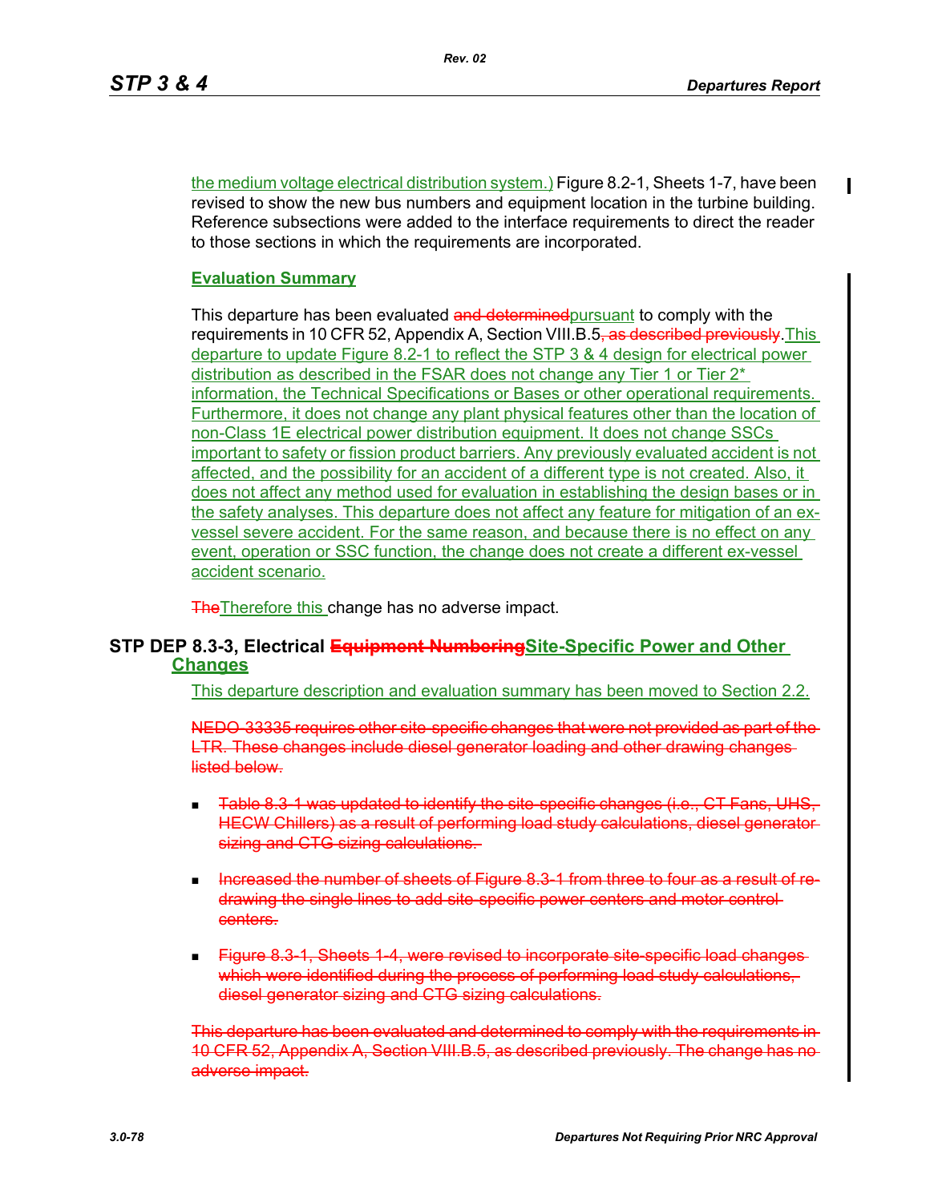the medium voltage electrical distribution system.) Figure 8.2-1, Sheets 1-7, have been revised to show the new bus numbers and equipment location in the turbine building. Reference subsections were added to the interface requirements to direct the reader to those sections in which the requirements are incorporated.

**Evaluation Summary**

This departure has been evaluated ~~and determined~~pursuant to comply with the requirements in 10 CFR 52, Appendix A, Section VIII.B.5~~, as described previously~~.This departure to update Figure 8.2-1 to reflect the STP 3 & 4 design for electrical power distribution as described in the FSAR does not change any Tier 1 or Tier 2* information, the Technical Specifications or Bases or other operational requirements. Furthermore, it does not change any plant physical features other than the location of non-Class 1E electrical power distribution equipment. It does not change SSCs important to safety or fission product barriers. Any previously evaluated accident is not affected, and the possibility for an accident of a different type is not created. Also, it does not affect any method used for evaluation in establishing the design bases or in the safety analyses. This departure does not affect any feature for mitigation of an ex-vessel severe accident. For the same reason, and because there is no effect on any event, operation or SSC function, the change does not create a different ex-vessel accident scenario.

~~The~~Therefore this change has no adverse impact.

## STP DEP 8.3-3, Electrical ~~Equipment Numbering~~Site-Specific Power and Other Changes

This departure description and evaluation summary has been moved to Section 2.2.

~~NEDO-33335 requires other site-specific changes that were not provided as part of the LTR. These changes include diesel generator loading and other drawing changes listed below.~~

- ~~Table 8.3-1 was updated to identify the site-specific changes (i.e., CT Fans, UHS, HECW Chillers) as a result of performing load study calculations, diesel generator sizing and CTG sizing calculations.~~
- ~~Increased the number of sheets of Figure 8.3-1 from three to four as a result of re-drawing the single lines to add site-specific power centers and motor control centers.~~
- ~~Figure 8.3-1, Sheets 1-4, were revised to incorporate site-specific load changes which were identified during the process of performing load study calculations, diesel generator sizing and CTG sizing calculations.~~

~~This departure has been evaluated and determined to comply with the requirements in 10 CFR 52, Appendix A, Section VIII.B.5, as described previously. The change has no adverse impact.~~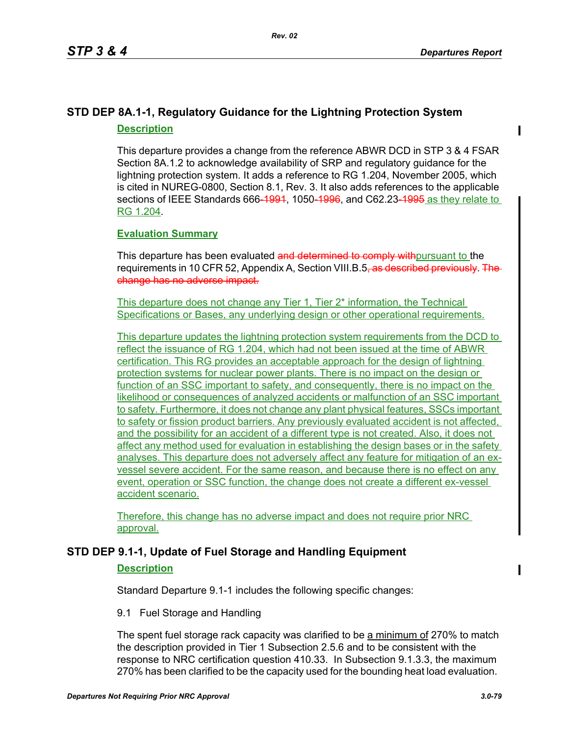## STD DEP 8A.1-1, Regulatory Guidance for the Lightning Protection System

### Description

This departure provides a change from the reference ABWR DCD in STP 3 & 4 FSAR Section 8A.1.2 to acknowledge availability of SRP and regulatory guidance for the lightning protection system. It adds a reference to RG 1.204, November 2005, which is cited in NUREG-0800, Section 8.1, Rev. 3. It also adds references to the applicable sections of IEEE Standards 666~~-1991~~, 1050~~-1996~~, and C62.23~~-1995~~ as they relate to RG 1.204.

### Evaluation Summary

This departure has been evaluated ~~and determined to comply with~~pursuant to the requirements in 10 CFR 52, Appendix A, Section VIII.B.5~~, as described previously~~. ~~The change has no adverse impact.~~

This departure does not change any Tier 1, Tier 2* information, the Technical Specifications or Bases, any underlying design or other operational requirements.

This departure updates the lightning protection system requirements from the DCD to reflect the issuance of RG 1.204, which had not been issued at the time of ABWR certification. This RG provides an acceptable approach for the design of lightning protection systems for nuclear power plants. There is no impact on the design or function of an SSC important to safety, and consequently, there is no impact on the likelihood or consequences of analyzed accidents or malfunction of an SSC important to safety. Furthermore, it does not change any plant physical features, SSCs important to safety or fission product barriers. Any previously evaluated accident is not affected, and the possibility for an accident of a different type is not created. Also, it does not affect any method used for evaluation in establishing the design bases or in the safety analyses. This departure does not adversely affect any feature for mitigation of an ex-vessel severe accident. For the same reason, and because there is no effect on any event, operation or SSC function, the change does not create a different ex-vessel accident scenario.

Therefore, this change has no adverse impact and does not require prior NRC approval.

## STD DEP 9.1-1, Update of Fuel Storage and Handling Equipment

### Description

Standard Departure 9.1-1 includes the following specific changes:

9.1 Fuel Storage and Handling

The spent fuel storage rack capacity was clarified to be a minimum of 270% to match the description provided in Tier 1 Subsection 2.5.6 and to be consistent with the response to NRC certification question 410.33. In Subsection 9.1.3.3, the maximum 270% has been clarified to be the capacity used for the bounding heat load evaluation.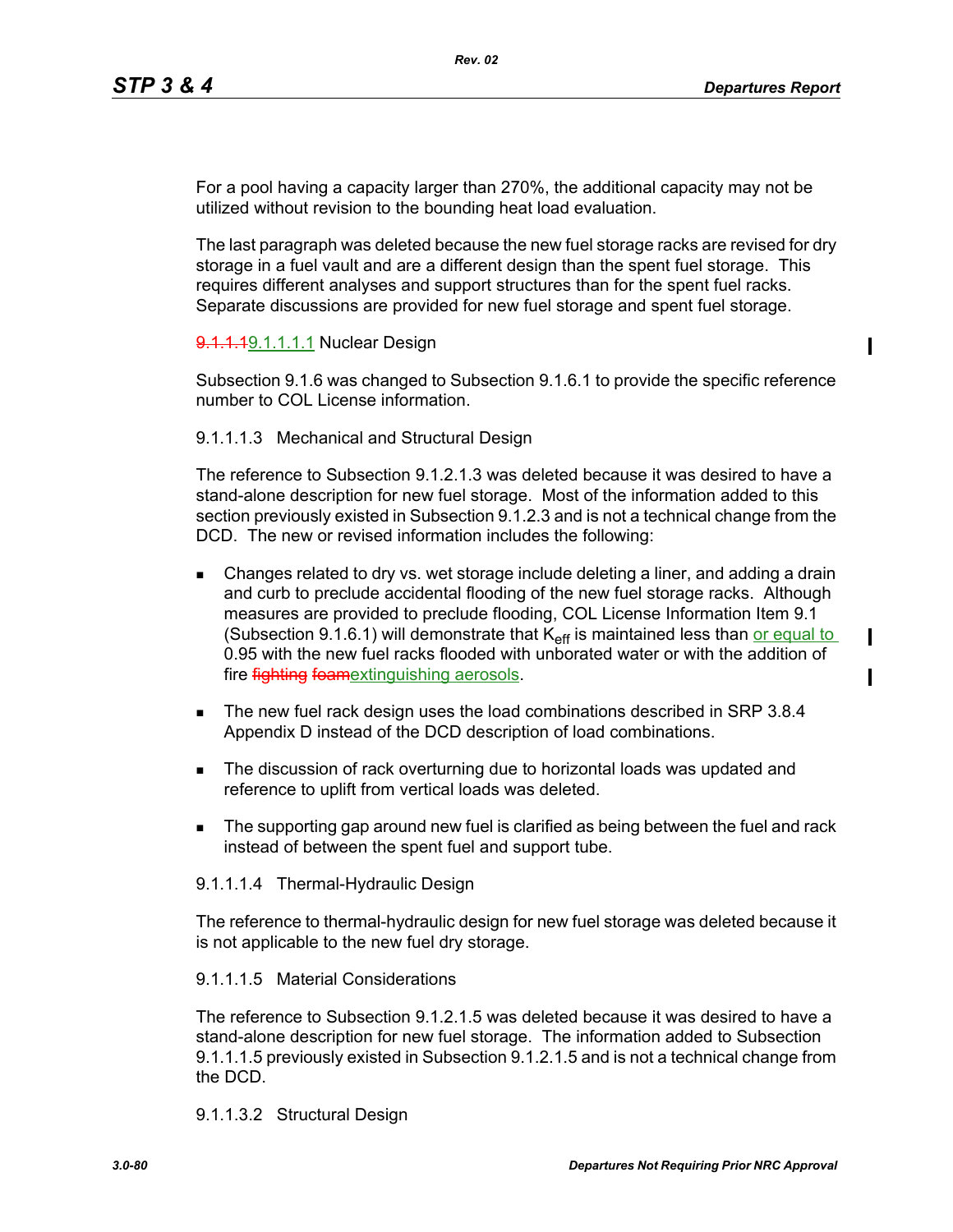For a pool having a capacity larger than 270%, the additional capacity may not be utilized without revision to the bounding heat load evaluation.

The last paragraph was deleted because the new fuel storage racks are revised for dry storage in a fuel vault and are a different design than the spent fuel storage. This requires different analyses and support structures than for the spent fuel racks. Separate discussions are provided for new fuel storage and spent fuel storage.

~~9.1.1.1~~9.1.1.1.1 Nuclear Design

Subsection 9.1.6 was changed to Subsection 9.1.6.1 to provide the specific reference number to COL License information.

9.1.1.1.3 Mechanical and Structural Design

The reference to Subsection 9.1.2.1.3 was deleted because it was desired to have a stand-alone description for new fuel storage. Most of the information added to this section previously existed in Subsection 9.1.2.3 and is not a technical change from the DCD. The new or revised information includes the following:

- Changes related to dry vs. wet storage include deleting a liner, and adding a drain and curb to preclude accidental flooding of the new fuel storage racks. Although measures are provided to preclude flooding, COL License Information Item 9.1 (Subsection 9.1.6.1) will demonstrate that $K_{eff}$ is maintained less than or equal to 0.95 with the new fuel racks flooded with unborated water or with the addition of fire ~~fighting foam~~extinguishing aerosols.
- The new fuel rack design uses the load combinations described in SRP 3.8.4 Appendix D instead of the DCD description of load combinations.
- The discussion of rack overturning due to horizontal loads was updated and reference to uplift from vertical loads was deleted.
- The supporting gap around new fuel is clarified as being between the fuel and rack instead of between the spent fuel and support tube.

9.1.1.1.4 Thermal-Hydraulic Design

The reference to thermal-hydraulic design for new fuel storage was deleted because it is not applicable to the new fuel dry storage.

9.1.1.1.5 Material Considerations

The reference to Subsection 9.1.2.1.5 was deleted because it was desired to have a stand-alone description for new fuel storage. The information added to Subsection 9.1.1.1.5 previously existed in Subsection 9.1.2.1.5 and is not a technical change from the DCD.

9.1.1.3.2 Structural Design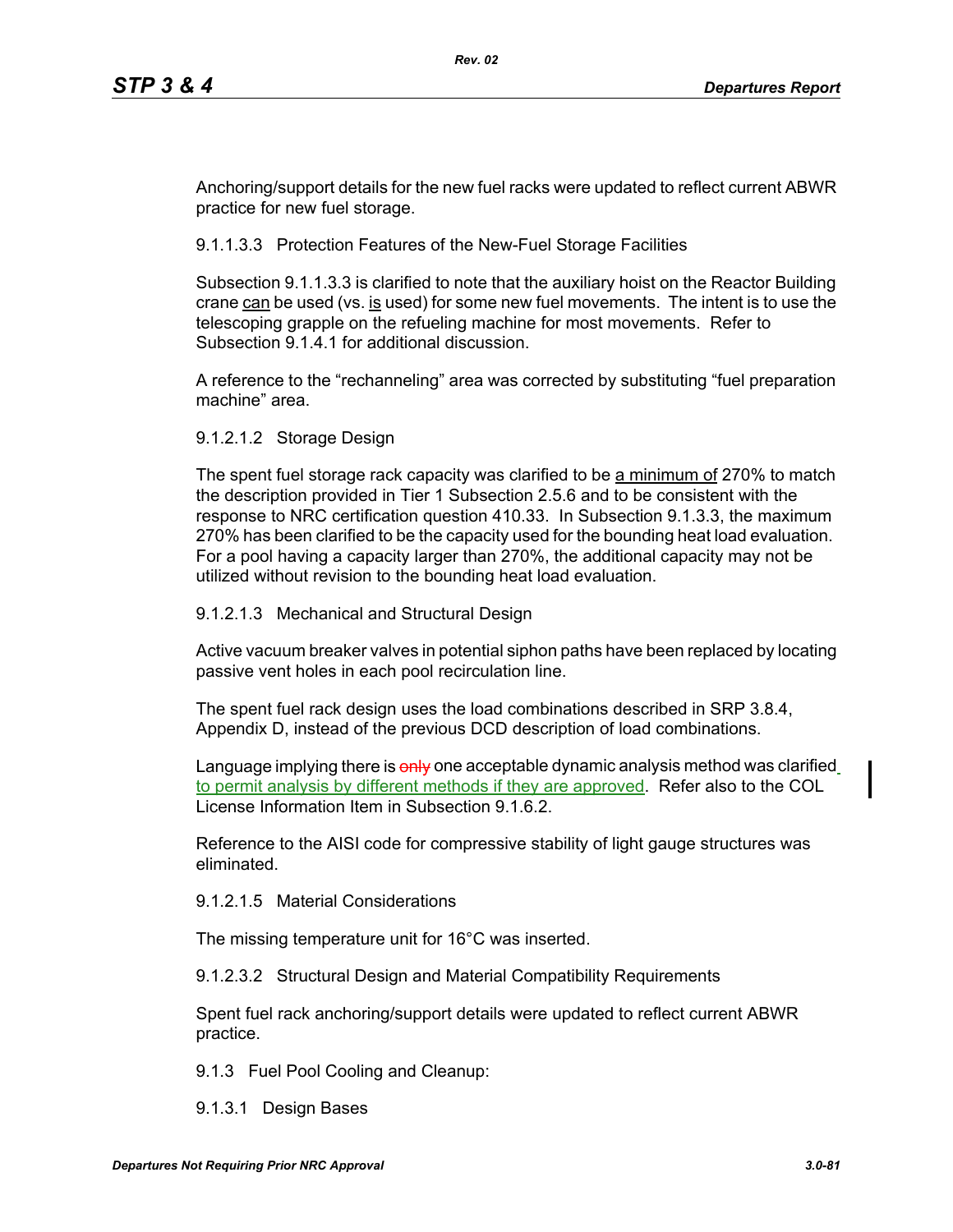Anchoring/support details for the new fuel racks were updated to reflect current ABWR practice for new fuel storage.

9.1.1.3.3 Protection Features of the New-Fuel Storage Facilities

Subsection 9.1.1.3.3 is clarified to note that the auxiliary hoist on the Reactor Building crane can be used (vs. is used) for some new fuel movements. The intent is to use the telescoping grapple on the refueling machine for most movements. Refer to Subsection 9.1.4.1 for additional discussion.

A reference to the "rechanneling" area was corrected by substituting "fuel preparation machine" area.

9.1.2.1.2 Storage Design

The spent fuel storage rack capacity was clarified to be a minimum of 270% to match the description provided in Tier 1 Subsection 2.5.6 and to be consistent with the response to NRC certification question 410.33. In Subsection 9.1.3.3, the maximum 270% has been clarified to be the capacity used for the bounding heat load evaluation. For a pool having a capacity larger than 270%, the additional capacity may not be utilized without revision to the bounding heat load evaluation.

9.1.2.1.3 Mechanical and Structural Design

Active vacuum breaker valves in potential siphon paths have been replaced by locating passive vent holes in each pool recirculation line.

The spent fuel rack design uses the load combinations described in SRP 3.8.4, Appendix D, instead of the previous DCD description of load combinations.

Language implying there is ~~only~~ one acceptable dynamic analysis method was clarified to permit analysis by different methods if they are approved. Refer also to the COL License Information Item in Subsection 9.1.6.2.

Reference to the AISI code for compressive stability of light gauge structures was eliminated.

9.1.2.1.5 Material Considerations

The missing temperature unit for 16°C was inserted.

9.1.2.3.2 Structural Design and Material Compatibility Requirements

Spent fuel rack anchoring/support details were updated to reflect current ABWR practice.

9.1.3 Fuel Pool Cooling and Cleanup:

9.1.3.1 Design Bases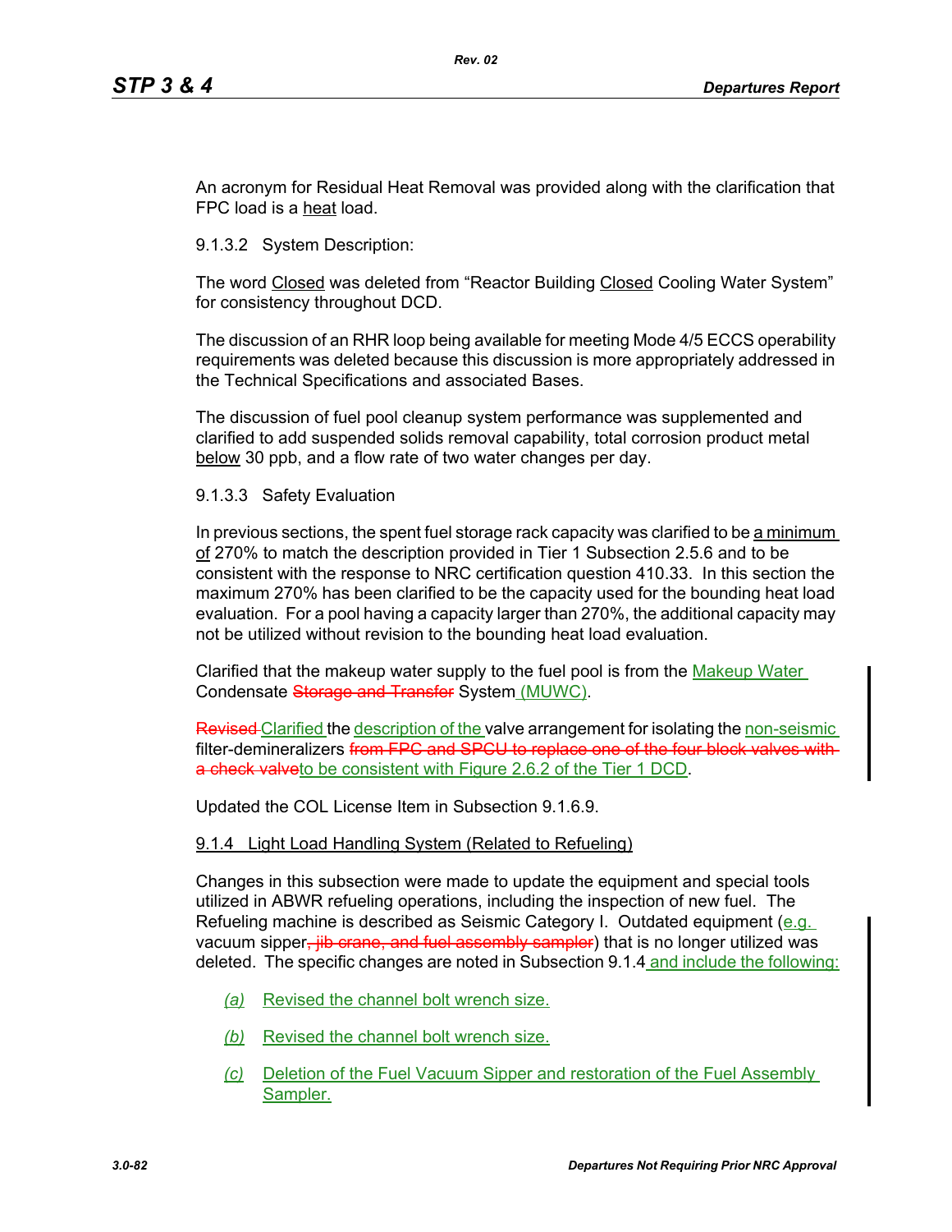An acronym for Residual Heat Removal was provided along with the clarification that FPC load is a heat load.

9.1.3.2 System Description:

The word Closed was deleted from “Reactor Building Closed Cooling Water System” for consistency throughout DCD.

The discussion of an RHR loop being available for meeting Mode 4/5 ECCS operability requirements was deleted because this discussion is more appropriately addressed in the Technical Specifications and associated Bases.

The discussion of fuel pool cleanup system performance was supplemented and clarified to add suspended solids removal capability, total corrosion product metal below 30 ppb, and a flow rate of two water changes per day.

9.1.3.3 Safety Evaluation

In previous sections, the spent fuel storage rack capacity was clarified to be a minimum of 270% to match the description provided in Tier 1 Subsection 2.5.6 and to be consistent with the response to NRC certification question 410.33. In this section the maximum 270% has been clarified to be the capacity used for the bounding heat load evaluation. For a pool having a capacity larger than 270%, the additional capacity may not be utilized without revision to the bounding heat load evaluation.

Clarified that the makeup water supply to the fuel pool is from the Makeup Water Condensate ~~Storage and Transfer~~ System (MUWC).

~~Revised~~ Clarified the description of the valve arrangement for isolating the non-seismic filter-demineralizers ~~from FPC and SPCU to replace one of the four block valves with a check valve~~ to be consistent with Figure 2.6.2 of the Tier 1 DCD.

Updated the COL License Item in Subsection 9.1.6.9.

9.1.4 Light Load Handling System (Related to Refueling)

Changes in this subsection were made to update the equipment and special tools utilized in ABWR refueling operations, including the inspection of new fuel. The Refueling machine is described as Seismic Category I. Outdated equipment (e.g. vacuum sipper~~, jib crane, and fuel assembly sampler~~) that is no longer utilized was deleted. The specific changes are noted in Subsection 9.1.4 and include the following:

- *(a)* Revised the channel bolt wrench size.
- *(b)* Revised the channel bolt wrench size.
- *(c)* Deletion of the Fuel Vacuum Sipper and restoration of the Fuel Assembly Sampler.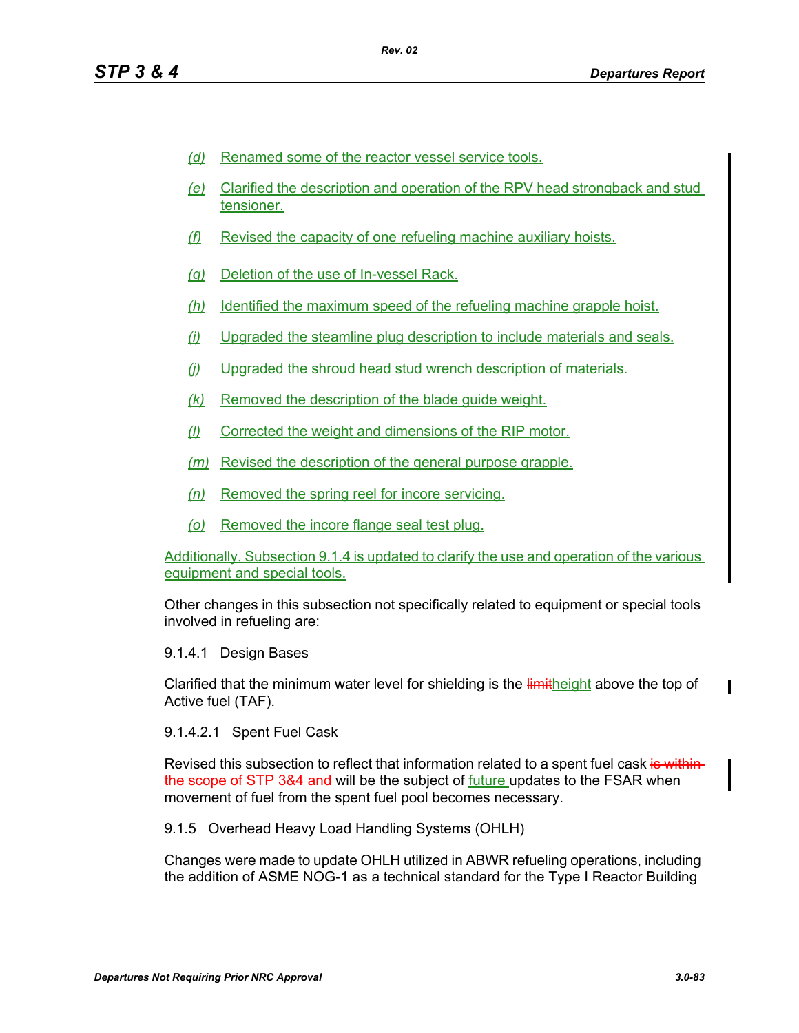*(d)* Renamed some of the reactor vessel service tools.

*(e)* Clarified the description and operation of the RPV head strongback and stud tensioner.

*(f)* Revised the capacity of one refueling machine auxiliary hoists.

*(g)* Deletion of the use of In-vessel Rack.

*(h)* Identified the maximum speed of the refueling machine grapple hoist.

*(i)* Upgraded the steamline plug description to include materials and seals.

*(j)* Upgraded the shroud head stud wrench description of materials.

*(k)* Removed the description of the blade guide weight.

*(l)* Corrected the weight and dimensions of the RIP motor.

*(m)* Revised the description of the general purpose grapple.

*(n)* Removed the spring reel for incore servicing.

*(o)* Removed the incore flange seal test plug.

Additionally, Subsection 9.1.4 is updated to clarify the use and operation of the various equipment and special tools.

Other changes in this subsection not specifically related to equipment or special tools involved in refueling are:

9.1.4.1 Design Bases

Clarified that the minimum water level for shielding is the ~~limit~~height above the top of Active fuel (TAF).

9.1.4.2.1 Spent Fuel Cask

Revised this subsection to reflect that information related to a spent fuel cask ~~is within the scope of STP 3&4 and~~ will be the subject of future updates to the FSAR when movement of fuel from the spent fuel pool becomes necessary.

9.1.5 Overhead Heavy Load Handling Systems (OHLH)

Changes were made to update OHLH utilized in ABWR refueling operations, including the addition of ASME NOG-1 as a technical standard for the Type I Reactor Building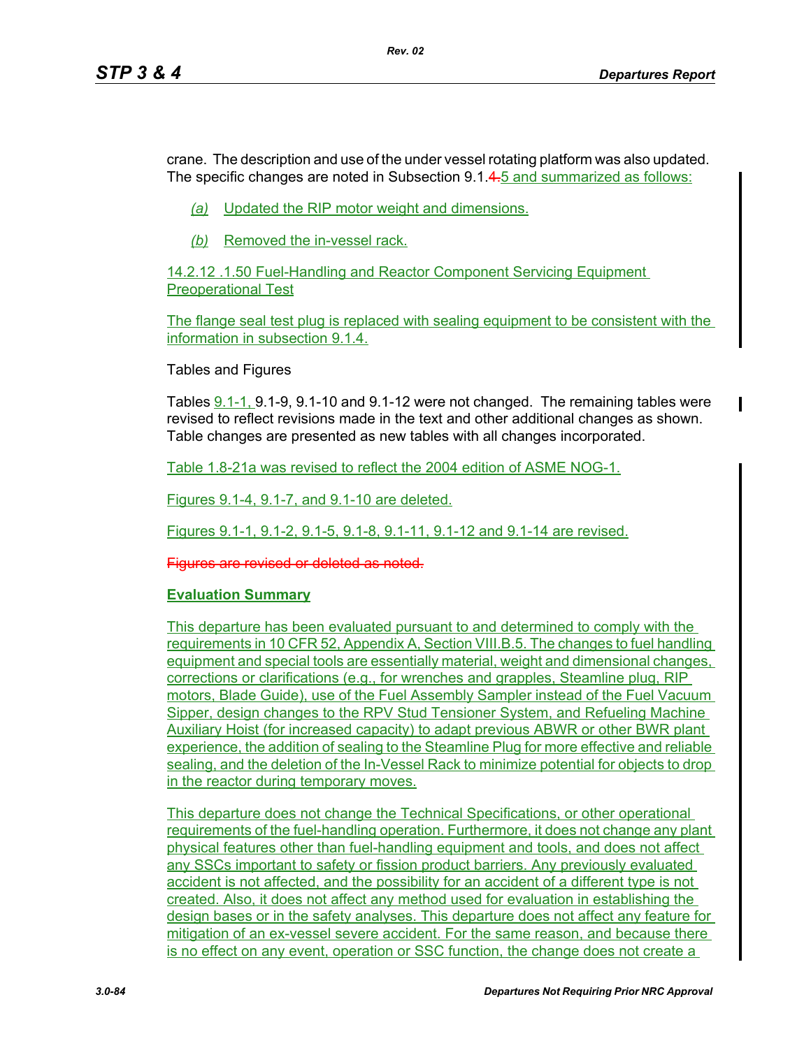crane. The description and use of the under vessel rotating platform was also updated. The specific changes are noted in Subsection 9.1.~~4.~~5 and summarized as follows:

- *(a)* Updated the RIP motor weight and dimensions.
- *(b)* Removed the in-vessel rack.

14.2.12 .1.50 Fuel-Handling and Reactor Component Servicing Equipment Preoperational Test

The flange seal test plug is replaced with sealing equipment to be consistent with the information in subsection 9.1.4.

Tables and Figures

Tables 9.1-1, 9.1-9, 9.1-10 and 9.1-12 were not changed. The remaining tables were revised to reflect revisions made in the text and other additional changes as shown. Table changes are presented as new tables with all changes incorporated.

Table 1.8-21a was revised to reflect the 2004 edition of ASME NOG-1.

Figures 9.1-4, 9.1-7, and 9.1-10 are deleted.

Figures 9.1-1, 9.1-2, 9.1-5, 9.1-8, 9.1-11, 9.1-12 and 9.1-14 are revised.

~~Figures are revised or deleted as noted.~~

**Evaluation Summary**

This departure has been evaluated pursuant to and determined to comply with the requirements in 10 CFR 52, Appendix A, Section VIII.B.5. The changes to fuel handling equipment and special tools are essentially material, weight and dimensional changes, corrections or clarifications (e.g., for wrenches and grapples, Steamline plug, RIP motors, Blade Guide), use of the Fuel Assembly Sampler instead of the Fuel Vacuum Sipper, design changes to the RPV Stud Tensioner System, and Refueling Machine Auxiliary Hoist (for increased capacity) to adapt previous ABWR or other BWR plant experience, the addition of sealing to the Steamline Plug for more effective and reliable sealing, and the deletion of the In-Vessel Rack to minimize potential for objects to drop in the reactor during temporary moves.

This departure does not change the Technical Specifications, or other operational requirements of the fuel-handling operation. Furthermore, it does not change any plant physical features other than fuel-handling equipment and tools, and does not affect any SSCs important to safety or fission product barriers. Any previously evaluated accident is not affected, and the possibility for an accident of a different type is not created. Also, it does not affect any method used for evaluation in establishing the design bases or in the safety analyses. This departure does not affect any feature for mitigation of an ex-vessel severe accident. For the same reason, and because there is no effect on any event, operation or SSC function, the change does not create a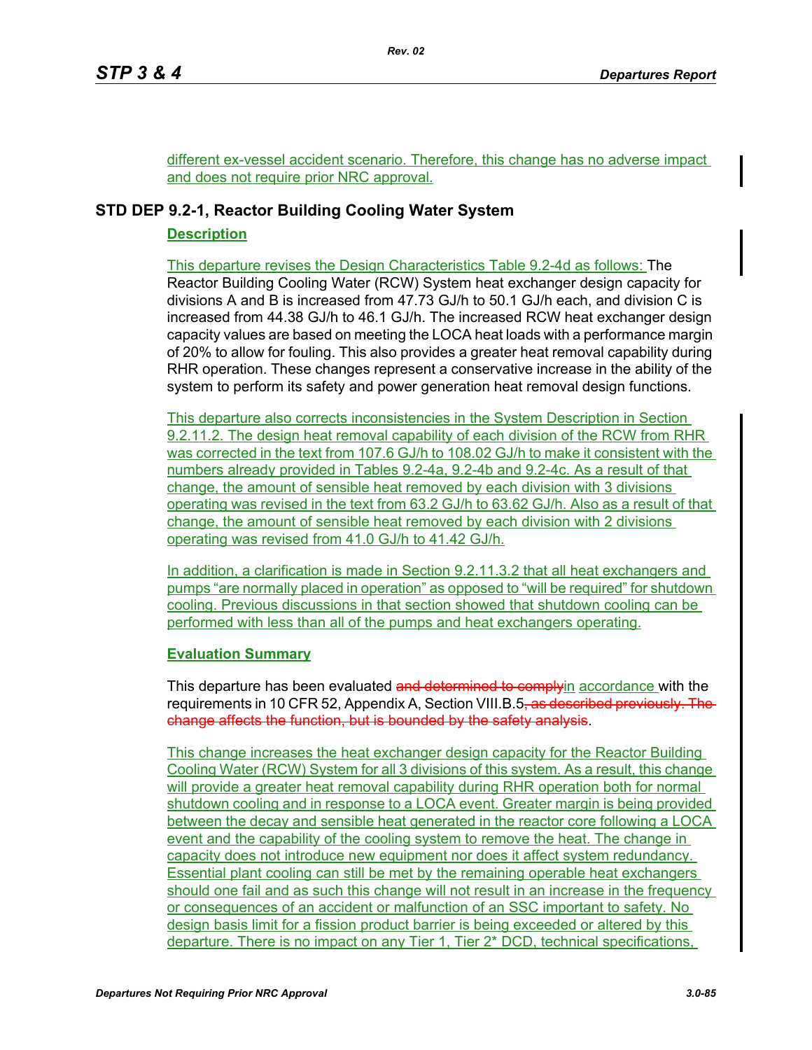different ex-vessel accident scenario. Therefore, this change has no adverse impact and does not require prior NRC approval.

## STD DEP 9.2-1, Reactor Building Cooling Water System

**Description**

This departure revises the Design Characteristics Table 9.2-4d as follows: The Reactor Building Cooling Water (RCW) System heat exchanger design capacity for divisions A and B is increased from 47.73 GJ/h to 50.1 GJ/h each, and division C is increased from 44.38 GJ/h to 46.1 GJ/h. The increased RCW heat exchanger design capacity values are based on meeting the LOCA heat loads with a performance margin of 20% to allow for fouling. This also provides a greater heat removal capability during RHR operation. These changes represent a conservative increase in the ability of the system to perform its safety and power generation heat removal design functions.

This departure also corrects inconsistencies in the System Description in Section 9.2.11.2. The design heat removal capability of each division of the RCW from RHR was corrected in the text from 107.6 GJ/h to 108.02 GJ/h to make it consistent with the numbers already provided in Tables 9.2-4a, 9.2-4b and 9.2-4c. As a result of that change, the amount of sensible heat removed by each division with 3 divisions operating was revised in the text from 63.2 GJ/h to 63.62 GJ/h. Also as a result of that change, the amount of sensible heat removed by each division with 2 divisions operating was revised from 41.0 GJ/h to 41.42 GJ/h.

In addition, a clarification is made in Section 9.2.11.3.2 that all heat exchangers and pumps "are normally placed in operation" as opposed to "will be required" for shutdown cooling. Previous discussions in that section showed that shutdown cooling can be performed with less than all of the pumps and heat exchangers operating.

**Evaluation Summary**

This departure has been evaluated ~~and determined to comply~~in accordance with the requirements in 10 CFR 52, Appendix A, Section VIII.B.5~~, as described previously. The change affects the function, but is bounded by the safety analysis~~.

This change increases the heat exchanger design capacity for the Reactor Building Cooling Water (RCW) System for all 3 divisions of this system. As a result, this change will provide a greater heat removal capability during RHR operation both for normal shutdown cooling and in response to a LOCA event. Greater margin is being provided between the decay and sensible heat generated in the reactor core following a LOCA event and the capability of the cooling system to remove the heat. The change in capacity does not introduce new equipment nor does it affect system redundancy. Essential plant cooling can still be met by the remaining operable heat exchangers should one fail and as such this change will not result in an increase in the frequency or consequences of an accident or malfunction of an SSC important to safety. No design basis limit for a fission product barrier is being exceeded or altered by this departure. There is no impact on any Tier 1, Tier 2* DCD, technical specifications,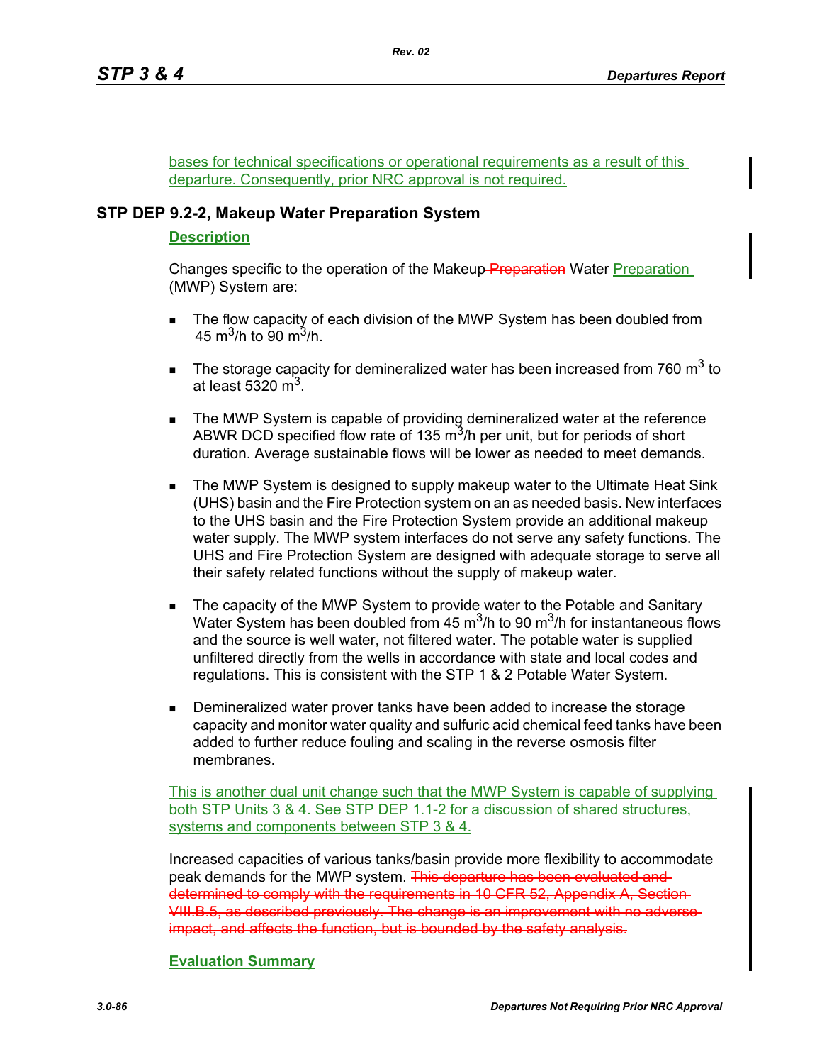bases for technical specifications or operational requirements as a result of this departure. Consequently, prior NRC approval is not required.

## STP DEP 9.2-2, Makeup Water Preparation System

### Description

Changes specific to the operation of the Makeup ~~Preparation~~ Water Preparation (MWP) System are:

- The flow capacity of each division of the MWP System has been doubled from 45 $m^3$/h to 90 $m^3$/h.
- The storage capacity for demineralized water has been increased from 760 $m^3$ to at least 5320 $m^3$.
- The MWP System is capable of providing demineralized water at the reference ABWR DCD specified flow rate of 135 $m^3$/h per unit, but for periods of short duration. Average sustainable flows will be lower as needed to meet demands.
- The MWP System is designed to supply makeup water to the Ultimate Heat Sink (UHS) basin and the Fire Protection system on an as needed basis. New interfaces to the UHS basin and the Fire Protection System provide an additional makeup water supply. The MWP system interfaces do not serve any safety functions. The UHS and Fire Protection System are designed with adequate storage to serve all their safety related functions without the supply of makeup water.
- The capacity of the MWP System to provide water to the Potable and Sanitary Water System has been doubled from 45 $m^3$/h to 90 $m^3$/h for instantaneous flows and the source is well water, not filtered water. The potable water is supplied unfiltered directly from the wells in accordance with state and local codes and regulations. This is consistent with the STP 1 & 2 Potable Water System.
- Demineralized water prover tanks have been added to increase the storage capacity and monitor water quality and sulfuric acid chemical feed tanks have been added to further reduce fouling and scaling in the reverse osmosis filter membranes.

This is another dual unit change such that the MWP System is capable of supplying both STP Units 3 & 4. See STP DEP 1.1-2 for a discussion of shared structures, systems and components between STP 3 & 4.

Increased capacities of various tanks/basin provide more flexibility to accommodate peak demands for the MWP system. ~~This departure has been evaluated and determined to comply with the requirements in 10 CFR 52, Appendix A, Section VIII.B.5, as described previously. The change is an improvement with no adverse impact, and affects the function, but is bounded by the safety analysis.~~

### Evaluation Summary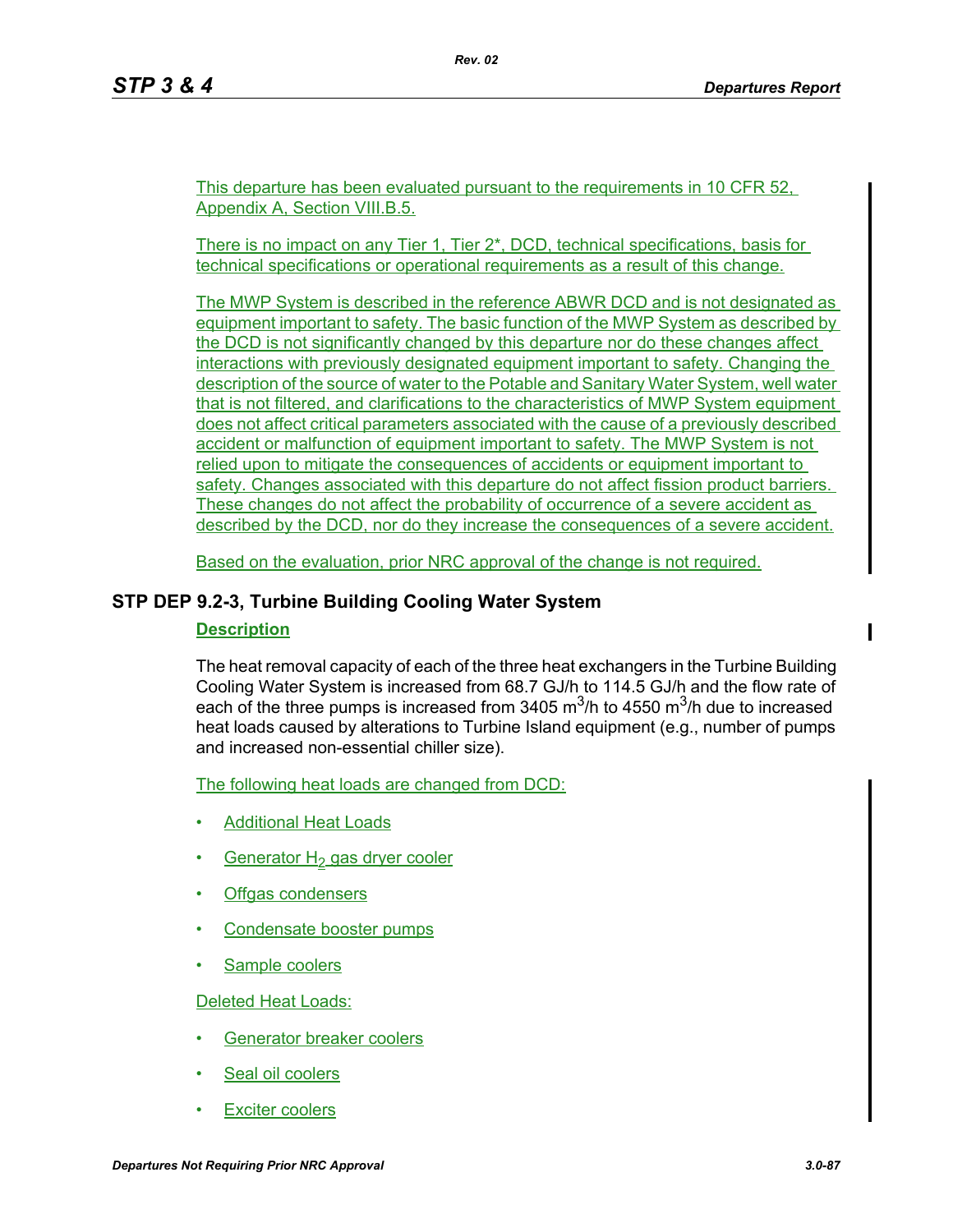This departure has been evaluated pursuant to the requirements in 10 CFR 52, Appendix A, Section VIII.B.5.

There is no impact on any Tier 1, Tier 2*, DCD, technical specifications, basis for technical specifications or operational requirements as a result of this change.

The MWP System is described in the reference ABWR DCD and is not designated as equipment important to safety. The basic function of the MWP System as described by the DCD is not significantly changed by this departure nor do these changes affect interactions with previously designated equipment important to safety. Changing the description of the source of water to the Potable and Sanitary Water System, well water that is not filtered, and clarifications to the characteristics of MWP System equipment does not affect critical parameters associated with the cause of a previously described accident or malfunction of equipment important to safety. The MWP System is not relied upon to mitigate the consequences of accidents or equipment important to safety. Changes associated with this departure do not affect fission product barriers. These changes do not affect the probability of occurrence of a severe accident as described by the DCD, nor do they increase the consequences of a severe accident.

Based on the evaluation, prior NRC approval of the change is not required.

## STP DEP 9.2-3, Turbine Building Cooling Water System

**Description**

The heat removal capacity of each of the three heat exchangers in the Turbine Building Cooling Water System is increased from 68.7 GJ/h to 114.5 GJ/h and the flow rate of each of the three pumps is increased from 3405 $m^3/h$ to 4550 $m^3/h$ due to increased heat loads caused by alterations to Turbine Island equipment (e.g., number of pumps and increased non-essential chiller size).

The following heat loads are changed from DCD:

- Additional Heat Loads
- Generator $H_2$ gas dryer cooler
- Offgas condensers
- Condensate booster pumps
- Sample coolers

Deleted Heat Loads:

- Generator breaker coolers
- Seal oil coolers
- Exciter coolers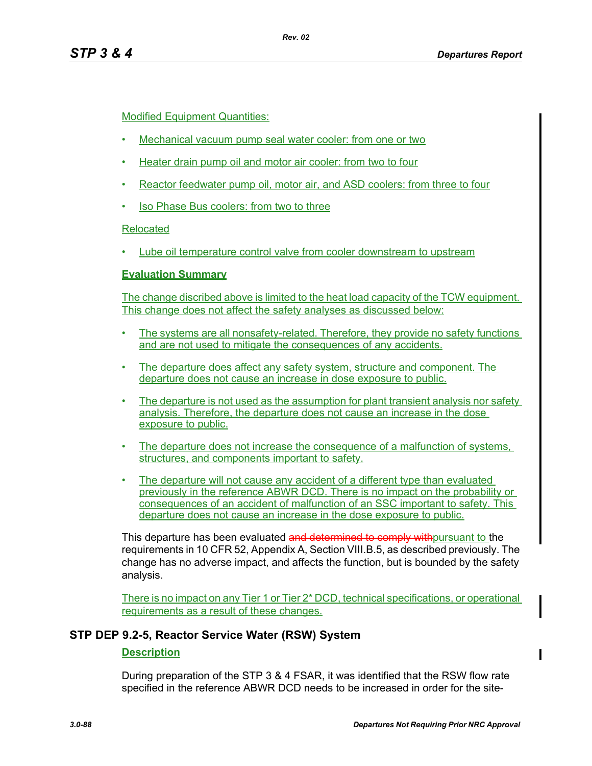Modified Equipment Quantities:

- Mechanical vacuum pump seal water cooler: from one or two
- Heater drain pump oil and motor air cooler: from two to four
- Reactor feedwater pump oil, motor air, and ASD coolers: from three to four
- Iso Phase Bus coolers: from two to three

Relocated

- Lube oil temperature control valve from cooler downstream to upstream

**Evaluation Summary**

The change discribed above is limited to the heat load capacity of the TCW equipment. This change does not affect the safety analyses as discussed below:

- The systems are all nonsafety-related. Therefore, they provide no safety functions and are not used to mitigate the consequences of any accidents.
- The departure does affect any safety system, structure and component. The departure does not cause an increase in dose exposure to public.
- The departure is not used as the assumption for plant transient analysis nor safety analysis. Therefore, the departure does not cause an increase in the dose exposure to public.
- The departure does not increase the consequence of a malfunction of systems, structures, and components important to safety.
- The departure will not cause any accident of a different type than evaluated previously in the reference ABWR DCD. There is no impact on the probability or consequences of an accident of malfunction of an SSC important to safety. This departure does not cause an increase in the dose exposure to public.

This departure has been evaluated ~~and determined to comply with~~pursuant to the requirements in 10 CFR 52, Appendix A, Section VIII.B.5, as described previously. The change has no adverse impact, and affects the function, but is bounded by the safety analysis.

There is no impact on any Tier 1 or Tier 2* DCD, technical specifications, or operational requirements as a result of these changes.

## STP DEP 9.2-5, Reactor Service Water (RSW) System

**Description**

During preparation of the STP 3 & 4 FSAR, it was identified that the RSW flow rate specified in the reference ABWR DCD needs to be increased in order for the site-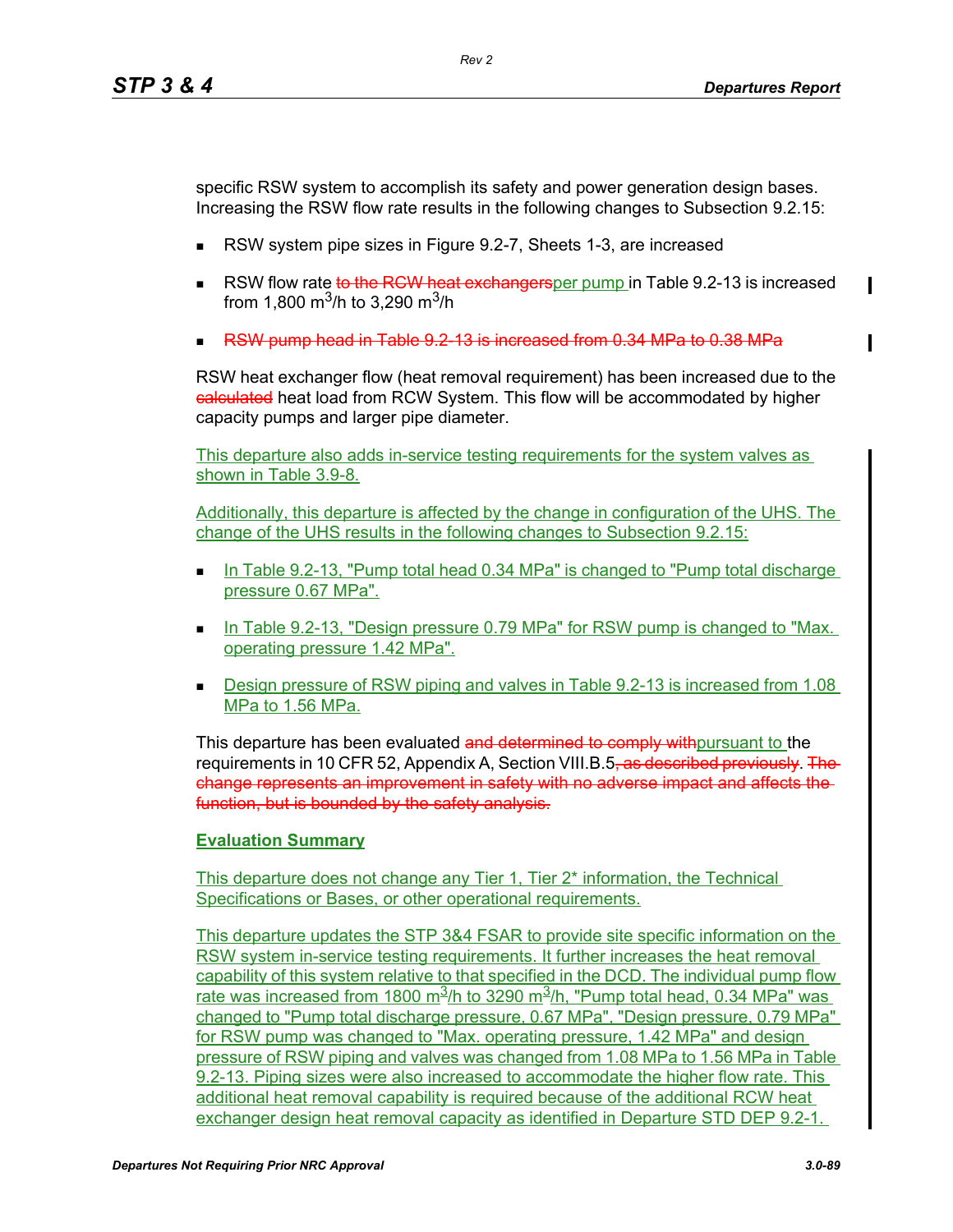specific RSW system to accomplish its safety and power generation design bases. Increasing the RSW flow rate results in the following changes to Subsection 9.2.15:

- RSW system pipe sizes in Figure 9.2-7, Sheets 1-3, are increased
- RSW flow rate ~~to the RCW heat exchangers~~per pump in Table 9.2-13 is increased from 1,800 $m^3/h$ to 3,290 $m^3/h$
- ~~RSW pump head in Table 9.2-13 is increased from 0.34 MPa to 0.38 MPa~~

RSW heat exchanger flow (heat removal requirement) has been increased due to the ~~calculated~~ heat load from RCW System. This flow will be accommodated by higher capacity pumps and larger pipe diameter.

This departure also adds in-service testing requirements for the system valves as shown in Table 3.9-8.

Additionally, this departure is affected by the change in configuration of the UHS. The change of the UHS results in the following changes to Subsection 9.2.15:

- In Table 9.2-13, "Pump total head 0.34 MPa" is changed to "Pump total discharge pressure 0.67 MPa".
- In Table 9.2-13, "Design pressure 0.79 MPa" for RSW pump is changed to "Max. operating pressure 1.42 MPa".
- Design pressure of RSW piping and valves in Table 9.2-13 is increased from 1.08 MPa to 1.56 MPa.

This departure has been evaluated ~~and determined to comply with~~pursuant to the requirements in 10 CFR 52, Appendix A, Section VIII.B.5~~, as described previously~~. ~~The change represents an improvement in safety with no adverse impact and affects the function, but is bounded by the safety analysis.~~

**Evaluation Summary**

This departure does not change any Tier 1, Tier 2* information, the Technical Specifications or Bases, or other operational requirements.

This departure updates the STP 3&4 FSAR to provide site specific information on the RSW system in-service testing requirements. It further increases the heat removal capability of this system relative to that specified in the DCD. The individual pump flow rate was increased from 1800 $m^3/h$ to 3290 $m^3/h$, "Pump total head, 0.34 MPa" was changed to "Pump total discharge pressure, 0.67 MPa", "Design pressure, 0.79 MPa" for RSW pump was changed to "Max. operating pressure, 1.42 MPa" and design pressure of RSW piping and valves was changed from 1.08 MPa to 1.56 MPa in Table 9.2-13. Piping sizes were also increased to accommodate the higher flow rate. This additional heat removal capability is required because of the additional RCW heat exchanger design heat removal capacity as identified in Departure STD DEP 9.2-1.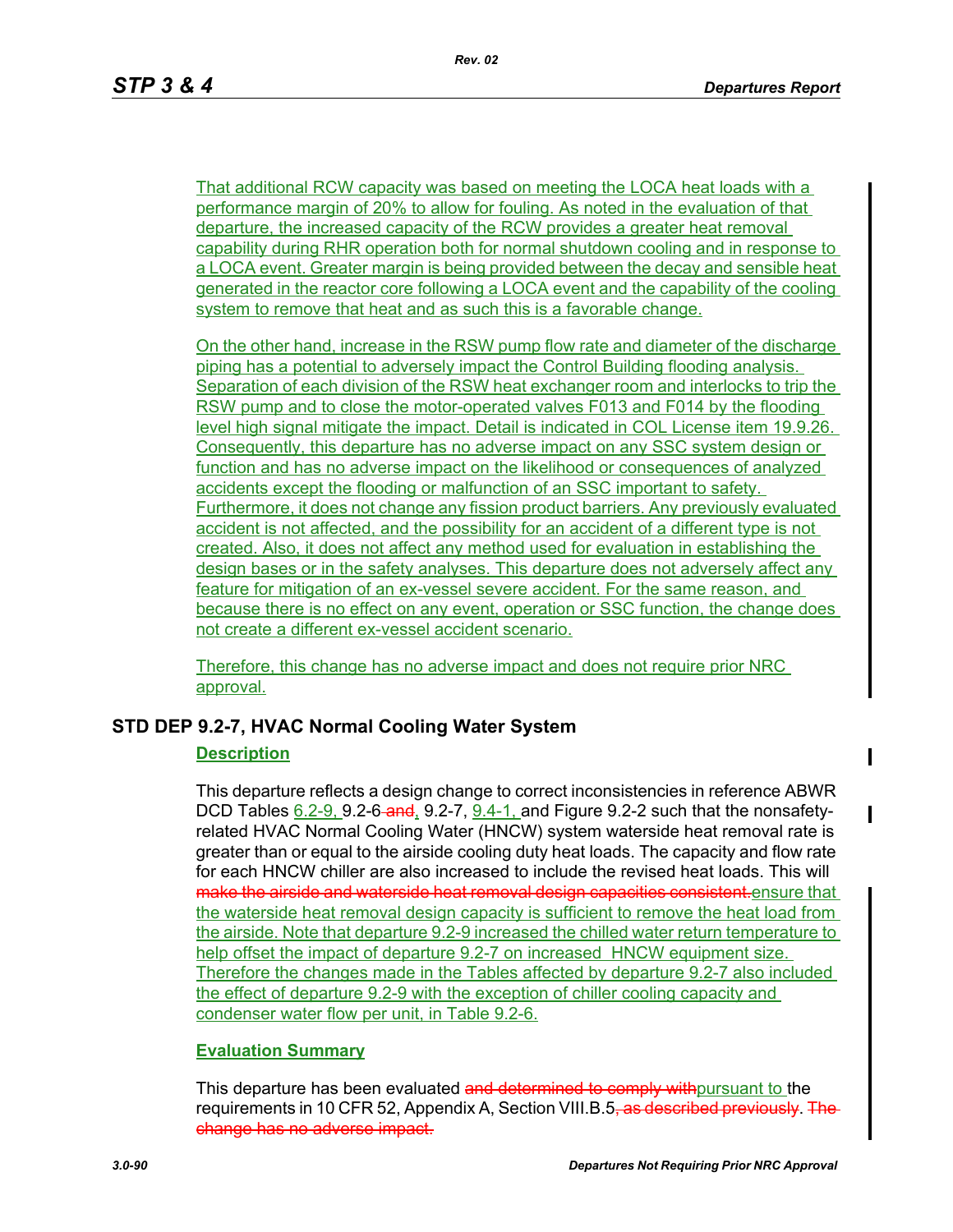That additional RCW capacity was based on meeting the LOCA heat loads with a performance margin of 20% to allow for fouling. As noted in the evaluation of that departure, the increased capacity of the RCW provides a greater heat removal capability during RHR operation both for normal shutdown cooling and in response to a LOCA event. Greater margin is being provided between the decay and sensible heat generated in the reactor core following a LOCA event and the capability of the cooling system to remove that heat and as such this is a favorable change.

On the other hand, increase in the RSW pump flow rate and diameter of the discharge piping has a potential to adversely impact the Control Building flooding analysis. Separation of each division of the RSW heat exchanger room and interlocks to trip the RSW pump and to close the motor-operated valves F013 and F014 by the flooding level high signal mitigate the impact. Detail is indicated in COL License item 19.9.26. Consequently, this departure has no adverse impact on any SSC system design or function and has no adverse impact on the likelihood or consequences of analyzed accidents except the flooding or malfunction of an SSC important to safety. Furthermore, it does not change any fission product barriers. Any previously evaluated accident is not affected, and the possibility for an accident of a different type is not created. Also, it does not affect any method used for evaluation in establishing the design bases or in the safety analyses. This departure does not adversely affect any feature for mitigation of an ex-vessel severe accident. For the same reason, and because there is no effect on any event, operation or SSC function, the change does not create a different ex-vessel accident scenario.

Therefore, this change has no adverse impact and does not require prior NRC approval.

## STD DEP 9.2-7, HVAC Normal Cooling Water System

### Description

This departure reflects a design change to correct inconsistencies in reference ABWR DCD Tables 6.2-9, 9.2-6 ~~and~~, 9.2-7, 9.4-1, and Figure 9.2-2 such that the nonsafety-related HVAC Normal Cooling Water (HNCW) system waterside heat removal rate is greater than or equal to the airside cooling duty heat loads. The capacity and flow rate for each HNCW chiller are also increased to include the revised heat loads. This will ~~make the airside and waterside heat removal design capacities consistent.~~ ensure that the waterside heat removal design capacity is sufficient to remove the heat load from the airside. Note that departure 9.2-9 increased the chilled water return temperature to help offset the impact of departure 9.2-7 on increased HNCW equipment size. Therefore the changes made in the Tables affected by departure 9.2-7 also included the effect of departure 9.2-9 with the exception of chiller cooling capacity and condenser water flow per unit, in Table 9.2-6.

### Evaluation Summary

This departure has been evaluated ~~and determined to comply with~~ pursuant to the requirements in 10 CFR 52, Appendix A, Section VIII.B.5~~, as described previously~~. ~~The change has no adverse impact.~~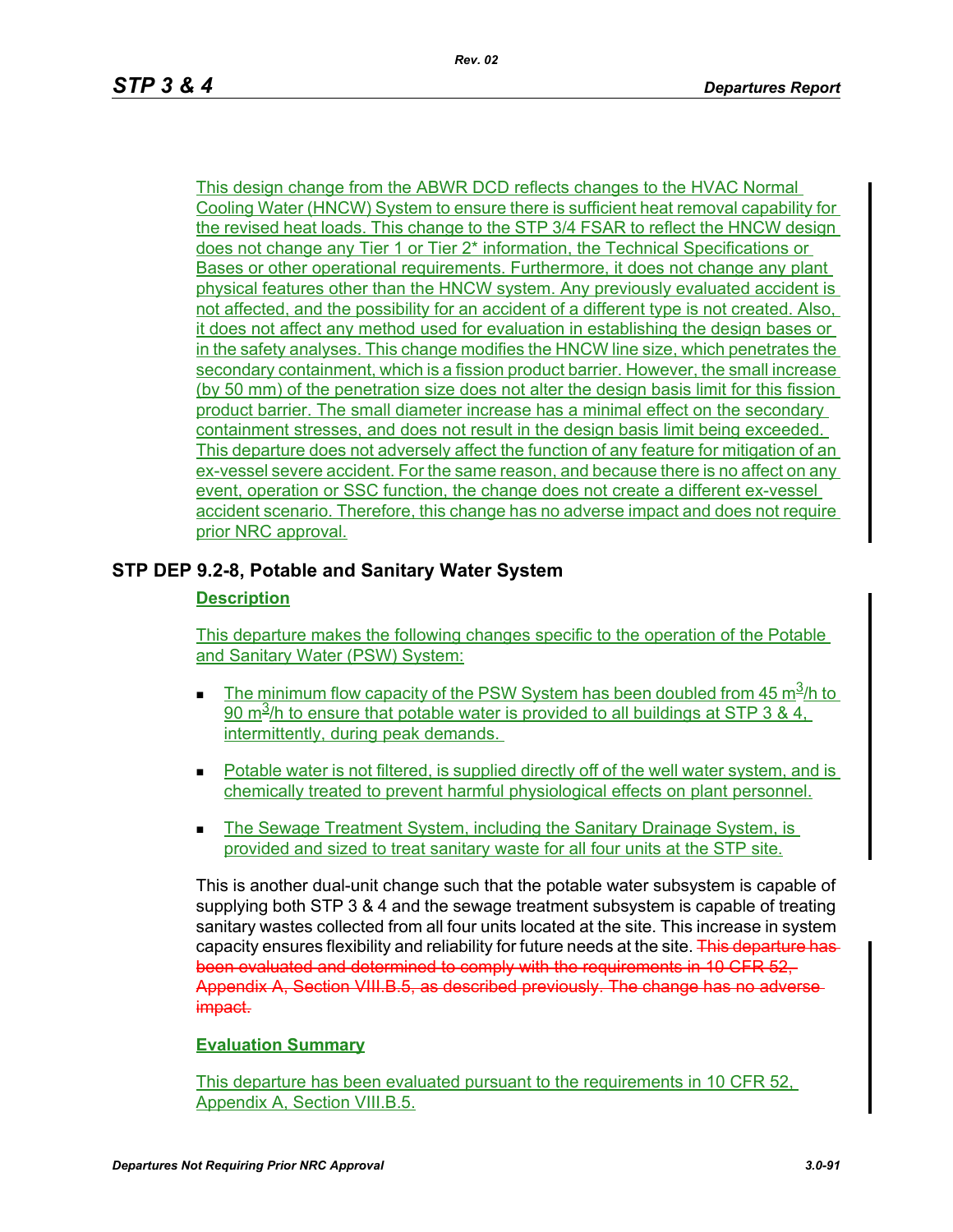This design change from the ABWR DCD reflects changes to the HVAC Normal Cooling Water (HNCW) System to ensure there is sufficient heat removal capability for the revised heat loads. This change to the STP 3/4 FSAR to reflect the HNCW design does not change any Tier 1 or Tier 2* information, the Technical Specifications or Bases or other operational requirements. Furthermore, it does not change any plant physical features other than the HNCW system. Any previously evaluated accident is not affected, and the possibility for an accident of a different type is not created. Also, it does not affect any method used for evaluation in establishing the design bases or in the safety analyses. This change modifies the HNCW line size, which penetrates the secondary containment, which is a fission product barrier. However, the small increase (by 50 mm) of the penetration size does not alter the design basis limit for this fission product barrier. The small diameter increase has a minimal effect on the secondary containment stresses, and does not result in the design basis limit being exceeded. This departure does not adversely affect the function of any feature for mitigation of an ex-vessel severe accident. For the same reason, and because there is no affect on any event, operation or SSC function, the change does not create a different ex-vessel accident scenario. Therefore, this change has no adverse impact and does not require prior NRC approval.

## STP DEP 9.2-8, Potable and Sanitary Water System

### Description

This departure makes the following changes specific to the operation of the Potable and Sanitary Water (PSW) System:

- The minimum flow capacity of the PSW System has been doubled from 45 $m^3$/h to 90 $m^3$/h to ensure that potable water is provided to all buildings at STP 3 & 4, intermittently, during peak demands.
- Potable water is not filtered, is supplied directly off of the well water system, and is chemically treated to prevent harmful physiological effects on plant personnel.
- The Sewage Treatment System, including the Sanitary Drainage System, is provided and sized to treat sanitary waste for all four units at the STP site.

This is another dual-unit change such that the potable water subsystem is capable of supplying both STP 3 & 4 and the sewage treatment subsystem is capable of treating sanitary wastes collected from all four units located at the site. This increase in system capacity ensures flexibility and reliability for future needs at the site. ~~This departure has been evaluated and determined to comply with the requirements in 10 CFR 52, Appendix A, Section VIII.B.5, as described previously. The change has no adverse impact.~~

### Evaluation Summary

This departure has been evaluated pursuant to the requirements in 10 CFR 52, Appendix A, Section VIII.B.5.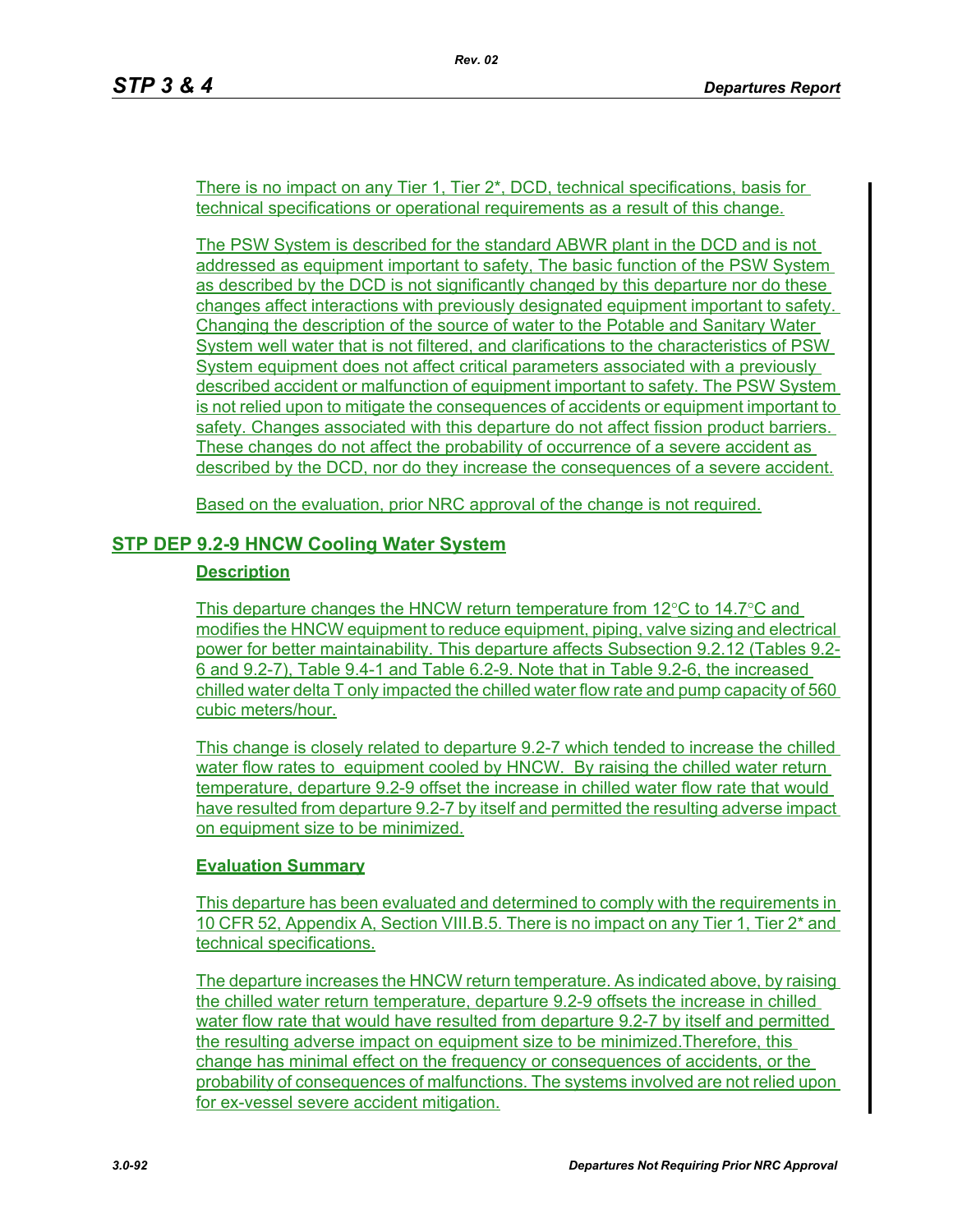There is no impact on any Tier 1, Tier 2*, DCD, technical specifications, basis for technical specifications or operational requirements as a result of this change.

The PSW System is described for the standard ABWR plant in the DCD and is not addressed as equipment important to safety, The basic function of the PSW System as described by the DCD is not significantly changed by this departure nor do these changes affect interactions with previously designated equipment important to safety. Changing the description of the source of water to the Potable and Sanitary Water System well water that is not filtered, and clarifications to the characteristics of PSW System equipment does not affect critical parameters associated with a previously described accident or malfunction of equipment important to safety. The PSW System is not relied upon to mitigate the consequences of accidents or equipment important to safety. Changes associated with this departure do not affect fission product barriers. These changes do not affect the probability of occurrence of a severe accident as described by the DCD, nor do they increase the consequences of a severe accident.

Based on the evaluation, prior NRC approval of the change is not required.

## STP DEP 9.2-9 HNCW Cooling Water System

### Description

This departure changes the HNCW return temperature from 12°C to 14.7°C and modifies the HNCW equipment to reduce equipment, piping, valve sizing and electrical power for better maintainability. This departure affects Subsection 9.2.12 (Tables 9.2-6 and 9.2-7), Table 9.4-1 and Table 6.2-9. Note that in Table 9.2-6, the increased chilled water delta T only impacted the chilled water flow rate and pump capacity of 560 cubic meters/hour.

This change is closely related to departure 9.2-7 which tended to increase the chilled water flow rates to equipment cooled by HNCW. By raising the chilled water return temperature, departure 9.2-9 offset the increase in chilled water flow rate that would have resulted from departure 9.2-7 by itself and permitted the resulting adverse impact on equipment size to be minimized.

### Evaluation Summary

This departure has been evaluated and determined to comply with the requirements in 10 CFR 52, Appendix A, Section VIII.B.5. There is no impact on any Tier 1, Tier 2* and technical specifications.

The departure increases the HNCW return temperature. As indicated above, by raising the chilled water return temperature, departure 9.2-9 offsets the increase in chilled water flow rate that would have resulted from departure 9.2-7 by itself and permitted the resulting adverse impact on equipment size to be minimized.Therefore, this change has minimal effect on the frequency or consequences of accidents, or the probability of consequences of malfunctions. The systems involved are not relied upon for ex-vessel severe accident mitigation.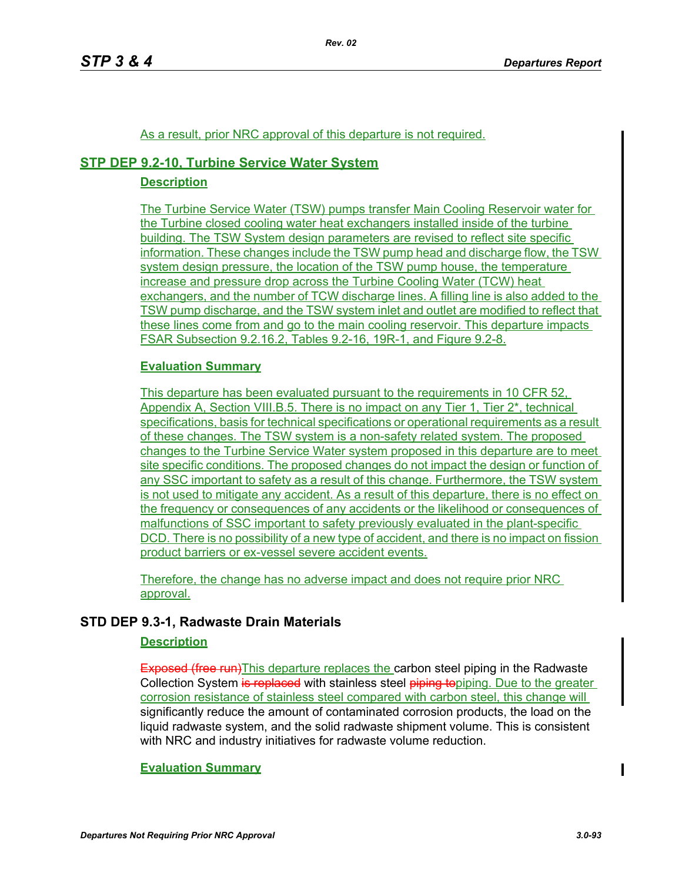As a result, prior NRC approval of this departure is not required.

## STP DEP 9.2-10, Turbine Service Water System

### Description

The Turbine Service Water (TSW) pumps transfer Main Cooling Reservoir water for the Turbine closed cooling water heat exchangers installed inside of the turbine building. The TSW System design parameters are revised to reflect site specific information. These changes include the TSW pump head and discharge flow, the TSW system design pressure, the location of the TSW pump house, the temperature increase and pressure drop across the Turbine Cooling Water (TCW) heat exchangers, and the number of TCW discharge lines. A filling line is also added to the TSW pump discharge, and the TSW system inlet and outlet are modified to reflect that these lines come from and go to the main cooling reservoir. This departure impacts FSAR Subsection 9.2.16.2, Tables 9.2-16, 19R-1, and Figure 9.2-8.

### Evaluation Summary

This departure has been evaluated pursuant to the requirements in 10 CFR 52, Appendix A, Section VIII.B.5. There is no impact on any Tier 1, Tier 2*, technical specifications, basis for technical specifications or operational requirements as a result of these changes. The TSW system is a non-safety related system. The proposed changes to the Turbine Service Water system proposed in this departure are to meet site specific conditions. The proposed changes do not impact the design or function of any SSC important to safety as a result of this change. Furthermore, the TSW system is not used to mitigate any accident. As a result of this departure, there is no effect on the frequency or consequences of any accidents or the likelihood or consequences of malfunctions of SSC important to safety previously evaluated in the plant-specific DCD. There is no possibility of a new type of accident, and there is no impact on fission product barriers or ex-vessel severe accident events.

Therefore, the change has no adverse impact and does not require prior NRC approval.

## STD DEP 9.3-1, Radwaste Drain Materials

### Description

~~Exposed (free run)~~This departure replaces the carbon steel piping in the Radwaste Collection System ~~is replaced~~ with stainless steel ~~piping to~~piping. Due to the greater corrosion resistance of stainless steel compared with carbon steel, this change will significantly reduce the amount of contaminated corrosion products, the load on the liquid radwaste system, and the solid radwaste shipment volume. This is consistent with NRC and industry initiatives for radwaste volume reduction.

### Evaluation Summary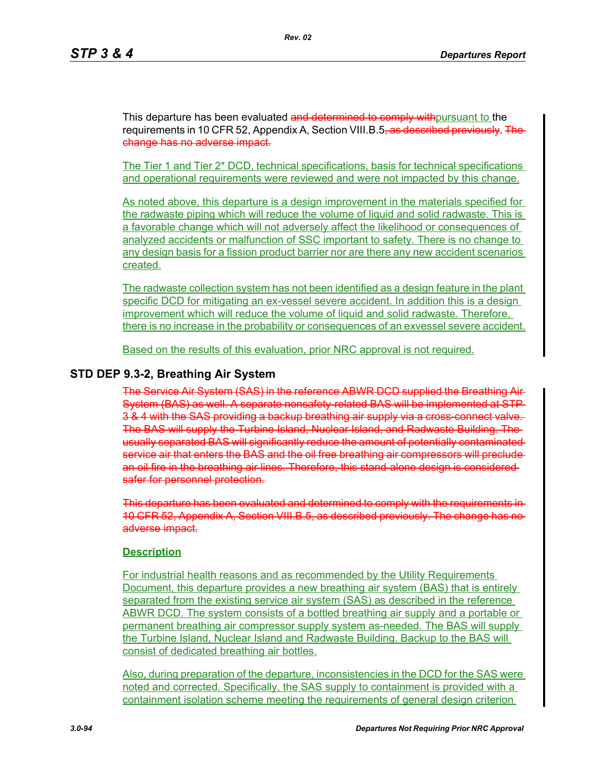This departure has been evaluated ~~and determined to comply with~~pursuant to the requirements in 10 CFR 52, Appendix A, Section VIII.B.5~~, as described previously~~. ~~The change has no adverse impact.~~

The Tier 1 and Tier 2* DCD, technical specifications, basis for technical specifications and operational requirements were reviewed and were not impacted by this change.

As noted above, this departure is a design improvement in the materials specified for the radwaste piping which will reduce the volume of liquid and solid radwaste. This is a favorable change which will not adversely affect the likelihood or consequences of analyzed accidents or malfunction of SSC important to safety. There is no change to any design basis for a fission product barrier nor are there any new accident scenarios created.

The radwaste collection system has not been identified as a design feature in the plant specific DCD for mitigating an ex-vessel severe accident. In addition this is a design improvement which will reduce the volume of liquid and solid radwaste. Therefore, there is no increase in the probability or consequences of an exvessel severe accident.

Based on the results of this evaluation, prior NRC approval is not required.

## STD DEP 9.3-2, Breathing Air System

~~The Service Air System (SAS) in the reference ABWR DCD supplied the Breathing Air System (BAS) as well. A separate nonsafety-related BAS will be implemented at STP 3 & 4 with the SAS providing a backup breathing air supply via a cross-connect valve. The BAS will supply the Turbine Island, Nuclear Island, and Radwaste Building. The usually separated BAS will significantly reduce the amount of potentially contaminated service air that enters the BAS and the oil free breathing air compressors will preclude an oil fire in the breathing air lines. Therefore, this stand-alone design is considered safer for personnel protection.~~

~~This departure has been evaluated and determined to comply with the requirements in 10 CFR 52, Appendix A, Section VIII.B.5, as described previously. The change has no adverse impact.~~

**Description**

For industrial health reasons and as recommended by the Utility Requirements Document, this departure provides a new breathing air system (BAS) that is entirely separated from the existing service air system (SAS) as described in the reference ABWR DCD. The system consists of a bottled breathing air supply and a portable or permanent breathing air compressor supply system as-needed. The BAS will supply the Turbine Island, Nuclear Island and Radwaste Building. Backup to the BAS will consist of dedicated breathing air bottles.

Also, during preparation of the departure, inconsistencies in the DCD for the SAS were noted and corrected. Specifically, the SAS supply to containment is provided with a containment isolation scheme meeting the requirements of general design criterion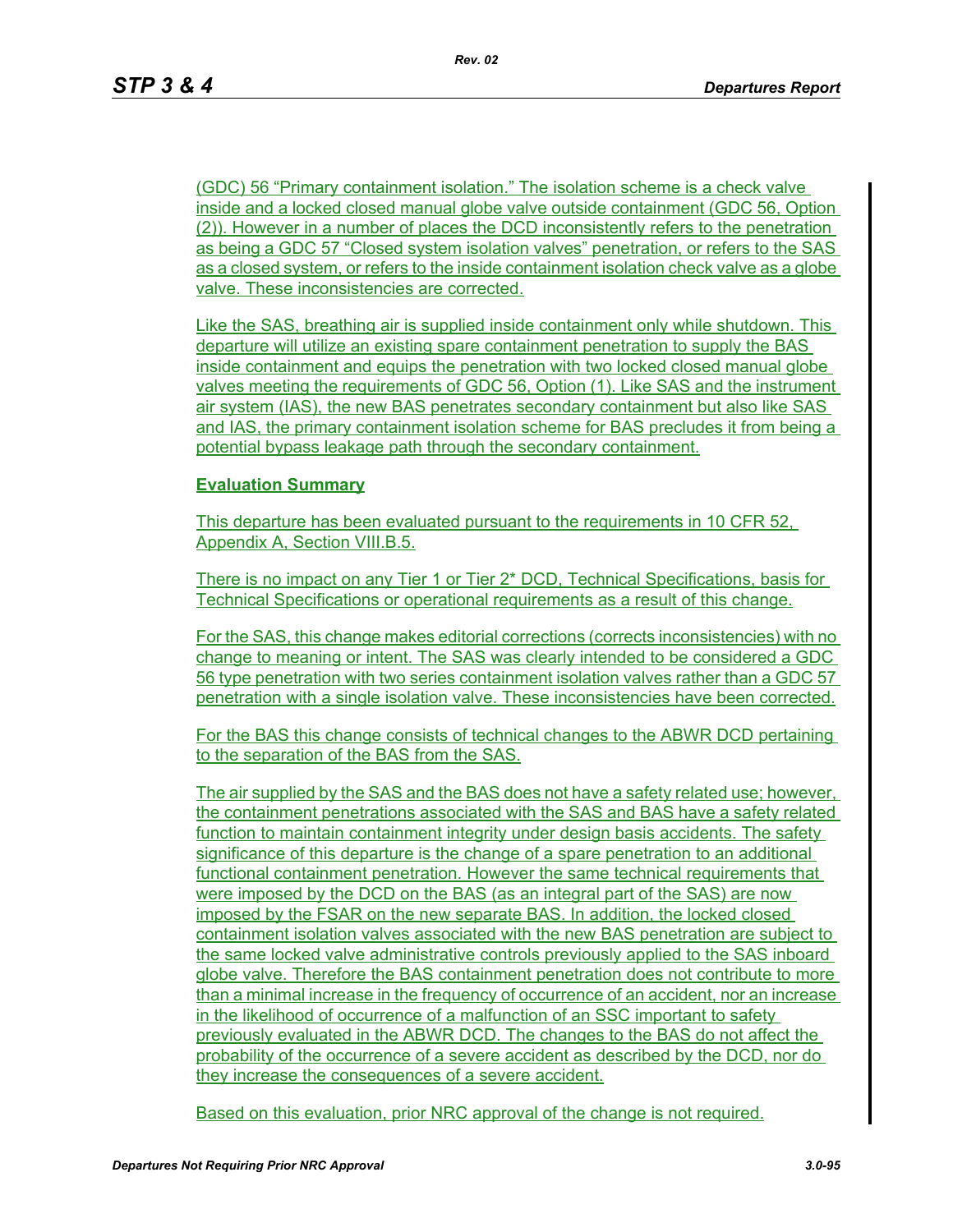(GDC) 56 "Primary containment isolation." The isolation scheme is a check valve inside and a locked closed manual globe valve outside containment (GDC 56, Option (2)). However in a number of places the DCD inconsistently refers to the penetration as being a GDC 57 "Closed system isolation valves" penetration, or refers to the SAS as a closed system, or refers to the inside containment isolation check valve as a globe valve. These inconsistencies are corrected.

Like the SAS, breathing air is supplied inside containment only while shutdown. This departure will utilize an existing spare containment penetration to supply the BAS inside containment and equips the penetration with two locked closed manual globe valves meeting the requirements of GDC 56, Option (1). Like SAS and the instrument air system (IAS), the new BAS penetrates secondary containment but also like SAS and IAS, the primary containment isolation scheme for BAS precludes it from being a potential bypass leakage path through the secondary containment.

**Evaluation Summary**

This departure has been evaluated pursuant to the requirements in 10 CFR 52, Appendix A, Section VIII.B.5.

There is no impact on any Tier 1 or Tier 2* DCD, Technical Specifications, basis for Technical Specifications or operational requirements as a result of this change.

For the SAS, this change makes editorial corrections (corrects inconsistencies) with no change to meaning or intent. The SAS was clearly intended to be considered a GDC 56 type penetration with two series containment isolation valves rather than a GDC 57 penetration with a single isolation valve. These inconsistencies have been corrected.

For the BAS this change consists of technical changes to the ABWR DCD pertaining to the separation of the BAS from the SAS.

The air supplied by the SAS and the BAS does not have a safety related use; however, the containment penetrations associated with the SAS and BAS have a safety related function to maintain containment integrity under design basis accidents. The safety significance of this departure is the change of a spare penetration to an additional functional containment penetration. However the same technical requirements that were imposed by the DCD on the BAS (as an integral part of the SAS) are now imposed by the FSAR on the new separate BAS. In addition, the locked closed containment isolation valves associated with the new BAS penetration are subject to the same locked valve administrative controls previously applied to the SAS inboard globe valve. Therefore the BAS containment penetration does not contribute to more than a minimal increase in the frequency of occurrence of an accident, nor an increase in the likelihood of occurrence of a malfunction of an SSC important to safety previously evaluated in the ABWR DCD. The changes to the BAS do not affect the probability of the occurrence of a severe accident as described by the DCD, nor do they increase the consequences of a severe accident.

Based on this evaluation, prior NRC approval of the change is not required.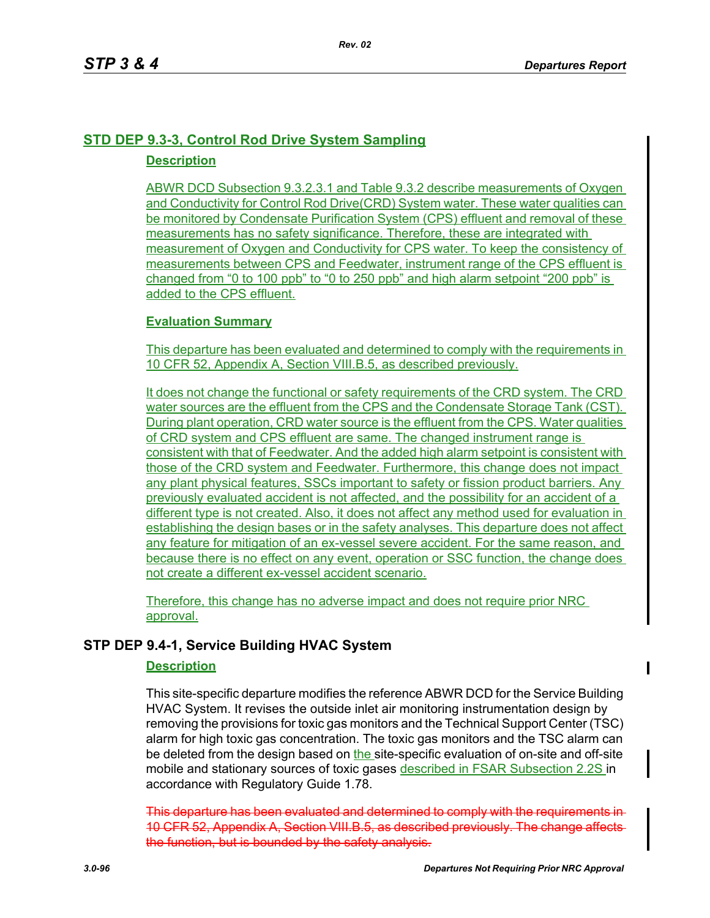## STD DEP 9.3-3, Control Rod Drive System Sampling

### Description

ABWR DCD Subsection 9.3.2.3.1 and Table 9.3.2 describe measurements of Oxygen and Conductivity for Control Rod Drive(CRD) System water. These water qualities can be monitored by Condensate Purification System (CPS) effluent and removal of these measurements has no safety significance. Therefore, these are integrated with measurement of Oxygen and Conductivity for CPS water. To keep the consistency of measurements between CPS and Feedwater, instrument range of the CPS effluent is changed from "0 to 100 ppb" to "0 to 250 ppb" and high alarm setpoint "200 ppb" is added to the CPS effluent.

### Evaluation Summary

This departure has been evaluated and determined to comply with the requirements in 10 CFR 52, Appendix A, Section VIII.B.5, as described previously.

It does not change the functional or safety requirements of the CRD system. The CRD water sources are the effluent from the CPS and the Condensate Storage Tank (CST). During plant operation, CRD water source is the effluent from the CPS. Water qualities of CRD system and CPS effluent are same. The changed instrument range is consistent with that of Feedwater. And the added high alarm setpoint is consistent with those of the CRD system and Feedwater. Furthermore, this change does not impact any plant physical features, SSCs important to safety or fission product barriers. Any previously evaluated accident is not affected, and the possibility for an accident of a different type is not created. Also, it does not affect any method used for evaluation in establishing the design bases or in the safety analyses. This departure does not affect any feature for mitigation of an ex-vessel severe accident. For the same reason, and because there is no effect on any event, operation or SSC function, the change does not create a different ex-vessel accident scenario.

Therefore, this change has no adverse impact and does not require prior NRC approval.

## STP DEP 9.4-1, Service Building HVAC System

### Description

This site-specific departure modifies the reference ABWR DCD for the Service Building HVAC System. It revises the outside inlet air monitoring instrumentation design by removing the provisions for toxic gas monitors and the Technical Support Center (TSC) alarm for high toxic gas concentration. The toxic gas monitors and the TSC alarm can be deleted from the design based on the site-specific evaluation of on-site and off-site mobile and stationary sources of toxic gases described in FSAR Subsection 2.2S in accordance with Regulatory Guide 1.78.

~~This departure has been evaluated and determined to comply with the requirements in 10 CFR 52, Appendix A, Section VIII.B.5, as described previously. The change affects the function, but is bounded by the safety analysis.~~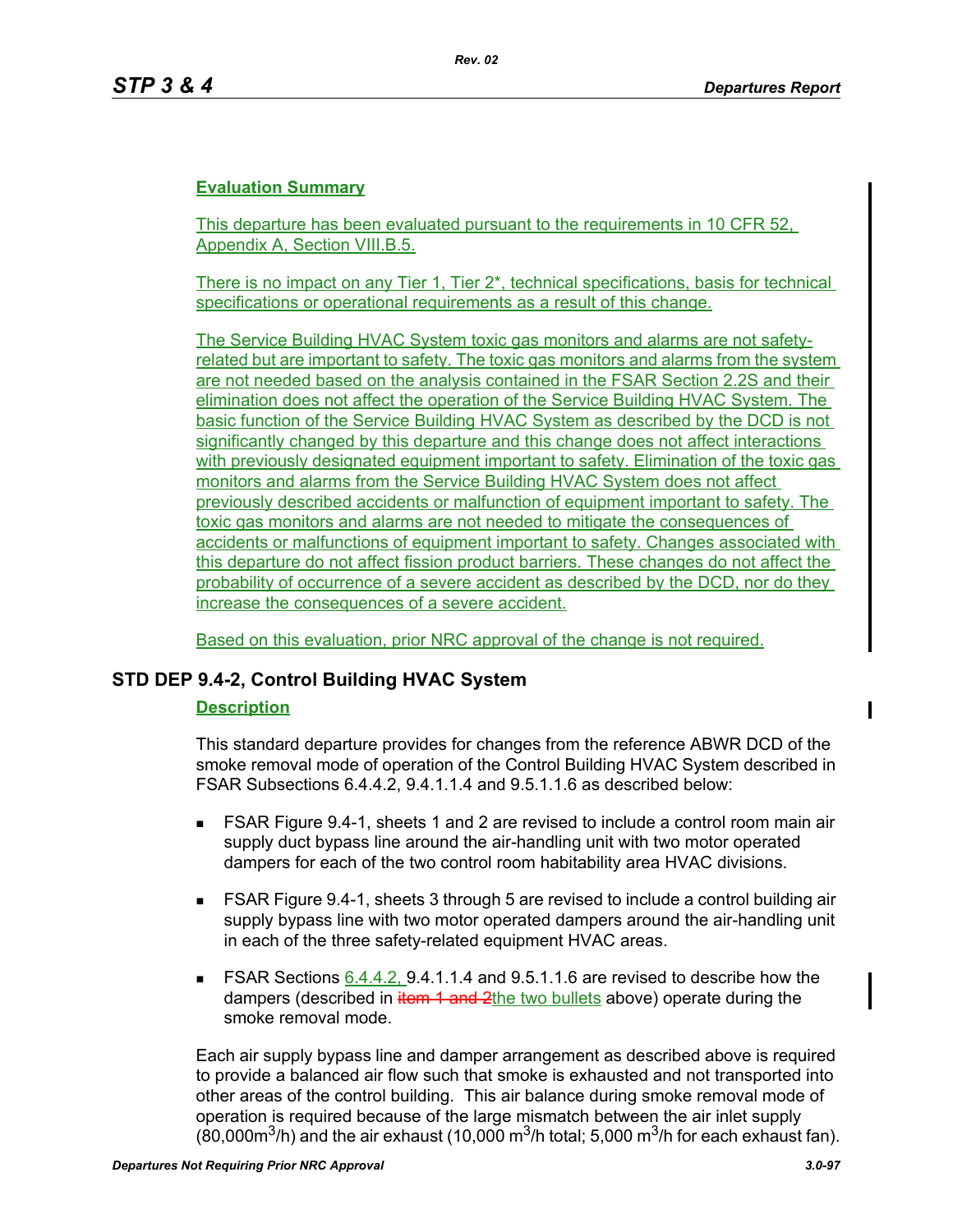**Evaluation Summary**

This departure has been evaluated pursuant to the requirements in 10 CFR 52, Appendix A, Section VIII.B.5.

There is no impact on any Tier 1, Tier 2*, technical specifications, basis for technical specifications or operational requirements as a result of this change.

The Service Building HVAC System toxic gas monitors and alarms are not safety-related but are important to safety. The toxic gas monitors and alarms from the system are not needed based on the analysis contained in the FSAR Section 2.2S and their elimination does not affect the operation of the Service Building HVAC System. The basic function of the Service Building HVAC System as described by the DCD is not significantly changed by this departure and this change does not affect interactions with previously designated equipment important to safety. Elimination of the toxic gas monitors and alarms from the Service Building HVAC System does not affect previously described accidents or malfunction of equipment important to safety. The toxic gas monitors and alarms are not needed to mitigate the consequences of accidents or malfunctions of equipment important to safety. Changes associated with this departure do not affect fission product barriers. These changes do not affect the probability of occurrence of a severe accident as described by the DCD, nor do they increase the consequences of a severe accident.

Based on this evaluation, prior NRC approval of the change is not required.

## STD DEP 9.4-2, Control Building HVAC System

**Description**

This standard departure provides for changes from the reference ABWR DCD of the smoke removal mode of operation of the Control Building HVAC System described in FSAR Subsections 6.4.4.2, 9.4.1.1.4 and 9.5.1.1.6 as described below:

- FSAR Figure 9.4-1, sheets 1 and 2 are revised to include a control room main air supply duct bypass line around the air-handling unit with two motor operated dampers for each of the two control room habitability area HVAC divisions.
- FSAR Figure 9.4-1, sheets 3 through 5 are revised to include a control building air supply bypass line with two motor operated dampers around the air-handling unit in each of the three safety-related equipment HVAC areas.
- FSAR Sections 6.4.4.2, 9.4.1.1.4 and 9.5.1.1.6 are revised to describe how the dampers (described in ~~item 1 and 2~~the two bullets above) operate during the smoke removal mode.

Each air supply bypass line and damper arrangement as described above is required to provide a balanced air flow such that smoke is exhausted and not transported into other areas of the control building. This air balance during smoke removal mode of operation is required because of the large mismatch between the air inlet supply ($80,000 m^3/h$) and the air exhaust ($10,000 m^3/h$ total; $5,000 m^3/h$ for each exhaust fan).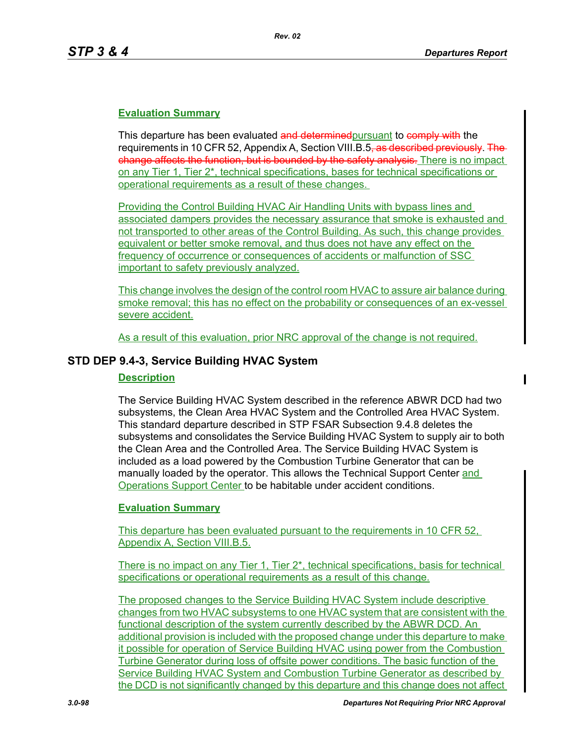**Evaluation Summary**

This departure has been evaluated ~~and determined~~pursuant to ~~comply with~~ the requirements in 10 CFR 52, Appendix A, Section VIII.B.5~~, as described previously~~. ~~The change affects the function, but is bounded by the safety analysis.~~ There is no impact on any Tier 1, Tier 2*, technical specifications, bases for technical specifications or operational requirements as a result of these changes.

Providing the Control Building HVAC Air Handling Units with bypass lines and associated dampers provides the necessary assurance that smoke is exhausted and not transported to other areas of the Control Building. As such, this change provides equivalent or better smoke removal, and thus does not have any effect on the frequency of occurrence or consequences of accidents or malfunction of SSC important to safety previously analyzed.

This change involves the design of the control room HVAC to assure air balance during smoke removal; this has no effect on the probability or consequences of an ex-vessel severe accident.

As a result of this evaluation, prior NRC approval of the change is not required.

## STD DEP 9.4-3, Service Building HVAC System

**Description**

The Service Building HVAC System described in the reference ABWR DCD had two subsystems, the Clean Area HVAC System and the Controlled Area HVAC System. This standard departure described in STP FSAR Subsection 9.4.8 deletes the subsystems and consolidates the Service Building HVAC System to supply air to both the Clean Area and the Controlled Area. The Service Building HVAC System is included as a load powered by the Combustion Turbine Generator that can be manually loaded by the operator. This allows the Technical Support Center and Operations Support Center to be habitable under accident conditions.

**Evaluation Summary**

This departure has been evaluated pursuant to the requirements in 10 CFR 52, Appendix A, Section VIII.B.5.

There is no impact on any Tier 1, Tier 2*, technical specifications, basis for technical specifications or operational requirements as a result of this change.

The proposed changes to the Service Building HVAC System include descriptive changes from two HVAC subsystems to one HVAC system that are consistent with the functional description of the system currently described by the ABWR DCD. An additional provision is included with the proposed change under this departure to make it possible for operation of Service Building HVAC using power from the Combustion Turbine Generator during loss of offsite power conditions. The basic function of the Service Building HVAC System and Combustion Turbine Generator as described by the DCD is not significantly changed by this departure and this change does not affect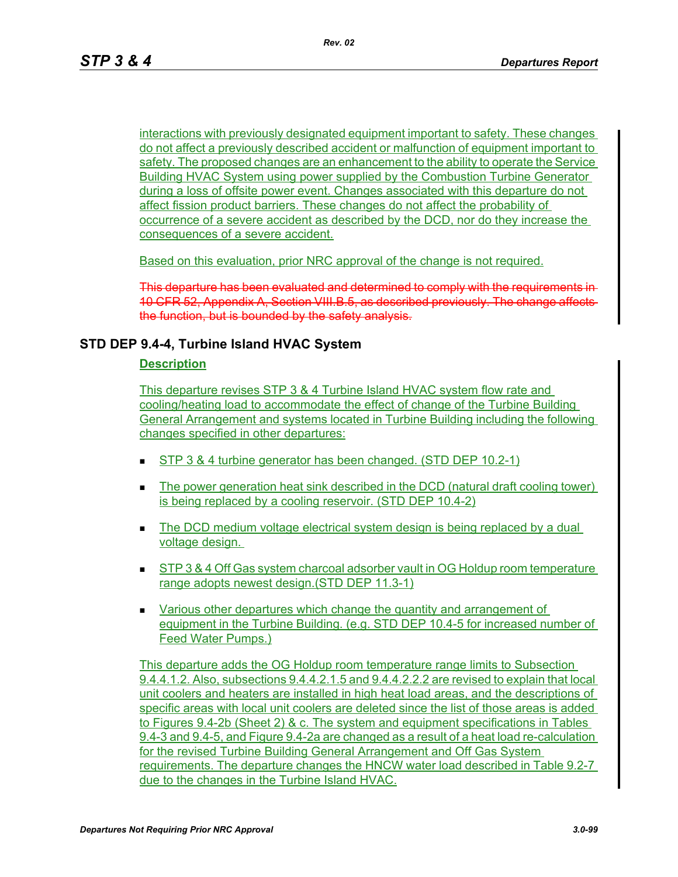interactions with previously designated equipment important to safety. These changes do not affect a previously described accident or malfunction of equipment important to safety. The proposed changes are an enhancement to the ability to operate the Service Building HVAC System using power supplied by the Combustion Turbine Generator during a loss of offsite power event. Changes associated with this departure do not affect fission product barriers. These changes do not affect the probability of occurrence of a severe accident as described by the DCD, nor do they increase the consequences of a severe accident.

Based on this evaluation, prior NRC approval of the change is not required.

~~This departure has been evaluated and determined to comply with the requirements in 10 CFR 52, Appendix A, Section VIII.B.5, as described previously. The change affects the function, but is bounded by the safety analysis.~~

## STD DEP 9.4-4, Turbine Island HVAC System

### Description

This departure revises STP 3 & 4 Turbine Island HVAC system flow rate and cooling/heating load to accommodate the effect of change of the Turbine Building General Arrangement and systems located in Turbine Building including the following changes specified in other departures:

- STP 3 & 4 turbine generator has been changed. (STD DEP 10.2-1)
- The power generation heat sink described in the DCD (natural draft cooling tower) is being replaced by a cooling reservoir. (STD DEP 10.4-2)
- The DCD medium voltage electrical system design is being replaced by a dual voltage design.
- STP 3 & 4 Off Gas system charcoal adsorber vault in OG Holdup room temperature range adopts newest design.(STD DEP 11.3-1)
- Various other departures which change the quantity and arrangement of equipment in the Turbine Building. (e.g. STD DEP 10.4-5 for increased number of Feed Water Pumps.)

This departure adds the OG Holdup room temperature range limits to Subsection 9.4.4.1.2. Also, subsections 9.4.4.2.1.5 and 9.4.4.2.2.2 are revised to explain that local unit coolers and heaters are installed in high heat load areas, and the descriptions of specific areas with local unit coolers are deleted since the list of those areas is added to Figures 9.4-2b (Sheet 2) & c. The system and equipment specifications in Tables 9.4-3 and 9.4-5, and Figure 9.4-2a are changed as a result of a heat load re-calculation for the revised Turbine Building General Arrangement and Off Gas System requirements. The departure changes the HNCW water load described in Table 9.2-7 due to the changes in the Turbine Island HVAC.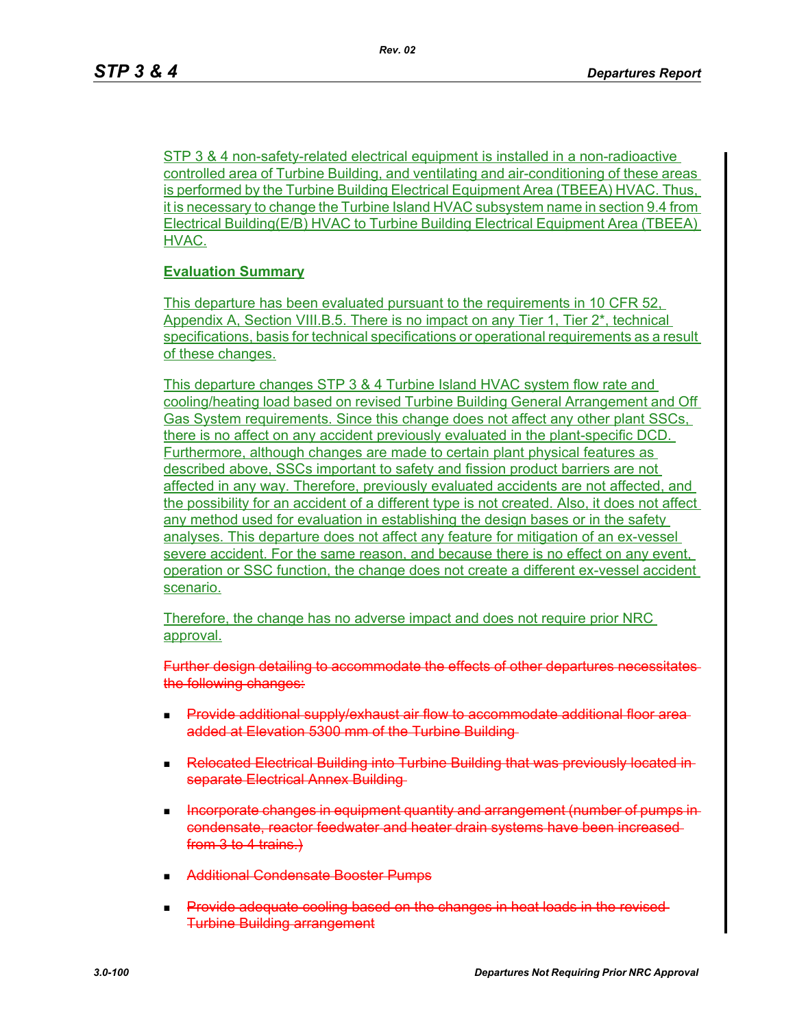STP 3 & 4 non-safety-related electrical equipment is installed in a non-radioactive controlled area of Turbine Building, and ventilating and air-conditioning of these areas is performed by the Turbine Building Electrical Equipment Area (TBEEA) HVAC. Thus, it is necessary to change the Turbine Island HVAC subsystem name in section 9.4 from Electrical Building(E/B) HVAC to Turbine Building Electrical Equipment Area (TBEEA) HVAC.

**Evaluation Summary**

This departure has been evaluated pursuant to the requirements in 10 CFR 52, Appendix A, Section VIII.B.5. There is no impact on any Tier 1, Tier 2*, technical specifications, basis for technical specifications or operational requirements as a result of these changes.

This departure changes STP 3 & 4 Turbine Island HVAC system flow rate and cooling/heating load based on revised Turbine Building General Arrangement and Off Gas System requirements. Since this change does not affect any other plant SSCs, there is no affect on any accident previously evaluated in the plant-specific DCD. Furthermore, although changes are made to certain plant physical features as described above, SSCs important to safety and fission product barriers are not affected in any way. Therefore, previously evaluated accidents are not affected, and the possibility for an accident of a different type is not created. Also, it does not affect any method used for evaluation in establishing the design bases or in the safety analyses. This departure does not affect any feature for mitigation of an ex-vessel severe accident. For the same reason, and because there is no effect on any event, operation or SSC function, the change does not create a different ex-vessel accident scenario.

Therefore, the change has no adverse impact and does not require prior NRC approval.

~~Further design detailing to accommodate the effects of other departures necessitates the following changes:~~

- ~~Provide additional supply/exhaust air flow to accommodate additional floor area added at Elevation 5300 mm of the Turbine Building~~
- ~~Relocated Electrical Building into Turbine Building that was previously located in separate Electrical Annex Building~~
- ~~Incorporate changes in equipment quantity and arrangement (number of pumps in condensate, reactor feedwater and heater drain systems have been increased from 3 to 4 trains.)~~
- ~~Additional Condensate Booster Pumps~~
- ~~Provide adequate cooling based on the changes in heat loads in the revised Turbine Building arrangement~~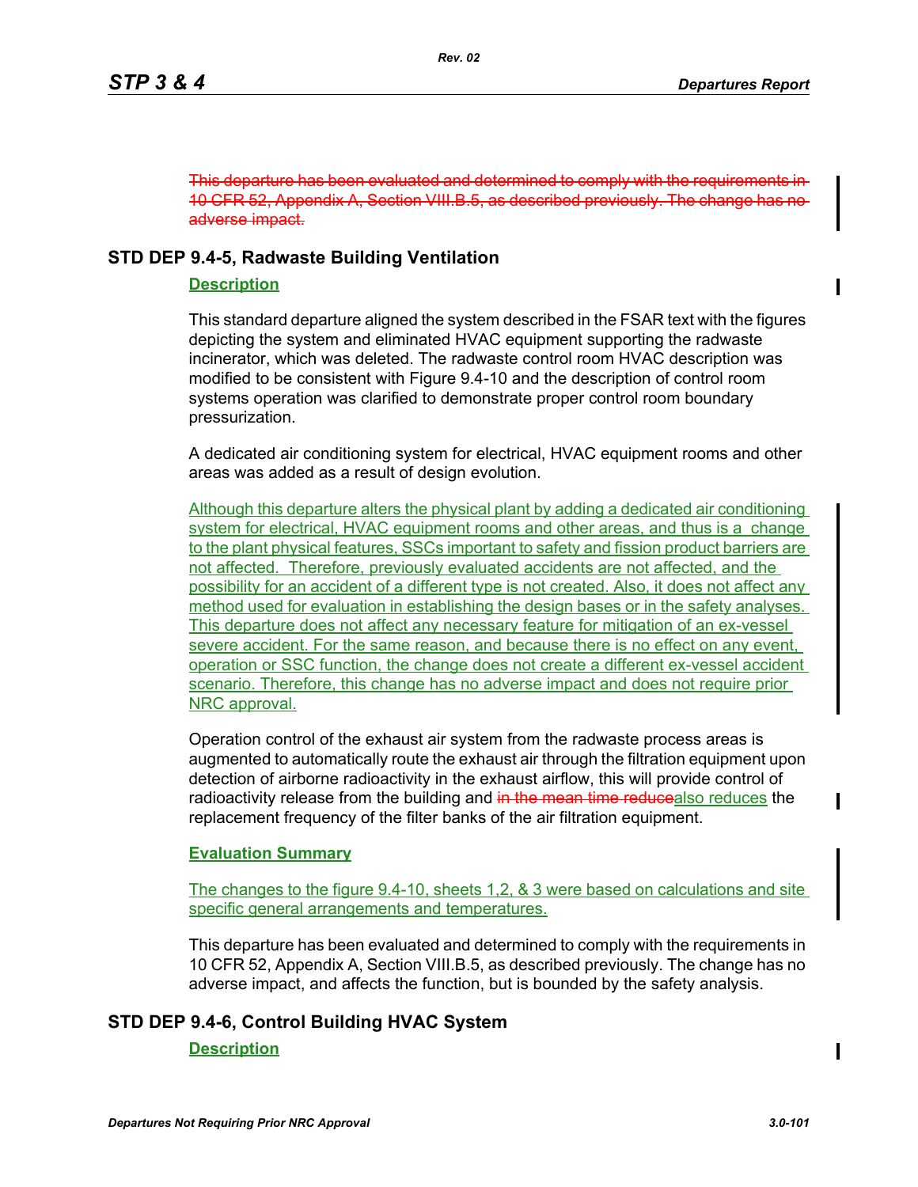~~This departure has been evaluated and determined to comply with the requirements in 10 CFR 52, Appendix A, Section VIII.B.5, as described previously. The change has no adverse impact.~~

## STD DEP 9.4-5, Radwaste Building Ventilation

### Description

This standard departure aligned the system described in the FSAR text with the figures depicting the system and eliminated HVAC equipment supporting the radwaste incinerator, which was deleted. The radwaste control room HVAC description was modified to be consistent with Figure 9.4-10 and the description of control room systems operation was clarified to demonstrate proper control room boundary pressurization.

A dedicated air conditioning system for electrical, HVAC equipment rooms and other areas was added as a result of design evolution.

Although this departure alters the physical plant by adding a dedicated air conditioning system for electrical, HVAC equipment rooms and other areas, and thus is a change to the plant physical features, SSCs important to safety and fission product barriers are not affected. Therefore, previously evaluated accidents are not affected, and the possibility for an accident of a different type is not created. Also, it does not affect any method used for evaluation in establishing the design bases or in the safety analyses. This departure does not affect any necessary feature for mitigation of an ex-vessel severe accident. For the same reason, and because there is no effect on any event, operation or SSC function, the change does not create a different ex-vessel accident scenario. Therefore, this change has no adverse impact and does not require prior NRC approval.

Operation control of the exhaust air system from the radwaste process areas is augmented to automatically route the exhaust air through the filtration equipment upon detection of airborne radioactivity in the exhaust airflow, this will provide control of radioactivity release from the building and ~~in the mean time reduce~~also reduces the replacement frequency of the filter banks of the air filtration equipment.

### Evaluation Summary

The changes to the figure 9.4-10, sheets 1,2, & 3 were based on calculations and site specific general arrangements and temperatures.

This departure has been evaluated and determined to comply with the requirements in 10 CFR 52, Appendix A, Section VIII.B.5, as described previously. The change has no adverse impact, and affects the function, but is bounded by the safety analysis.

## STD DEP 9.4-6, Control Building HVAC System

### Description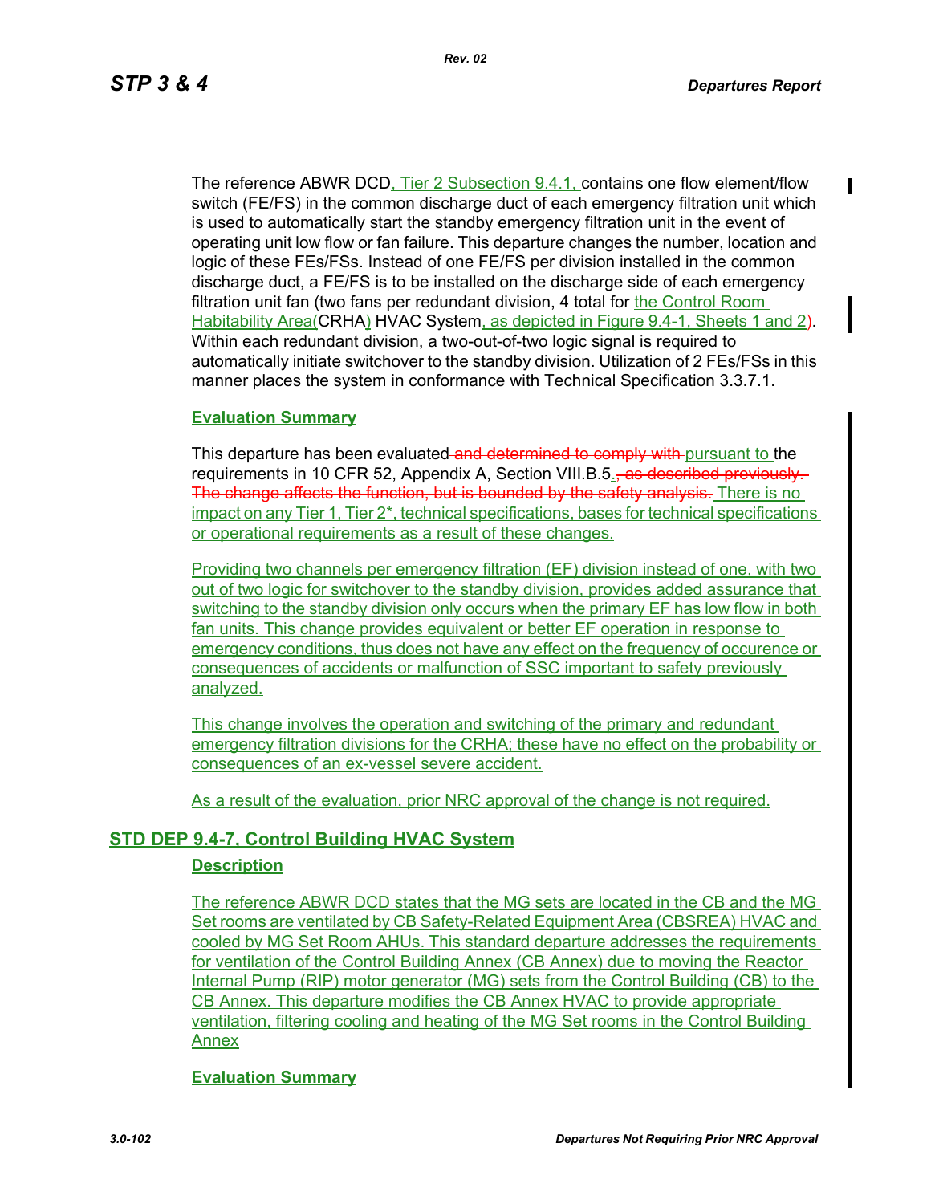The reference ABWR DCD, Tier 2 Subsection 9.4.1, contains one flow element/flow switch (FE/FS) in the common discharge duct of each emergency filtration unit which is used to automatically start the standby emergency filtration unit in the event of operating unit low flow or fan failure. This departure changes the number, location and logic of these FEs/FSs. Instead of one FE/FS per division installed in the common discharge duct, a FE/FS is to be installed on the discharge side of each emergency filtration unit fan (two fans per redundant division, 4 total for the Control Room Habitability Area(CRHA) HVAC System, as depicted in Figure 9.4-1, Sheets 1 and 2). Within each redundant division, a two-out-of-two logic signal is required to automatically initiate switchover to the standby division. Utilization of 2 FEs/FSs in this manner places the system in conformance with Technical Specification 3.3.7.1.

**Evaluation Summary**

This departure has been evaluated ~~and determined to comply with~~ pursuant to the requirements in 10 CFR 52, Appendix A, Section VIII.B.5.~~, as described previously. The change affects the function, but is bounded by the safety analysis.~~ There is no impact on any Tier 1, Tier 2*, technical specifications, bases for technical specifications or operational requirements as a result of these changes.

Providing two channels per emergency filtration (EF) division instead of one, with two out of two logic for switchover to the standby division, provides added assurance that switching to the standby division only occurs when the primary EF has low flow in both fan units. This change provides equivalent or better EF operation in response to emergency conditions, thus does not have any effect on the frequency of occurence or consequences of accidents or malfunction of SSC important to safety previously analyzed.

This change involves the operation and switching of the primary and redundant emergency filtration divisions for the CRHA; these have no effect on the probability or consequences of an ex-vessel severe accident.

As a result of the evaluation, prior NRC approval of the change is not required.

## STD DEP 9.4-7, Control Building HVAC System

**Description**

The reference ABWR DCD states that the MG sets are located in the CB and the MG Set rooms are ventilated by CB Safety-Related Equipment Area (CBSREA) HVAC and cooled by MG Set Room AHUs. This standard departure addresses the requirements for ventilation of the Control Building Annex (CB Annex) due to moving the Reactor Internal Pump (RIP) motor generator (MG) sets from the Control Building (CB) to the CB Annex. This departure modifies the CB Annex HVAC to provide appropriate ventilation, filtering cooling and heating of the MG Set rooms in the Control Building Annex

**Evaluation Summary**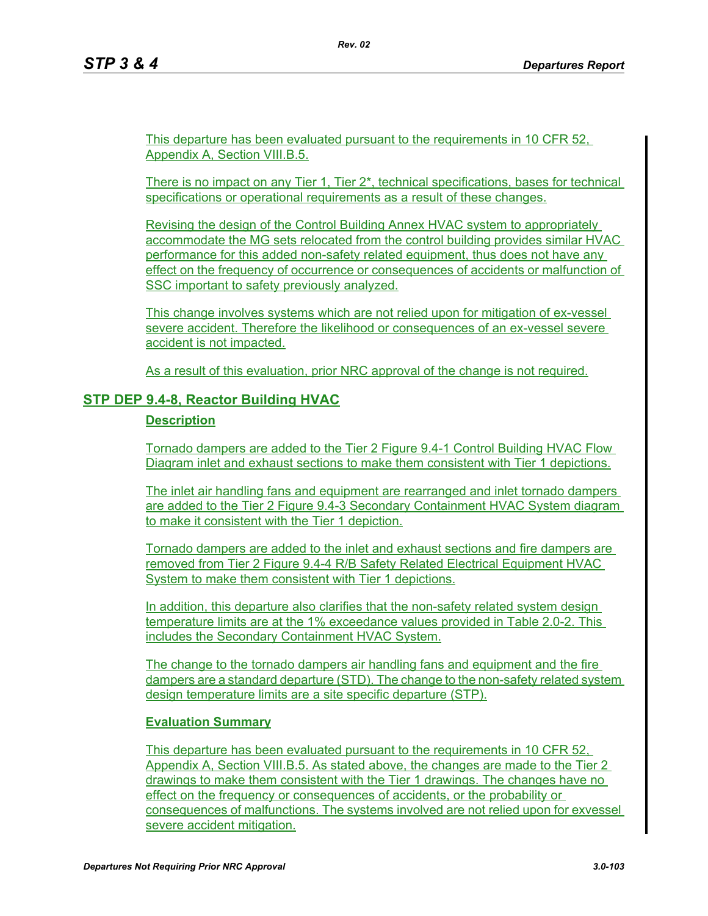This departure has been evaluated pursuant to the requirements in 10 CFR 52, Appendix A, Section VIII.B.5.

There is no impact on any Tier 1, Tier 2*, technical specifications, bases for technical specifications or operational requirements as a result of these changes.

Revising the design of the Control Building Annex HVAC system to appropriately accommodate the MG sets relocated from the control building provides similar HVAC performance for this added non-safety related equipment, thus does not have any effect on the frequency of occurrence or consequences of accidents or malfunction of SSC important to safety previously analyzed.

This change involves systems which are not relied upon for mitigation of ex-vessel severe accident. Therefore the likelihood or consequences of an ex-vessel severe accident is not impacted.

As a result of this evaluation, prior NRC approval of the change is not required.

## STP DEP 9.4-8, Reactor Building HVAC

### Description

Tornado dampers are added to the Tier 2 Figure 9.4-1 Control Building HVAC Flow Diagram inlet and exhaust sections to make them consistent with Tier 1 depictions.

The inlet air handling fans and equipment are rearranged and inlet tornado dampers are added to the Tier 2 Figure 9.4-3 Secondary Containment HVAC System diagram to make it consistent with the Tier 1 depiction.

Tornado dampers are added to the inlet and exhaust sections and fire dampers are removed from Tier 2 Figure 9.4-4 R/B Safety Related Electrical Equipment HVAC System to make them consistent with Tier 1 depictions.

In addition, this departure also clarifies that the non-safety related system design temperature limits are at the 1% exceedance values provided in Table 2.0-2. This includes the Secondary Containment HVAC System.

The change to the tornado dampers air handling fans and equipment and the fire dampers are a standard departure (STD). The change to the non-safety related system design temperature limits are a site specific departure (STP).

### Evaluation Summary

This departure has been evaluated pursuant to the requirements in 10 CFR 52, Appendix A, Section VIII.B.5. As stated above, the changes are made to the Tier 2 drawings to make them consistent with the Tier 1 drawings. The changes have no effect on the frequency or consequences of accidents, or the probability or consequences of malfunctions. The systems involved are not relied upon for exvessel severe accident mitigation.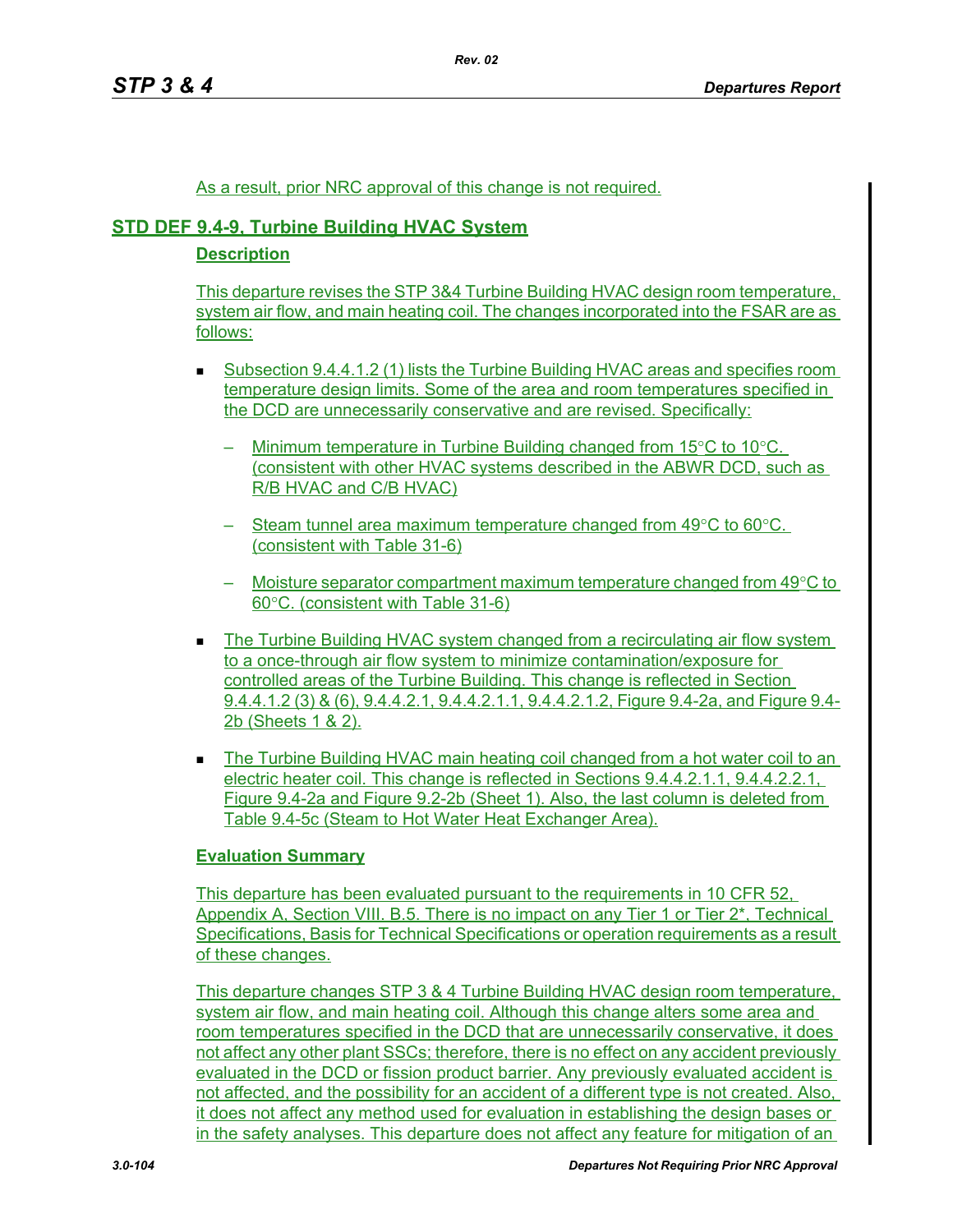As a result, prior NRC approval of this change is not required.

## STD DEF 9.4-9, Turbine Building HVAC System

### Description

This departure revises the STP 3&4 Turbine Building HVAC design room temperature, system air flow, and main heating coil. The changes incorporated into the FSAR are as follows:

- Subsection 9.4.4.1.2 (1) lists the Turbine Building HVAC areas and specifies room temperature design limits. Some of the area and room temperatures specified in the DCD are unnecessarily conservative and are revised. Specifically:
  - Minimum temperature in Turbine Building changed from 15°C to 10°C. (consistent with other HVAC systems described in the ABWR DCD, such as R/B HVAC and C/B HVAC)
  - Steam tunnel area maximum temperature changed from 49°C to 60°C. (consistent with Table 31-6)
  - Moisture separator compartment maximum temperature changed from 49°C to 60°C. (consistent with Table 31-6)
- The Turbine Building HVAC system changed from a recirculating air flow system to a once-through air flow system to minimize contamination/exposure for controlled areas of the Turbine Building. This change is reflected in Section 9.4.4.1.2 (3) & (6), 9.4.4.2.1, 9.4.4.2.1.1, 9.4.4.2.1.2, Figure 9.4-2a, and Figure 9.4-2b (Sheets 1 & 2).
- The Turbine Building HVAC main heating coil changed from a hot water coil to an electric heater coil. This change is reflected in Sections 9.4.4.2.1.1, 9.4.4.2.2.1, Figure 9.4-2a and Figure 9.2-2b (Sheet 1). Also, the last column is deleted from Table 9.4-5c (Steam to Hot Water Heat Exchanger Area).

### Evaluation Summary

This departure has been evaluated pursuant to the requirements in 10 CFR 52, Appendix A, Section VIII. B.5. There is no impact on any Tier 1 or Tier 2*, Technical Specifications, Basis for Technical Specifications or operation requirements as a result of these changes.

This departure changes STP 3 & 4 Turbine Building HVAC design room temperature, system air flow, and main heating coil. Although this change alters some area and room temperatures specified in the DCD that are unnecessarily conservative, it does not affect any other plant SSCs; therefore, there is no effect on any accident previously evaluated in the DCD or fission product barrier. Any previously evaluated accident is not affected, and the possibility for an accident of a different type is not created. Also, it does not affect any method used for evaluation in establishing the design bases or in the safety analyses. This departure does not affect any feature for mitigation of an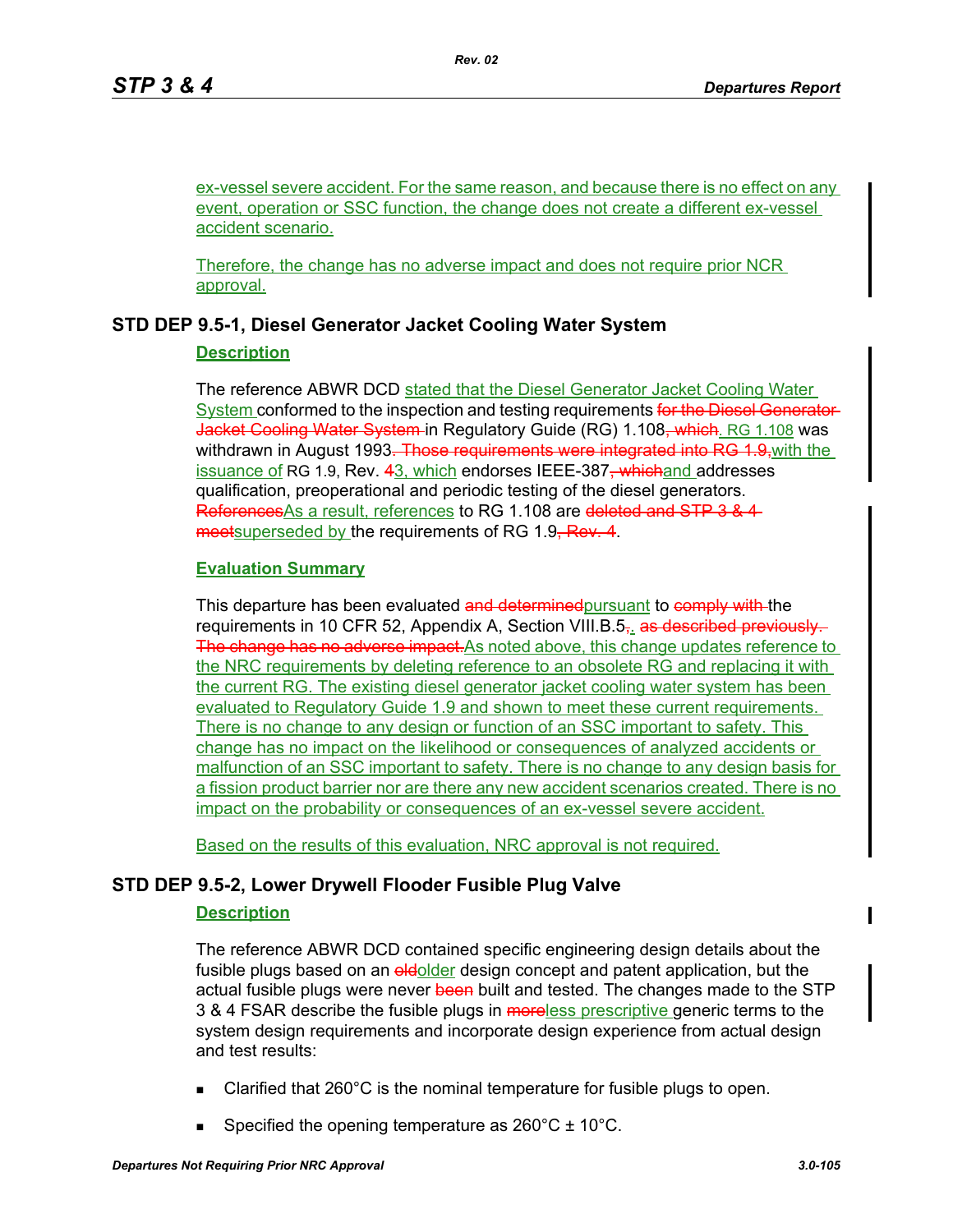ex-vessel severe accident. For the same reason, and because there is no effect on any event, operation or SSC function, the change does not create a different ex-vessel accident scenario.

Therefore, the change has no adverse impact and does not require prior NCR approval.

## STD DEP 9.5-1, Diesel Generator Jacket Cooling Water System

### Description

The reference ABWR DCD stated that the Diesel Generator Jacket Cooling Water System conformed to the inspection and testing requirements ~~for the Diesel Generator Jacket Cooling Water System~~ in Regulatory Guide (RG) 1.108~~, which~~. RG 1.108 was withdrawn in August 1993~~. Those requirements were integrated into RG 1.9,~~with the issuance of RG 1.9, Rev. ~~4~~3, which endorses IEEE-387~~, which~~and addresses qualification, preoperational and periodic testing of the diesel generators. ~~References~~As a result, references to RG 1.108 are ~~deleted and STP 3 & 4 meet~~superseded by the requirements of RG 1.9~~, Rev. 4~~.

### Evaluation Summary

This departure has been evaluated ~~and determined~~pursuant to ~~comply with~~ the requirements in 10 CFR 52, Appendix A, Section VIII.B.5~~,~~. ~~as described previously. The change has no adverse impact.~~As noted above, this change updates reference to the NRC requirements by deleting reference to an obsolete RG and replacing it with the current RG. The existing diesel generator jacket cooling water system has been evaluated to Regulatory Guide 1.9 and shown to meet these current requirements. There is no change to any design or function of an SSC important to safety. This change has no impact on the likelihood or consequences of analyzed accidents or malfunction of an SSC important to safety. There is no change to any design basis for a fission product barrier nor are there any new accident scenarios created. There is no impact on the probability or consequences of an ex-vessel severe accident.

Based on the results of this evaluation, NRC approval is not required.

## STD DEP 9.5-2, Lower Drywell Flooder Fusible Plug Valve

### Description

The reference ABWR DCD contained specific engineering design details about the fusible plugs based on an ~~old~~older design concept and patent application, but the actual fusible plugs were never ~~been~~ built and tested. The changes made to the STP 3 & 4 FSAR describe the fusible plugs in ~~more~~less prescriptive generic terms to the system design requirements and incorporate design experience from actual design and test results:

- Clarified that 260°C is the nominal temperature for fusible plugs to open.
- Specified the opening temperature as 260°C ± 10°C.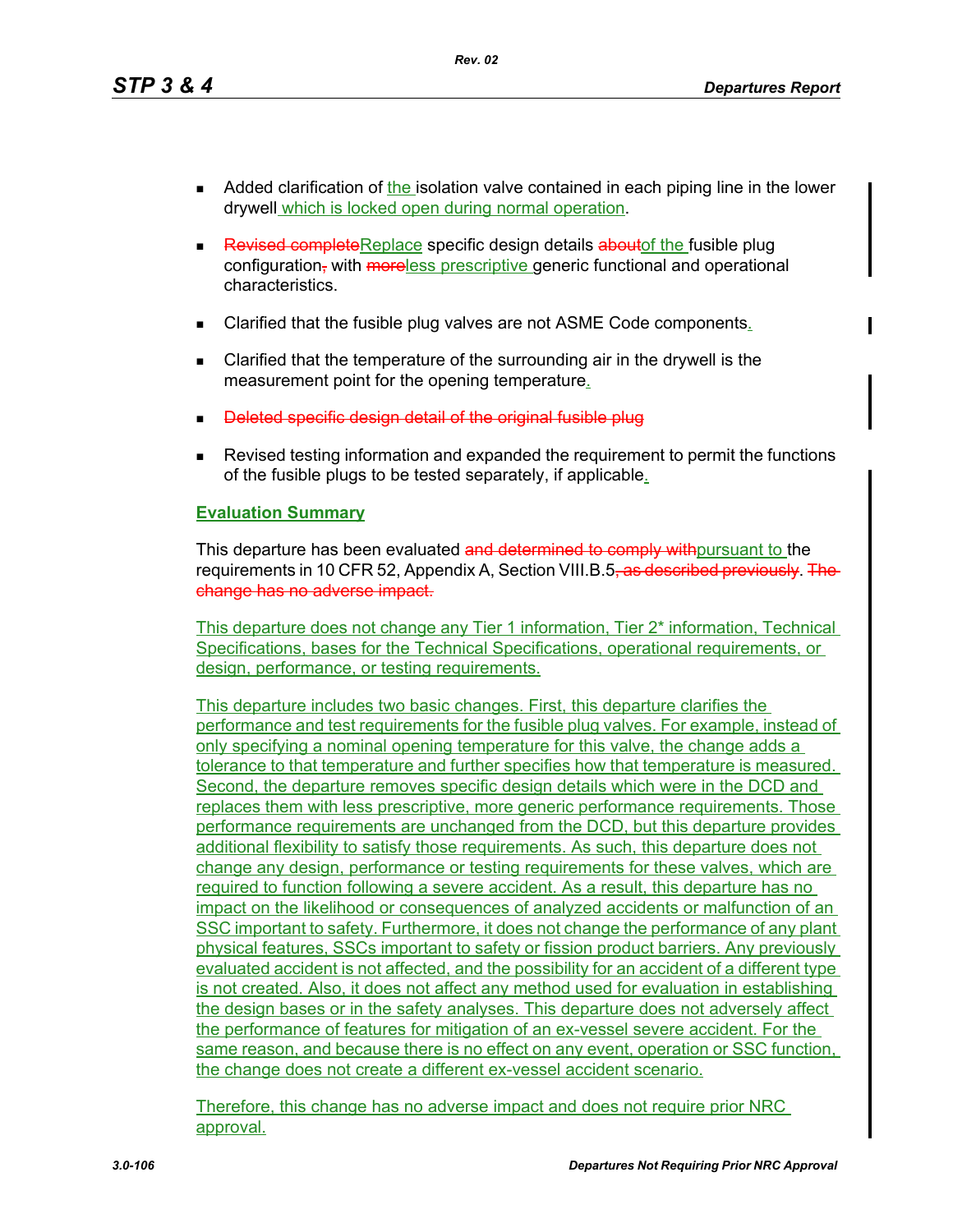- Added clarification of the isolation valve contained in each piping line in the lower drywell which is locked open during normal operation.

- ~~Revised complete~~Replace specific design details ~~about~~of the fusible plug configuration~~,~~ with ~~more~~less prescriptive generic functional and operational characteristics.

- Clarified that the fusible plug valves are not ASME Code components.

- Clarified that the temperature of the surrounding air in the drywell is the measurement point for the opening temperature.

- ~~Deleted specific design detail of the original fusible plug~~

- Revised testing information and expanded the requirement to permit the functions of the fusible plugs to be tested separately, if applicable.

**Evaluation Summary**

This departure has been evaluated ~~and determined to comply with~~pursuant to the requirements in 10 CFR 52, Appendix A, Section VIII.B.5~~, as described previously~~. ~~The change has no adverse impact.~~

This departure does not change any Tier 1 information, Tier 2* information, Technical Specifications, bases for the Technical Specifications, operational requirements, or design, performance, or testing requirements.

This departure includes two basic changes. First, this departure clarifies the performance and test requirements for the fusible plug valves. For example, instead of only specifying a nominal opening temperature for this valve, the change adds a tolerance to that temperature and further specifies how that temperature is measured. Second, the departure removes specific design details which were in the DCD and replaces them with less prescriptive, more generic performance requirements. Those performance requirements are unchanged from the DCD, but this departure provides additional flexibility to satisfy those requirements. As such, this departure does not change any design, performance or testing requirements for these valves, which are required to function following a severe accident. As a result, this departure has no impact on the likelihood or consequences of analyzed accidents or malfunction of an SSC important to safety. Furthermore, it does not change the performance of any plant physical features, SSCs important to safety or fission product barriers. Any previously evaluated accident is not affected, and the possibility for an accident of a different type is not created. Also, it does not affect any method used for evaluation in establishing the design bases or in the safety analyses. This departure does not adversely affect the performance of features for mitigation of an ex-vessel severe accident. For the same reason, and because there is no effect on any event, operation or SSC function, the change does not create a different ex-vessel accident scenario.

Therefore, this change has no adverse impact and does not require prior NRC approval.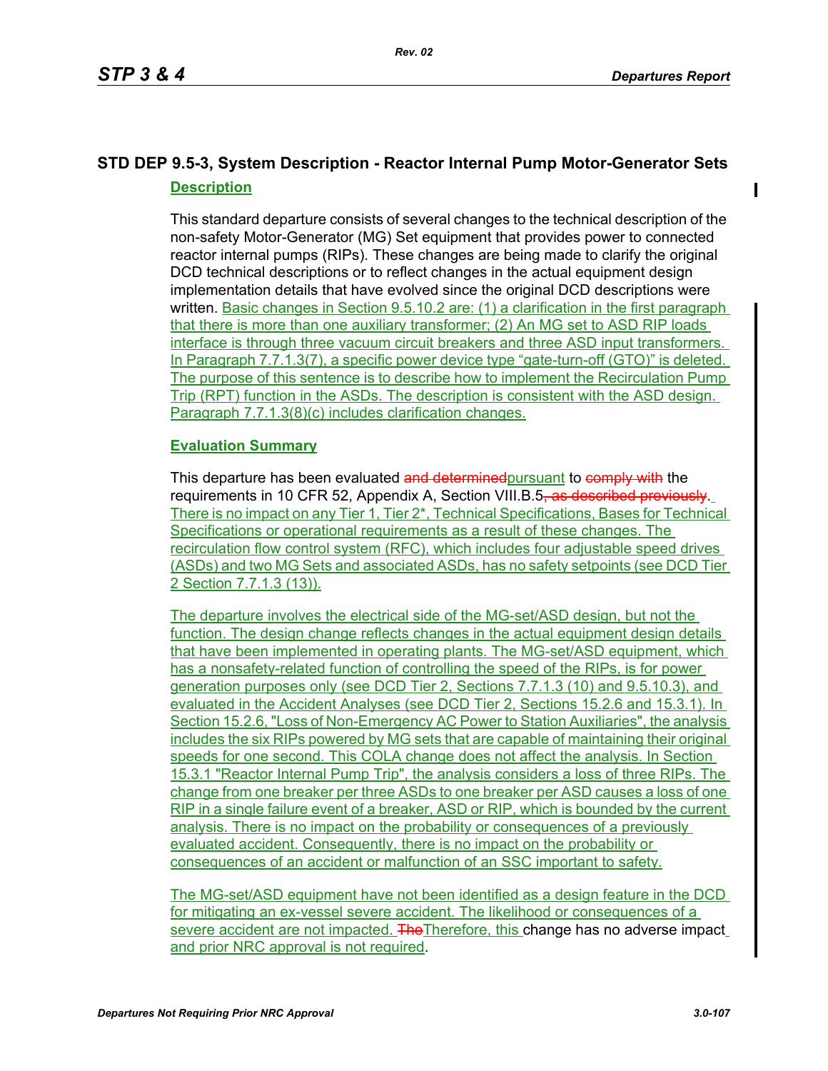# STD DEP 9.5-3, System Description - Reactor Internal Pump Motor-Generator Sets

## Description

This standard departure consists of several changes to the technical description of the non-safety Motor-Generator (MG) Set equipment that provides power to connected reactor internal pumps (RIPs). These changes are being made to clarify the original DCD technical descriptions or to reflect changes in the actual equipment design implementation details that have evolved since the original DCD descriptions were written. Basic changes in Section 9.5.10.2 are: (1) a clarification in the first paragraph that there is more than one auxiliary transformer; (2) An MG set to ASD RIP loads interface is through three vacuum circuit breakers and three ASD input transformers. In Paragraph 7.7.1.3(7), a specific power device type "gate-turn-off (GTO)" is deleted. The purpose of this sentence is to describe how to implement the Recirculation Pump Trip (RPT) function in the ASDs. The description is consistent with the ASD design. Paragraph 7.7.1.3(8)(c) includes clarification changes.

## Evaluation Summary

This departure has been evaluated ~~and determined~~pursuant to ~~comply with~~ the requirements in 10 CFR 52, Appendix A, Section VIII.B.5~~, as described previously~~. There is no impact on any Tier 1, Tier 2*, Technical Specifications, Bases for Technical Specifications or operational requirements as a result of these changes. The recirculation flow control system (RFC), which includes four adjustable speed drives (ASDs) and two MG Sets and associated ASDs, has no safety setpoints (see DCD Tier 2 Section 7.7.1.3 (13)).

The departure involves the electrical side of the MG-set/ASD design, but not the function. The design change reflects changes in the actual equipment design details that have been implemented in operating plants. The MG-set/ASD equipment, which has a nonsafety-related function of controlling the speed of the RIPs, is for power generation purposes only (see DCD Tier 2, Sections 7.7.1.3 (10) and 9.5.10.3), and evaluated in the Accident Analyses (see DCD Tier 2, Sections 15.2.6 and 15.3.1). In Section 15.2.6, "Loss of Non-Emergency AC Power to Station Auxiliaries", the analysis includes the six RIPs powered by MG sets that are capable of maintaining their original speeds for one second. This COLA change does not affect the analysis. In Section 15.3.1 "Reactor Internal Pump Trip", the analysis considers a loss of three RIPs. The change from one breaker per three ASDs to one breaker per ASD causes a loss of one RIP in a single failure event of a breaker, ASD or RIP, which is bounded by the current analysis. There is no impact on the probability or consequences of a previously evaluated accident. Consequently, there is no impact on the probability or consequences of an accident or malfunction of an SSC important to safety.

The MG-set/ASD equipment have not been identified as a design feature in the DCD for mitigating an ex-vessel severe accident. The likelihood or consequences of a severe accident are not impacted. ~~The~~Therefore, this change has no adverse impact and prior NRC approval is not required.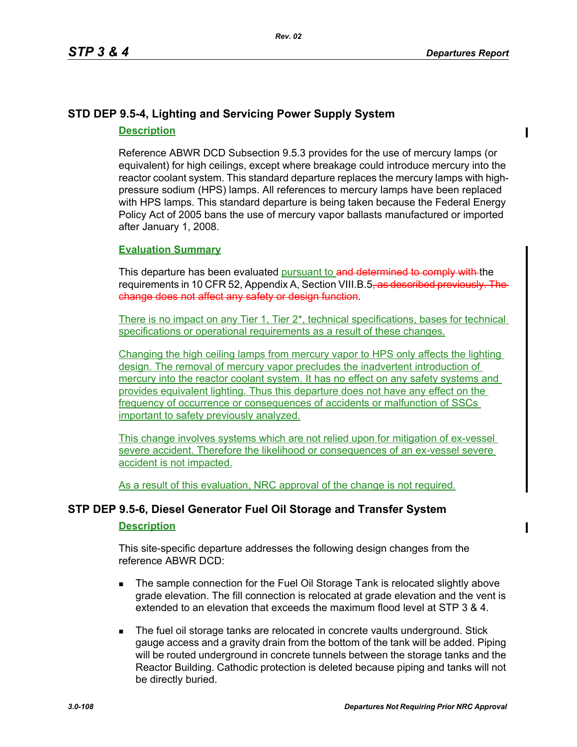## STD DEP 9.5-4, Lighting and Servicing Power Supply System

### Description

Reference ABWR DCD Subsection 9.5.3 provides for the use of mercury lamps (or equivalent) for high ceilings, except where breakage could introduce mercury into the reactor coolant system. This standard departure replaces the mercury lamps with high-pressure sodium (HPS) lamps. All references to mercury lamps have been replaced with HPS lamps. This standard departure is being taken because the Federal Energy Policy Act of 2005 bans the use of mercury vapor ballasts manufactured or imported after January 1, 2008.

### Evaluation Summary

This departure has been evaluated pursuant to ~~and determined to comply with~~ the requirements in 10 CFR 52, Appendix A, Section VIII.B.5~~, as described previously. The change does not affect any safety or design function~~.

There is no impact on any Tier 1, Tier 2*, technical specifications, bases for technical specifications or operational requirements as a result of these changes.

Changing the high ceiling lamps from mercury vapor to HPS only affects the lighting design. The removal of mercury vapor precludes the inadvertent introduction of mercury into the reactor coolant system. It has no effect on any safety systems and provides equivalent lighting. Thus this departure does not have any effect on the frequency of occurrence or consequences of accidents or malfunction of SSCs important to safety previously analyzed.

This change involves systems which are not relied upon for mitigation of ex-vessel severe accident. Therefore the likelihood or consequences of an ex-vessel severe accident is not impacted.

As a result of this evaluation, NRC approval of the change is not required.

## STP DEP 9.5-6, Diesel Generator Fuel Oil Storage and Transfer System

### Description

This site-specific departure addresses the following design changes from the reference ABWR DCD:

- The sample connection for the Fuel Oil Storage Tank is relocated slightly above grade elevation. The fill connection is relocated at grade elevation and the vent is extended to an elevation that exceeds the maximum flood level at STP 3 & 4.
- The fuel oil storage tanks are relocated in concrete vaults underground. Stick gauge access and a gravity drain from the bottom of the tank will be added. Piping will be routed underground in concrete tunnels between the storage tanks and the Reactor Building. Cathodic protection is deleted because piping and tanks will not be directly buried.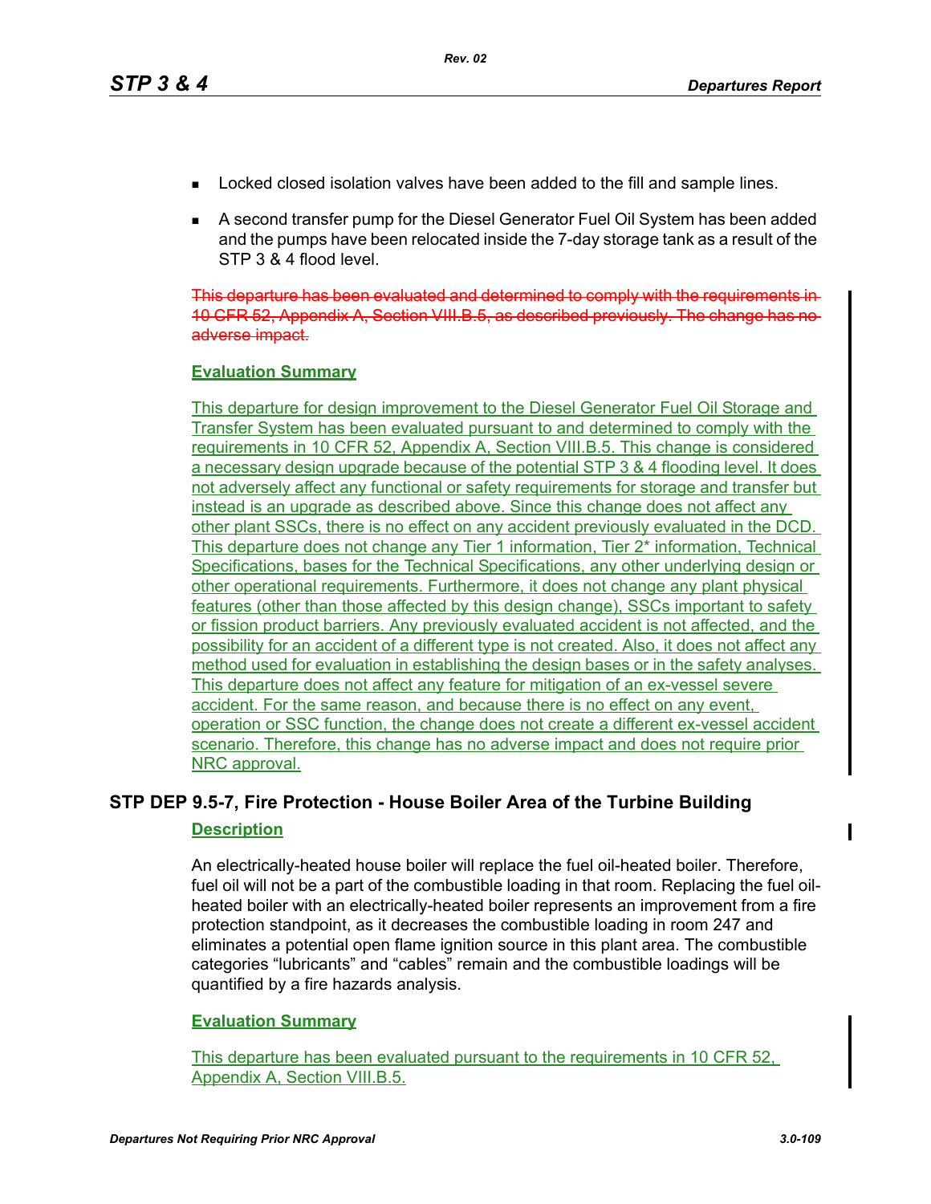- Locked closed isolation valves have been added to the fill and sample lines.
- A second transfer pump for the Diesel Generator Fuel Oil System has been added and the pumps have been relocated inside the 7-day storage tank as a result of the STP 3 & 4 flood level.

~~This departure has been evaluated and determined to comply with the requirements in 10 CFR 52, Appendix A, Section VIII.B.5, as described previously. The change has no adverse impact.~~

**Evaluation Summary**

This departure for design improvement to the Diesel Generator Fuel Oil Storage and Transfer System has been evaluated pursuant to and determined to comply with the requirements in 10 CFR 52, Appendix A, Section VIII.B.5. This change is considered a necessary design upgrade because of the potential STP 3 & 4 flooding level. It does not adversely affect any functional or safety requirements for storage and transfer but instead is an upgrade as described above. Since this change does not affect any other plant SSCs, there is no effect on any accident previously evaluated in the DCD. This departure does not change any Tier 1 information, Tier 2* information, Technical Specifications, bases for the Technical Specifications, any other underlying design or other operational requirements. Furthermore, it does not change any plant physical features (other than those affected by this design change), SSCs important to safety or fission product barriers. Any previously evaluated accident is not affected, and the possibility for an accident of a different type is not created. Also, it does not affect any method used for evaluation in establishing the design bases or in the safety analyses. This departure does not affect any feature for mitigation of an ex-vessel severe accident. For the same reason, and because there is no effect on any event, operation or SSC function, the change does not create a different ex-vessel accident scenario. Therefore, this change has no adverse impact and does not require prior NRC approval.

## STP DEP 9.5-7, Fire Protection - House Boiler Area of the Turbine Building

**Description**

An electrically-heated house boiler will replace the fuel oil-heated boiler. Therefore, fuel oil will not be a part of the combustible loading in that room. Replacing the fuel oil-heated boiler with an electrically-heated boiler represents an improvement from a fire protection standpoint, as it decreases the combustible loading in room 247 and eliminates a potential open flame ignition source in this plant area. The combustible categories "lubricants" and "cables" remain and the combustible loadings will be quantified by a fire hazards analysis.

**Evaluation Summary**

This departure has been evaluated pursuant to the requirements in 10 CFR 52, Appendix A, Section VIII.B.5.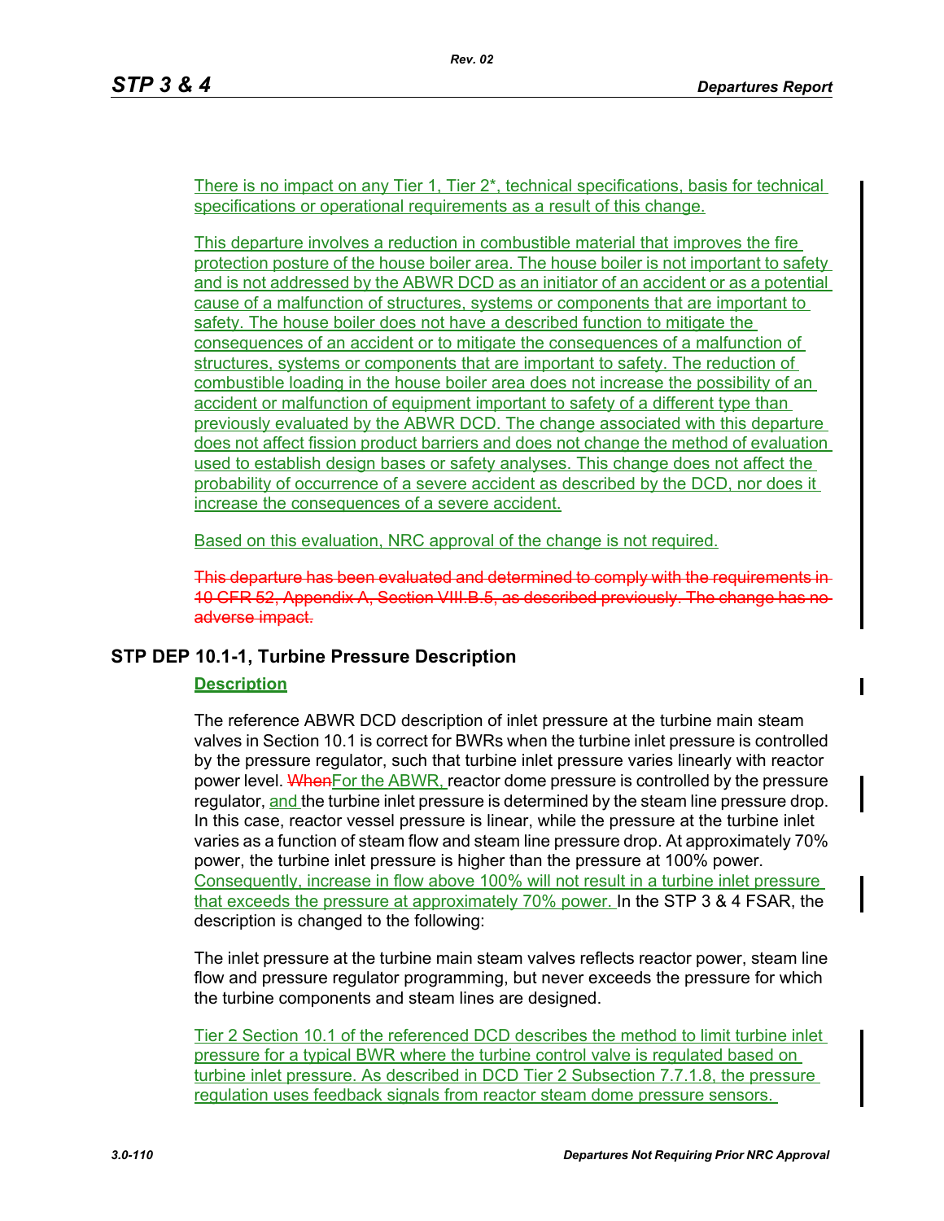There is no impact on any Tier 1, Tier 2*, technical specifications, basis for technical specifications or operational requirements as a result of this change.

This departure involves a reduction in combustible material that improves the fire protection posture of the house boiler area. The house boiler is not important to safety and is not addressed by the ABWR DCD as an initiator of an accident or as a potential cause of a malfunction of structures, systems or components that are important to safety. The house boiler does not have a described function to mitigate the consequences of an accident or to mitigate the consequences of a malfunction of structures, systems or components that are important to safety. The reduction of combustible loading in the house boiler area does not increase the possibility of an accident or malfunction of equipment important to safety of a different type than previously evaluated by the ABWR DCD. The change associated with this departure does not affect fission product barriers and does not change the method of evaluation used to establish design bases or safety analyses. This change does not affect the probability of occurrence of a severe accident as described by the DCD, nor does it increase the consequences of a severe accident.

Based on this evaluation, NRC approval of the change is not required.

~~This departure has been evaluated and determined to comply with the requirements in 10 CFR 52, Appendix A, Section VIII.B.5, as described previously. The change has no adverse impact.~~

## STP DEP 10.1-1, Turbine Pressure Description

**Description**

The reference ABWR DCD description of inlet pressure at the turbine main steam valves in Section 10.1 is correct for BWRs when the turbine inlet pressure is controlled by the pressure regulator, such that turbine inlet pressure varies linearly with reactor power level. ~~When~~For the ABWR, reactor dome pressure is controlled by the pressure regulator, and the turbine inlet pressure is determined by the steam line pressure drop. In this case, reactor vessel pressure is linear, while the pressure at the turbine inlet varies as a function of steam flow and steam line pressure drop. At approximately 70% power, the turbine inlet pressure is higher than the pressure at 100% power. Consequently, increase in flow above 100% will not result in a turbine inlet pressure that exceeds the pressure at approximately 70% power. In the STP 3 & 4 FSAR, the description is changed to the following:

The inlet pressure at the turbine main steam valves reflects reactor power, steam line flow and pressure regulator programming, but never exceeds the pressure for which the turbine components and steam lines are designed.

Tier 2 Section 10.1 of the referenced DCD describes the method to limit turbine inlet pressure for a typical BWR where the turbine control valve is regulated based on turbine inlet pressure. As described in DCD Tier 2 Subsection 7.7.1.8, the pressure regulation uses feedback signals from reactor steam dome pressure sensors.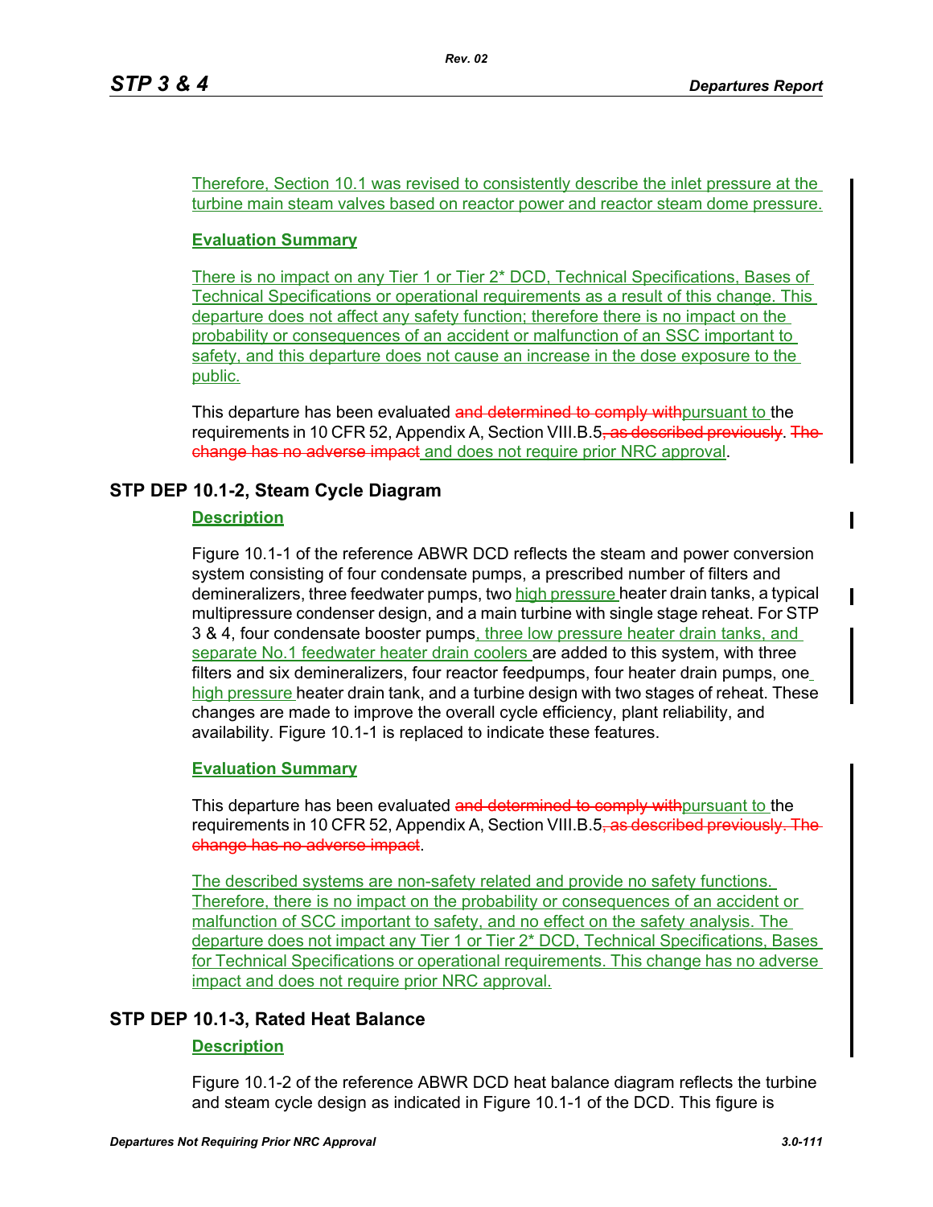Therefore, Section 10.1 was revised to consistently describe the inlet pressure at the turbine main steam valves based on reactor power and reactor steam dome pressure.

**Evaluation Summary**

There is no impact on any Tier 1 or Tier 2* DCD, Technical Specifications, Bases of Technical Specifications or operational requirements as a result of this change. This departure does not affect any safety function; therefore there is no impact on the probability or consequences of an accident or malfunction of an SSC important to safety, and this departure does not cause an increase in the dose exposure to the public.

This departure has been evaluated ~~and determined to comply with~~pursuant to the requirements in 10 CFR 52, Appendix A, Section VIII.B.5~~, as described previously~~. ~~The change has no adverse impact~~ and does not require prior NRC approval.

## STP DEP 10.1-2, Steam Cycle Diagram

**Description**

Figure 10.1-1 of the reference ABWR DCD reflects the steam and power conversion system consisting of four condensate pumps, a prescribed number of filters and demineralizers, three feedwater pumps, two high pressure heater drain tanks, a typical multipressure condenser design, and a main turbine with single stage reheat. For STP 3 & 4, four condensate booster pumps, three low pressure heater drain tanks, and separate No.1 feedwater heater drain coolers are added to this system, with three filters and six demineralizers, four reactor feedpumps, four heater drain pumps, one high pressure heater drain tank, and a turbine design with two stages of reheat. These changes are made to improve the overall cycle efficiency, plant reliability, and availability. Figure 10.1-1 is replaced to indicate these features.

**Evaluation Summary**

This departure has been evaluated ~~and determined to comply with~~pursuant to the requirements in 10 CFR 52, Appendix A, Section VIII.B.5~~, as described previously. The change has no adverse impact~~.

The described systems are non-safety related and provide no safety functions. Therefore, there is no impact on the probability or consequences of an accident or malfunction of SCC important to safety, and no effect on the safety analysis. The departure does not impact any Tier 1 or Tier 2* DCD, Technical Specifications, Bases for Technical Specifications or operational requirements. This change has no adverse impact and does not require prior NRC approval.

## STP DEP 10.1-3, Rated Heat Balance

**Description**

Figure 10.1-2 of the reference ABWR DCD heat balance diagram reflects the turbine and steam cycle design as indicated in Figure 10.1-1 of the DCD. This figure is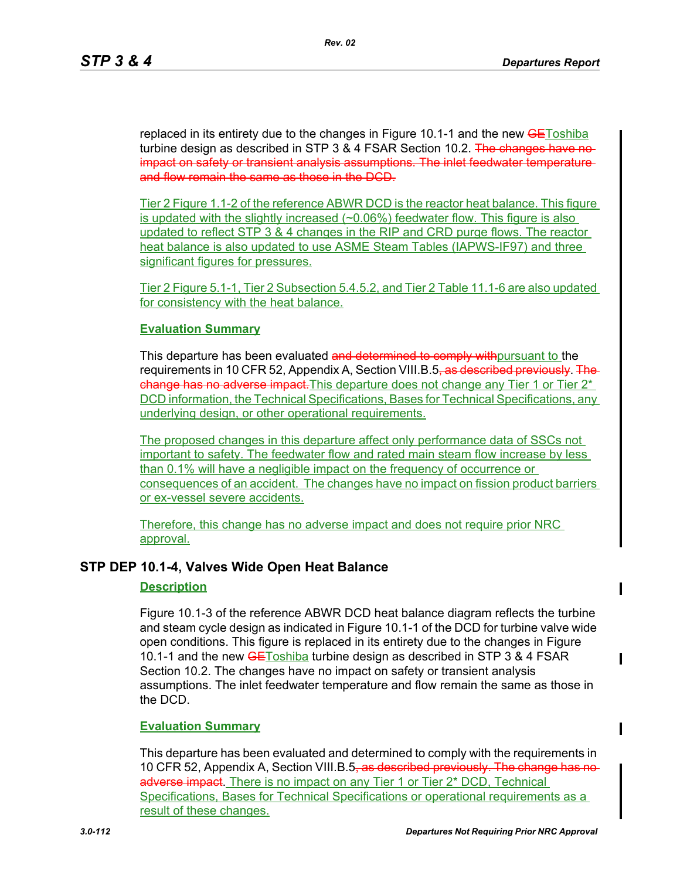replaced in its entirety due to the changes in Figure 10.1-1 and the new ~~GE~~Toshiba turbine design as described in STP 3 & 4 FSAR Section 10.2. ~~The changes have no impact on safety or transient analysis assumptions. The inlet feedwater temperature and flow remain the same as those in the DCD.~~

Tier 2 Figure 1.1-2 of the reference ABWR DCD is the reactor heat balance. This figure is updated with the slightly increased (~0.06%) feedwater flow. This figure is also updated to reflect STP 3 & 4 changes in the RIP and CRD purge flows. The reactor heat balance is also updated to use ASME Steam Tables (IAPWS-IF97) and three significant figures for pressures.

Tier 2 Figure 5.1-1, Tier 2 Subsection 5.4.5.2, and Tier 2 Table 11.1-6 are also updated for consistency with the heat balance.

**Evaluation Summary**

This departure has been evaluated ~~and determined to comply with~~pursuant to the requirements in 10 CFR 52, Appendix A, Section VIII.B.5~~, as described previously~~. ~~The change has no adverse impact.~~This departure does not change any Tier 1 or Tier 2* DCD information, the Technical Specifications, Bases for Technical Specifications, any underlying design, or other operational requirements.

The proposed changes in this departure affect only performance data of SSCs not important to safety. The feedwater flow and rated main steam flow increase by less than 0.1% will have a negligible impact on the frequency of occurrence or consequences of an accident. The changes have no impact on fission product barriers or ex-vessel severe accidents.

Therefore, this change has no adverse impact and does not require prior NRC approval.

## STP DEP 10.1-4, Valves Wide Open Heat Balance

**Description**

Figure 10.1-3 of the reference ABWR DCD heat balance diagram reflects the turbine and steam cycle design as indicated in Figure 10.1-1 of the DCD for turbine valve wide open conditions. This figure is replaced in its entirety due to the changes in Figure 10.1-1 and the new ~~GE~~Toshiba turbine design as described in STP 3 & 4 FSAR Section 10.2. The changes have no impact on safety or transient analysis assumptions. The inlet feedwater temperature and flow remain the same as those in the DCD.

**Evaluation Summary**

This departure has been evaluated and determined to comply with the requirements in 10 CFR 52, Appendix A, Section VIII.B.5~~, as described previously. The change has no adverse impact~~. There is no impact on any Tier 1 or Tier 2* DCD, Technical Specifications, Bases for Technical Specifications or operational requirements as a result of these changes.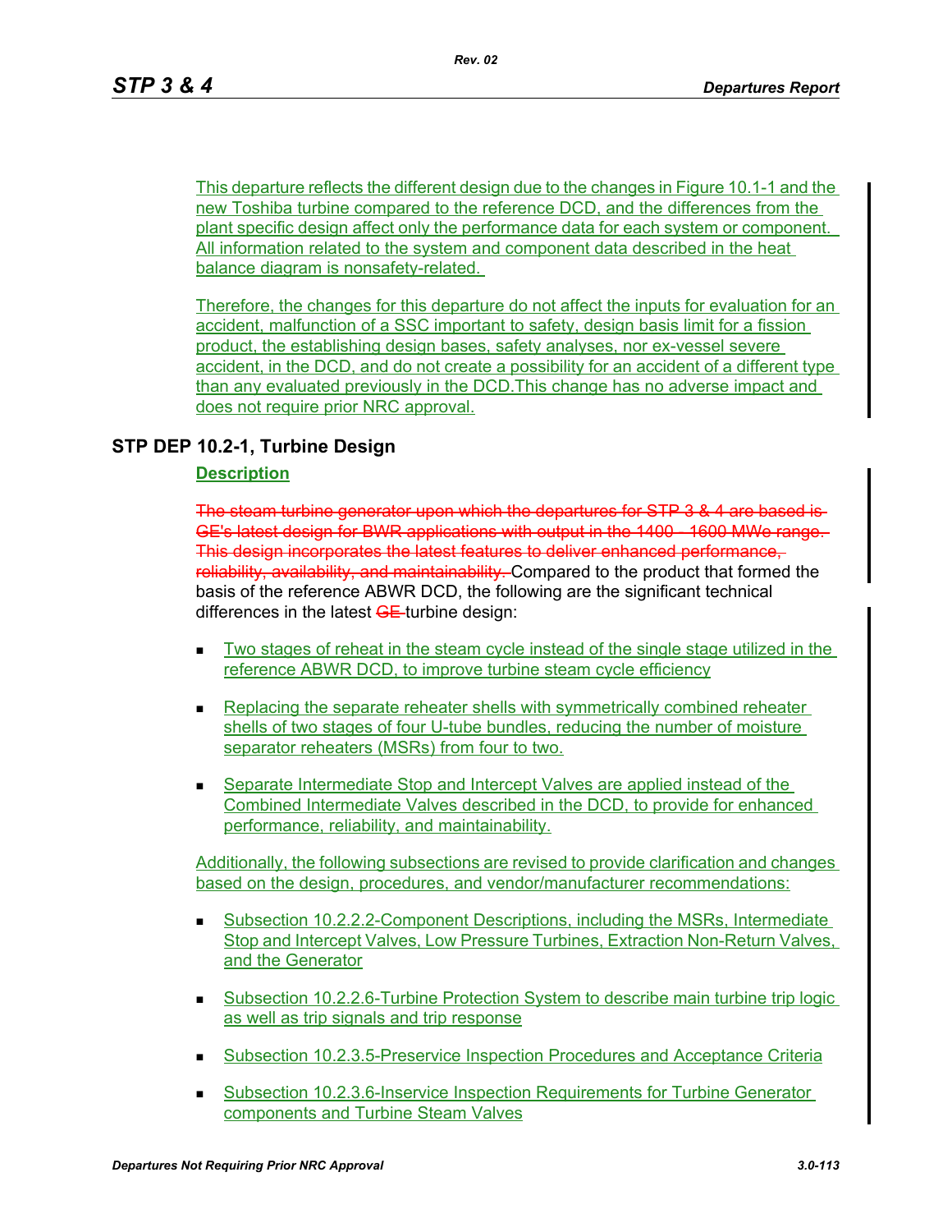This departure reflects the different design due to the changes in Figure 10.1-1 and the new Toshiba turbine compared to the reference DCD, and the differences from the plant specific design affect only the performance data for each system or component. All information related to the system and component data described in the heat balance diagram is nonsafety-related.

Therefore, the changes for this departure do not affect the inputs for evaluation for an accident, malfunction of a SSC important to safety, design basis limit for a fission product, the establishing design bases, safety analyses, nor ex-vessel severe accident, in the DCD, and do not create a possibility for an accident of a different type than any evaluated previously in the DCD.This change has no adverse impact and does not require prior NRC approval.

## STP DEP 10.2-1, Turbine Design

### Description

~~The steam turbine generator upon which the departures for STP 3 & 4 are based is GE's latest design for BWR applications with output in the 1400 - 1600 MWe range. This design incorporates the latest features to deliver enhanced performance, reliability, availability, and maintainability.~~ Compared to the product that formed the basis of the reference ABWR DCD, the following are the significant technical differences in the latest ~~GE~~ turbine design:

- Two stages of reheat in the steam cycle instead of the single stage utilized in the reference ABWR DCD, to improve turbine steam cycle efficiency
- Replacing the separate reheater shells with symmetrically combined reheater shells of two stages of four U-tube bundles, reducing the number of moisture separator reheaters (MSRs) from four to two.
- Separate Intermediate Stop and Intercept Valves are applied instead of the Combined Intermediate Valves described in the DCD, to provide for enhanced performance, reliability, and maintainability.

Additionally, the following subsections are revised to provide clarification and changes based on the design, procedures, and vendor/manufacturer recommendations:

- Subsection 10.2.2.2-Component Descriptions, including the MSRs, Intermediate Stop and Intercept Valves, Low Pressure Turbines, Extraction Non-Return Valves, and the Generator
- Subsection 10.2.2.6-Turbine Protection System to describe main turbine trip logic as well as trip signals and trip response
- Subsection 10.2.3.5-Preservice Inspection Procedures and Acceptance Criteria
- Subsection 10.2.3.6-Inservice Inspection Requirements for Turbine Generator components and Turbine Steam Valves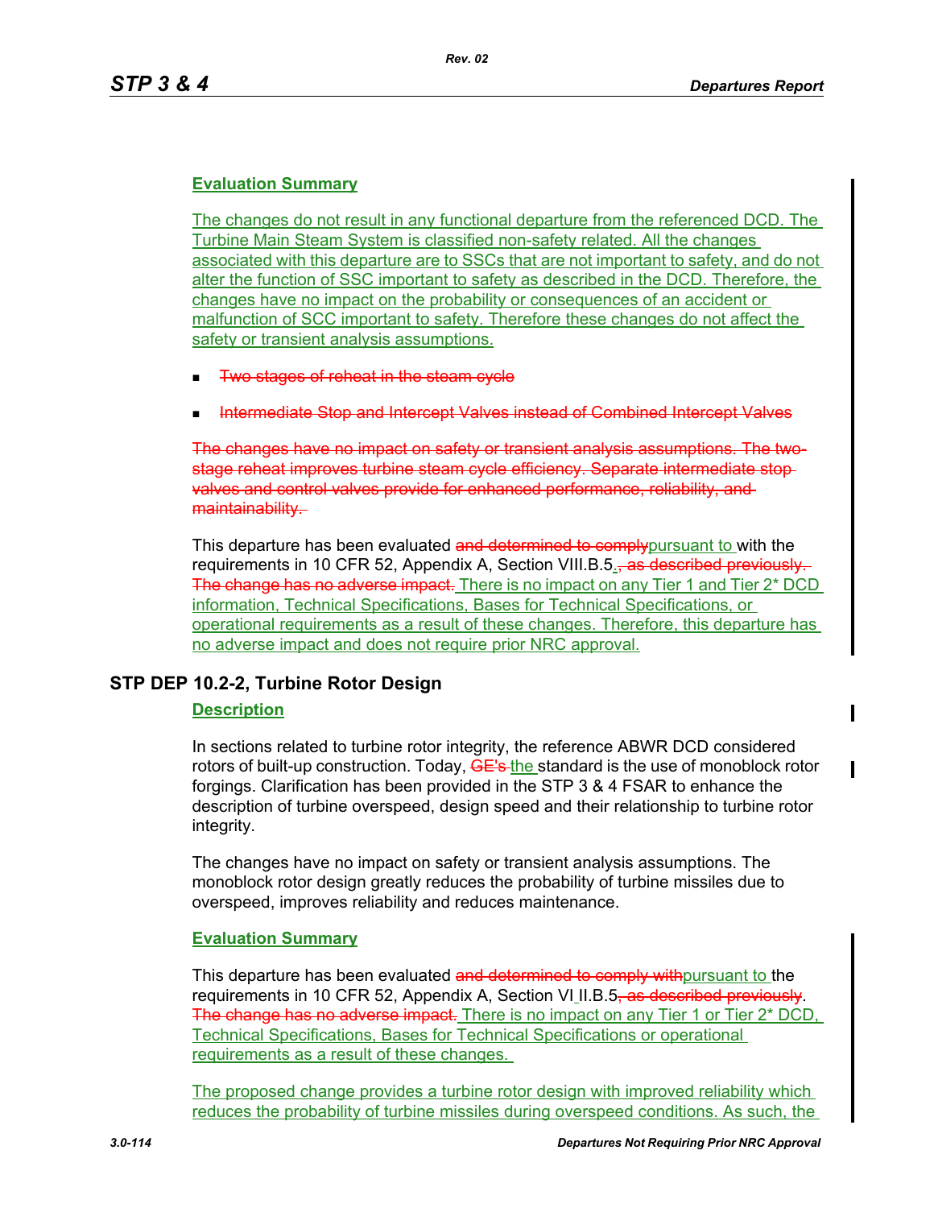**Evaluation Summary**

The changes do not result in any functional departure from the referenced DCD. The Turbine Main Steam System is classified non-safety related. All the changes associated with this departure are to SSCs that are not important to safety, and do not alter the function of SSC important to safety as described in the DCD. Therefore, the changes have no impact on the probability or consequences of an accident or malfunction of SCC important to safety. Therefore these changes do not affect the safety or transient analysis assumptions.

- ~~Two stages of reheat in the steam cycle~~
- ~~Intermediate Stop and Intercept Valves instead of Combined Intercept Valves~~

~~The changes have no impact on safety or transient analysis assumptions. The two-stage reheat improves turbine steam cycle efficiency. Separate intermediate stop valves and control valves provide for enhanced performance, reliability, and maintainability.~~

This departure has been evaluated ~~and determined to comply~~pursuant to with the requirements in 10 CFR 52, Appendix A, Section VIII.B.5.~~, as described previously. The change has no adverse impact.~~ There is no impact on any Tier 1 and Tier 2* DCD information, Technical Specifications, Bases for Technical Specifications, or operational requirements as a result of these changes. Therefore, this departure has no adverse impact and does not require prior NRC approval.

## STP DEP 10.2-2, Turbine Rotor Design

**Description**

In sections related to turbine rotor integrity, the reference ABWR DCD considered rotors of built-up construction. Today, ~~GE's~~ the standard is the use of monoblock rotor forgings. Clarification has been provided in the STP 3 & 4 FSAR to enhance the description of turbine overspeed, design speed and their relationship to turbine rotor integrity.

The changes have no impact on safety or transient analysis assumptions. The monoblock rotor design greatly reduces the probability of turbine missiles due to overspeed, improves reliability and reduces maintenance.

**Evaluation Summary**

This departure has been evaluated ~~and determined to comply with~~pursuant to the requirements in 10 CFR 52, Appendix A, Section VIII.B.5~~, as described previously~~. ~~The change has no adverse impact.~~ There is no impact on any Tier 1 or Tier 2* DCD, Technical Specifications, Bases for Technical Specifications or operational requirements as a result of these changes.

The proposed change provides a turbine rotor design with improved reliability which reduces the probability of turbine missiles during overspeed conditions. As such, the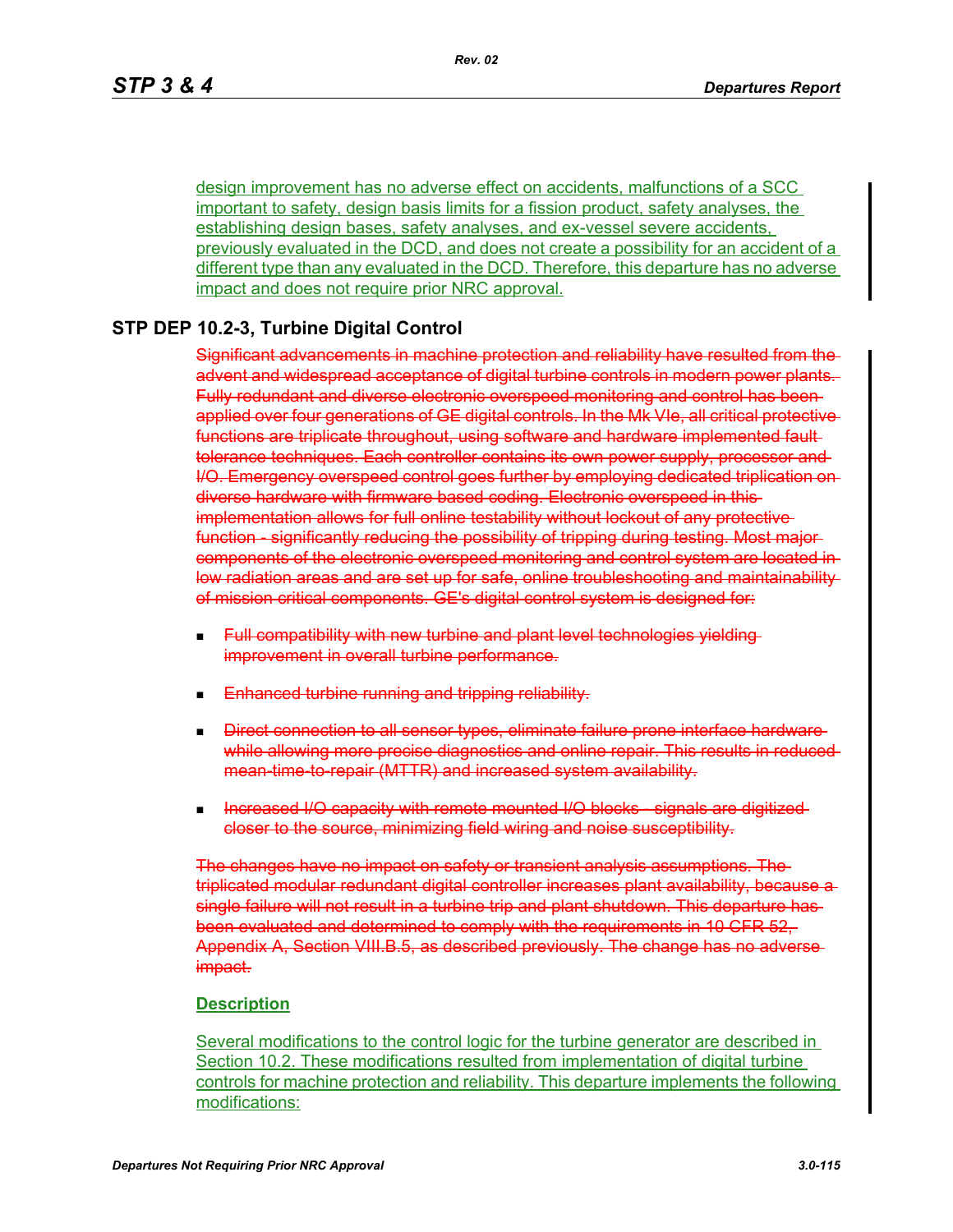design improvement has no adverse effect on accidents, malfunctions of a SCC important to safety, design basis limits for a fission product, safety analyses, the establishing design bases, safety analyses, and ex-vessel severe accidents, previously evaluated in the DCD, and does not create a possibility for an accident of a different type than any evaluated in the DCD. Therefore, this departure has no adverse impact and does not require prior NRC approval.

## STP DEP 10.2-3, Turbine Digital Control

~~Significant advancements in machine protection and reliability have resulted from the advent and widespread acceptance of digital turbine controls in modern power plants. Fully redundant and diverse electronic overspeed monitoring and control has been applied over four generations of GE digital controls. In the Mk VIe, all critical protective functions are triplicate throughout, using software and hardware implemented fault tolerance techniques. Each controller contains its own power supply, processor and I/O. Emergency overspeed control goes further by employing dedicated triplication on diverse hardware with firmware based coding. Electronic overspeed in this implementation allows for full online testability without lockout of any protective function - significantly reducing the possibility of tripping during testing. Most major components of the electronic overspeed monitoring and control system are located in low radiation areas and are set up for safe, online troubleshooting and maintainability of mission critical components. GE's digital control system is designed for:~~

- ~~Full compatibility with new turbine and plant level technologies yielding improvement in overall turbine performance.~~
- ~~Enhanced turbine running and tripping reliability.~~
- ~~Direct connection to all sensor types, eliminate failure prone interface hardware while allowing more precise diagnostics and online repair. This results in reduced mean-time-to-repair (MTTR) and increased system availability.~~
- ~~Increased I/O capacity with remote mounted I/O blocks - signals are digitized closer to the source, minimizing field wiring and noise susceptibility.~~

~~The changes have no impact on safety or transient analysis assumptions. The triplicated modular redundant digital controller increases plant availability, because a single failure will not result in a turbine trip and plant shutdown. This departure has been evaluated and determined to comply with the requirements in 10 CFR 52, Appendix A, Section VIII.B.5, as described previously. The change has no adverse impact.~~

**Description**

Several modifications to the control logic for the turbine generator are described in Section 10.2. These modifications resulted from implementation of digital turbine controls for machine protection and reliability. This departure implements the following modifications: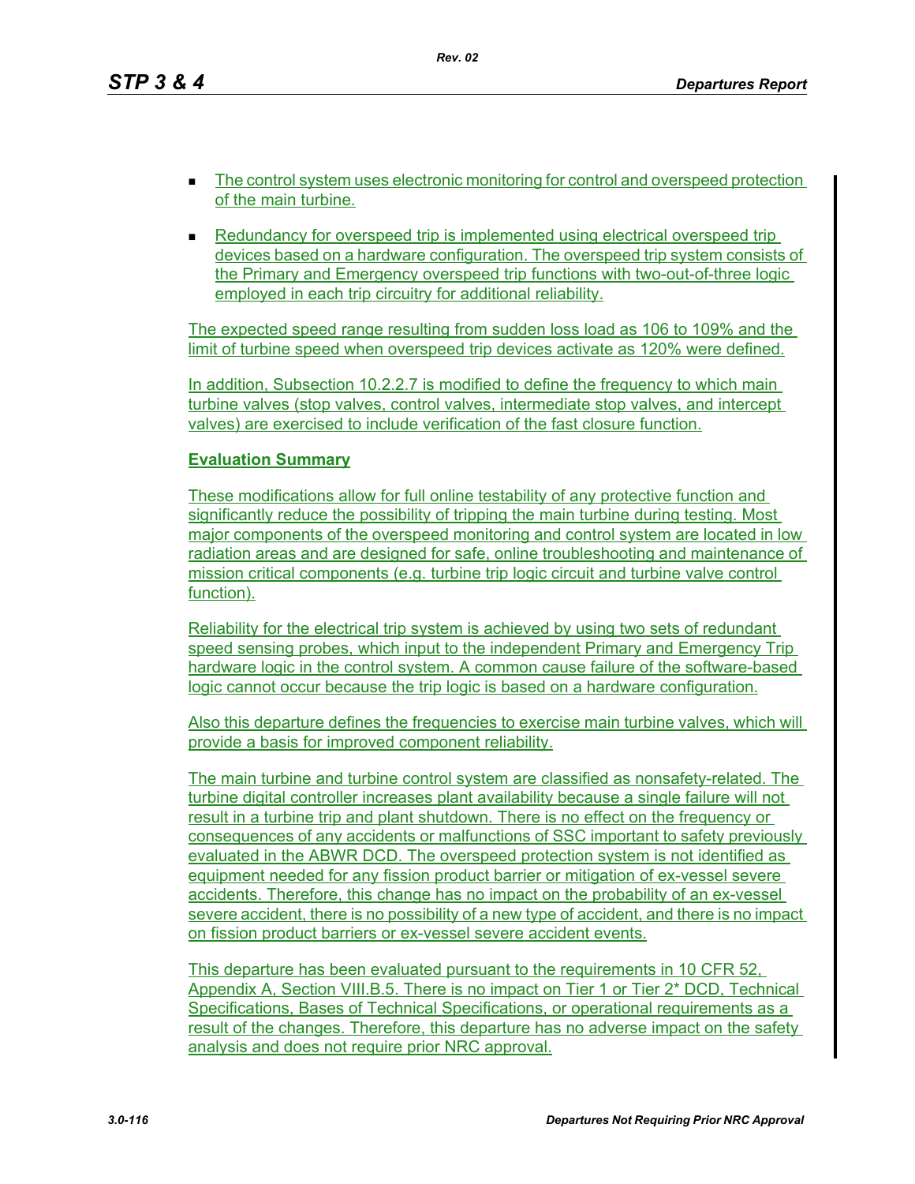- The control system uses electronic monitoring for control and overspeed protection of the main turbine.
- Redundancy for overspeed trip is implemented using electrical overspeed trip devices based on a hardware configuration. The overspeed trip system consists of the Primary and Emergency overspeed trip functions with two-out-of-three logic employed in each trip circuitry for additional reliability.

The expected speed range resulting from sudden loss load as 106 to 109% and the limit of turbine speed when overspeed trip devices activate as 120% were defined.

In addition, Subsection 10.2.2.7 is modified to define the frequency to which main turbine valves (stop valves, control valves, intermediate stop valves, and intercept valves) are exercised to include verification of the fast closure function.

**Evaluation Summary**

These modifications allow for full online testability of any protective function and significantly reduce the possibility of tripping the main turbine during testing. Most major components of the overspeed monitoring and control system are located in low radiation areas and are designed for safe, online troubleshooting and maintenance of mission critical components (e.g. turbine trip logic circuit and turbine valve control function).

Reliability for the electrical trip system is achieved by using two sets of redundant speed sensing probes, which input to the independent Primary and Emergency Trip hardware logic in the control system. A common cause failure of the software-based logic cannot occur because the trip logic is based on a hardware configuration.

Also this departure defines the frequencies to exercise main turbine valves, which will provide a basis for improved component reliability.

The main turbine and turbine control system are classified as nonsafety-related. The turbine digital controller increases plant availability because a single failure will not result in a turbine trip and plant shutdown. There is no effect on the frequency or consequences of any accidents or malfunctions of SSC important to safety previously evaluated in the ABWR DCD. The overspeed protection system is not identified as equipment needed for any fission product barrier or mitigation of ex-vessel severe accidents. Therefore, this change has no impact on the probability of an ex-vessel severe accident, there is no possibility of a new type of accident, and there is no impact on fission product barriers or ex-vessel severe accident events.

This departure has been evaluated pursuant to the requirements in 10 CFR 52, Appendix A, Section VIII.B.5. There is no impact on Tier 1 or Tier 2* DCD, Technical Specifications, Bases of Technical Specifications, or operational requirements as a result of the changes. Therefore, this departure has no adverse impact on the safety analysis and does not require prior NRC approval.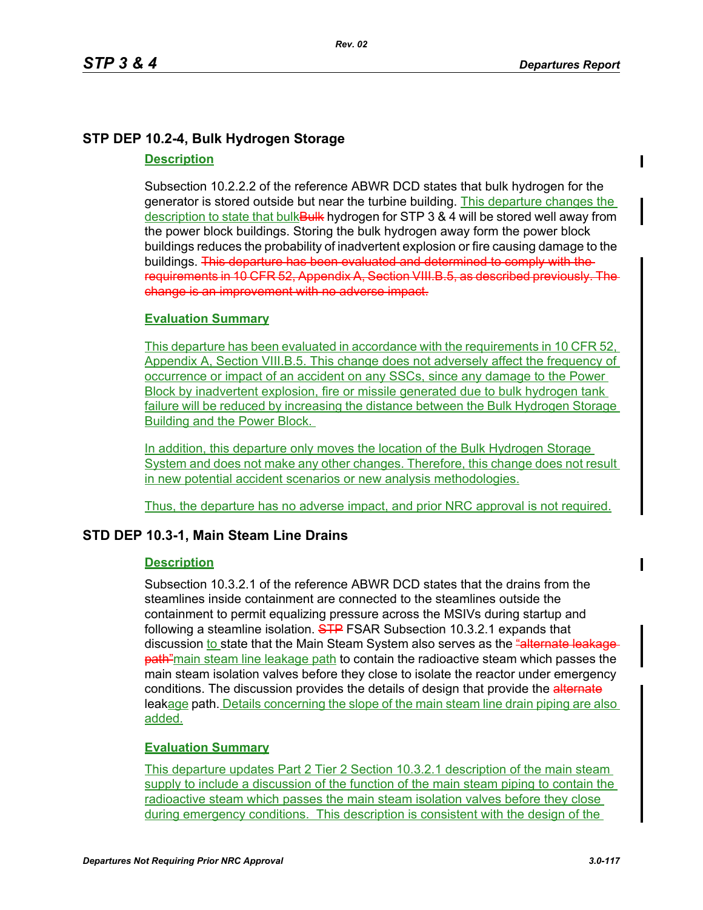## STP DEP 10.2-4, Bulk Hydrogen Storage

### Description

Subsection 10.2.2.2 of the reference ABWR DCD states that bulk hydrogen for the generator is stored outside but near the turbine building. This departure changes the description to state that bulk~~Bulk~~ hydrogen for STP 3 & 4 will be stored well away from the power block buildings. Storing the bulk hydrogen away form the power block buildings reduces the probability of inadvertent explosion or fire causing damage to the buildings. ~~This departure has been evaluated and determined to comply with the requirements in 10 CFR 52, Appendix A, Section VIII.B.5, as described previously. The change is an improvement with no adverse impact.~~

### Evaluation Summary

This departure has been evaluated in accordance with the requirements in 10 CFR 52, Appendix A, Section VIII.B.5. This change does not adversely affect the frequency of occurrence or impact of an accident on any SSCs, since any damage to the Power Block by inadvertent explosion, fire or missile generated due to bulk hydrogen tank failure will be reduced by increasing the distance between the Bulk Hydrogen Storage Building and the Power Block.

In addition, this departure only moves the location of the Bulk Hydrogen Storage System and does not make any other changes. Therefore, this change does not result in new potential accident scenarios or new analysis methodologies.

Thus, the departure has no adverse impact, and prior NRC approval is not required.

## STD DEP 10.3-1, Main Steam Line Drains

### Description

Subsection 10.3.2.1 of the reference ABWR DCD states that the drains from the steamlines inside containment are connected to the steamlines outside the containment to permit equalizing pressure across the MSIVs during startup and following a steamline isolation. ~~STP~~ FSAR Subsection 10.3.2.1 expands that discussion to state that the Main Steam System also serves as the ~~"alternate leakage path"~~main steam line leakage path to contain the radioactive steam which passes the main steam isolation valves before they close to isolate the reactor under emergency conditions. The discussion provides the details of design that provide the ~~alternate~~ leakage path. Details concerning the slope of the main steam line drain piping are also added.

### Evaluation Summary

This departure updates Part 2 Tier 2 Section 10.3.2.1 description of the main steam supply to include a discussion of the function of the main steam piping to contain the radioactive steam which passes the main steam isolation valves before they close during emergency conditions. This description is consistent with the design of the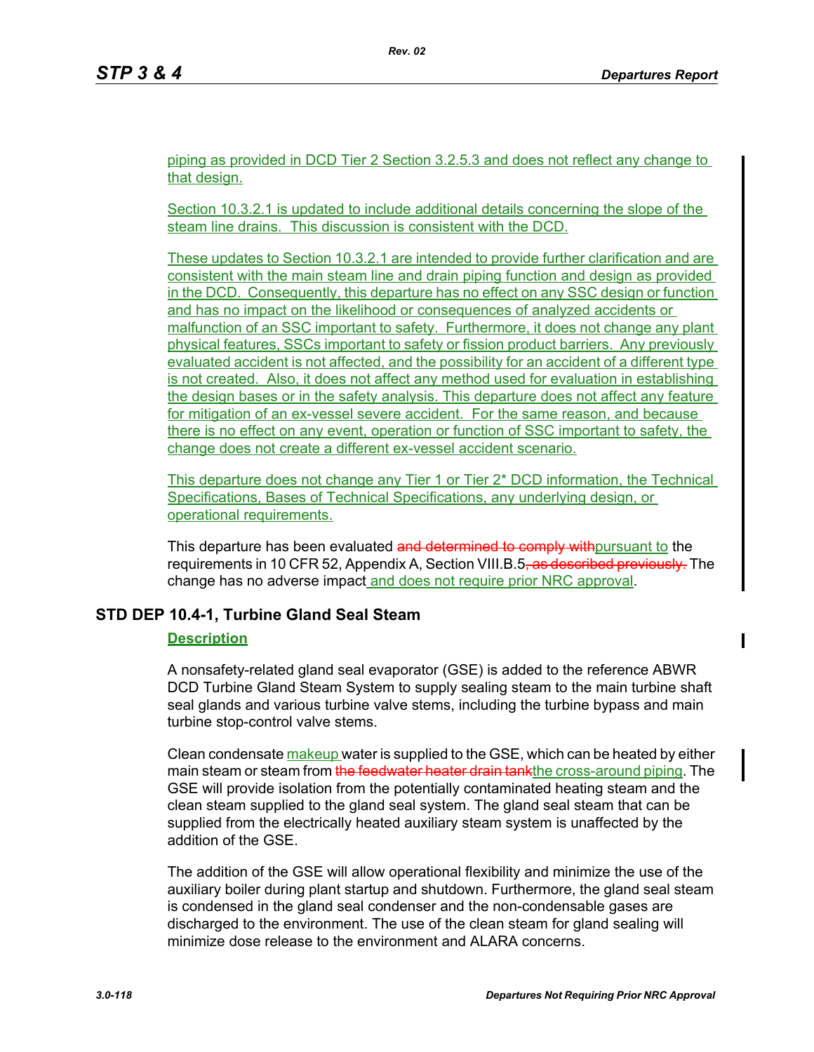piping as provided in DCD Tier 2 Section 3.2.5.3 and does not reflect any change to that design.

Section 10.3.2.1 is updated to include additional details concerning the slope of the steam line drains. This discussion is consistent with the DCD.

These updates to Section 10.3.2.1 are intended to provide further clarification and are consistent with the main steam line and drain piping function and design as provided in the DCD. Consequently, this departure has no effect on any SSC design or function and has no impact on the likelihood or consequences of analyzed accidents or malfunction of an SSC important to safety. Furthermore, it does not change any plant physical features, SSCs important to safety or fission product barriers. Any previously evaluated accident is not affected, and the possibility for an accident of a different type is not created. Also, it does not affect any method used for evaluation in establishing the design bases or in the safety analysis. This departure does not affect any feature for mitigation of an ex-vessel severe accident. For the same reason, and because there is no effect on any event, operation or function of SSC important to safety, the change does not create a different ex-vessel accident scenario.

This departure does not change any Tier 1 or Tier 2* DCD information, the Technical Specifications, Bases of Technical Specifications, any underlying design, or operational requirements.

This departure has been evaluated ~~and determined to comply with~~pursuant to the requirements in 10 CFR 52, Appendix A, Section VIII.B.5~~, as described previously.~~ The change has no adverse impact and does not require prior NRC approval.

## STD DEP 10.4-1, Turbine Gland Seal Steam

### Description

A nonsafety-related gland seal evaporator (GSE) is added to the reference ABWR DCD Turbine Gland Steam System to supply sealing steam to the main turbine shaft seal glands and various turbine valve stems, including the turbine bypass and main turbine stop-control valve stems.

Clean condensate makeup water is supplied to the GSE, which can be heated by either main steam or steam from ~~the feedwater heater drain tank~~the cross-around piping. The GSE will provide isolation from the potentially contaminated heating steam and the clean steam supplied to the gland seal system. The gland seal steam that can be supplied from the electrically heated auxiliary steam system is unaffected by the addition of the GSE.

The addition of the GSE will allow operational flexibility and minimize the use of the auxiliary boiler during plant startup and shutdown. Furthermore, the gland seal steam is condensed in the gland seal condenser and the non-condensable gases are discharged to the environment. The use of the clean steam for gland sealing will minimize dose release to the environment and ALARA concerns.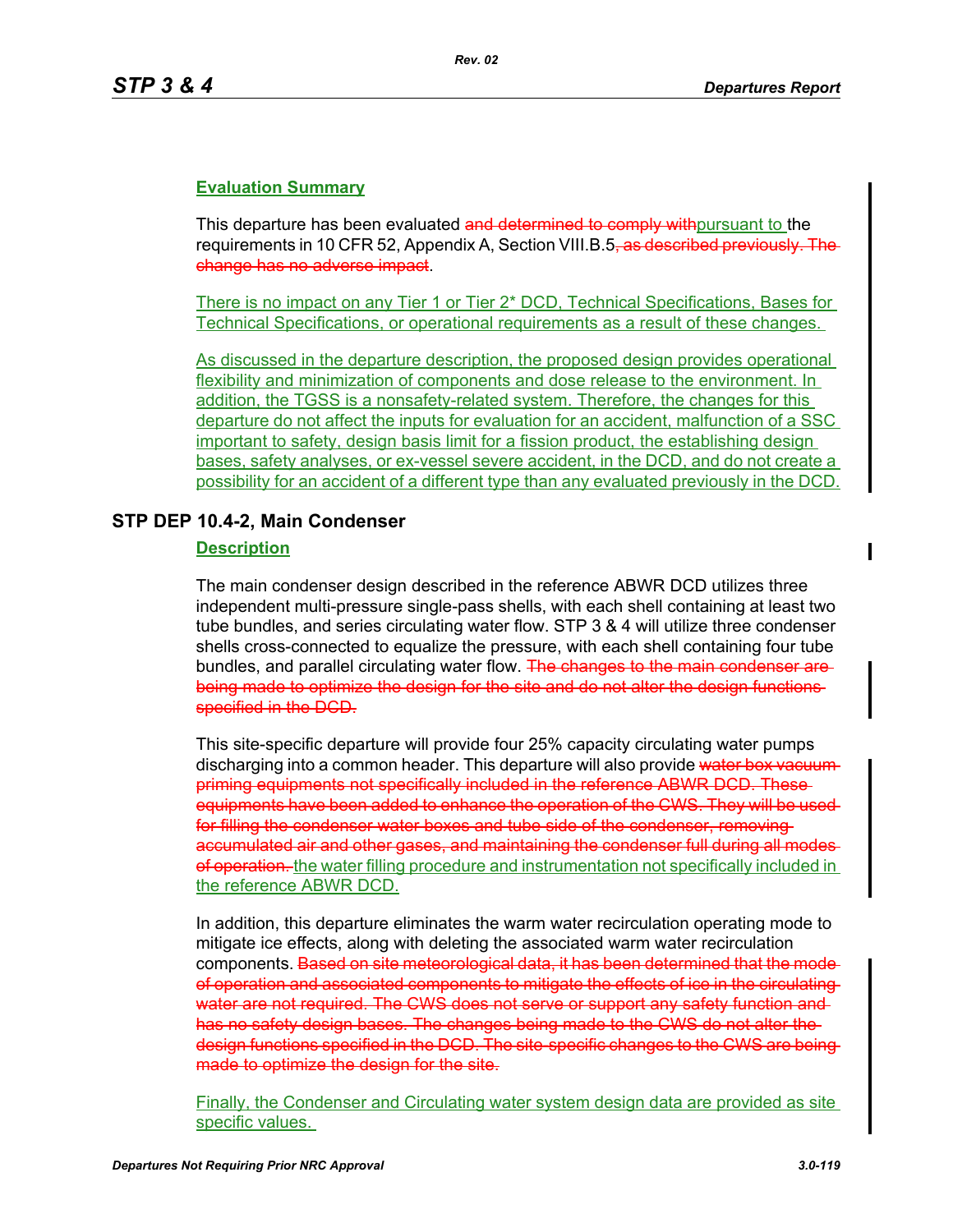**Evaluation Summary**

This departure has been evaluated ~~and determined to comply with~~pursuant to the requirements in 10 CFR 52, Appendix A, Section VIII.B.5~~, as described previously. The change has no adverse impact~~.

There is no impact on any Tier 1 or Tier 2* DCD, Technical Specifications, Bases for Technical Specifications, or operational requirements as a result of these changes.

As discussed in the departure description, the proposed design provides operational flexibility and minimization of components and dose release to the environment. In addition, the TGSS is a nonsafety-related system. Therefore, the changes for this departure do not affect the inputs for evaluation for an accident, malfunction of a SSC important to safety, design basis limit for a fission product, the establishing design bases, safety analyses, or ex-vessel severe accident, in the DCD, and do not create a possibility for an accident of a different type than any evaluated previously in the DCD.

## STP DEP 10.4-2, Main Condenser

**Description**

The main condenser design described in the reference ABWR DCD utilizes three independent multi-pressure single-pass shells, with each shell containing at least two tube bundles, and series circulating water flow. STP 3 & 4 will utilize three condenser shells cross-connected to equalize the pressure, with each shell containing four tube bundles, and parallel circulating water flow. ~~The changes to the main condenser are being made to optimize the design for the site and do not alter the design functions specified in the DCD.~~

This site-specific departure will provide four 25% capacity circulating water pumps discharging into a common header. This departure will also provide ~~water box vacuum priming equipments not specifically included in the reference ABWR DCD. These equipments have been added to enhance the operation of the CWS. They will be used for filling the condenser water boxes and tube side of the condenser, removing accumulated air and other gases, and maintaining the condenser full during all modes of operation.~~ the water filling procedure and instrumentation not specifically included in the reference ABWR DCD.

In addition, this departure eliminates the warm water recirculation operating mode to mitigate ice effects, along with deleting the associated warm water recirculation components. ~~Based on site meteorological data, it has been determined that the mode of operation and associated components to mitigate the effects of ice in the circulating water are not required. The CWS does not serve or support any safety function and has no safety design bases. The changes being made to the CWS do not alter the design functions specified in the DCD. The site-specific changes to the CWS are being made to optimize the design for the site.~~

Finally, the Condenser and Circulating water system design data are provided as site specific values.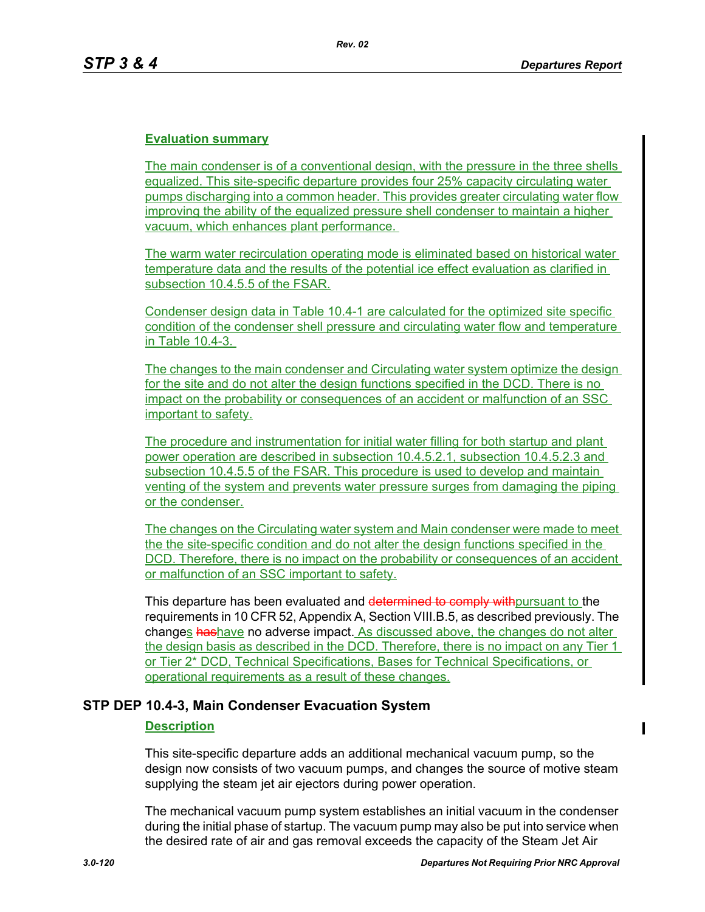**Evaluation summary**

The main condenser is of a conventional design, with the pressure in the three shells equalized. This site-specific departure provides four 25% capacity circulating water pumps discharging into a common header. This provides greater circulating water flow improving the ability of the equalized pressure shell condenser to maintain a higher vacuum, which enhances plant performance.

The warm water recirculation operating mode is eliminated based on historical water temperature data and the results of the potential ice effect evaluation as clarified in subsection 10.4.5.5 of the FSAR.

Condenser design data in Table 10.4-1 are calculated for the optimized site specific condition of the condenser shell pressure and circulating water flow and temperature in Table 10.4-3.

The changes to the main condenser and Circulating water system optimize the design for the site and do not alter the design functions specified in the DCD. There is no impact on the probability or consequences of an accident or malfunction of an SSC important to safety.

The procedure and instrumentation for initial water filling for both startup and plant power operation are described in subsection 10.4.5.2.1, subsection 10.4.5.2.3 and subsection 10.4.5.5 of the FSAR. This procedure is used to develop and maintain venting of the system and prevents water pressure surges from damaging the piping or the condenser.

The changes on the Circulating water system and Main condenser were made to meet the the site-specific condition and do not alter the design functions specified in the DCD. Therefore, there is no impact on the probability or consequences of an accident or malfunction of an SSC important to safety.

This departure has been evaluated and ~~determined to comply with~~pursuant to the requirements in 10 CFR 52, Appendix A, Section VIII.B.5, as described previously. The changes ~~has~~have no adverse impact. As discussed above, the changes do not alter the design basis as described in the DCD. Therefore, there is no impact on any Tier 1 or Tier 2* DCD, Technical Specifications, Bases for Technical Specifications, or operational requirements as a result of these changes.

## STP DEP 10.4-3, Main Condenser Evacuation System

**Description**

This site-specific departure adds an additional mechanical vacuum pump, so the design now consists of two vacuum pumps, and changes the source of motive steam supplying the steam jet air ejectors during power operation.

The mechanical vacuum pump system establishes an initial vacuum in the condenser during the initial phase of startup. The vacuum pump may also be put into service when the desired rate of air and gas removal exceeds the capacity of the Steam Jet Air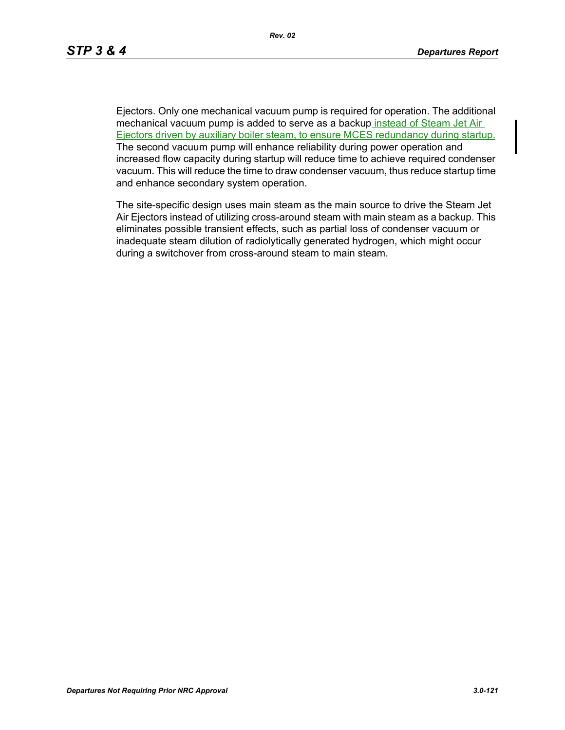Ejectors. Only one mechanical vacuum pump is required for operation. The additional mechanical vacuum pump is added to serve as a backup instead of Steam Jet Air Ejectors driven by auxiliary boiler steam, to ensure MCES redundancy during startup. The second vacuum pump will enhance reliability during power operation and increased flow capacity during startup will reduce time to achieve required condenser vacuum. This will reduce the time to draw condenser vacuum, thus reduce startup time and enhance secondary system operation.

The site-specific design uses main steam as the main source to drive the Steam Jet Air Ejectors instead of utilizing cross-around steam with main steam as a backup. This eliminates possible transient effects, such as partial loss of condenser vacuum or inadequate steam dilution of radiolytically generated hydrogen, which might occur during a switchover from cross-around steam to main steam.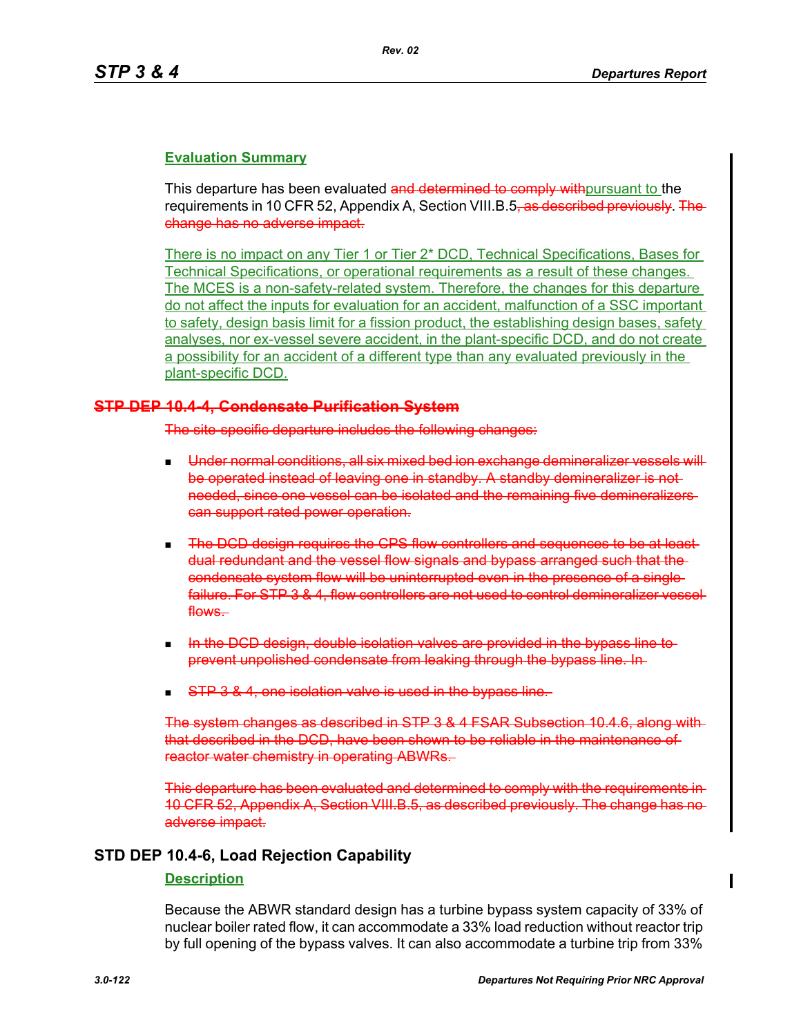**Evaluation Summary**

This departure has been evaluated ~~and determined to comply with~~pursuant to the requirements in 10 CFR 52, Appendix A, Section VIII.B.5~~, as described previously~~. ~~The change has no adverse impact.~~

There is no impact on any Tier 1 or Tier 2* DCD, Technical Specifications, Bases for Technical Specifications, or operational requirements as a result of these changes. The MCES is a non-safety-related system. Therefore, the changes for this departure do not affect the inputs for evaluation for an accident, malfunction of a SSC important to safety, design basis limit for a fission product, the establishing design bases, safety analyses, nor ex-vessel severe accident, in the plant-specific DCD, and do not create a possibility for an accident of a different type than any evaluated previously in the plant-specific DCD.

## ~~STP DEP 10.4-4, Condensate Purification System~~

~~The site-specific departure includes the following changes:~~

- ~~Under normal conditions, all six mixed bed ion exchange demineralizer vessels will be operated instead of leaving one in standby. A standby demineralizer is not needed, since one vessel can be isolated and the remaining five demineralizers can support rated power operation.~~
- ~~The DCD design requires the CPS flow controllers and sequences to be at least dual redundant and the vessel flow signals and bypass arranged such that the condensate system flow will be uninterrupted even in the presence of a single failure. For STP 3 & 4, flow controllers are not used to control demineralizer vessel flows.~~
- ~~In the DCD design, double isolation valves are provided in the bypass line to prevent unpolished condensate from leaking through the bypass line. In~~
- ~~STP 3 & 4, one isolation valve is used in the bypass line.~~

~~The system changes as described in STP 3 & 4 FSAR Subsection 10.4.6, along with that described in the DCD, have been shown to be reliable in the maintenance of reactor water chemistry in operating ABWRs.~~

~~This departure has been evaluated and determined to comply with the requirements in 10 CFR 52, Appendix A, Section VIII.B.5, as described previously. The change has no adverse impact.~~

## STD DEP 10.4-6, Load Rejection Capability

**Description**

Because the ABWR standard design has a turbine bypass system capacity of 33% of nuclear boiler rated flow, it can accommodate a 33% load reduction without reactor trip by full opening of the bypass valves. It can also accommodate a turbine trip from 33%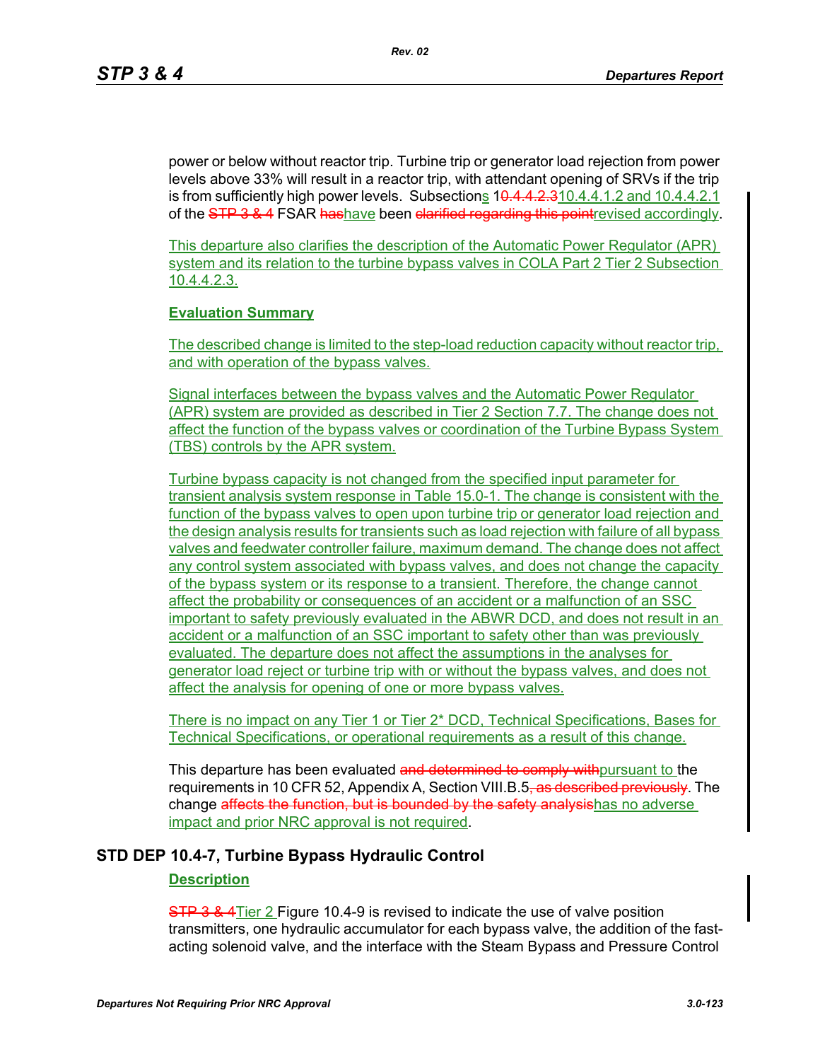power or below without reactor trip. Turbine trip or generator load rejection from power levels above 33% will result in a reactor trip, with attendant opening of SRVs if the trip is from sufficiently high power levels. Subsections 1~~0.4.4.2.3~~10.4.4.1.2 and 10.4.4.2.1 of the ~~STP 3 & 4~~ FSAR ~~has~~have been ~~clarified regarding this point~~revised accordingly.

This departure also clarifies the description of the Automatic Power Regulator (APR) system and its relation to the turbine bypass valves in COLA Part 2 Tier 2 Subsection 10.4.4.2.3.

**Evaluation Summary**

The described change is limited to the step-load reduction capacity without reactor trip, and with operation of the bypass valves.

Signal interfaces between the bypass valves and the Automatic Power Regulator (APR) system are provided as described in Tier 2 Section 7.7. The change does not affect the function of the bypass valves or coordination of the Turbine Bypass System (TBS) controls by the APR system.

Turbine bypass capacity is not changed from the specified input parameter for transient analysis system response in Table 15.0-1. The change is consistent with the function of the bypass valves to open upon turbine trip or generator load rejection and the design analysis results for transients such as load rejection with failure of all bypass valves and feedwater controller failure, maximum demand. The change does not affect any control system associated with bypass valves, and does not change the capacity of the bypass system or its response to a transient. Therefore, the change cannot affect the probability or consequences of an accident or a malfunction of an SSC important to safety previously evaluated in the ABWR DCD, and does not result in an accident or a malfunction of an SSC important to safety other than was previously evaluated. The departure does not affect the assumptions in the analyses for generator load reject or turbine trip with or without the bypass valves, and does not affect the analysis for opening of one or more bypass valves.

There is no impact on any Tier 1 or Tier 2* DCD, Technical Specifications, Bases for Technical Specifications, or operational requirements as a result of this change.

This departure has been evaluated ~~and determined to comply with~~pursuant to the requirements in 10 CFR 52, Appendix A, Section VIII.B.5~~, as described previously~~. The change ~~affects the function, but is bounded by the safety analysis~~has no adverse impact and prior NRC approval is not required.

## STD DEP 10.4-7, Turbine Bypass Hydraulic Control

**Description**

~~STP 3 & 4~~Tier 2 Figure 10.4-9 is revised to indicate the use of valve position transmitters, one hydraulic accumulator for each bypass valve, the addition of the fast-acting solenoid valve, and the interface with the Steam Bypass and Pressure Control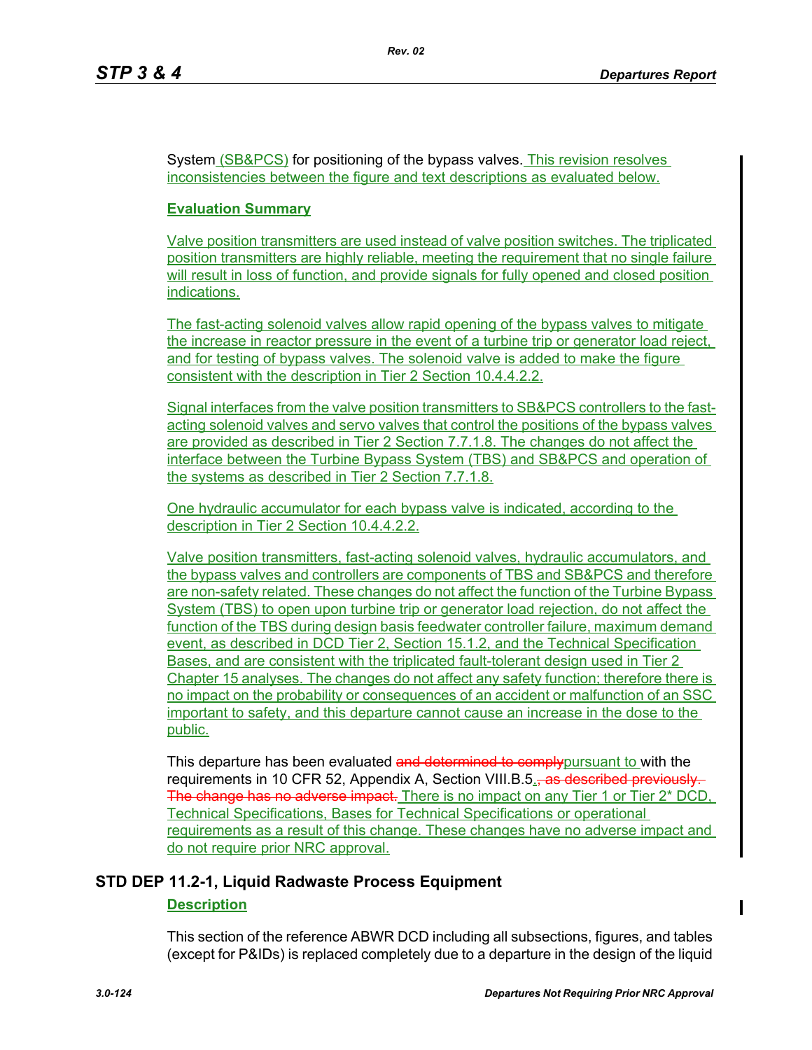System (SB&PCS) for positioning of the bypass valves. This revision resolves inconsistencies between the figure and text descriptions as evaluated below.

**Evaluation Summary**

Valve position transmitters are used instead of valve position switches. The triplicated position transmitters are highly reliable, meeting the requirement that no single failure will result in loss of function, and provide signals for fully opened and closed position indications.

The fast-acting solenoid valves allow rapid opening of the bypass valves to mitigate the increase in reactor pressure in the event of a turbine trip or generator load reject, and for testing of bypass valves. The solenoid valve is added to make the figure consistent with the description in Tier 2 Section 10.4.4.2.2.

Signal interfaces from the valve position transmitters to SB&PCS controllers to the fast-acting solenoid valves and servo valves that control the positions of the bypass valves are provided as described in Tier 2 Section 7.7.1.8. The changes do not affect the interface between the Turbine Bypass System (TBS) and SB&PCS and operation of the systems as described in Tier 2 Section 7.7.1.8.

One hydraulic accumulator for each bypass valve is indicated, according to the description in Tier 2 Section 10.4.4.2.2.

Valve position transmitters, fast-acting solenoid valves, hydraulic accumulators, and the bypass valves and controllers are components of TBS and SB&PCS and therefore are non-safety related. These changes do not affect the function of the Turbine Bypass System (TBS) to open upon turbine trip or generator load rejection, do not affect the function of the TBS during design basis feedwater controller failure, maximum demand event, as described in DCD Tier 2, Section 15.1.2, and the Technical Specification Bases, and are consistent with the triplicated fault-tolerant design used in Tier 2 Chapter 15 analyses. The changes do not affect any safety function; therefore there is no impact on the probability or consequences of an accident or malfunction of an SSC important to safety, and this departure cannot cause an increase in the dose to the public.

This departure has been evaluated ~~and determined to comply~~pursuant to with the requirements in 10 CFR 52, Appendix A, Section VIII.B.5.~~, as described previously. The change has no adverse impact.~~ There is no impact on any Tier 1 or Tier 2* DCD, Technical Specifications, Bases for Technical Specifications or operational requirements as a result of this change. These changes have no adverse impact and do not require prior NRC approval.

## STD DEP 11.2-1, Liquid Radwaste Process Equipment

**Description**

This section of the reference ABWR DCD including all subsections, figures, and tables (except for P&IDs) is replaced completely due to a departure in the design of the liquid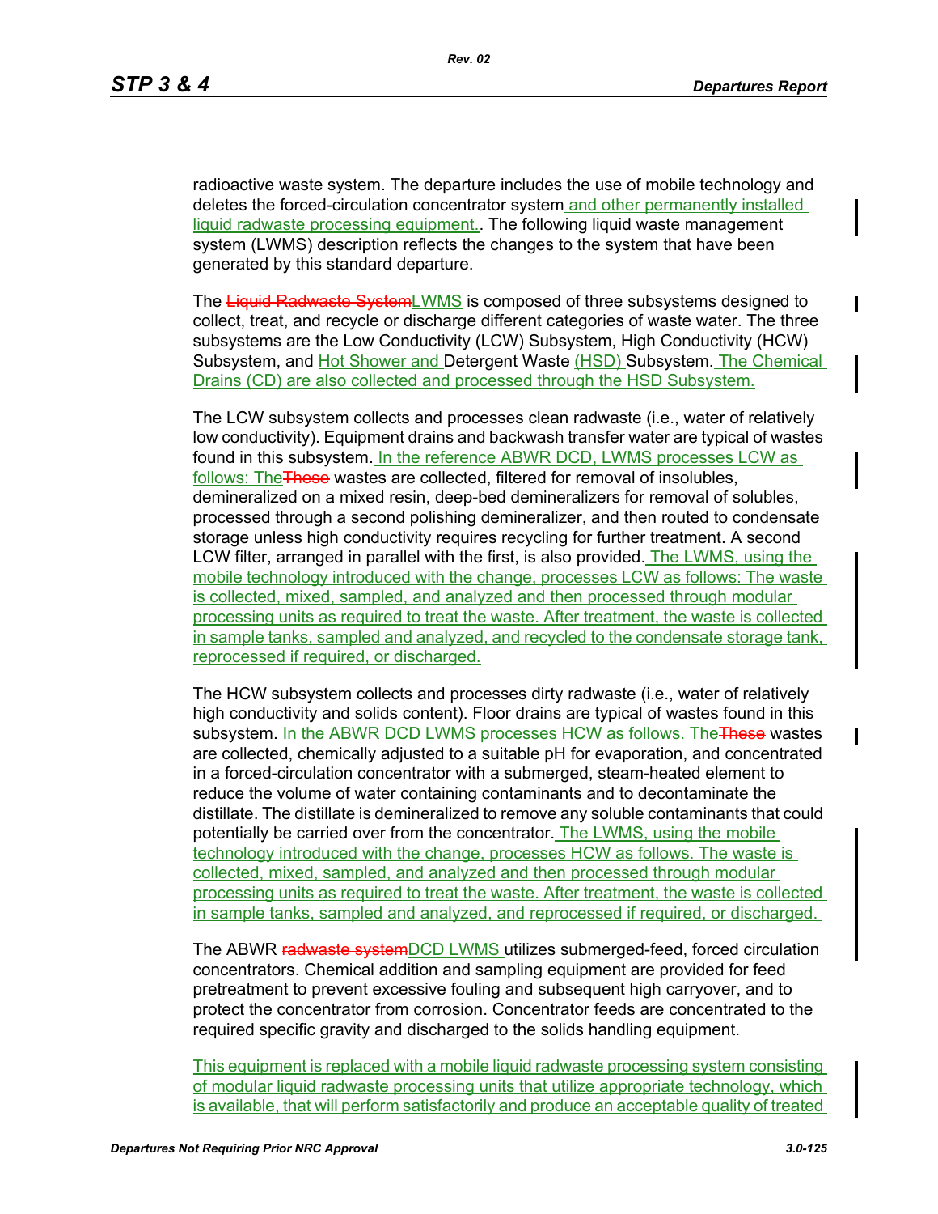radioactive waste system. The departure includes the use of mobile technology and deletes the forced-circulation concentrator system and other permanently installed liquid radwaste processing equipment.. The following liquid waste management system (LWMS) description reflects the changes to the system that have been generated by this standard departure.

The ~~Liquid Radwaste System~~LWMS is composed of three subsystems designed to collect, treat, and recycle or discharge different categories of waste water. The three subsystems are the Low Conductivity (LCW) Subsystem, High Conductivity (HCW) Subsystem, and Hot Shower and Detergent Waste (HSD) Subsystem. The Chemical Drains (CD) are also collected and processed through the HSD Subsystem.

The LCW subsystem collects and processes clean radwaste (i.e., water of relatively low conductivity). Equipment drains and backwash transfer water are typical of wastes found in this subsystem. In the reference ABWR DCD, LWMS processes LCW as follows: The~~These~~ wastes are collected, filtered for removal of insolubles, demineralized on a mixed resin, deep-bed demineralizers for removal of solubles, processed through a second polishing demineralizer, and then routed to condensate storage unless high conductivity requires recycling for further treatment. A second LCW filter, arranged in parallel with the first, is also provided. The LWMS, using the mobile technology introduced with the change, processes LCW as follows: The waste is collected, mixed, sampled, and analyzed and then processed through modular processing units as required to treat the waste. After treatment, the waste is collected in sample tanks, sampled and analyzed, and recycled to the condensate storage tank, reprocessed if required, or discharged.

The HCW subsystem collects and processes dirty radwaste (i.e., water of relatively high conductivity and solids content). Floor drains are typical of wastes found in this subsystem. In the ABWR DCD LWMS processes HCW as follows. The~~These~~ wastes are collected, chemically adjusted to a suitable pH for evaporation, and concentrated in a forced-circulation concentrator with a submerged, steam-heated element to reduce the volume of water containing contaminants and to decontaminate the distillate. The distillate is demineralized to remove any soluble contaminants that could potentially be carried over from the concentrator. The LWMS, using the mobile technology introduced with the change, processes HCW as follows. The waste is collected, mixed, sampled, and analyzed and then processed through modular processing units as required to treat the waste. After treatment, the waste is collected in sample tanks, sampled and analyzed, and reprocessed if required, or discharged.

The ABWR ~~radwaste system~~DCD LWMS utilizes submerged-feed, forced circulation concentrators. Chemical addition and sampling equipment are provided for feed pretreatment to prevent excessive fouling and subsequent high carryover, and to protect the concentrator from corrosion. Concentrator feeds are concentrated to the required specific gravity and discharged to the solids handling equipment.

This equipment is replaced with a mobile liquid radwaste processing system consisting of modular liquid radwaste processing units that utilize appropriate technology, which is available, that will perform satisfactorily and produce an acceptable quality of treated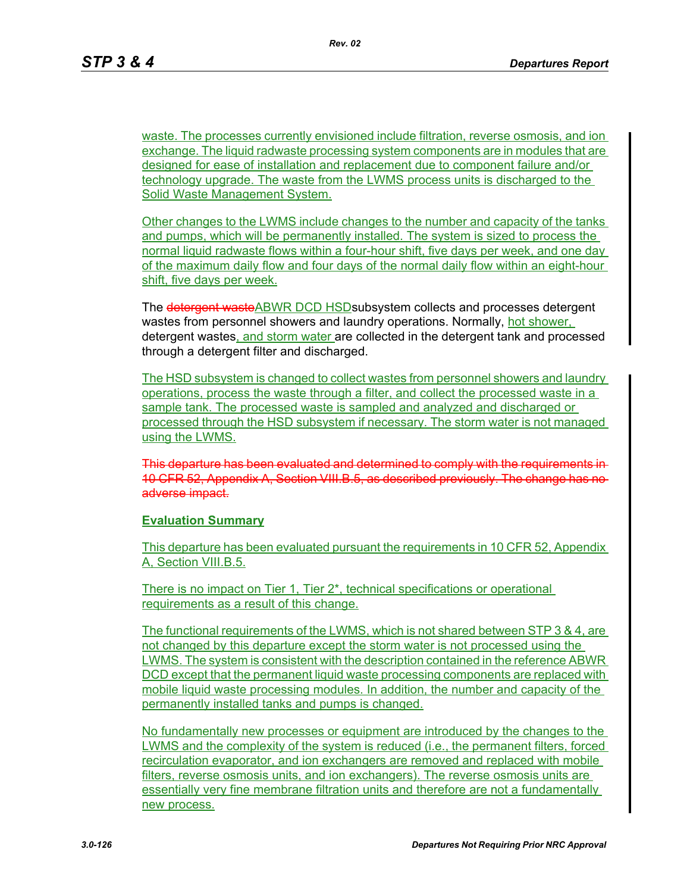waste. The processes currently envisioned include filtration, reverse osmosis, and ion exchange. The liquid radwaste processing system components are in modules that are designed for ease of installation and replacement due to component failure and/or technology upgrade. The waste from the LWMS process units is discharged to the Solid Waste Management System.

Other changes to the LWMS include changes to the number and capacity of the tanks and pumps, which will be permanently installed. The system is sized to process the normal liquid radwaste flows within a four-hour shift, five days per week, and one day of the maximum daily flow and four days of the normal daily flow within an eight-hour shift, five days per week.

The ~~detergent waste~~ABWR DCD HSDsubsystem collects and processes detergent wastes from personnel showers and laundry operations. Normally, hot shower, detergent wastes, and storm water are collected in the detergent tank and processed through a detergent filter and discharged.

The HSD subsystem is changed to collect wastes from personnel showers and laundry operations, process the waste through a filter, and collect the processed waste in a sample tank. The processed waste is sampled and analyzed and discharged or processed through the HSD subsystem if necessary. The storm water is not managed using the LWMS.

~~This departure has been evaluated and determined to comply with the requirements in 10 CFR 52, Appendix A, Section VIII.B.5, as described previously. The change has no adverse impact.~~

**Evaluation Summary**

This departure has been evaluated pursuant the requirements in 10 CFR 52, Appendix A, Section VIII.B.5.

There is no impact on Tier 1, Tier 2*, technical specifications or operational requirements as a result of this change.

The functional requirements of the LWMS, which is not shared between STP 3 & 4, are not changed by this departure except the storm water is not processed using the LWMS. The system is consistent with the description contained in the reference ABWR DCD except that the permanent liquid waste processing components are replaced with mobile liquid waste processing modules. In addition, the number and capacity of the permanently installed tanks and pumps is changed.

No fundamentally new processes or equipment are introduced by the changes to the LWMS and the complexity of the system is reduced (i.e., the permanent filters, forced recirculation evaporator, and ion exchangers are removed and replaced with mobile filters, reverse osmosis units, and ion exchangers). The reverse osmosis units are essentially very fine membrane filtration units and therefore are not a fundamentally new process.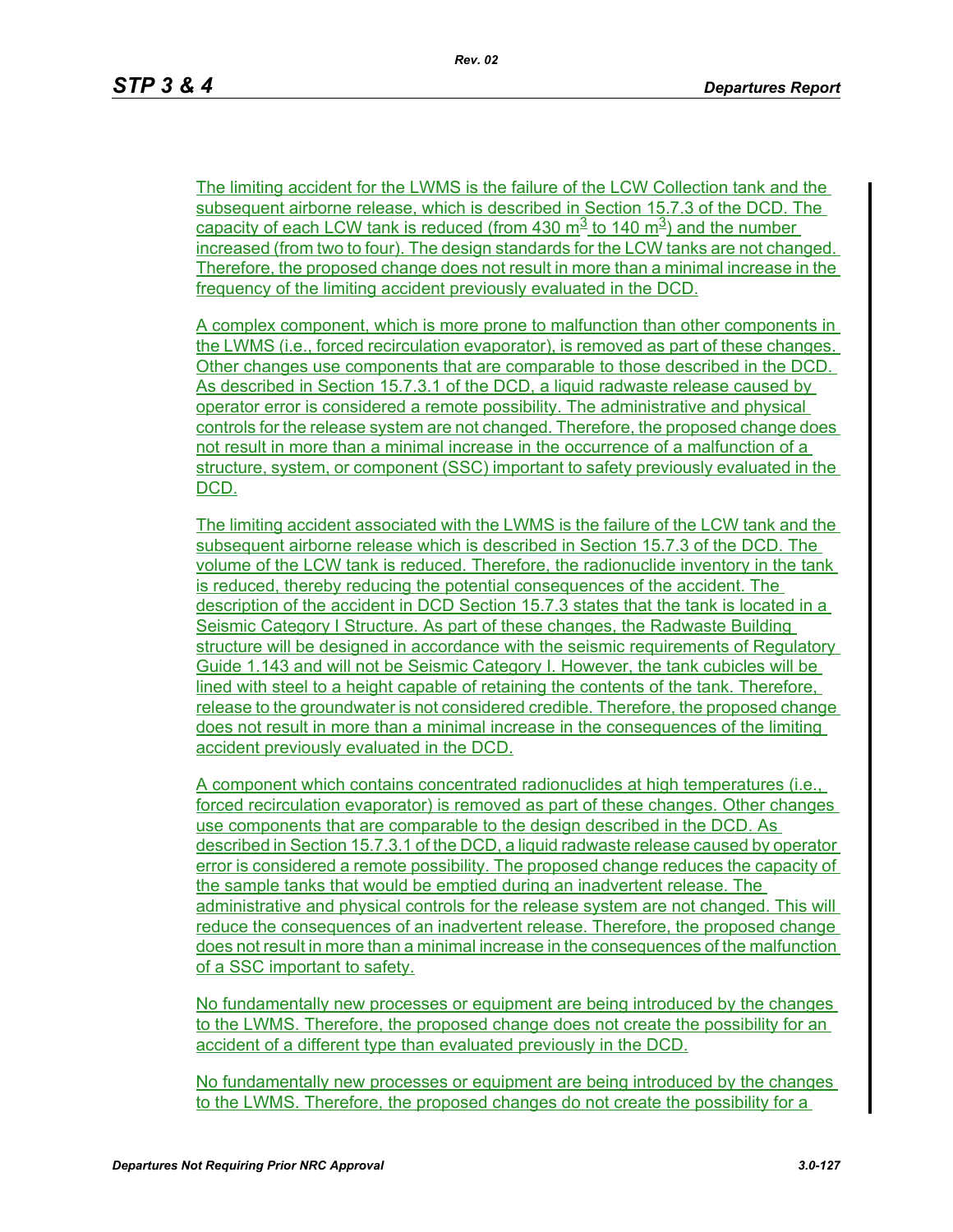The limiting accident for the LWMS is the failure of the LCW Collection tank and the subsequent airborne release, which is described in Section 15.7.3 of the DCD. The capacity of each LCW tank is reduced (from 430 $m^3$ to 140 $m^3$) and the number increased (from two to four). The design standards for the LCW tanks are not changed. Therefore, the proposed change does not result in more than a minimal increase in the frequency of the limiting accident previously evaluated in the DCD.

A complex component, which is more prone to malfunction than other components in the LWMS (i.e., forced recirculation evaporator), is removed as part of these changes. Other changes use components that are comparable to those described in the DCD. As described in Section 15.7.3.1 of the DCD, a liquid radwaste release caused by operator error is considered a remote possibility. The administrative and physical controls for the release system are not changed. Therefore, the proposed change does not result in more than a minimal increase in the occurrence of a malfunction of a structure, system, or component (SSC) important to safety previously evaluated in the DCD.

The limiting accident associated with the LWMS is the failure of the LCW tank and the subsequent airborne release which is described in Section 15.7.3 of the DCD. The volume of the LCW tank is reduced. Therefore, the radionuclide inventory in the tank is reduced, thereby reducing the potential consequences of the accident. The description of the accident in DCD Section 15.7.3 states that the tank is located in a Seismic Category I Structure. As part of these changes, the Radwaste Building structure will be designed in accordance with the seismic requirements of Regulatory Guide 1.143 and will not be Seismic Category I. However, the tank cubicles will be lined with steel to a height capable of retaining the contents of the tank. Therefore, release to the groundwater is not considered credible. Therefore, the proposed change does not result in more than a minimal increase in the consequences of the limiting accident previously evaluated in the DCD.

A component which contains concentrated radionuclides at high temperatures (i.e., forced recirculation evaporator) is removed as part of these changes. Other changes use components that are comparable to the design described in the DCD. As described in Section 15.7.3.1 of the DCD, a liquid radwaste release caused by operator error is considered a remote possibility. The proposed change reduces the capacity of the sample tanks that would be emptied during an inadvertent release. The administrative and physical controls for the release system are not changed. This will reduce the consequences of an inadvertent release. Therefore, the proposed change does not result in more than a minimal increase in the consequences of the malfunction of a SSC important to safety.

No fundamentally new processes or equipment are being introduced by the changes to the LWMS. Therefore, the proposed change does not create the possibility for an accident of a different type than evaluated previously in the DCD.

No fundamentally new processes or equipment are being introduced by the changes to the LWMS. Therefore, the proposed changes do not create the possibility for a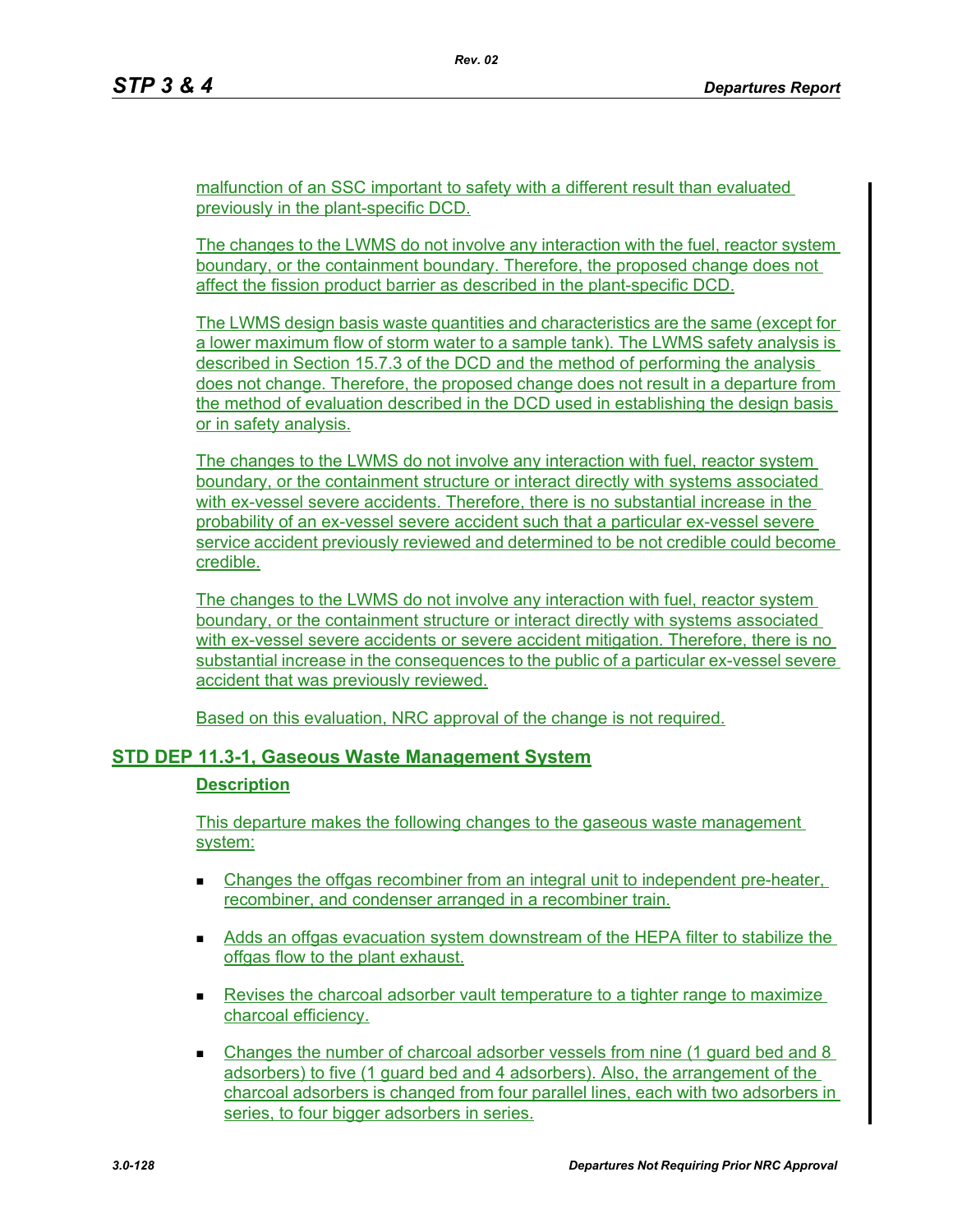malfunction of an SSC important to safety with a different result than evaluated previously in the plant-specific DCD.

The changes to the LWMS do not involve any interaction with the fuel, reactor system boundary, or the containment boundary. Therefore, the proposed change does not affect the fission product barrier as described in the plant-specific DCD.

The LWMS design basis waste quantities and characteristics are the same (except for a lower maximum flow of storm water to a sample tank). The LWMS safety analysis is described in Section 15.7.3 of the DCD and the method of performing the analysis does not change. Therefore, the proposed change does not result in a departure from the method of evaluation described in the DCD used in establishing the design basis or in safety analysis.

The changes to the LWMS do not involve any interaction with fuel, reactor system boundary, or the containment structure or interact directly with systems associated with ex-vessel severe accidents. Therefore, there is no substantial increase in the probability of an ex-vessel severe accident such that a particular ex-vessel severe service accident previously reviewed and determined to be not credible could become credible.

The changes to the LWMS do not involve any interaction with fuel, reactor system boundary, or the containment structure or interact directly with systems associated with ex-vessel severe accidents or severe accident mitigation. Therefore, there is no substantial increase in the consequences to the public of a particular ex-vessel severe accident that was previously reviewed.

Based on this evaluation, NRC approval of the change is not required.

## STD DEP 11.3-1, Gaseous Waste Management System

### Description

This departure makes the following changes to the gaseous waste management system:

- Changes the offgas recombiner from an integral unit to independent pre-heater, recombiner, and condenser arranged in a recombiner train.
- Adds an offgas evacuation system downstream of the HEPA filter to stabilize the offgas flow to the plant exhaust.
- Revises the charcoal adsorber vault temperature to a tighter range to maximize charcoal efficiency.
- Changes the number of charcoal adsorber vessels from nine (1 guard bed and 8 adsorbers) to five (1 guard bed and 4 adsorbers). Also, the arrangement of the charcoal adsorbers is changed from four parallel lines, each with two adsorbers in series, to four bigger adsorbers in series.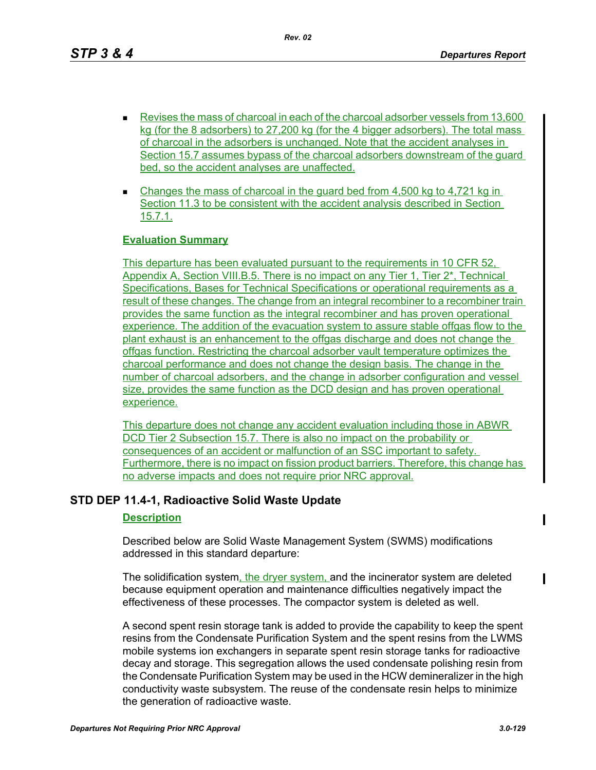- Revises the mass of charcoal in each of the charcoal adsorber vessels from 13,600 kg (for the 8 adsorbers) to 27,200 kg (for the 4 bigger adsorbers). The total mass of charcoal in the adsorbers is unchanged. Note that the accident analyses in Section 15.7 assumes bypass of the charcoal adsorbers downstream of the guard bed, so the accident analyses are unaffected.

- Changes the mass of charcoal in the guard bed from 4,500 kg to 4,721 kg in Section 11.3 to be consistent with the accident analysis described in Section 15.7.1.

**Evaluation Summary**

This departure has been evaluated pursuant to the requirements in 10 CFR 52, Appendix A, Section VIII.B.5. There is no impact on any Tier 1, Tier 2*, Technical Specifications, Bases for Technical Specifications or operational requirements as a result of these changes. The change from an integral recombiner to a recombiner train provides the same function as the integral recombiner and has proven operational experience. The addition of the evacuation system to assure stable offgas flow to the plant exhaust is an enhancement to the offgas discharge and does not change the offgas function. Restricting the charcoal adsorber vault temperature optimizes the charcoal performance and does not change the design basis. The change in the number of charcoal adsorbers, and the change in adsorber configuration and vessel size, provides the same function as the DCD design and has proven operational experience.

This departure does not change any accident evaluation including those in ABWR DCD Tier 2 Subsection 15.7. There is also no impact on the probability or consequences of an accident or malfunction of an SSC important to safety. Furthermore, there is no impact on fission product barriers. Therefore, this change has no adverse impacts and does not require prior NRC approval.

## STD DEP 11.4-1, Radioactive Solid Waste Update

**Description**

Described below are Solid Waste Management System (SWMS) modifications addressed in this standard departure:

The solidification system, the dryer system, and the incinerator system are deleted because equipment operation and maintenance difficulties negatively impact the effectiveness of these processes. The compactor system is deleted as well.

A second spent resin storage tank is added to provide the capability to keep the spent resins from the Condensate Purification System and the spent resins from the LWMS mobile systems ion exchangers in separate spent resin storage tanks for radioactive decay and storage. This segregation allows the used condensate polishing resin from the Condensate Purification System may be used in the HCW demineralizer in the high conductivity waste subsystem. The reuse of the condensate resin helps to minimize the generation of radioactive waste.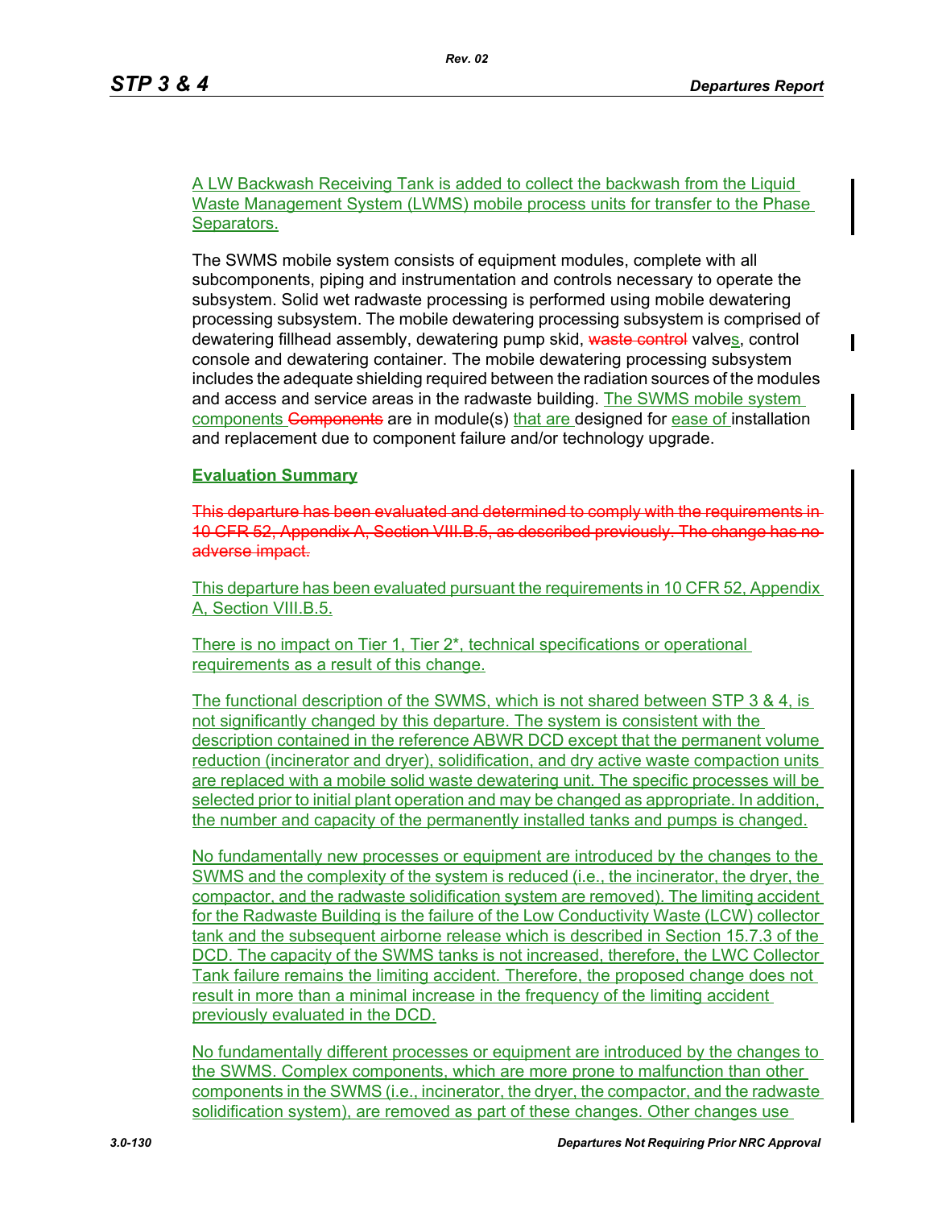A LW Backwash Receiving Tank is added to collect the backwash from the Liquid Waste Management System (LWMS) mobile process units for transfer to the Phase Separators.

The SWMS mobile system consists of equipment modules, complete with all subcomponents, piping and instrumentation and controls necessary to operate the subsystem. Solid wet radwaste processing is performed using mobile dewatering processing subsystem. The mobile dewatering processing subsystem is comprised of dewatering fillhead assembly, dewatering pump skid, ~~waste control~~ valves, control console and dewatering container. The mobile dewatering processing subsystem includes the adequate shielding required between the radiation sources of the modules and access and service areas in the radwaste building. The SWMS mobile system components ~~Components~~ are in module(s) that are designed for ease of installation and replacement due to component failure and/or technology upgrade.

**Evaluation Summary**

~~This departure has been evaluated and determined to comply with the requirements in 10 CFR 52, Appendix A, Section VIII.B.5, as described previously. The change has no adverse impact.~~

This departure has been evaluated pursuant the requirements in 10 CFR 52, Appendix A, Section VIII.B.5.

There is no impact on Tier 1, Tier 2*, technical specifications or operational requirements as a result of this change.

The functional description of the SWMS, which is not shared between STP 3 & 4, is not significantly changed by this departure. The system is consistent with the description contained in the reference ABWR DCD except that the permanent volume reduction (incinerator and dryer), solidification, and dry active waste compaction units are replaced with a mobile solid waste dewatering unit. The specific processes will be selected prior to initial plant operation and may be changed as appropriate. In addition, the number and capacity of the permanently installed tanks and pumps is changed.

No fundamentally new processes or equipment are introduced by the changes to the SWMS and the complexity of the system is reduced (i.e., the incinerator, the dryer, the compactor, and the radwaste solidification system are removed). The limiting accident for the Radwaste Building is the failure of the Low Conductivity Waste (LCW) collector tank and the subsequent airborne release which is described in Section 15.7.3 of the DCD. The capacity of the SWMS tanks is not increased, therefore, the LWC Collector Tank failure remains the limiting accident. Therefore, the proposed change does not result in more than a minimal increase in the frequency of the limiting accident previously evaluated in the DCD.

No fundamentally different processes or equipment are introduced by the changes to the SWMS. Complex components, which are more prone to malfunction than other components in the SWMS (i.e., incinerator, the dryer, the compactor, and the radwaste solidification system), are removed as part of these changes. Other changes use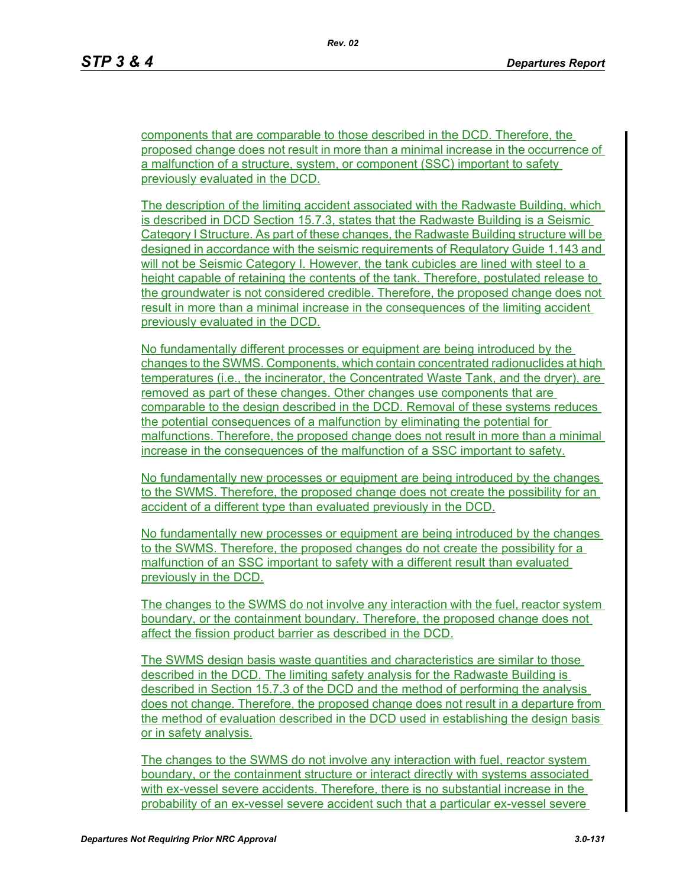components that are comparable to those described in the DCD. Therefore, the proposed change does not result in more than a minimal increase in the occurrence of a malfunction of a structure, system, or component (SSC) important to safety previously evaluated in the DCD.

The description of the limiting accident associated with the Radwaste Building, which is described in DCD Section 15.7.3, states that the Radwaste Building is a Seismic Category I Structure. As part of these changes, the Radwaste Building structure will be designed in accordance with the seismic requirements of Regulatory Guide 1.143 and will not be Seismic Category I. However, the tank cubicles are lined with steel to a height capable of retaining the contents of the tank. Therefore, postulated release to the groundwater is not considered credible. Therefore, the proposed change does not result in more than a minimal increase in the consequences of the limiting accident previously evaluated in the DCD.

No fundamentally different processes or equipment are being introduced by the changes to the SWMS. Components, which contain concentrated radionuclides at high temperatures (i.e., the incinerator, the Concentrated Waste Tank, and the dryer), are removed as part of these changes. Other changes use components that are comparable to the design described in the DCD. Removal of these systems reduces the potential consequences of a malfunction by eliminating the potential for malfunctions. Therefore, the proposed change does not result in more than a minimal increase in the consequences of the malfunction of a SSC important to safety.

No fundamentally new processes or equipment are being introduced by the changes to the SWMS. Therefore, the proposed change does not create the possibility for an accident of a different type than evaluated previously in the DCD.

No fundamentally new processes or equipment are being introduced by the changes to the SWMS. Therefore, the proposed changes do not create the possibility for a malfunction of an SSC important to safety with a different result than evaluated previously in the DCD.

The changes to the SWMS do not involve any interaction with the fuel, reactor system boundary, or the containment boundary. Therefore, the proposed change does not affect the fission product barrier as described in the DCD.

The SWMS design basis waste quantities and characteristics are similar to those described in the DCD. The limiting safety analysis for the Radwaste Building is described in Section 15.7.3 of the DCD and the method of performing the analysis does not change. Therefore, the proposed change does not result in a departure from the method of evaluation described in the DCD used in establishing the design basis or in safety analysis.

The changes to the SWMS do not involve any interaction with fuel, reactor system boundary, or the containment structure or interact directly with systems associated with ex-vessel severe accidents. Therefore, there is no substantial increase in the probability of an ex-vessel severe accident such that a particular ex-vessel severe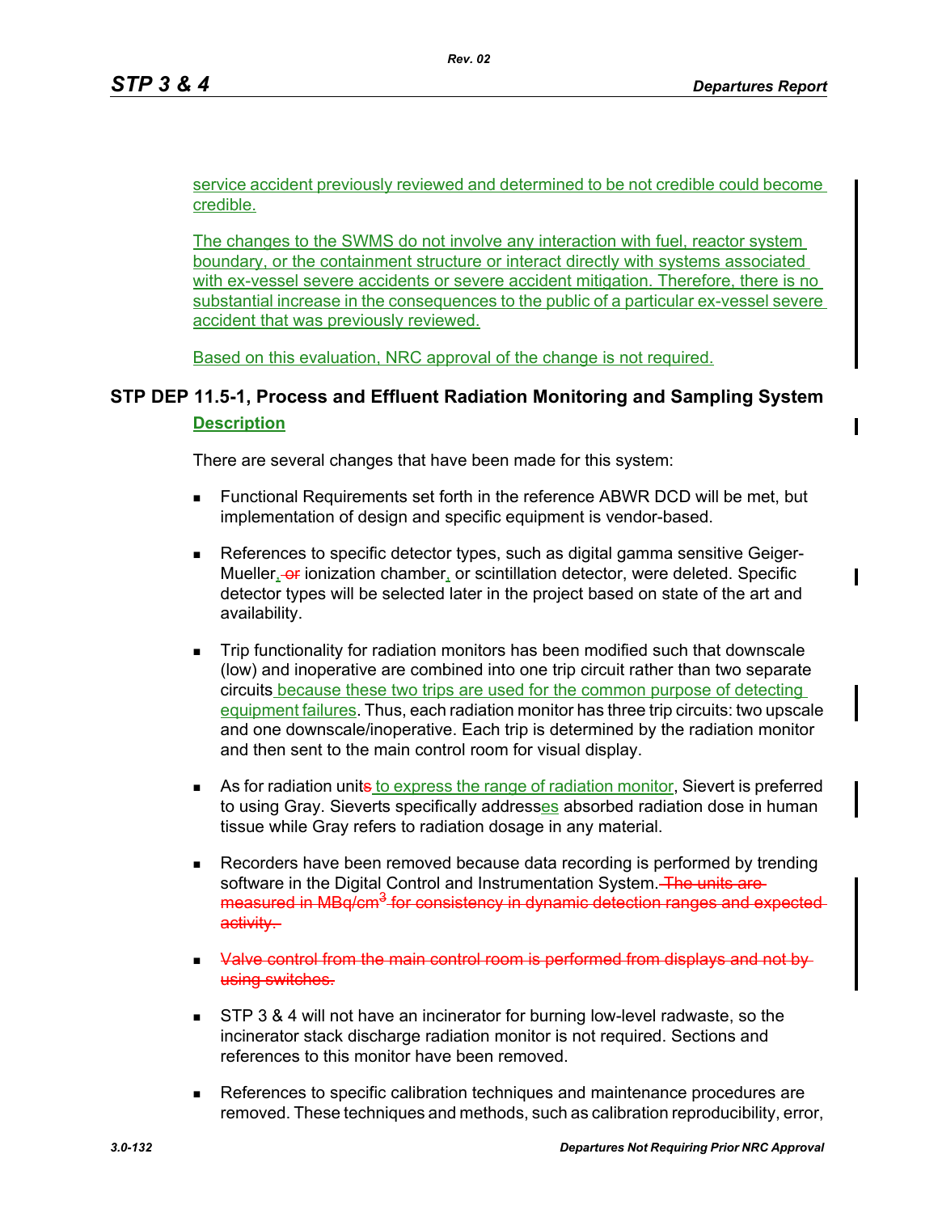service accident previously reviewed and determined to be not credible could become credible.

The changes to the SWMS do not involve any interaction with fuel, reactor system boundary, or the containment structure or interact directly with systems associated with ex-vessel severe accidents or severe accident mitigation. Therefore, there is no substantial increase in the consequences to the public of a particular ex-vessel severe accident that was previously reviewed.

Based on this evaluation, NRC approval of the change is not required.

## STP DEP 11.5-1, Process and Effluent Radiation Monitoring and Sampling System

**Description**

There are several changes that have been made for this system:

- Functional Requirements set forth in the reference ABWR DCD will be met, but implementation of design and specific equipment is vendor-based.
- References to specific detector types, such as digital gamma sensitive Geiger-Mueller, ~~or~~ ionization chamber, or scintillation detector, were deleted. Specific detector types will be selected later in the project based on state of the art and availability.
- Trip functionality for radiation monitors has been modified such that downscale (low) and inoperative are combined into one trip circuit rather than two separate circuits because these two trips are used for the common purpose of detecting equipment failures. Thus, each radiation monitor has three trip circuits: two upscale and one downscale/inoperative. Each trip is determined by the radiation monitor and then sent to the main control room for visual display.
- As for radiation unit~~s~~ to express the range of radiation monitor, Sievert is preferred to using Gray. Sieverts specifically addresses absorbed radiation dose in human tissue while Gray refers to radiation dosage in any material.
- Recorders have been removed because data recording is performed by trending software in the Digital Control and Instrumentation System. ~~The units are measured in MBq/cm$^3$ for consistency in dynamic detection ranges and expected activity.~~
- ~~Valve control from the main control room is performed from displays and not by using switches.~~
- STP 3 & 4 will not have an incinerator for burning low-level radwaste, so the incinerator stack discharge radiation monitor is not required. Sections and references to this monitor have been removed.
- References to specific calibration techniques and maintenance procedures are removed. These techniques and methods, such as calibration reproducibility, error,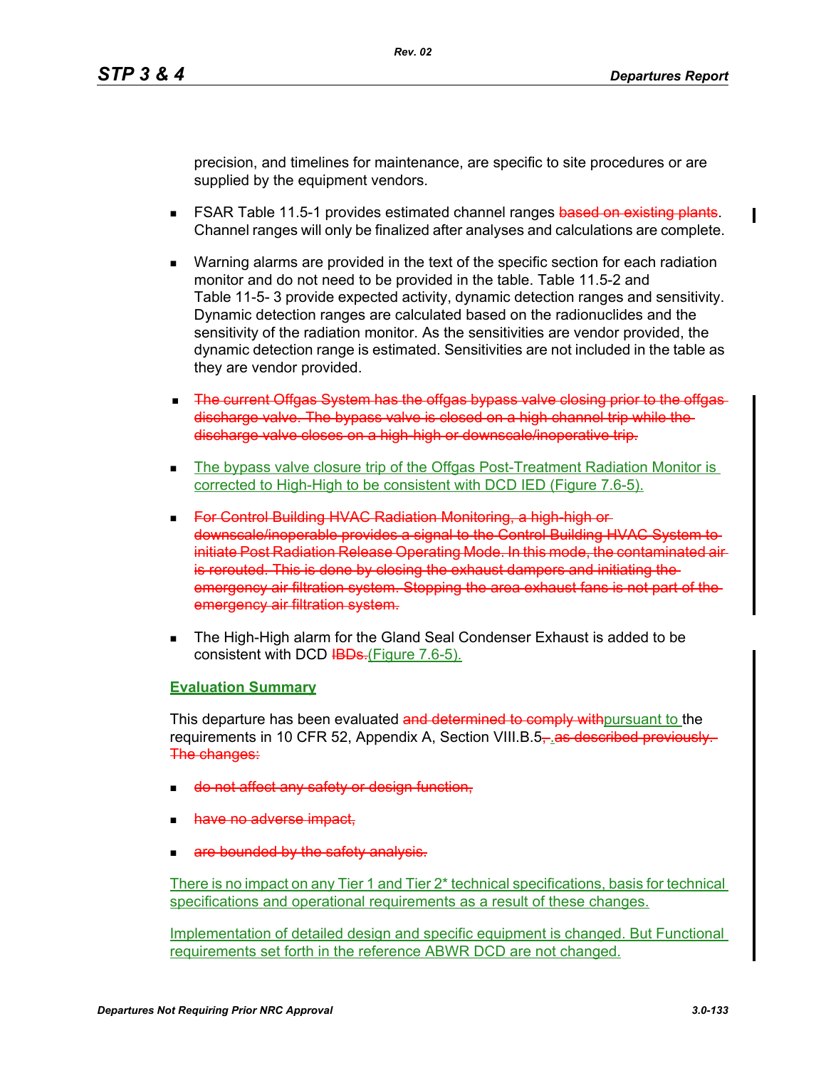precision, and timelines for maintenance, are specific to site procedures or are supplied by the equipment vendors.

- FSAR Table 11.5-1 provides estimated channel ranges ~~based on existing plants~~. Channel ranges will only be finalized after analyses and calculations are complete.
- Warning alarms are provided in the text of the specific section for each radiation monitor and do not need to be provided in the table. Table 11.5-2 and Table 11-5- 3 provide expected activity, dynamic detection ranges and sensitivity. Dynamic detection ranges are calculated based on the radionuclides and the sensitivity of the radiation monitor. As the sensitivities are vendor provided, the dynamic detection range is estimated. Sensitivities are not included in the table as they are vendor provided.
- ~~The current Offgas System has the offgas bypass valve closing prior to the offgas discharge valve. The bypass valve is closed on a high channel trip while the discharge valve closes on a high-high or downscale/inoperative trip.~~
- <u>The bypass valve closure trip of the Offgas Post-Treatment Radiation Monitor is corrected to High-High to be consistent with DCD IED (Figure 7.6-5).</u>
- ~~For Control Building HVAC Radiation Monitoring, a high-high or downscale/inoperable provides a signal to the Control Building HVAC System to initiate Post Radiation Release Operating Mode. In this mode, the contaminated air is rerouted. This is done by closing the exhaust dampers and initiating the emergency air filtration system. Stopping the area exhaust fans is not part of the emergency air filtration system.~~
- The High-High alarm for the Gland Seal Condenser Exhaust is added to be consistent with DCD ~~IBDs.~~<u>(Figure 7.6-5).</u>

<u>**Evaluation Summary**</u>

This departure has been evaluated ~~and determined to comply with~~<u>pursuant to</u> the requirements in 10 CFR 52, Appendix A, Section VIII.B.5~~,~~<u>.</u> ~~as described previously. The changes:~~

- ~~do not affect any safety or design function,~~
- ~~have no adverse impact,~~
- ~~are bounded by the safety analysis.~~

<u>There is no impact on any Tier 1 and Tier 2* technical specifications, basis for technical specifications and operational requirements as a result of these changes.</u>

<u>Implementation of detailed design and specific equipment is changed. But Functional requirements set forth in the reference ABWR DCD are not changed.</u>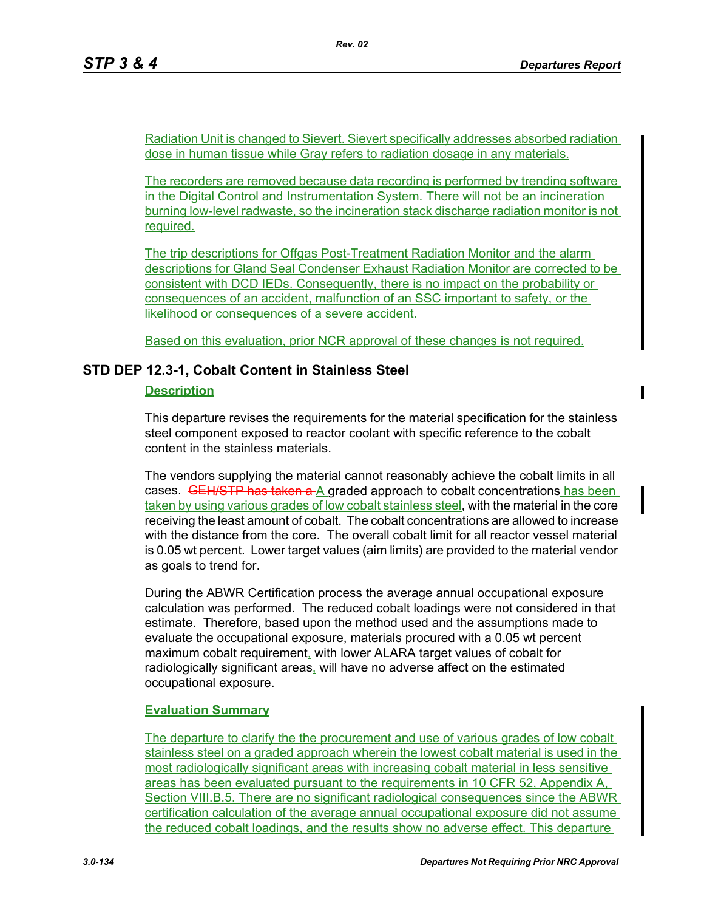Radiation Unit is changed to Sievert. Sievert specifically addresses absorbed radiation dose in human tissue while Gray refers to radiation dosage in any materials.

The recorders are removed because data recording is performed by trending software in the Digital Control and Instrumentation System. There will not be an incineration burning low-level radwaste, so the incineration stack discharge radiation monitor is not required.

The trip descriptions for Offgas Post-Treatment Radiation Monitor and the alarm descriptions for Gland Seal Condenser Exhaust Radiation Monitor are corrected to be consistent with DCD IEDs. Consequently, there is no impact on the probability or consequences of an accident, malfunction of an SSC important to safety, or the likelihood or consequences of a severe accident.

Based on this evaluation, prior NCR approval of these changes is not required.

## STD DEP 12.3-1, Cobalt Content in Stainless Steel

**Description**

This departure revises the requirements for the material specification for the stainless steel component exposed to reactor coolant with specific reference to the cobalt content in the stainless materials.

The vendors supplying the material cannot reasonably achieve the cobalt limits in all cases. ~~GEH/STP has taken a~~ A graded approach to cobalt concentrations has been taken by using various grades of low cobalt stainless steel, with the material in the core receiving the least amount of cobalt. The cobalt concentrations are allowed to increase with the distance from the core. The overall cobalt limit for all reactor vessel material is 0.05 wt percent. Lower target values (aim limits) are provided to the material vendor as goals to trend for.

During the ABWR Certification process the average annual occupational exposure calculation was performed. The reduced cobalt loadings were not considered in that estimate. Therefore, based upon the method used and the assumptions made to evaluate the occupational exposure, materials procured with a 0.05 wt percent maximum cobalt requirement, with lower ALARA target values of cobalt for radiologically significant areas, will have no adverse affect on the estimated occupational exposure.

**Evaluation Summary**

The departure to clarify the the procurement and use of various grades of low cobalt stainless steel on a graded approach wherein the lowest cobalt material is used in the most radiologically significant areas with increasing cobalt material in less sensitive areas has been evaluated pursuant to the requirements in 10 CFR 52, Appendix A, Section VIII.B.5. There are no significant radiological consequences since the ABWR certification calculation of the average annual occupational exposure did not assume the reduced cobalt loadings, and the results show no adverse effect. This departure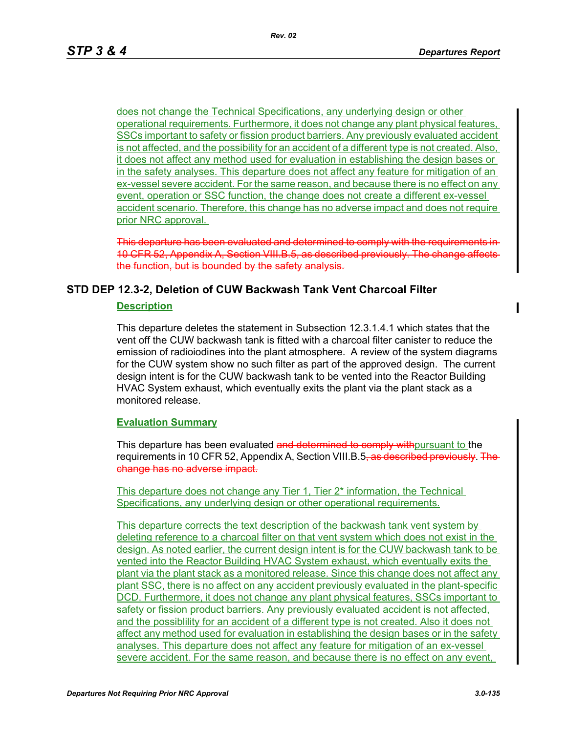does not change the Technical Specifications, any underlying design or other operational requirements. Furthermore, it does not change any plant physical features, SSCs important to safety or fission product barriers. Any previously evaluated accident is not affected, and the possibility for an accident of a different type is not created. Also, it does not affect any method used for evaluation in establishing the design bases or in the safety analyses. This departure does not affect any feature for mitigation of an ex-vessel severe accident. For the same reason, and because there is no effect on any event, operation or SSC function, the change does not create a different ex-vessel accident scenario. Therefore, this change has no adverse impact and does not require prior NRC approval.

~~This departure has been evaluated and determined to comply with the requirements in 10 CFR 52, Appendix A, Section VIII.B.5, as described previously. The change affects the function, but is bounded by the safety analysis.~~

## STD DEP 12.3-2, Deletion of CUW Backwash Tank Vent Charcoal Filter

### Description

This departure deletes the statement in Subsection 12.3.1.4.1 which states that the vent off the CUW backwash tank is fitted with a charcoal filter canister to reduce the emission of radioiodines into the plant atmosphere. A review of the system diagrams for the CUW system show no such filter as part of the approved design. The current design intent is for the CUW backwash tank to be vented into the Reactor Building HVAC System exhaust, which eventually exits the plant via the plant stack as a monitored release.

### Evaluation Summary

This departure has been evaluated ~~and determined to comply with~~pursuant to the requirements in 10 CFR 52, Appendix A, Section VIII.B.5~~, as described previously~~. ~~The change has no adverse impact.~~

This departure does not change any Tier 1, Tier 2* information, the Technical Specifications, any underlying design or other operational requirements.

This departure corrects the text description of the backwash tank vent system by deleting reference to a charcoal filter on that vent system which does not exist in the design. As noted earlier, the current design intent is for the CUW backwash tank to be vented into the Reactor Building HVAC System exhaust, which eventually exits the plant via the plant stack as a monitored release. Since this change does not affect any plant SSC, there is no affect on any accident previously evaluated in the plant-specific DCD. Furthermore, it does not change any plant physical features, SSCs important to safety or fission product barriers. Any previously evaluated accident is not affected, and the possiblility for an accident of a different type is not created. Also it does not affect any method used for evaluation in establishing the design bases or in the safety analyses. This departure does not affect any feature for mitigation of an ex-vessel severe accident. For the same reason, and because there is no effect on any event,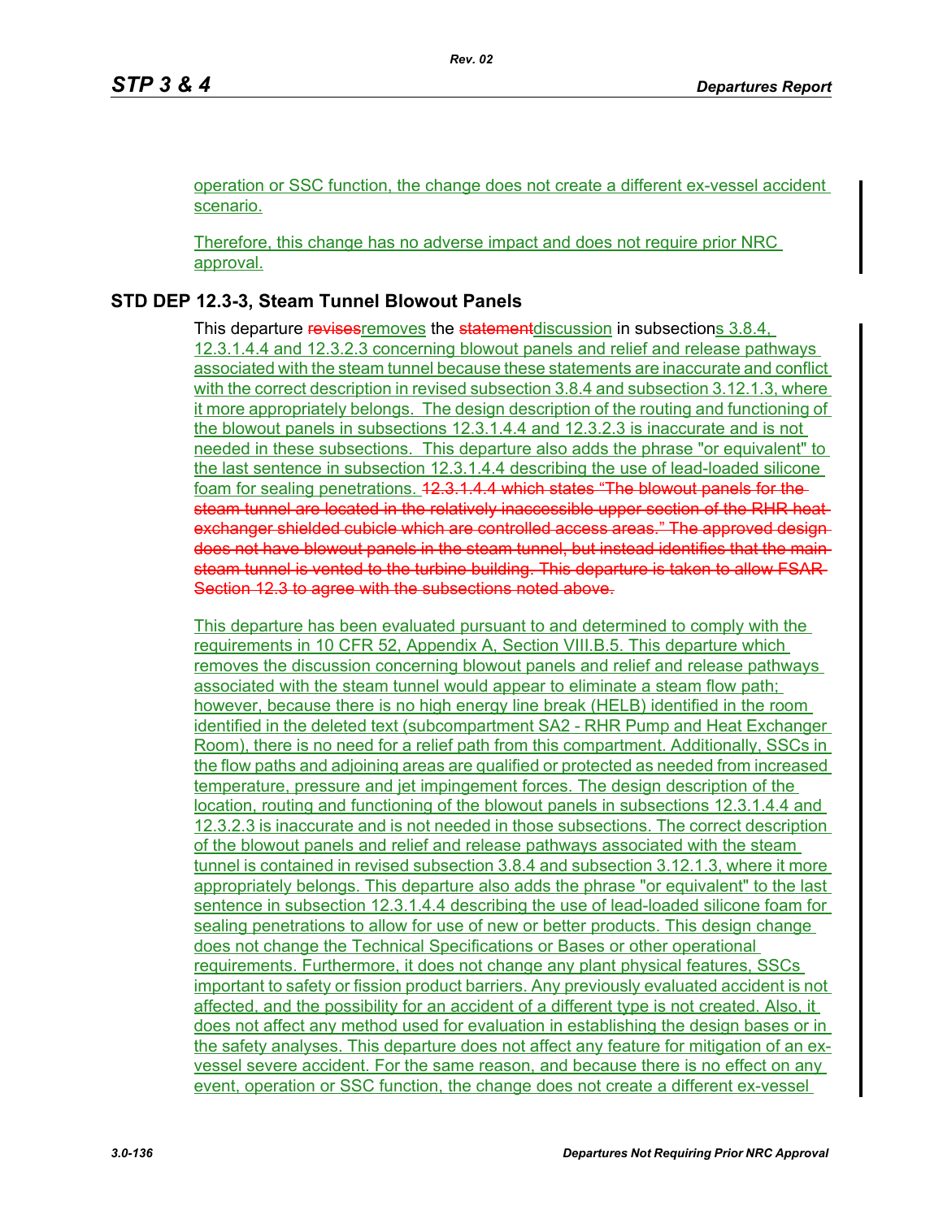operation or SSC function, the change does not create a different ex-vessel accident scenario.

Therefore, this change has no adverse impact and does not require prior NRC approval.

## STD DEP 12.3-3, Steam Tunnel Blowout Panels

This departure ~~revises~~removes the ~~statement~~discussion in subsections 3.8.4, 12.3.1.4.4 and 12.3.2.3 concerning blowout panels and relief and release pathways associated with the steam tunnel because these statements are inaccurate and conflict with the correct description in revised subsection 3.8.4 and subsection 3.12.1.3, where it more appropriately belongs. The design description of the routing and functioning of the blowout panels in subsections 12.3.1.4.4 and 12.3.2.3 is inaccurate and is not needed in these subsections. This departure also adds the phrase "or equivalent" to the last sentence in subsection 12.3.1.4.4 describing the use of lead-loaded silicone foam for sealing penetrations. ~~12.3.1.4.4 which states "The blowout panels for the steam tunnel are located in the relatively inaccessible upper section of the RHR heat exchanger shielded cubicle which are controlled access areas." The approved design does not have blowout panels in the steam tunnel, but instead identifies that the main steam tunnel is vented to the turbine building. This departure is taken to allow FSAR Section 12.3 to agree with the subsections noted above.~~

This departure has been evaluated pursuant to and determined to comply with the requirements in 10 CFR 52, Appendix A, Section VIII.B.5. This departure which removes the discussion concerning blowout panels and relief and release pathways associated with the steam tunnel would appear to eliminate a steam flow path; however, because there is no high energy line break (HELB) identified in the room identified in the deleted text (subcompartment SA2 - RHR Pump and Heat Exchanger Room), there is no need for a relief path from this compartment. Additionally, SSCs in the flow paths and adjoining areas are qualified or protected as needed from increased temperature, pressure and jet impingement forces. The design description of the location, routing and functioning of the blowout panels in subsections 12.3.1.4.4 and 12.3.2.3 is inaccurate and is not needed in those subsections. The correct description of the blowout panels and relief and release pathways associated with the steam tunnel is contained in revised subsection 3.8.4 and subsection 3.12.1.3, where it more appropriately belongs. This departure also adds the phrase "or equivalent" to the last sentence in subsection 12.3.1.4.4 describing the use of lead-loaded silicone foam for sealing penetrations to allow for use of new or better products. This design change does not change the Technical Specifications or Bases or other operational requirements. Furthermore, it does not change any plant physical features, SSCs important to safety or fission product barriers. Any previously evaluated accident is not affected, and the possibility for an accident of a different type is not created. Also, it does not affect any method used for evaluation in establishing the design bases or in the safety analyses. This departure does not affect any feature for mitigation of an ex-vessel severe accident. For the same reason, and because there is no effect on any event, operation or SSC function, the change does not create a different ex-vessel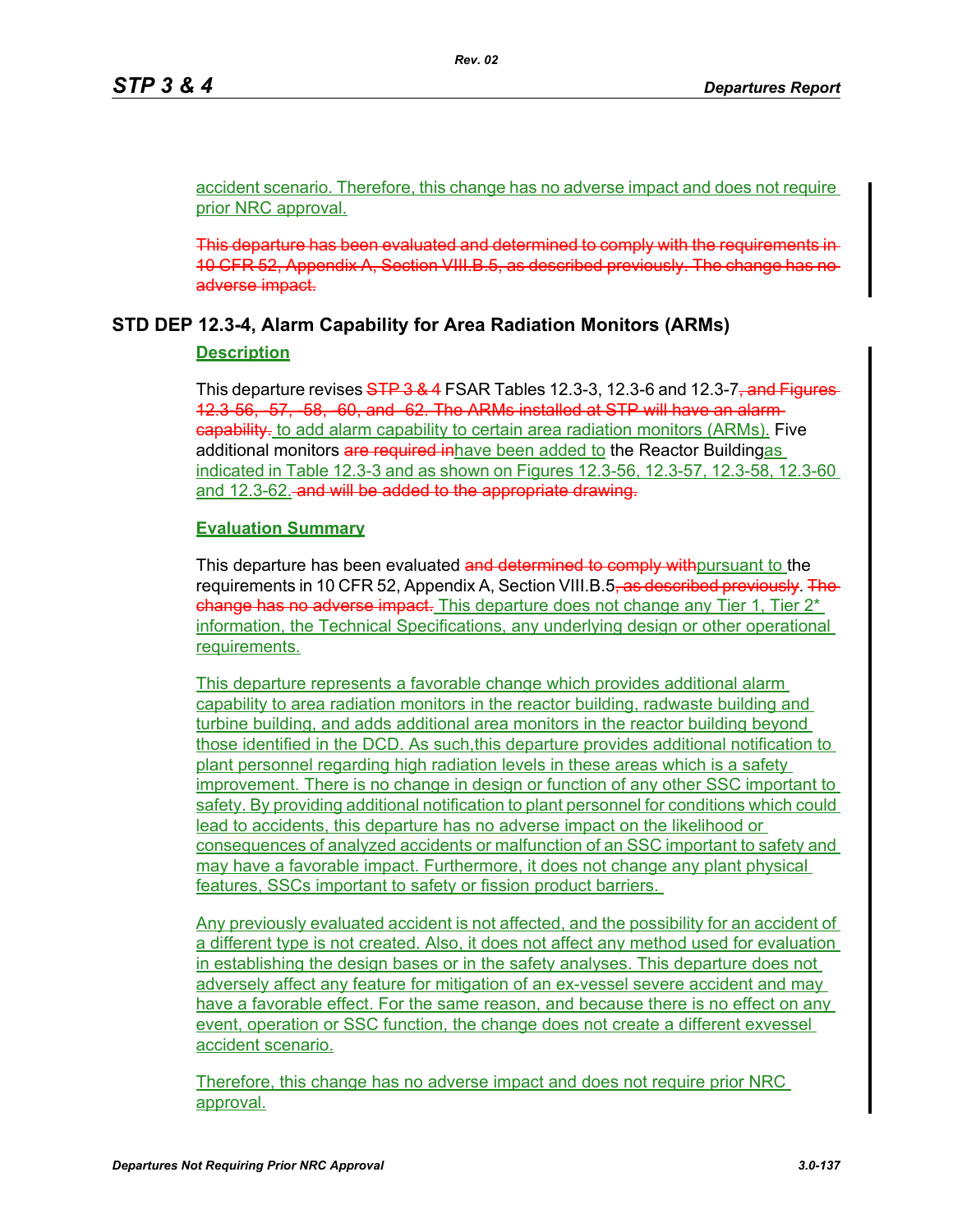accident scenario. Therefore, this change has no adverse impact and does not require prior NRC approval.

~~This departure has been evaluated and determined to comply with the requirements in 10 CFR 52, Appendix A, Section VIII.B.5, as described previously. The change has no adverse impact.~~

## STD DEP 12.3-4, Alarm Capability for Area Radiation Monitors (ARMs)

### Description

This departure revises ~~STP 3 & 4~~ FSAR Tables 12.3-3, 12.3-6 and 12.3-7~~, and Figures 12.3-56, -57, -58, -60, and -62. The ARMs installed at STP will have an alarm capability.~~ to add alarm capability to certain area radiation monitors (ARMs). Five additional monitors ~~are required in~~have been added to the Reactor Buildingas indicated in Table 12.3-3 and as shown on Figures 12.3-56, 12.3-57, 12.3-58, 12.3-60 and 12.3-62.~~ and will be added to the appropriate drawing.~~

### Evaluation Summary

This departure has been evaluated ~~and determined to comply with~~pursuant to the requirements in 10 CFR 52, Appendix A, Section VIII.B.5~~, as described previously~~. ~~The change has no adverse impact.~~ This departure does not change any Tier 1, Tier 2* information, the Technical Specifications, any underlying design or other operational requirements.

This departure represents a favorable change which provides additional alarm capability to area radiation monitors in the reactor building, radwaste building and turbine building, and adds additional area monitors in the reactor building beyond those identified in the DCD. As such,this departure provides additional notification to plant personnel regarding high radiation levels in these areas which is a safety improvement. There is no change in design or function of any other SSC important to safety. By providing additional notification to plant personnel for conditions which could lead to accidents, this departure has no adverse impact on the likelihood or consequences of analyzed accidents or malfunction of an SSC important to safety and may have a favorable impact. Furthermore, it does not change any plant physical features, SSCs important to safety or fission product barriers.

Any previously evaluated accident is not affected, and the possibility for an accident of a different type is not created. Also, it does not affect any method used for evaluation in establishing the design bases or in the safety analyses. This departure does not adversely affect any feature for mitigation of an ex-vessel severe accident and may have a favorable effect. For the same reason, and because there is no effect on any event, operation or SSC function, the change does not create a different exvessel accident scenario.

Therefore, this change has no adverse impact and does not require prior NRC approval.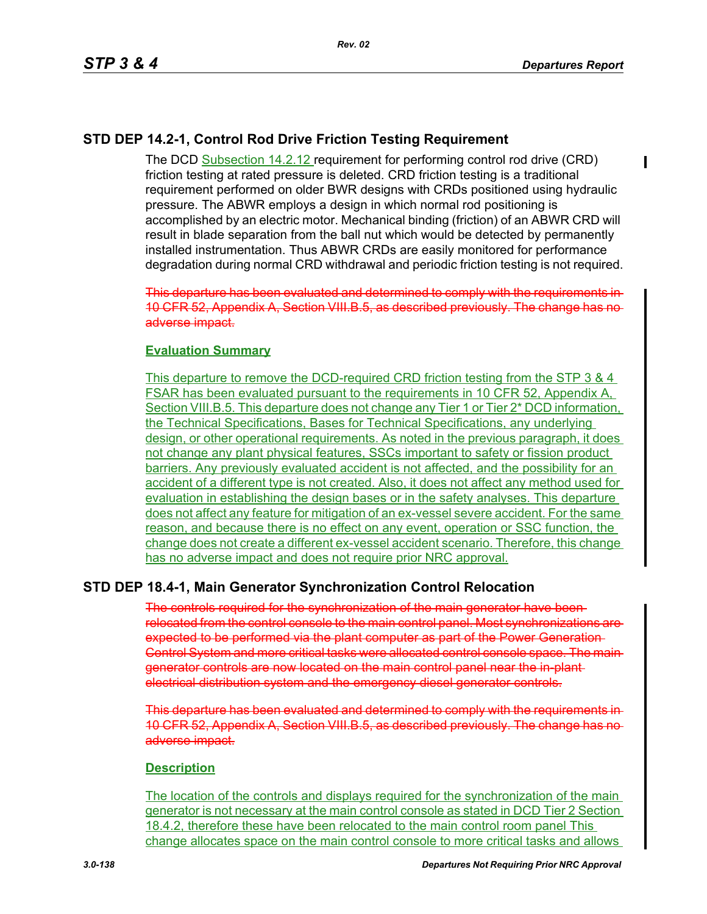## STD DEP 14.2-1, Control Rod Drive Friction Testing Requirement

The DCD Subsection 14.2.12 requirement for performing control rod drive (CRD) friction testing at rated pressure is deleted. CRD friction testing is a traditional requirement performed on older BWR designs with CRDs positioned using hydraulic pressure. The ABWR employs a design in which normal rod positioning is accomplished by an electric motor. Mechanical binding (friction) of an ABWR CRD will result in blade separation from the ball nut which would be detected by permanently installed instrumentation. Thus ABWR CRDs are easily monitored for performance degradation during normal CRD withdrawal and periodic friction testing is not required.

~~This departure has been evaluated and determined to comply with the requirements in 10 CFR 52, Appendix A, Section VIII.B.5, as described previously. The change has no adverse impact.~~

**Evaluation Summary**

This departure to remove the DCD-required CRD friction testing from the STP 3 & 4 FSAR has been evaluated pursuant to the requirements in 10 CFR 52, Appendix A, Section VIII.B.5. This departure does not change any Tier 1 or Tier 2* DCD information, the Technical Specifications, Bases for Technical Specifications, any underlying design, or other operational requirements. As noted in the previous paragraph, it does not change any plant physical features, SSCs important to safety or fission product barriers. Any previously evaluated accident is not affected, and the possibility for an accident of a different type is not created. Also, it does not affect any method used for evaluation in establishing the design bases or in the safety analyses. This departure does not affect any feature for mitigation of an ex-vessel severe accident. For the same reason, and because there is no effect on any event, operation or SSC function, the change does not create a different ex-vessel accident scenario. Therefore, this change has no adverse impact and does not require prior NRC approval.

## STD DEP 18.4-1, Main Generator Synchronization Control Relocation

~~The controls required for the synchronization of the main generator have been relocated from the control console to the main control panel. Most synchronizations are expected to be performed via the plant computer as part of the Power Generation Control System and more critical tasks were allocated control console space. The main generator controls are now located on the main control panel near the in-plant electrical distribution system and the emergency diesel generator controls.~~

~~This departure has been evaluated and determined to comply with the requirements in 10 CFR 52, Appendix A, Section VIII.B.5, as described previously. The change has no adverse impact.~~

**Description**

The location of the controls and displays required for the synchronization of the main generator is not necessary at the main control console as stated in DCD Tier 2 Section 18.4.2, therefore these have been relocated to the main control room panel This change allocates space on the main control console to more critical tasks and allows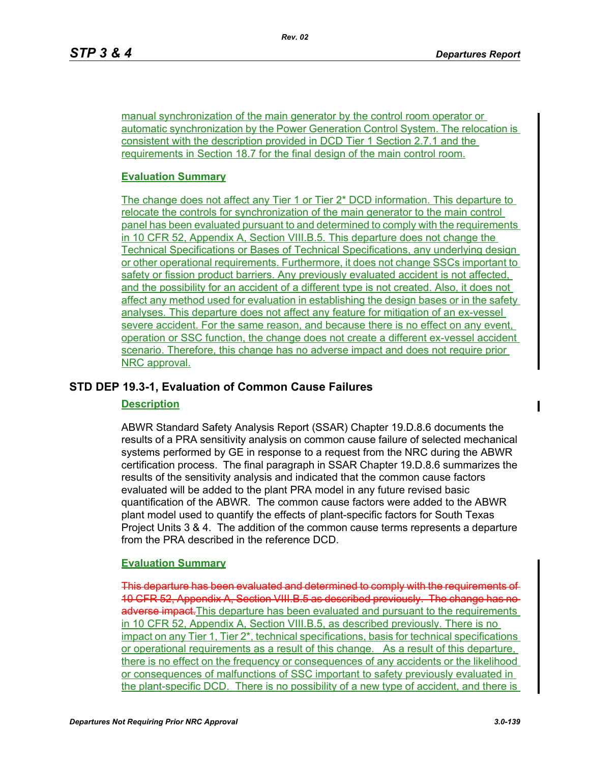manual synchronization of the main generator by the control room operator or automatic synchronization by the Power Generation Control System. The relocation is consistent with the description provided in DCD Tier 1 Section 2.7.1 and the requirements in Section 18.7 for the final design of the main control room.

**Evaluation Summary**

The change does not affect any Tier 1 or Tier 2* DCD information. This departure to relocate the controls for synchronization of the main generator to the main control panel has been evaluated pursuant to and determined to comply with the requirements in 10 CFR 52, Appendix A, Section VIII.B.5. This departure does not change the Technical Specifications or Bases of Technical Specifications, any underlying design or other operational requirements. Furthermore, it does not change SSCs important to safety or fission product barriers. Any previously evaluated accident is not affected, and the possibility for an accident of a different type is not created. Also, it does not affect any method used for evaluation in establishing the design bases or in the safety analyses. This departure does not affect any feature for mitigation of an ex-vessel severe accident. For the same reason, and because there is no effect on any event, operation or SSC function, the change does not create a different ex-vessel accident scenario. Therefore, this change has no adverse impact and does not require prior NRC approval.

## STD DEP 19.3-1, Evaluation of Common Cause Failures

**Description**

ABWR Standard Safety Analysis Report (SSAR) Chapter 19.D.8.6 documents the results of a PRA sensitivity analysis on common cause failure of selected mechanical systems performed by GE in response to a request from the NRC during the ABWR certification process. The final paragraph in SSAR Chapter 19.D.8.6 summarizes the results of the sensitivity analysis and indicated that the common cause factors evaluated will be added to the plant PRA model in any future revised basic quantification of the ABWR. The common cause factors were added to the ABWR plant model used to quantify the effects of plant-specific factors for South Texas Project Units 3 & 4. The addition of the common cause terms represents a departure from the PRA described in the reference DCD.

**Evaluation Summary**

~~This departure has been evaluated and determined to comply with the requirements of 10 CFR 52, Appendix A, Section VIII.B.5 as described previously. The change has no adverse impact.~~ This departure has been evaluated and pursuant to the requirements in 10 CFR 52, Appendix A, Section VIII.B.5, as described previously. There is no impact on any Tier 1, Tier 2*, technical specifications, basis for technical specifications or operational requirements as a result of this change. As a result of this departure, there is no effect on the frequency or consequences of any accidents or the likelihood or consequences of malfunctions of SSC important to safety previously evaluated in the plant-specific DCD. There is no possibility of a new type of accident, and there is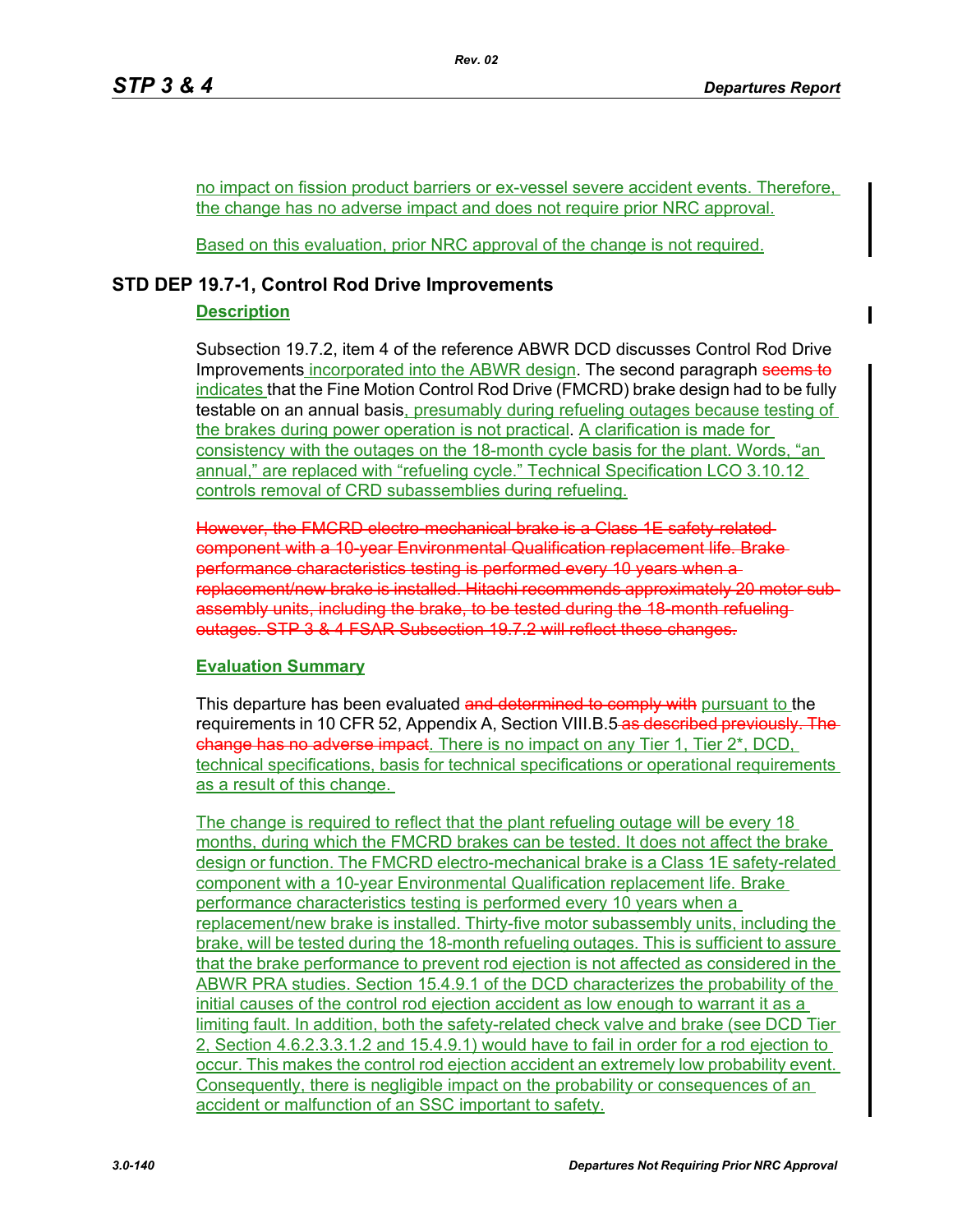no impact on fission product barriers or ex-vessel severe accident events. Therefore, the change has no adverse impact and does not require prior NRC approval.

Based on this evaluation, prior NRC approval of the change is not required.

## STD DEP 19.7-1, Control Rod Drive Improvements

### Description

Subsection 19.7.2, item 4 of the reference ABWR DCD discusses Control Rod Drive Improvements incorporated into the ABWR design. The second paragraph ~~seems to~~ indicates that the Fine Motion Control Rod Drive (FMCRD) brake design had to be fully testable on an annual basis, presumably during refueling outages because testing of the brakes during power operation is not practical. A clarification is made for consistency with the outages on the 18-month cycle basis for the plant. Words, "an annual," are replaced with "refueling cycle." Technical Specification LCO 3.10.12 controls removal of CRD subassemblies during refueling.

~~However, the FMCRD electro-mechanical brake is a Class 1E safety-related component with a 10-year Environmental Qualification replacement life. Brake performance characteristics testing is performed every 10 years when a replacement/new brake is installed. Hitachi recommends approximately 20 motor sub-assembly units, including the brake, to be tested during the 18-month refueling outages. STP 3 & 4 FSAR Subsection 19.7.2 will reflect these changes.~~

### Evaluation Summary

This departure has been evaluated ~~and determined to comply with~~ pursuant to the requirements in 10 CFR 52, Appendix A, Section VIII.B.5 ~~as described previously. The change has no adverse impact~~. There is no impact on any Tier 1, Tier 2*, DCD, technical specifications, basis for technical specifications or operational requirements as a result of this change.

The change is required to reflect that the plant refueling outage will be every 18 months, during which the FMCRD brakes can be tested. It does not affect the brake design or function. The FMCRD electro-mechanical brake is a Class 1E safety-related component with a 10-year Environmental Qualification replacement life. Brake performance characteristics testing is performed every 10 years when a replacement/new brake is installed. Thirty-five motor subassembly units, including the brake, will be tested during the 18-month refueling outages. This is sufficient to assure that the brake performance to prevent rod ejection is not affected as considered in the ABWR PRA studies. Section 15.4.9.1 of the DCD characterizes the probability of the initial causes of the control rod ejection accident as low enough to warrant it as a limiting fault. In addition, both the safety-related check valve and brake (see DCD Tier 2, Section 4.6.2.3.3.1.2 and 15.4.9.1) would have to fail in order for a rod ejection to occur. This makes the control rod ejection accident an extremely low probability event. Consequently, there is negligible impact on the probability or consequences of an accident or malfunction of an SSC important to safety.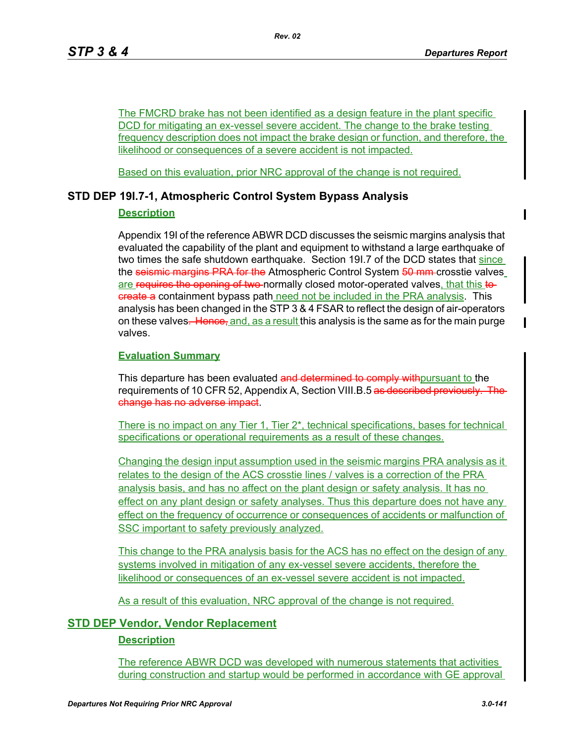The FMCRD brake has not been identified as a design feature in the plant specific DCD for mitigating an ex-vessel severe accident. The change to the brake testing frequency description does not impact the brake design or function, and therefore, the likelihood or consequences of a severe accident is not impacted.

Based on this evaluation, prior NRC approval of the change is not required.

## STD DEP 19I.7-1, Atmospheric Control System Bypass Analysis

### Description

Appendix 19I of the reference ABWR DCD discusses the seismic margins analysis that evaluated the capability of the plant and equipment to withstand a large earthquake of two times the safe shutdown earthquake. Section 19I.7 of the DCD states that ~~since~~ since the ~~seismic margins PRA for the~~ Atmospheric Control System ~~50 mm~~ crosstie valves are ~~requires the opening of two~~ normally closed motor-operated valves, that this ~~to create a~~ containment bypass path need not be included in the PRA analysis. This analysis has been changed in the STP 3 & 4 FSAR to reflect the design of air-operators on these valves~~. Hence,~~ and, as a result this analysis is the same as for the main purge valves.

### Evaluation Summary

This departure has been evaluated ~~and determined to comply with~~ pursuant to the requirements of 10 CFR 52, Appendix A, Section VIII.B.5 ~~as described previously. The change has no adverse impact~~.

There is no impact on any Tier 1, Tier 2*, technical specifications, bases for technical specifications or operational requirements as a result of these changes.

Changing the design input assumption used in the seismic margins PRA analysis as it relates to the design of the ACS crosstie lines / valves is a correction of the PRA analysis basis, and has no affect on the plant design or safety analysis. It has no effect on any plant design or safety analyses. Thus this departure does not have any effect on the frequency of occurrence or consequences of accidents or malfunction of SSC important to safety previously analyzed.

This change to the PRA analysis basis for the ACS has no effect on the design of any systems involved in mitigation of any ex-vessel severe accidents, therefore the likelihood or consequences of an ex-vessel severe accident is not impacted.

As a result of this evaluation, NRC approval of the change is not required.

## STD DEP Vendor, Vendor Replacement

### Description

The reference ABWR DCD was developed with numerous statements that activities during construction and startup would be performed in accordance with GE approval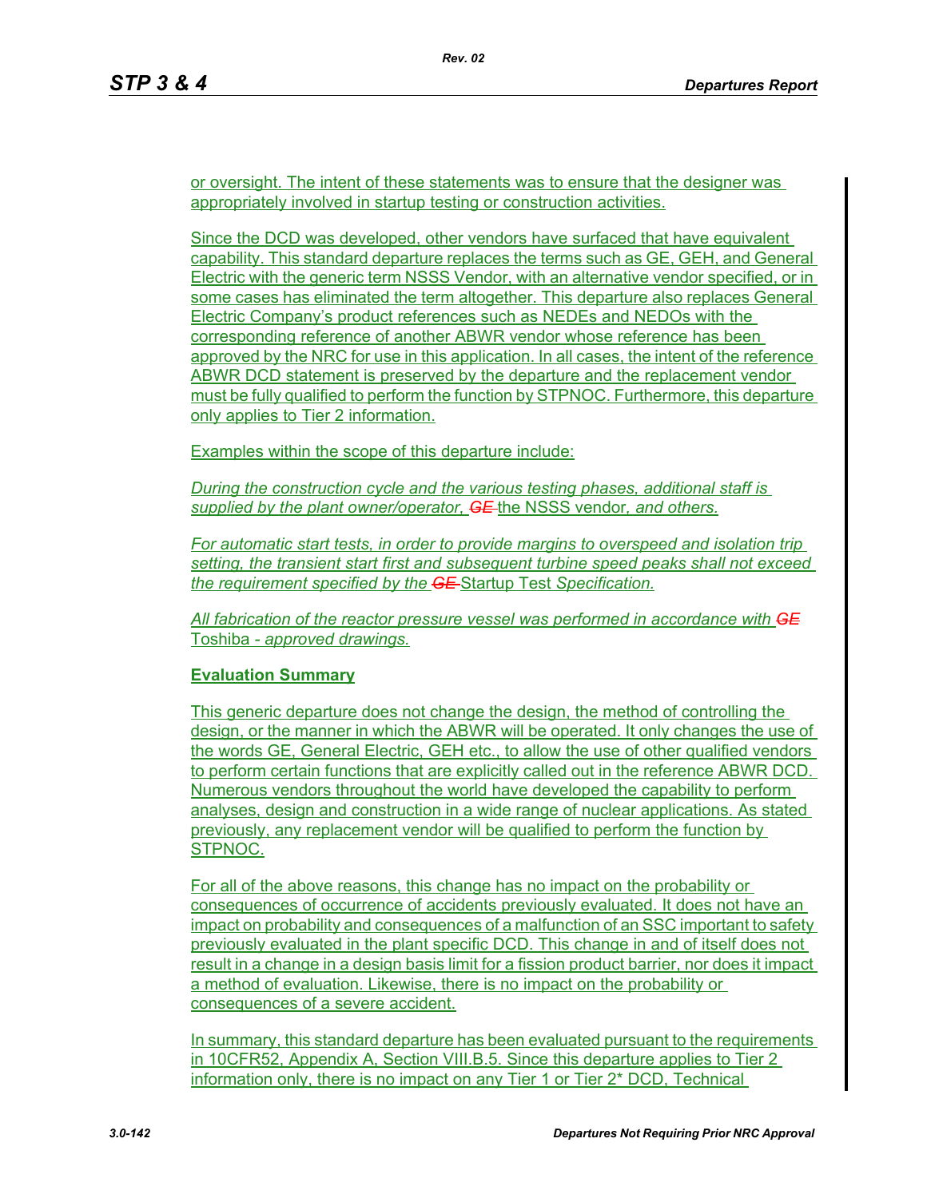or oversight. The intent of these statements was to ensure that the designer was appropriately involved in startup testing or construction activities.

Since the DCD was developed, other vendors have surfaced that have equivalent capability. This standard departure replaces the terms such as GE, GEH, and General Electric with the generic term NSSS Vendor, with an alternative vendor specified, or in some cases has eliminated the term altogether. This departure also replaces General Electric Company's product references such as NEDEs and NEDOs with the corresponding reference of another ABWR vendor whose reference has been approved by the NRC for use in this application. In all cases, the intent of the reference ABWR DCD statement is preserved by the departure and the replacement vendor must be fully qualified to perform the function by STPNOC. Furthermore, this departure only applies to Tier 2 information.

Examples within the scope of this departure include:

*During the construction cycle and the various testing phases, additional staff is supplied by the plant owner/operator, ~~GE~~* the NSSS vendor*, and others.*

*For automatic start tests, in order to provide margins to overspeed and isolation trip setting, the transient start first and subsequent turbine speed peaks shall not exceed the requirement specified by the ~~GE~~* Startup Test *Specification.*

*All fabrication of the reactor pressure vessel was performed in accordance with ~~GE~~* Toshiba *- approved drawings.*

**Evaluation Summary**

This generic departure does not change the design, the method of controlling the design, or the manner in which the ABWR will be operated. It only changes the use of the words GE, General Electric, GEH etc., to allow the use of other qualified vendors to perform certain functions that are explicitly called out in the reference ABWR DCD. Numerous vendors throughout the world have developed the capability to perform analyses, design and construction in a wide range of nuclear applications. As stated previously, any replacement vendor will be qualified to perform the function by STPNOC.

For all of the above reasons, this change has no impact on the probability or consequences of occurrence of accidents previously evaluated. It does not have an impact on probability and consequences of a malfunction of an SSC important to safety previously evaluated in the plant specific DCD. This change in and of itself does not result in a change in a design basis limit for a fission product barrier, nor does it impact a method of evaluation. Likewise, there is no impact on the probability or consequences of a severe accident.

In summary, this standard departure has been evaluated pursuant to the requirements in 10CFR52, Appendix A, Section VIII.B.5. Since this departure applies to Tier 2 information only, there is no impact on any Tier 1 or Tier 2* DCD, Technical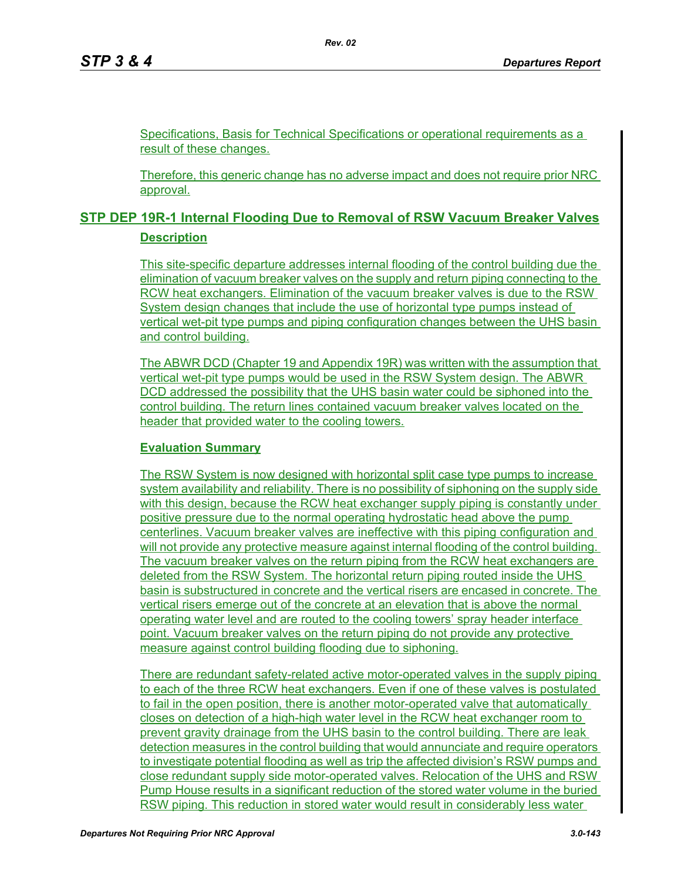Specifications, Basis for Technical Specifications or operational requirements as a result of these changes.

Therefore, this generic change has no adverse impact and does not require prior NRC approval.

## STP DEP 19R-1 Internal Flooding Due to Removal of RSW Vacuum Breaker Valves

### Description

This site-specific departure addresses internal flooding of the control building due the elimination of vacuum breaker valves on the supply and return piping connecting to the RCW heat exchangers. Elimination of the vacuum breaker valves is due to the RSW System design changes that include the use of horizontal type pumps instead of vertical wet-pit type pumps and piping configuration changes between the UHS basin and control building.

The ABWR DCD (Chapter 19 and Appendix 19R) was written with the assumption that vertical wet-pit type pumps would be used in the RSW System design. The ABWR DCD addressed the possibility that the UHS basin water could be siphoned into the control building. The return lines contained vacuum breaker valves located on the header that provided water to the cooling towers.

### Evaluation Summary

The RSW System is now designed with horizontal split case type pumps to increase system availability and reliability. There is no possibility of siphoning on the supply side with this design, because the RCW heat exchanger supply piping is constantly under positive pressure due to the normal operating hydrostatic head above the pump centerlines. Vacuum breaker valves are ineffective with this piping configuration and will not provide any protective measure against internal flooding of the control building. The vacuum breaker valves on the return piping from the RCW heat exchangers are deleted from the RSW System. The horizontal return piping routed inside the UHS basin is substructured in concrete and the vertical risers are encased in concrete. The vertical risers emerge out of the concrete at an elevation that is above the normal operating water level and are routed to the cooling towers' spray header interface point. Vacuum breaker valves on the return piping do not provide any protective measure against control building flooding due to siphoning.

There are redundant safety-related active motor-operated valves in the supply piping to each of the three RCW heat exchangers. Even if one of these valves is postulated to fail in the open position, there is another motor-operated valve that automatically closes on detection of a high-high water level in the RCW heat exchanger room to prevent gravity drainage from the UHS basin to the control building. There are leak detection measures in the control building that would annunciate and require operators to investigate potential flooding as well as trip the affected division's RSW pumps and close redundant supply side motor-operated valves. Relocation of the UHS and RSW Pump House results in a significant reduction of the stored water volume in the buried RSW piping. This reduction in stored water would result in considerably less water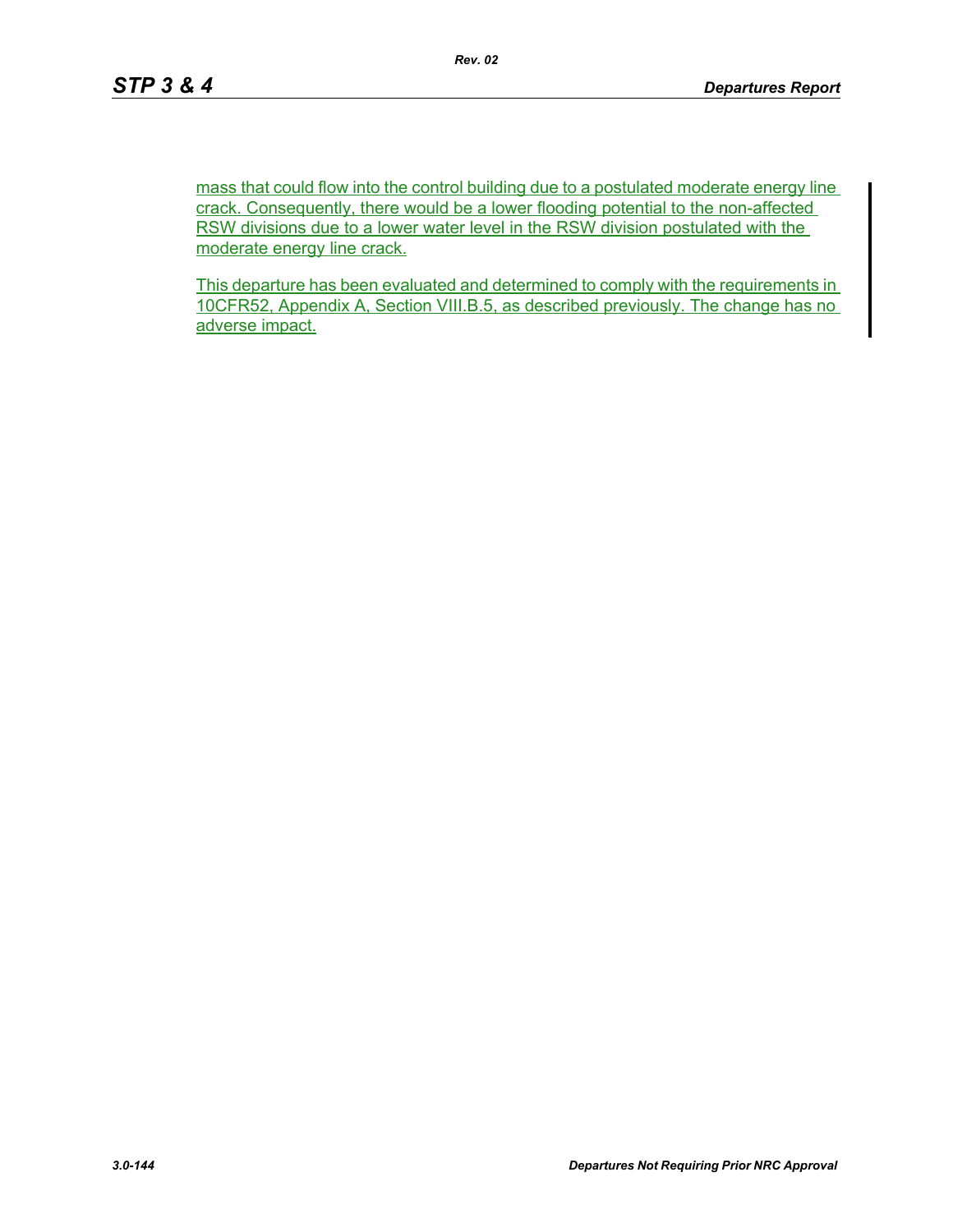mass that could flow into the control building due to a postulated moderate energy line crack. Consequently, there would be a lower flooding potential to the non-affected RSW divisions due to a lower water level in the RSW division postulated with the moderate energy line crack.

This departure has been evaluated and determined to comply with the requirements in 10CFR52, Appendix A, Section VIII.B.5, as described previously. The change has no adverse impact.